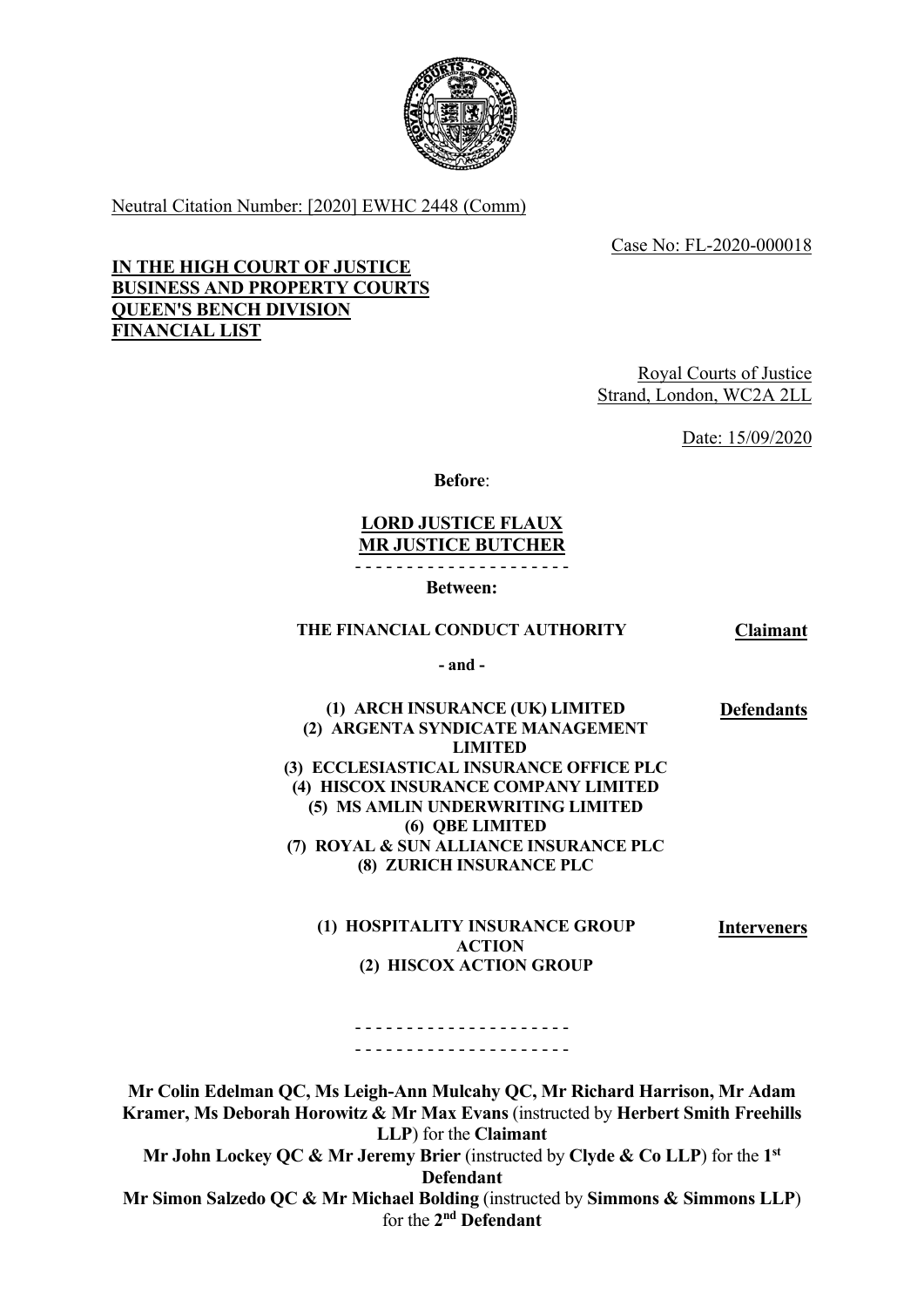Neutral Citation Number: [2020] EWHC 2448 (Comm)

Case No: FL-2020-000018

**IN THE HIGH COURT OF JUSTICE**
**BUSINESS AND PROPERTY COURTS**
**QUEEN'S BENCH DIVISION**
**FINANCIAL LIST**

Royal Courts of Justice
Strand, London, WC2A 2LL

Date: 15/09/2020

**Before**:

**LORD JUSTICE FLAUX**
**MR JUSTICE BUTCHER**

- - - - - - - - - - - - - - - - - - - - -

**Between:**

**THE FINANCIAL CONDUCT AUTHORITY** — **Claimant**

**- and -**

**(1) ARCH INSURANCE (UK) LIMITED**
**(2) ARGENTA SYNDICATE MANAGEMENT LIMITED**
**(3) ECCLESIASTICAL INSURANCE OFFICE PLC**
**(4) HISCOX INSURANCE COMPANY LIMITED**
**(5) MS AMLIN UNDERWRITING LIMITED**
**(6) QBE LIMITED**
**(7) ROYAL & SUN ALLIANCE INSURANCE PLC**
**(8) ZURICH INSURANCE PLC** — **Defendants**

**(1) HOSPITALITY INSURANCE GROUP ACTION**
**(2) HISCOX ACTION GROUP** — **Interveners**

- - - - - - - - - - - - - - - - - - - - -
- - - - - - - - - - - - - - - - - - - - -

**Mr Colin Edelman QC, Ms Leigh-Ann Mulcahy QC, Mr Richard Harrison, Mr Adam Kramer, Ms Deborah Horowitz & Mr Max Evans** (instructed by **Herbert Smith Freehills LLP**) for the **Claimant**
**Mr John Lockey QC & Mr Jeremy Brier** (instructed by **Clyde & Co LLP**) for the **1st Defendant**
**Mr Simon Salzedo QC & Mr Michael Bolding** (instructed by **Simmons & Simmons LLP**) for the **2nd Defendant**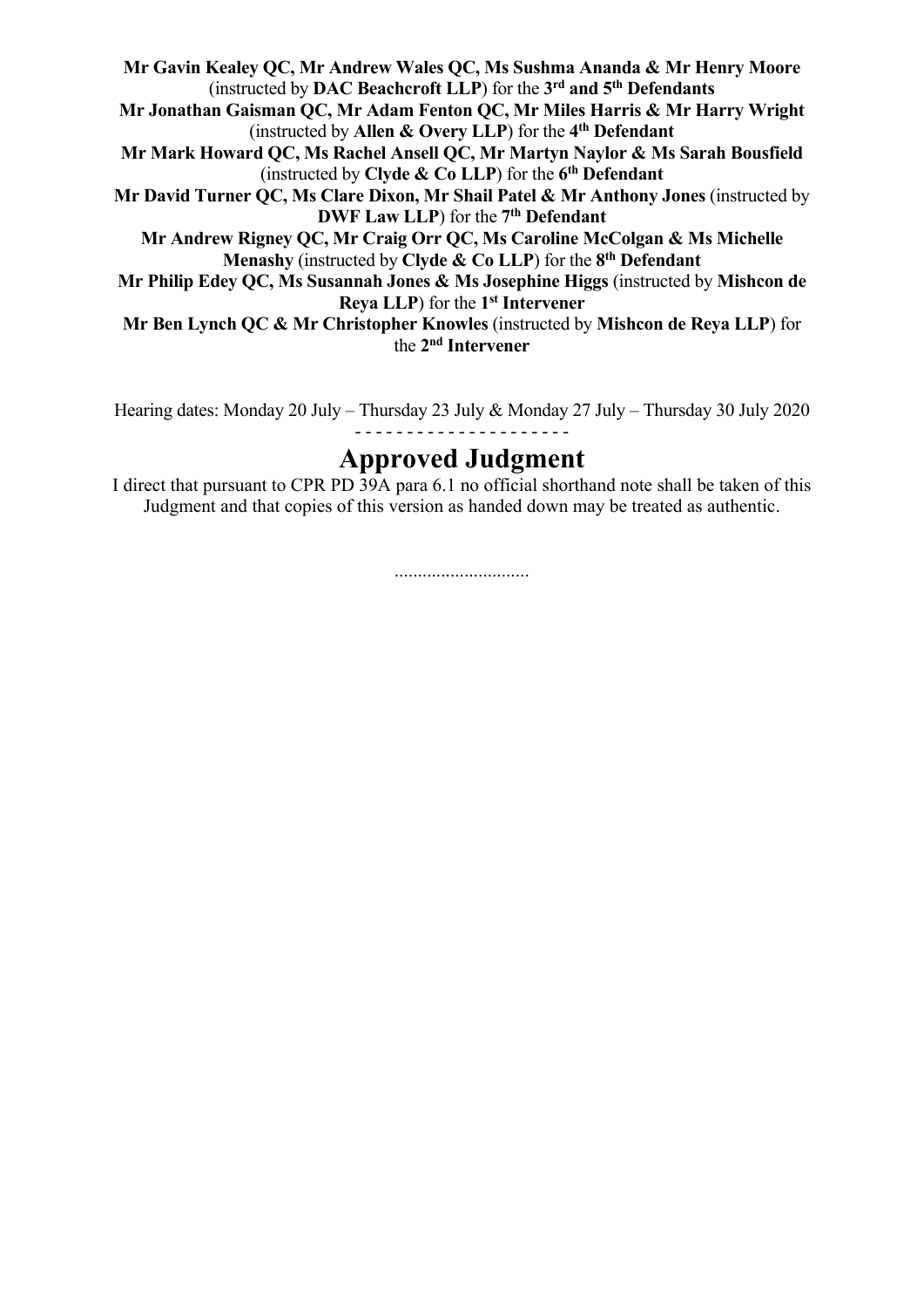**Mr Gavin Kealey QC, Mr Andrew Wales QC, Ms Sushma Ananda & Mr Henry Moore** (instructed by **DAC Beachcroft LLP**) for the **3rd and 5th Defendants**
**Mr Jonathan Gaisman QC, Mr Adam Fenton QC, Mr Miles Harris & Mr Harry Wright** (instructed by **Allen & Overy LLP**) for the **4th Defendant**
**Mr Mark Howard QC, Ms Rachel Ansell QC, Mr Martyn Naylor & Ms Sarah Bousfield** (instructed by **Clyde & Co LLP**) for the **6th Defendant**
**Mr David Turner QC, Ms Clare Dixon, Mr Shail Patel & Mr Anthony Jones** (instructed by **DWF Law LLP**) for the **7th Defendant**
**Mr Andrew Rigney QC, Mr Craig Orr QC, Ms Caroline McColgan & Ms Michelle Menashy** (instructed by **Clyde & Co LLP**) for the **8th Defendant**
**Mr Philip Edey QC, Ms Susannah Jones & Ms Josephine Higgs** (instructed by **Mishcon de Reya LLP**) for the **1st Intervener**
**Mr Ben Lynch QC & Mr Christopher Knowles** (instructed by **Mishcon de Reya LLP**) for the **2nd Intervener**

Hearing dates: Monday 20 July – Thursday 23 July & Monday 27 July – Thursday 30 July 2020

- - - - - - - - - - - - - - - - - - - - -

# Approved Judgment

I direct that pursuant to CPR PD 39A para 6.1 no official shorthand note shall be taken of this Judgment and that copies of this version as handed down may be treated as authentic.

.............................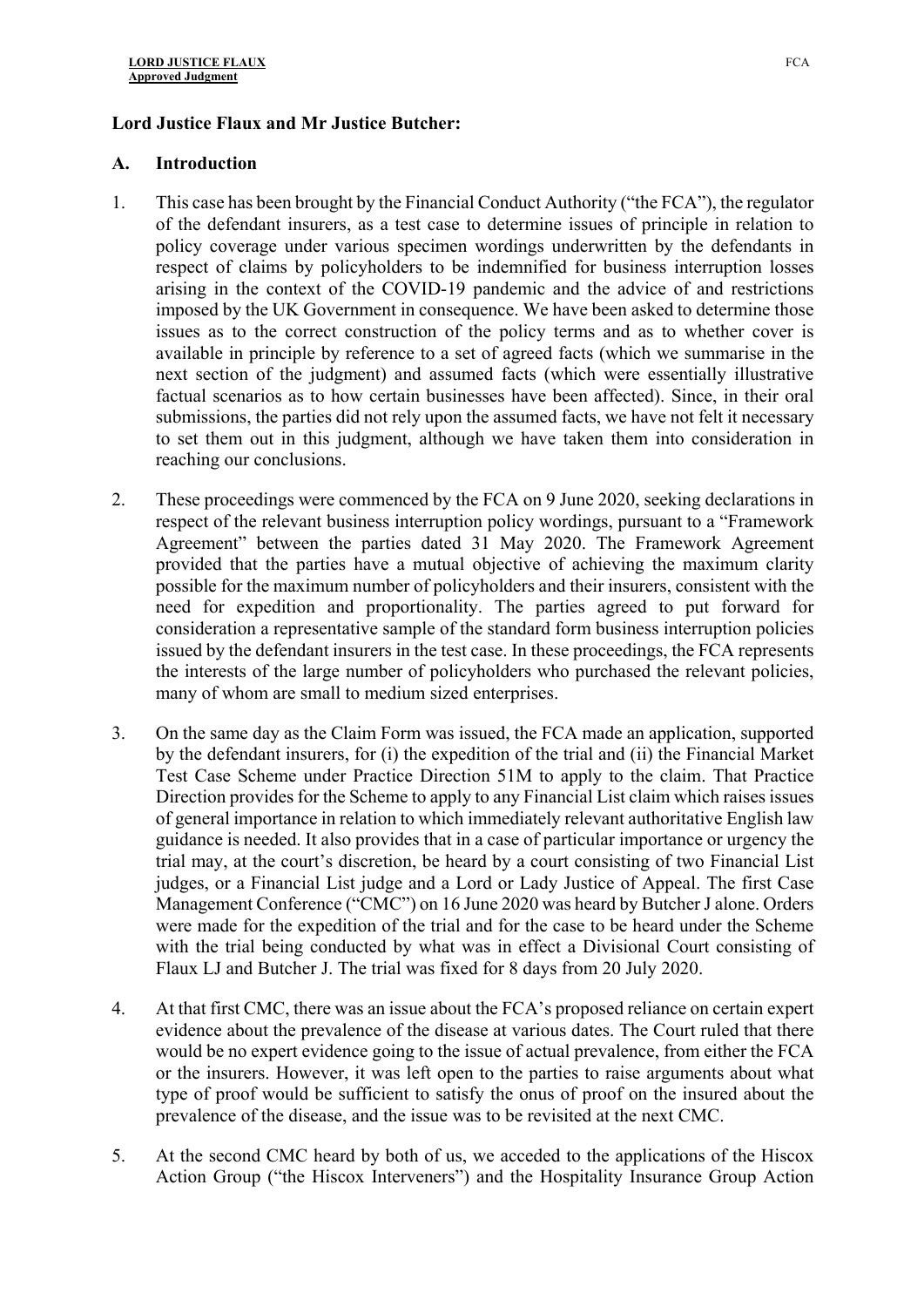**Lord Justice Flaux and Mr Justice Butcher:**

**A. Introduction**

1. This case has been brought by the Financial Conduct Authority ("the FCA"), the regulator of the defendant insurers, as a test case to determine issues of principle in relation to policy coverage under various specimen wordings underwritten by the defendants in respect of claims by policyholders to be indemnified for business interruption losses arising in the context of the COVID-19 pandemic and the advice of and restrictions imposed by the UK Government in consequence. We have been asked to determine those issues as to the correct construction of the policy terms and as to whether cover is available in principle by reference to a set of agreed facts (which we summarise in the next section of the judgment) and assumed facts (which were essentially illustrative factual scenarios as to how certain businesses have been affected). Since, in their oral submissions, the parties did not rely upon the assumed facts, we have not felt it necessary to set them out in this judgment, although we have taken them into consideration in reaching our conclusions.

2. These proceedings were commenced by the FCA on 9 June 2020, seeking declarations in respect of the relevant business interruption policy wordings, pursuant to a "Framework Agreement" between the parties dated 31 May 2020. The Framework Agreement provided that the parties have a mutual objective of achieving the maximum clarity possible for the maximum number of policyholders and their insurers, consistent with the need for expedition and proportionality. The parties agreed to put forward for consideration a representative sample of the standard form business interruption policies issued by the defendant insurers in the test case. In these proceedings, the FCA represents the interests of the large number of policyholders who purchased the relevant policies, many of whom are small to medium sized enterprises.

3. On the same day as the Claim Form was issued, the FCA made an application, supported by the defendant insurers, for (i) the expedition of the trial and (ii) the Financial Market Test Case Scheme under Practice Direction 51M to apply to the claim. That Practice Direction provides for the Scheme to apply to any Financial List claim which raises issues of general importance in relation to which immediately relevant authoritative English law guidance is needed. It also provides that in a case of particular importance or urgency the trial may, at the court's discretion, be heard by a court consisting of two Financial List judges, or a Financial List judge and a Lord or Lady Justice of Appeal. The first Case Management Conference ("CMC") on 16 June 2020 was heard by Butcher J alone. Orders were made for the expedition of the trial and for the case to be heard under the Scheme with the trial being conducted by what was in effect a Divisional Court consisting of Flaux LJ and Butcher J. The trial was fixed for 8 days from 20 July 2020.

4. At that first CMC, there was an issue about the FCA's proposed reliance on certain expert evidence about the prevalence of the disease at various dates. The Court ruled that there would be no expert evidence going to the issue of actual prevalence, from either the FCA or the insurers. However, it was left open to the parties to raise arguments about what type of proof would be sufficient to satisfy the onus of proof on the insured about the prevalence of the disease, and the issue was to be revisited at the next CMC.

5. At the second CMC heard by both of us, we acceded to the applications of the Hiscox Action Group ("the Hiscox Interveners") and the Hospitality Insurance Group Action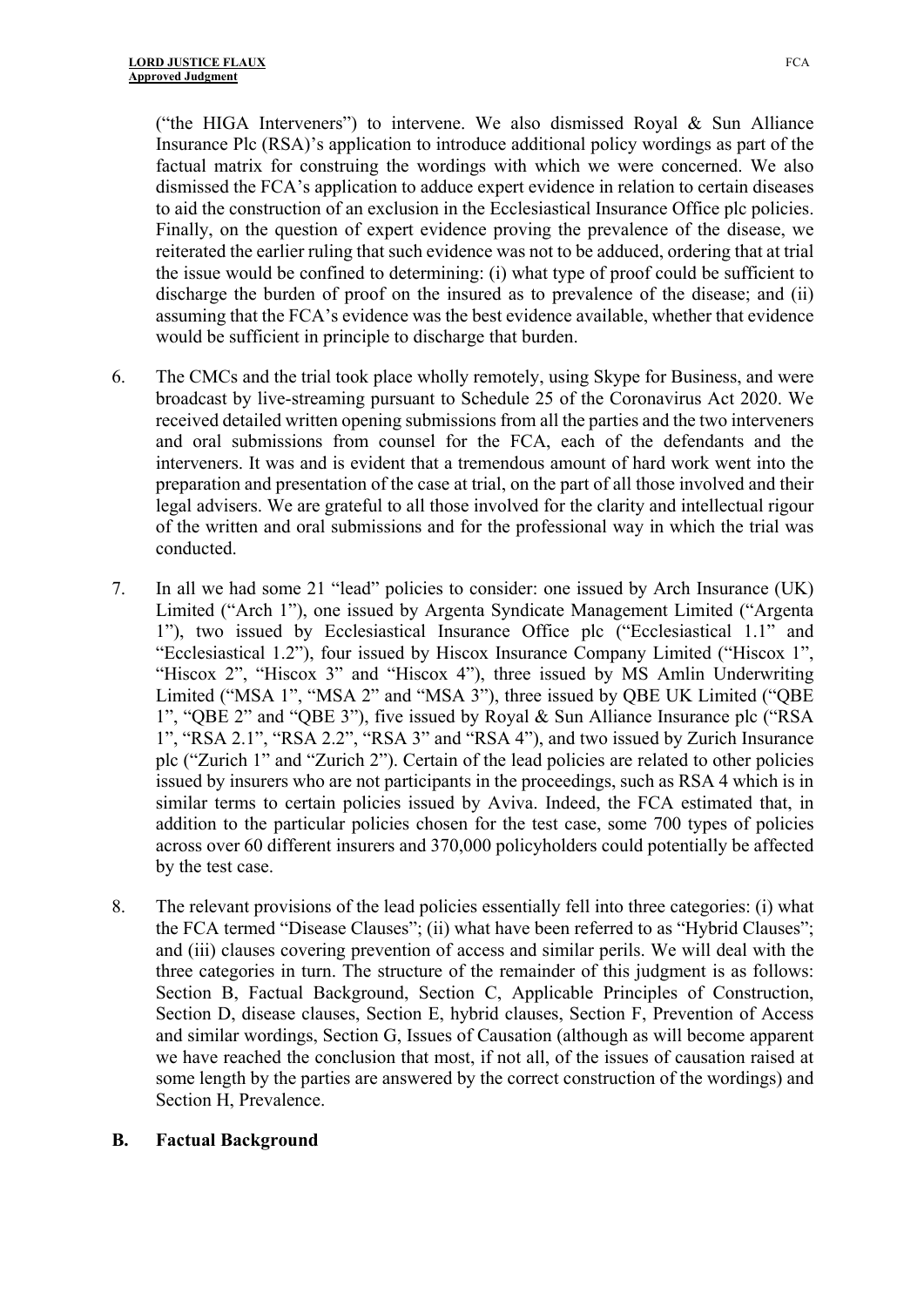("the HIGA Interveners") to intervene. We also dismissed Royal & Sun Alliance Insurance Plc (RSA)'s application to introduce additional policy wordings as part of the factual matrix for construing the wordings with which we were concerned. We also dismissed the FCA's application to adduce expert evidence in relation to certain diseases to aid the construction of an exclusion in the Ecclesiastical Insurance Office plc policies. Finally, on the question of expert evidence proving the prevalence of the disease, we reiterated the earlier ruling that such evidence was not to be adduced, ordering that at trial the issue would be confined to determining: (i) what type of proof could be sufficient to discharge the burden of proof on the insured as to prevalence of the disease; and (ii) assuming that the FCA's evidence was the best evidence available, whether that evidence would be sufficient in principle to discharge that burden.

6. The CMCs and the trial took place wholly remotely, using Skype for Business, and were broadcast by live-streaming pursuant to Schedule 25 of the Coronavirus Act 2020. We received detailed written opening submissions from all the parties and the two interveners and oral submissions from counsel for the FCA, each of the defendants and the interveners. It was and is evident that a tremendous amount of hard work went into the preparation and presentation of the case at trial, on the part of all those involved and their legal advisers. We are grateful to all those involved for the clarity and intellectual rigour of the written and oral submissions and for the professional way in which the trial was conducted.

7. In all we had some 21 "lead" policies to consider: one issued by Arch Insurance (UK) Limited ("Arch 1"), one issued by Argenta Syndicate Management Limited ("Argenta 1"), two issued by Ecclesiastical Insurance Office plc ("Ecclesiastical 1.1" and "Ecclesiastical 1.2"), four issued by Hiscox Insurance Company Limited ("Hiscox 1", "Hiscox 2", "Hiscox 3" and "Hiscox 4"), three issued by MS Amlin Underwriting Limited ("MSA 1", "MSA 2" and "MSA 3"), three issued by QBE UK Limited ("QBE 1", "QBE 2" and "QBE 3"), five issued by Royal & Sun Alliance Insurance plc ("RSA 1", "RSA 2.1", "RSA 2.2", "RSA 3" and "RSA 4"), and two issued by Zurich Insurance plc ("Zurich 1" and "Zurich 2"). Certain of the lead policies are related to other policies issued by insurers who are not participants in the proceedings, such as RSA 4 which is in similar terms to certain policies issued by Aviva. Indeed, the FCA estimated that, in addition to the particular policies chosen for the test case, some 700 types of policies across over 60 different insurers and 370,000 policyholders could potentially be affected by the test case.

8. The relevant provisions of the lead policies essentially fell into three categories: (i) what the FCA termed "Disease Clauses"; (ii) what have been referred to as "Hybrid Clauses"; and (iii) clauses covering prevention of access and similar perils. We will deal with the three categories in turn. The structure of the remainder of this judgment is as follows: Section B, Factual Background, Section C, Applicable Principles of Construction, Section D, disease clauses, Section E, hybrid clauses, Section F, Prevention of Access and similar wordings, Section G, Issues of Causation (although as will become apparent we have reached the conclusion that most, if not all, of the issues of causation raised at some length by the parties are answered by the correct construction of the wordings) and Section H, Prevalence.

## B. Factual Background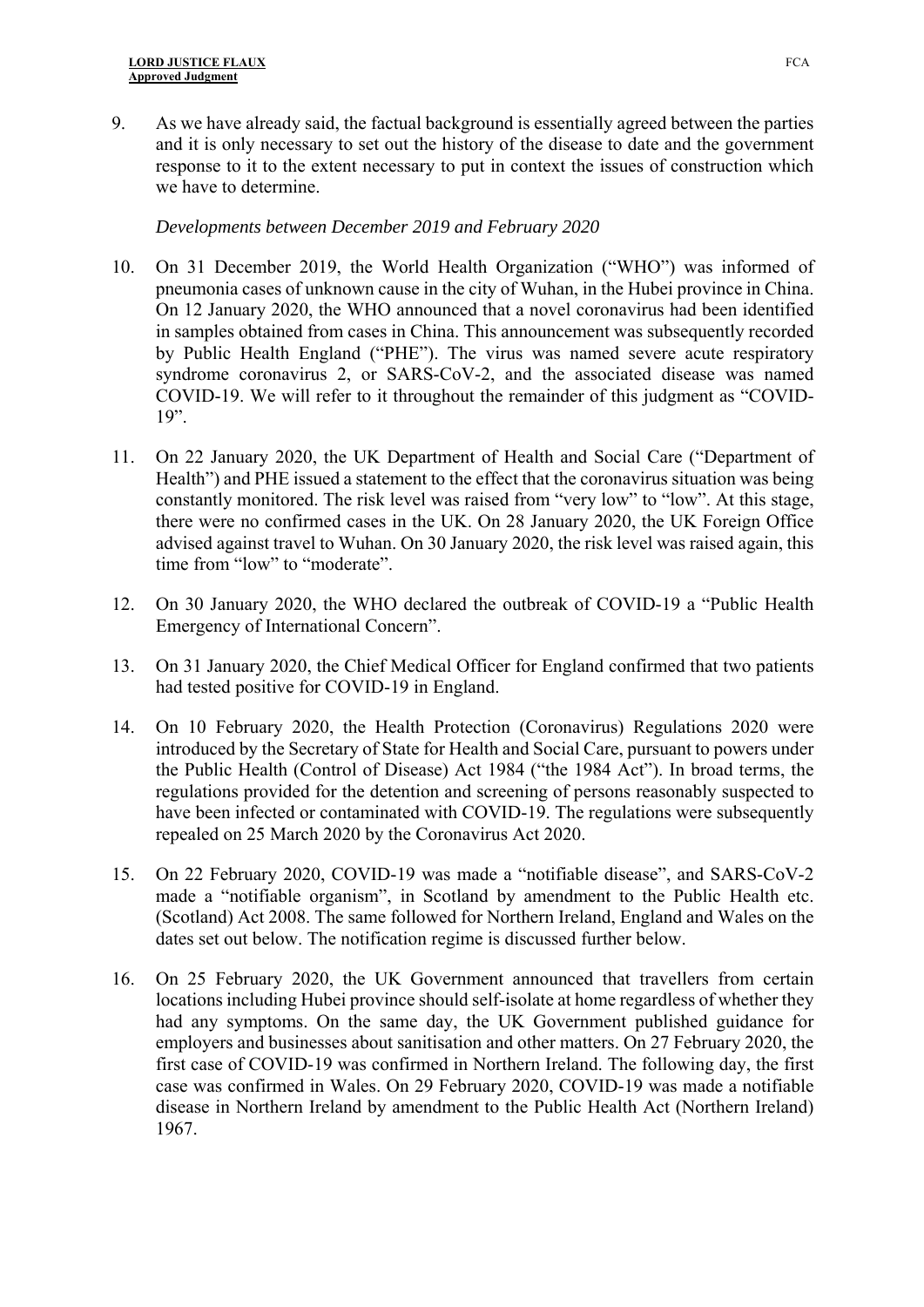9. As we have already said, the factual background is essentially agreed between the parties and it is only necessary to set out the history of the disease to date and the government response to it to the extent necessary to put in context the issues of construction which we have to determine.

*Developments between December 2019 and February 2020*

10. On 31 December 2019, the World Health Organization ("WHO") was informed of pneumonia cases of unknown cause in the city of Wuhan, in the Hubei province in China. On 12 January 2020, the WHO announced that a novel coronavirus had been identified in samples obtained from cases in China. This announcement was subsequently recorded by Public Health England ("PHE"). The virus was named severe acute respiratory syndrome coronavirus 2, or SARS-CoV-2, and the associated disease was named COVID-19. We will refer to it throughout the remainder of this judgment as "COVID-19".

11. On 22 January 2020, the UK Department of Health and Social Care ("Department of Health") and PHE issued a statement to the effect that the coronavirus situation was being constantly monitored. The risk level was raised from "very low" to "low". At this stage, there were no confirmed cases in the UK. On 28 January 2020, the UK Foreign Office advised against travel to Wuhan. On 30 January 2020, the risk level was raised again, this time from "low" to "moderate".

12. On 30 January 2020, the WHO declared the outbreak of COVID-19 a "Public Health Emergency of International Concern".

13. On 31 January 2020, the Chief Medical Officer for England confirmed that two patients had tested positive for COVID-19 in England.

14. On 10 February 2020, the Health Protection (Coronavirus) Regulations 2020 were introduced by the Secretary of State for Health and Social Care, pursuant to powers under the Public Health (Control of Disease) Act 1984 ("the 1984 Act"). In broad terms, the regulations provided for the detention and screening of persons reasonably suspected to have been infected or contaminated with COVID-19. The regulations were subsequently repealed on 25 March 2020 by the Coronavirus Act 2020.

15. On 22 February 2020, COVID-19 was made a "notifiable disease", and SARS-CoV-2 made a "notifiable organism", in Scotland by amendment to the Public Health etc. (Scotland) Act 2008. The same followed for Northern Ireland, England and Wales on the dates set out below. The notification regime is discussed further below.

16. On 25 February 2020, the UK Government announced that travellers from certain locations including Hubei province should self-isolate at home regardless of whether they had any symptoms. On the same day, the UK Government published guidance for employers and businesses about sanitisation and other matters. On 27 February 2020, the first case of COVID-19 was confirmed in Northern Ireland. The following day, the first case was confirmed in Wales. On 29 February 2020, COVID-19 was made a notifiable disease in Northern Ireland by amendment to the Public Health Act (Northern Ireland) 1967.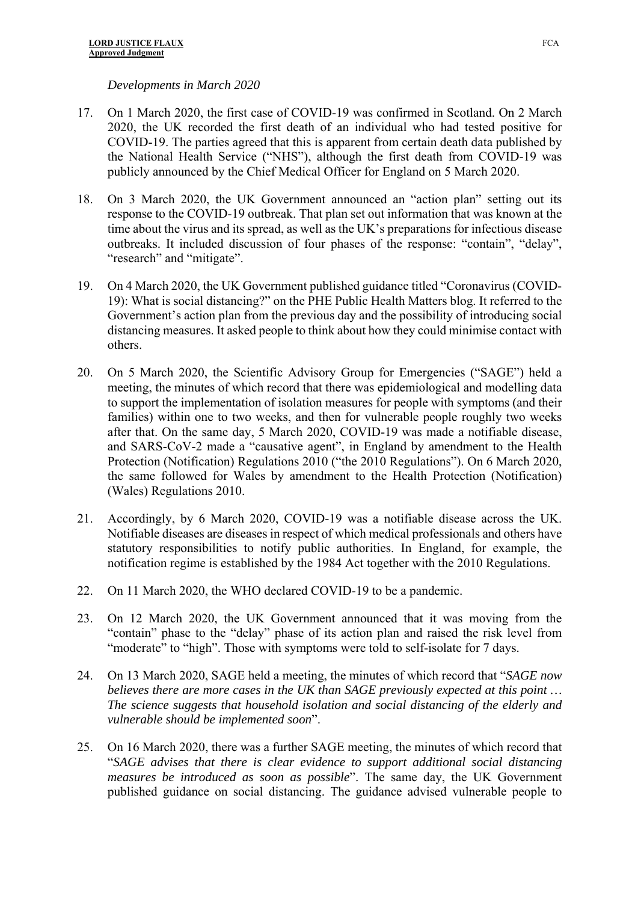*Developments in March 2020*

17. On 1 March 2020, the first case of COVID-19 was confirmed in Scotland. On 2 March 2020, the UK recorded the first death of an individual who had tested positive for COVID-19. The parties agreed that this is apparent from certain death data published by the National Health Service ("NHS"), although the first death from COVID-19 was publicly announced by the Chief Medical Officer for England on 5 March 2020.

18. On 3 March 2020, the UK Government announced an "action plan" setting out its response to the COVID-19 outbreak. That plan set out information that was known at the time about the virus and its spread, as well as the UK's preparations for infectious disease outbreaks. It included discussion of four phases of the response: "contain", "delay", "research" and "mitigate".

19. On 4 March 2020, the UK Government published guidance titled "Coronavirus (COVID-19): What is social distancing?" on the PHE Public Health Matters blog. It referred to the Government's action plan from the previous day and the possibility of introducing social distancing measures. It asked people to think about how they could minimise contact with others.

20. On 5 March 2020, the Scientific Advisory Group for Emergencies ("SAGE") held a meeting, the minutes of which record that there was epidemiological and modelling data to support the implementation of isolation measures for people with symptoms (and their families) within one to two weeks, and then for vulnerable people roughly two weeks after that. On the same day, 5 March 2020, COVID-19 was made a notifiable disease, and SARS-CoV-2 made a "causative agent", in England by amendment to the Health Protection (Notification) Regulations 2010 ("the 2010 Regulations"). On 6 March 2020, the same followed for Wales by amendment to the Health Protection (Notification) (Wales) Regulations 2010.

21. Accordingly, by 6 March 2020, COVID-19 was a notifiable disease across the UK. Notifiable diseases are diseases in respect of which medical professionals and others have statutory responsibilities to notify public authorities. In England, for example, the notification regime is established by the 1984 Act together with the 2010 Regulations.

22. On 11 March 2020, the WHO declared COVID-19 to be a pandemic.

23. On 12 March 2020, the UK Government announced that it was moving from the "contain" phase to the "delay" phase of its action plan and raised the risk level from "moderate" to "high". Those with symptoms were told to self-isolate for 7 days.

24. On 13 March 2020, SAGE held a meeting, the minutes of which record that "*SAGE now believes there are more cases in the UK than SAGE previously expected at this point … The science suggests that household isolation and social distancing of the elderly and vulnerable should be implemented soon*".

25. On 16 March 2020, there was a further SAGE meeting, the minutes of which record that "*SAGE advises that there is clear evidence to support additional social distancing measures be introduced as soon as possible*". The same day, the UK Government published guidance on social distancing. The guidance advised vulnerable people to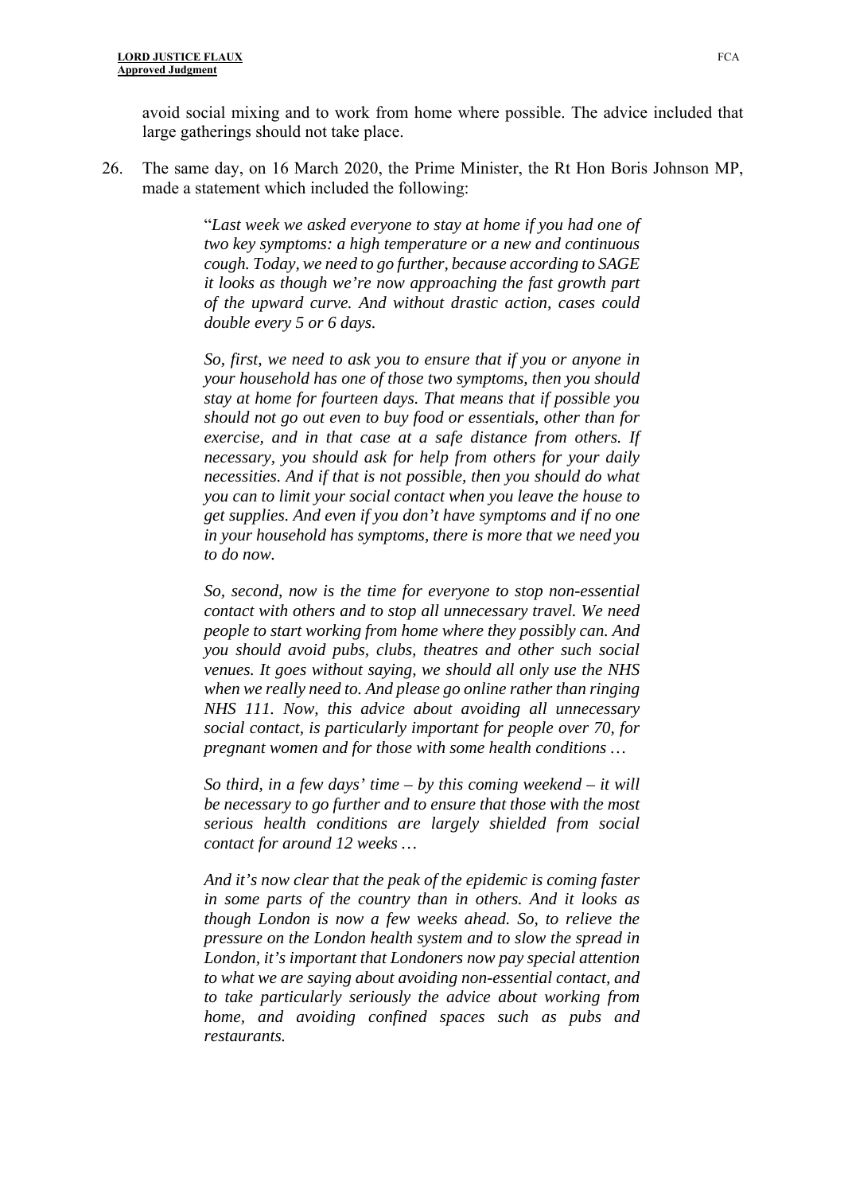avoid social mixing and to work from home where possible. The advice included that large gatherings should not take place.

26. The same day, on 16 March 2020, the Prime Minister, the Rt Hon Boris Johnson MP, made a statement which included the following:

> "*Last week we asked everyone to stay at home if you had one of two key symptoms: a high temperature or a new and continuous cough. Today, we need to go further, because according to SAGE it looks as though we're now approaching the fast growth part of the upward curve. And without drastic action, cases could double every 5 or 6 days.*
>
> *So, first, we need to ask you to ensure that if you or anyone in your household has one of those two symptoms, then you should stay at home for fourteen days. That means that if possible you should not go out even to buy food or essentials, other than for exercise, and in that case at a safe distance from others. If necessary, you should ask for help from others for your daily necessities. And if that is not possible, then you should do what you can to limit your social contact when you leave the house to get supplies. And even if you don't have symptoms and if no one in your household has symptoms, there is more that we need you to do now.*
>
> *So, second, now is the time for everyone to stop non-essential contact with others and to stop all unnecessary travel. We need people to start working from home where they possibly can. And you should avoid pubs, clubs, theatres and other such social venues. It goes without saying, we should all only use the NHS when we really need to. And please go online rather than ringing NHS 111. Now, this advice about avoiding all unnecessary social contact, is particularly important for people over 70, for pregnant women and for those with some health conditions …*
>
> *So third, in a few days' time – by this coming weekend – it will be necessary to go further and to ensure that those with the most serious health conditions are largely shielded from social contact for around 12 weeks …*
>
> *And it's now clear that the peak of the epidemic is coming faster in some parts of the country than in others. And it looks as though London is now a few weeks ahead. So, to relieve the pressure on the London health system and to slow the spread in London, it's important that Londoners now pay special attention to what we are saying about avoiding non-essential contact, and to take particularly seriously the advice about working from home, and avoiding confined spaces such as pubs and restaurants.*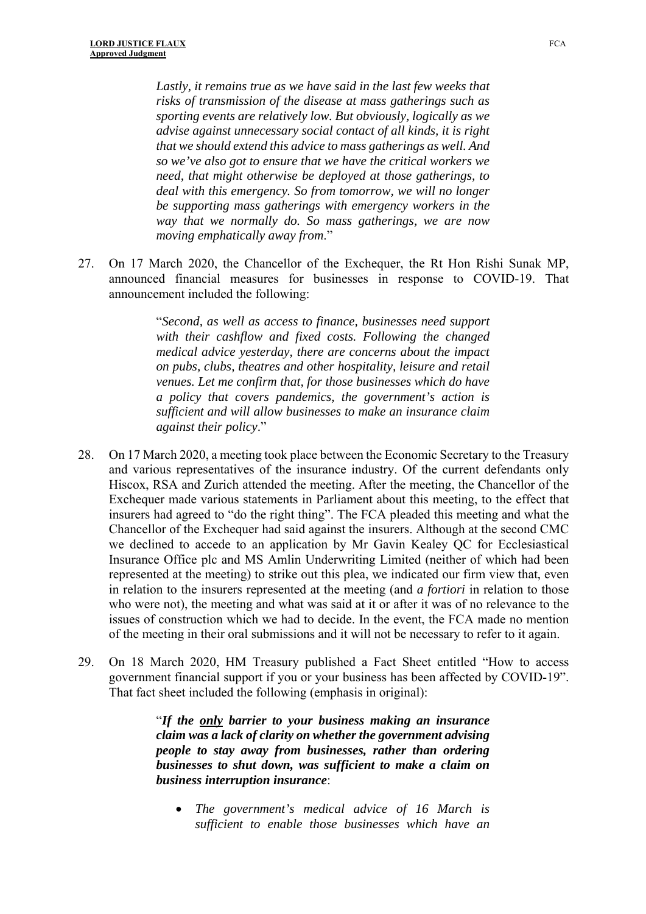> *Lastly, it remains true as we have said in the last few weeks that risks of transmission of the disease at mass gatherings such as sporting events are relatively low. But obviously, logically as we advise against unnecessary social contact of all kinds, it is right that we should extend this advice to mass gatherings as well. And so we've also got to ensure that we have the critical workers we need, that might otherwise be deployed at those gatherings, to deal with this emergency. So from tomorrow, we will no longer be supporting mass gatherings with emergency workers in the way that we normally do. So mass gatherings, we are now moving emphatically away from.*"

27. On 17 March 2020, the Chancellor of the Exchequer, the Rt Hon Rishi Sunak MP, announced financial measures for businesses in response to COVID-19. That announcement included the following:

> "*Second, as well as access to finance, businesses need support with their cashflow and fixed costs. Following the changed medical advice yesterday, there are concerns about the impact on pubs, clubs, theatres and other hospitality, leisure and retail venues. Let me confirm that, for those businesses which do have a policy that covers pandemics, the government's action is sufficient and will allow businesses to make an insurance claim against their policy*."

28. On 17 March 2020, a meeting took place between the Economic Secretary to the Treasury and various representatives of the insurance industry. Of the current defendants only Hiscox, RSA and Zurich attended the meeting. After the meeting, the Chancellor of the Exchequer made various statements in Parliament about this meeting, to the effect that insurers had agreed to "do the right thing". The FCA pleaded this meeting and what the Chancellor of the Exchequer had said against the insurers. Although at the second CMC we declined to accede to an application by Mr Gavin Kealey QC for Ecclesiastical Insurance Office plc and MS Amlin Underwriting Limited (neither of which had been represented at the meeting) to strike out this plea, we indicated our firm view that, even in relation to the insurers represented at the meeting (and *a fortiori* in relation to those who were not), the meeting and what was said at it or after it was of no relevance to the issues of construction which we had to decide. In the event, the FCA made no mention of the meeting in their oral submissions and it will not be necessary to refer to it again.

29. On 18 March 2020, HM Treasury published a Fact Sheet entitled "How to access government financial support if you or your business has been affected by COVID-19". That fact sheet included the following (emphasis in original):

> "***If the <u>only</u> barrier to your business making an insurance claim was a lack of clarity on whether the government advising people to stay away from businesses, rather than ordering businesses to shut down, was sufficient to make a claim on business interruption insurance***:
>
> - *The government's medical advice of 16 March is sufficient to enable those businesses which have an*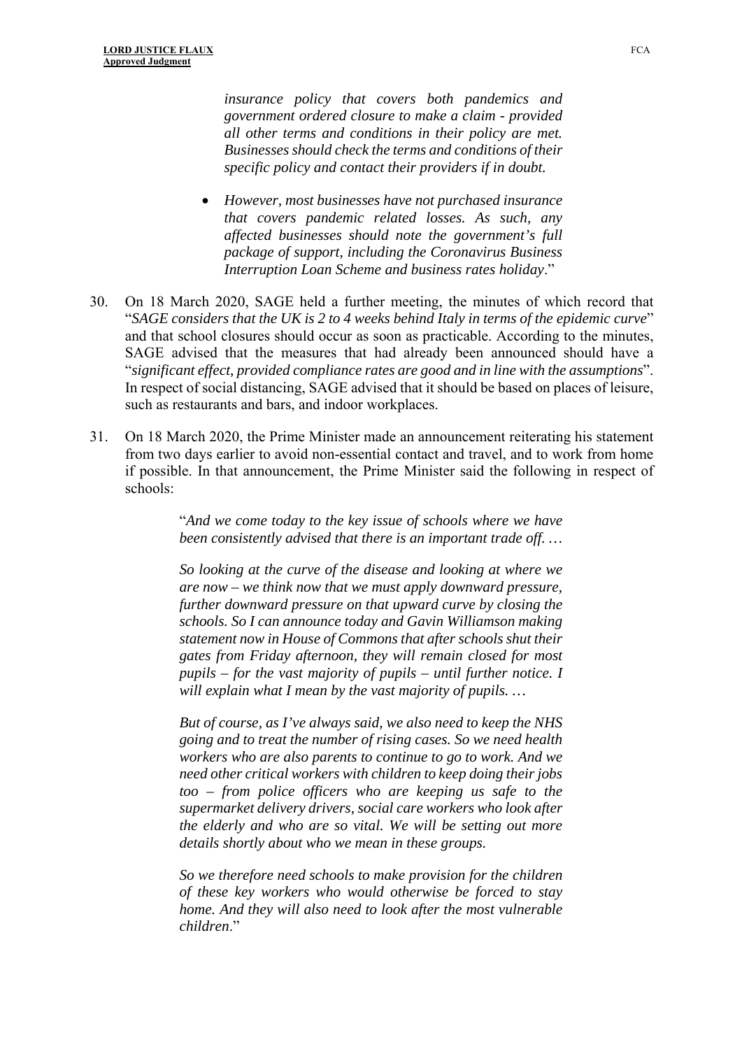*insurance policy that covers both pandemics and government ordered closure to make a claim - provided all other terms and conditions in their policy are met. Businesses should check the terms and conditions of their specific policy and contact their providers if in doubt.*

- *However, most businesses have not purchased insurance that covers pandemic related losses. As such, any affected businesses should note the government's full package of support, including the Coronavirus Business Interruption Loan Scheme and business rates holiday*."

30. On 18 March 2020, SAGE held a further meeting, the minutes of which record that "*SAGE considers that the UK is 2 to 4 weeks behind Italy in terms of the epidemic curve*" and that school closures should occur as soon as practicable. According to the minutes, SAGE advised that the measures that had already been announced should have a "*significant effect, provided compliance rates are good and in line with the assumptions*". In respect of social distancing, SAGE advised that it should be based on places of leisure, such as restaurants and bars, and indoor workplaces.

31. On 18 March 2020, the Prime Minister made an announcement reiterating his statement from two days earlier to avoid non-essential contact and travel, and to work from home if possible. In that announcement, the Prime Minister said the following in respect of schools:

> "*And we come today to the key issue of schools where we have been consistently advised that there is an important trade off. …*
>
> *So looking at the curve of the disease and looking at where we are now – we think now that we must apply downward pressure, further downward pressure on that upward curve by closing the schools. So I can announce today and Gavin Williamson making statement now in House of Commons that after schools shut their gates from Friday afternoon, they will remain closed for most pupils – for the vast majority of pupils – until further notice. I will explain what I mean by the vast majority of pupils. …*
>
> *But of course, as I've always said, we also need to keep the NHS going and to treat the number of rising cases. So we need health workers who are also parents to continue to go to work. And we need other critical workers with children to keep doing their jobs too – from police officers who are keeping us safe to the supermarket delivery drivers, social care workers who look after the elderly and who are so vital. We will be setting out more details shortly about who we mean in these groups.*
>
> *So we therefore need schools to make provision for the children of these key workers who would otherwise be forced to stay home. And they will also need to look after the most vulnerable children*."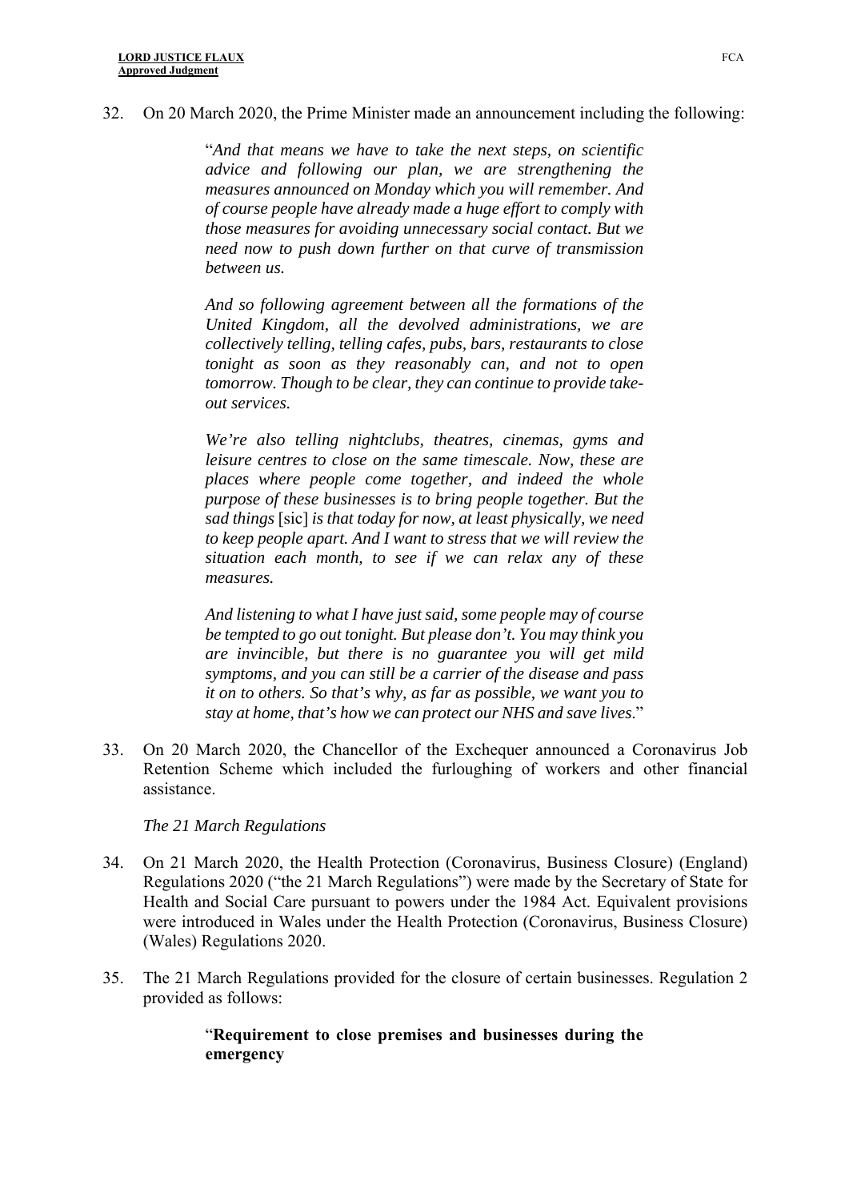32. On 20 March 2020, the Prime Minister made an announcement including the following:

> "*And that means we have to take the next steps, on scientific advice and following our plan, we are strengthening the measures announced on Monday which you will remember. And of course people have already made a huge effort to comply with those measures for avoiding unnecessary social contact. But we need now to push down further on that curve of transmission between us.*
>
> *And so following agreement between all the formations of the United Kingdom, all the devolved administrations, we are collectively telling, telling cafes, pubs, bars, restaurants to close tonight as soon as they reasonably can, and not to open tomorrow. Though to be clear, they can continue to provide take-out services.*
>
> *We're also telling nightclubs, theatres, cinemas, gyms and leisure centres to close on the same timescale. Now, these are places where people come together, and indeed the whole purpose of these businesses is to bring people together. But the sad things* [sic] *is that today for now, at least physically, we need to keep people apart. And I want to stress that we will review the situation each month, to see if we can relax any of these measures.*
>
> *And listening to what I have just said, some people may of course be tempted to go out tonight. But please don't. You may think you are invincible, but there is no guarantee you will get mild symptoms, and you can still be a carrier of the disease and pass it on to others. So that's why, as far as possible, we want you to stay at home, that's how we can protect our NHS and save lives.*"

33. On 20 March 2020, the Chancellor of the Exchequer announced a Coronavirus Job Retention Scheme which included the furloughing of workers and other financial assistance.

*The 21 March Regulations*

34. On 21 March 2020, the Health Protection (Coronavirus, Business Closure) (England) Regulations 2020 ("the 21 March Regulations") were made by the Secretary of State for Health and Social Care pursuant to powers under the 1984 Act. Equivalent provisions were introduced in Wales under the Health Protection (Coronavirus, Business Closure) (Wales) Regulations 2020.

35. The 21 March Regulations provided for the closure of certain businesses. Regulation 2 provided as follows:

> "**Requirement to close premises and businesses during the emergency**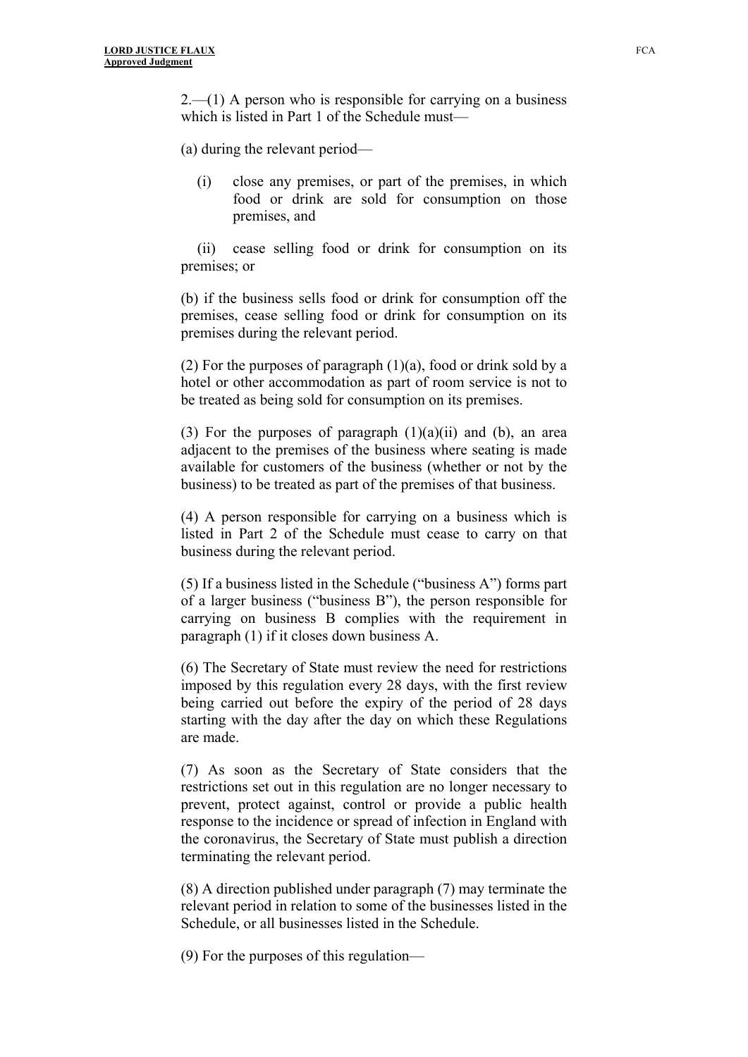2.—(1) A person who is responsible for carrying on a business which is listed in Part 1 of the Schedule must—

(a) during the relevant period—

(i) close any premises, or part of the premises, in which food or drink are sold for consumption on those premises, and

(ii) cease selling food or drink for consumption on its premises; or

(b) if the business sells food or drink for consumption off the premises, cease selling food or drink for consumption on its premises during the relevant period.

(2) For the purposes of paragraph (1)(a), food or drink sold by a hotel or other accommodation as part of room service is not to be treated as being sold for consumption on its premises.

(3) For the purposes of paragraph (1)(a)(ii) and (b), an area adjacent to the premises of the business where seating is made available for customers of the business (whether or not by the business) to be treated as part of the premises of that business.

(4) A person responsible for carrying on a business which is listed in Part 2 of the Schedule must cease to carry on that business during the relevant period.

(5) If a business listed in the Schedule ("business A") forms part of a larger business ("business B"), the person responsible for carrying on business B complies with the requirement in paragraph (1) if it closes down business A.

(6) The Secretary of State must review the need for restrictions imposed by this regulation every 28 days, with the first review being carried out before the expiry of the period of 28 days starting with the day after the day on which these Regulations are made.

(7) As soon as the Secretary of State considers that the restrictions set out in this regulation are no longer necessary to prevent, protect against, control or provide a public health response to the incidence or spread of infection in England with the coronavirus, the Secretary of State must publish a direction terminating the relevant period.

(8) A direction published under paragraph (7) may terminate the relevant period in relation to some of the businesses listed in the Schedule, or all businesses listed in the Schedule.

(9) For the purposes of this regulation—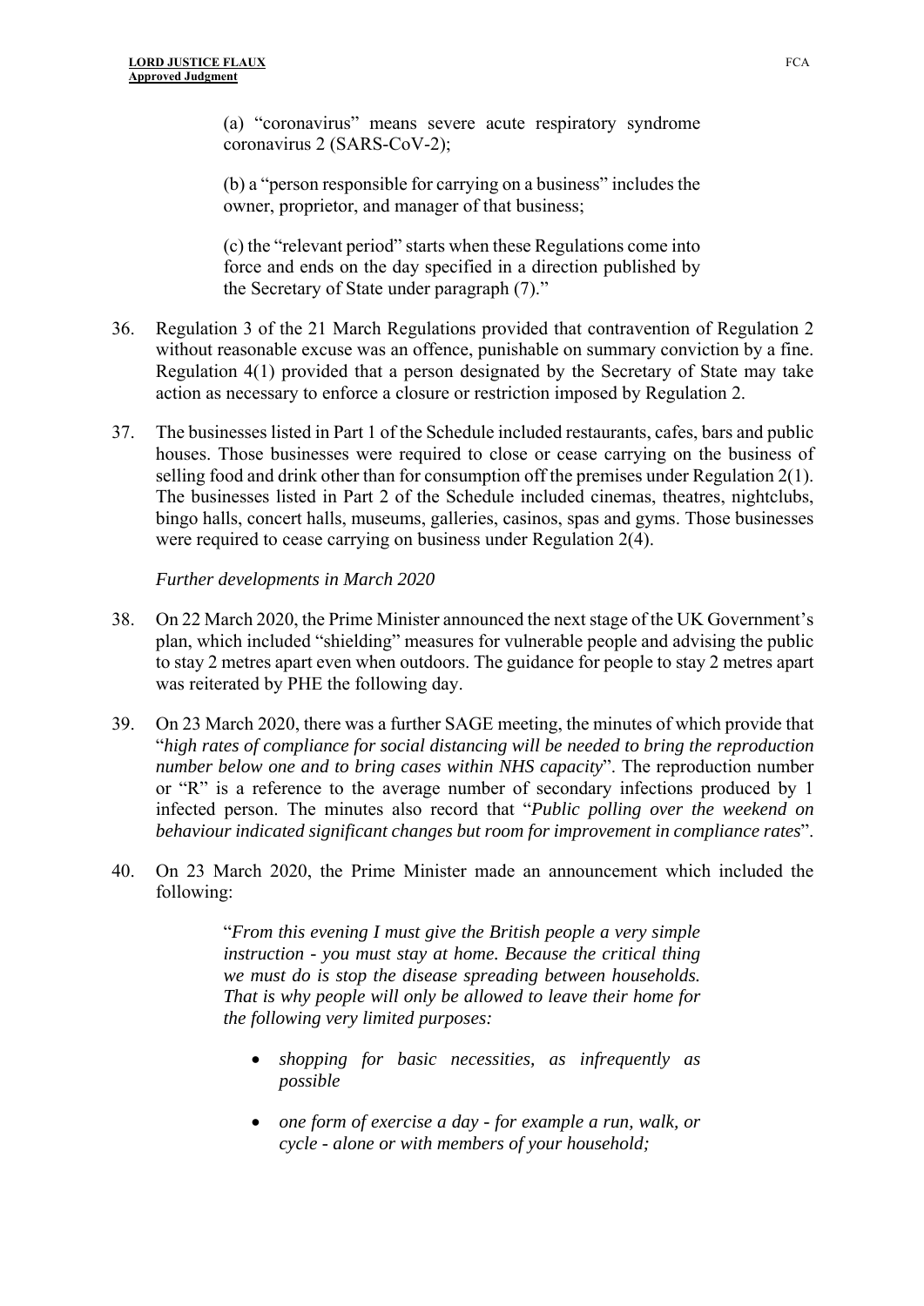> (a) "coronavirus" means severe acute respiratory syndrome coronavirus 2 (SARS-CoV-2);
>
> (b) a "person responsible for carrying on a business" includes the owner, proprietor, and manager of that business;
>
> (c) the "relevant period" starts when these Regulations come into force and ends on the day specified in a direction published by the Secretary of State under paragraph (7)."

36. Regulation 3 of the 21 March Regulations provided that contravention of Regulation 2 without reasonable excuse was an offence, punishable on summary conviction by a fine. Regulation 4(1) provided that a person designated by the Secretary of State may take action as necessary to enforce a closure or restriction imposed by Regulation 2.

37. The businesses listed in Part 1 of the Schedule included restaurants, cafes, bars and public houses. Those businesses were required to close or cease carrying on the business of selling food and drink other than for consumption off the premises under Regulation 2(1). The businesses listed in Part 2 of the Schedule included cinemas, theatres, nightclubs, bingo halls, concert halls, museums, galleries, casinos, spas and gyms. Those businesses were required to cease carrying on business under Regulation 2(4).

*Further developments in March 2020*

38. On 22 March 2020, the Prime Minister announced the next stage of the UK Government's plan, which included "shielding" measures for vulnerable people and advising the public to stay 2 metres apart even when outdoors. The guidance for people to stay 2 metres apart was reiterated by PHE the following day.

39. On 23 March 2020, there was a further SAGE meeting, the minutes of which provide that "*high rates of compliance for social distancing will be needed to bring the reproduction number below one and to bring cases within NHS capacity*". The reproduction number or "R" is a reference to the average number of secondary infections produced by 1 infected person. The minutes also record that "*Public polling over the weekend on behaviour indicated significant changes but room for improvement in compliance rates*".

40. On 23 March 2020, the Prime Minister made an announcement which included the following:

> "*From this evening I must give the British people a very simple instruction - you must stay at home. Because the critical thing we must do is stop the disease spreading between households. That is why people will only be allowed to leave their home for the following very limited purposes:*
>
> - *shopping for basic necessities, as infrequently as possible*
> - *one form of exercise a day - for example a run, walk, or cycle - alone or with members of your household;*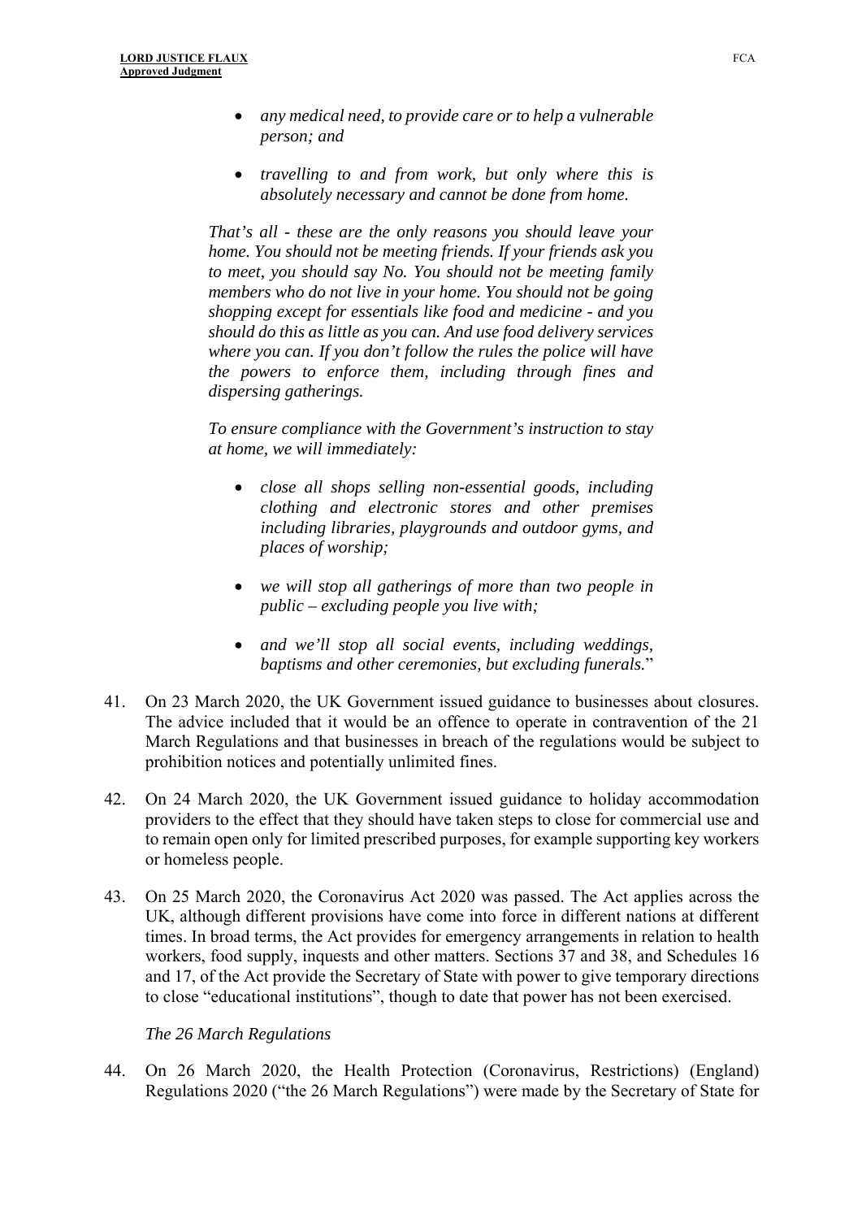> - *any medical need, to provide care or to help a vulnerable person; and*
>
> - *travelling to and from work, but only where this is absolutely necessary and cannot be done from home.*
>
> *That's all - these are the only reasons you should leave your home. You should not be meeting friends. If your friends ask you to meet, you should say No. You should not be meeting family members who do not live in your home. You should not be going shopping except for essentials like food and medicine - and you should do this as little as you can. And use food delivery services where you can. If you don't follow the rules the police will have the powers to enforce them, including through fines and dispersing gatherings.*
>
> *To ensure compliance with the Government's instruction to stay at home, we will immediately:*
>
> - *close all shops selling non-essential goods, including clothing and electronic stores and other premises including libraries, playgrounds and outdoor gyms, and places of worship;*
>
> - *we will stop all gatherings of more than two people in public – excluding people you live with;*
>
> - *and we'll stop all social events, including weddings, baptisms and other ceremonies, but excluding funerals.*"

41. On 23 March 2020, the UK Government issued guidance to businesses about closures. The advice included that it would be an offence to operate in contravention of the 21 March Regulations and that businesses in breach of the regulations would be subject to prohibition notices and potentially unlimited fines.

42. On 24 March 2020, the UK Government issued guidance to holiday accommodation providers to the effect that they should have taken steps to close for commercial use and to remain open only for limited prescribed purposes, for example supporting key workers or homeless people.

43. On 25 March 2020, the Coronavirus Act 2020 was passed. The Act applies across the UK, although different provisions have come into force in different nations at different times. In broad terms, the Act provides for emergency arrangements in relation to health workers, food supply, inquests and other matters. Sections 37 and 38, and Schedules 16 and 17, of the Act provide the Secretary of State with power to give temporary directions to close "educational institutions", though to date that power has not been exercised.

*The 26 March Regulations*

44. On 26 March 2020, the Health Protection (Coronavirus, Restrictions) (England) Regulations 2020 ("the 26 March Regulations") were made by the Secretary of State for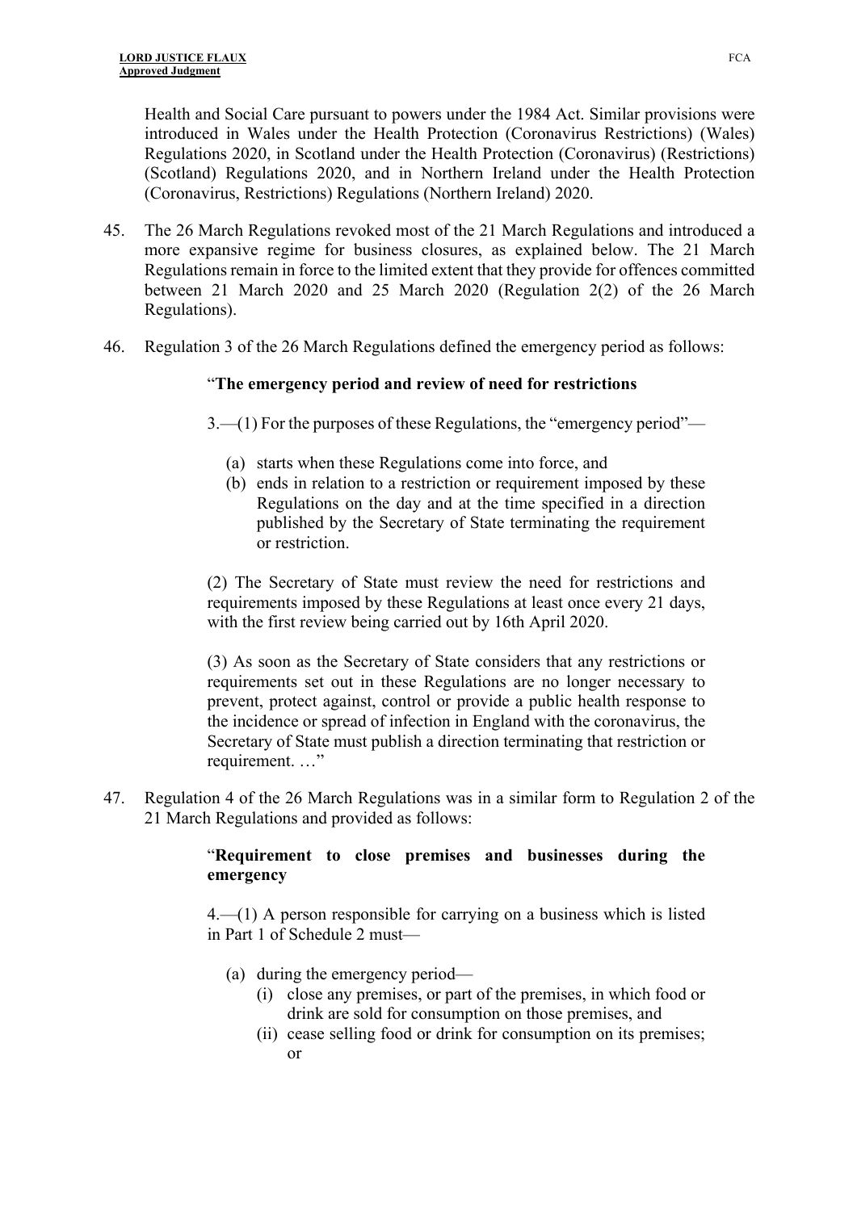Health and Social Care pursuant to powers under the 1984 Act. Similar provisions were introduced in Wales under the Health Protection (Coronavirus Restrictions) (Wales) Regulations 2020, in Scotland under the Health Protection (Coronavirus) (Restrictions) (Scotland) Regulations 2020, and in Northern Ireland under the Health Protection (Coronavirus, Restrictions) Regulations (Northern Ireland) 2020.

45. The 26 March Regulations revoked most of the 21 March Regulations and introduced a more expansive regime for business closures, as explained below. The 21 March Regulations remain in force to the limited extent that they provide for offences committed between 21 March 2020 and 25 March 2020 (Regulation 2(2) of the 26 March Regulations).

46. Regulation 3 of the 26 March Regulations defined the emergency period as follows:

> "**The emergency period and review of need for restrictions**
>
> 3.—(1) For the purposes of these Regulations, the "emergency period"—
>
> (a) starts when these Regulations come into force, and
> (b) ends in relation to a restriction or requirement imposed by these Regulations on the day and at the time specified in a direction published by the Secretary of State terminating the requirement or restriction.
>
> (2) The Secretary of State must review the need for restrictions and requirements imposed by these Regulations at least once every 21 days, with the first review being carried out by 16th April 2020.
>
> (3) As soon as the Secretary of State considers that any restrictions or requirements set out in these Regulations are no longer necessary to prevent, protect against, control or provide a public health response to the incidence or spread of infection in England with the coronavirus, the Secretary of State must publish a direction terminating that restriction or requirement. …"

47. Regulation 4 of the 26 March Regulations was in a similar form to Regulation 2 of the 21 March Regulations and provided as follows:

> "**Requirement to close premises and businesses during the emergency**
>
> 4.—(1) A person responsible for carrying on a business which is listed in Part 1 of Schedule 2 must—
>
> (a) during the emergency period—
>   (i) close any premises, or part of the premises, in which food or drink are sold for consumption on those premises, and
>   (ii) cease selling food or drink for consumption on its premises; or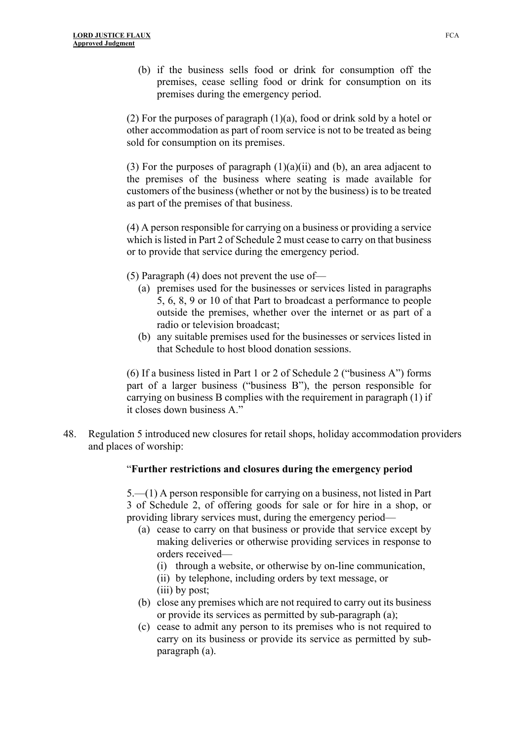(b) if the business sells food or drink for consumption off the premises, cease selling food or drink for consumption on its premises during the emergency period.

(2) For the purposes of paragraph (1)(a), food or drink sold by a hotel or other accommodation as part of room service is not to be treated as being sold for consumption on its premises.

(3) For the purposes of paragraph (1)(a)(ii) and (b), an area adjacent to the premises of the business where seating is made available for customers of the business (whether or not by the business) is to be treated as part of the premises of that business.

(4) A person responsible for carrying on a business or providing a service which is listed in Part 2 of Schedule 2 must cease to carry on that business or to provide that service during the emergency period.

(5) Paragraph (4) does not prevent the use of—

(a) premises used for the businesses or services listed in paragraphs 5, 6, 8, 9 or 10 of that Part to broadcast a performance to people outside the premises, whether over the internet or as part of a radio or television broadcast;

(b) any suitable premises used for the businesses or services listed in that Schedule to host blood donation sessions.

(6) If a business listed in Part 1 or 2 of Schedule 2 ("business A") forms part of a larger business ("business B"), the person responsible for carrying on business B complies with the requirement in paragraph (1) if it closes down business A."

48. Regulation 5 introduced new closures for retail shops, holiday accommodation providers and places of worship:

"**Further restrictions and closures during the emergency period**

5.—(1) A person responsible for carrying on a business, not listed in Part 3 of Schedule 2, of offering goods for sale or for hire in a shop, or providing library services must, during the emergency period—

(a) cease to carry on that business or provide that service except by making deliveries or otherwise providing services in response to orders received—

(i) through a website, or otherwise by on-line communication,

(ii) by telephone, including orders by text message, or

(iii) by post;

(b) close any premises which are not required to carry out its business or provide its services as permitted by sub-paragraph (a);

(c) cease to admit any person to its premises who is not required to carry on its business or provide its service as permitted by sub-paragraph (a).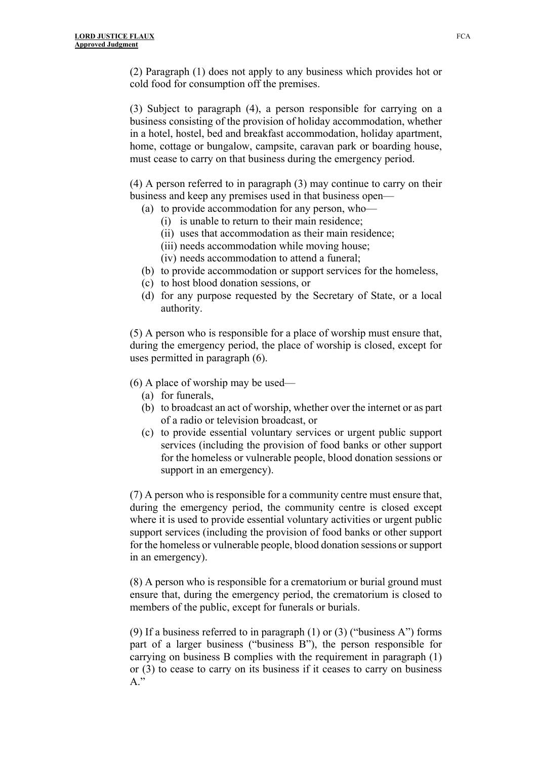(2) Paragraph (1) does not apply to any business which provides hot or cold food for consumption off the premises.

(3) Subject to paragraph (4), a person responsible for carrying on a business consisting of the provision of holiday accommodation, whether in a hotel, hostel, bed and breakfast accommodation, holiday apartment, home, cottage or bungalow, campsite, caravan park or boarding house, must cease to carry on that business during the emergency period.

(4) A person referred to in paragraph (3) may continue to carry on their business and keep any premises used in that business open—

- (a) to provide accommodation for any person, who—
  - (i) is unable to return to their main residence;
  - (ii) uses that accommodation as their main residence;
  - (iii) needs accommodation while moving house;
  - (iv) needs accommodation to attend a funeral;
- (b) to provide accommodation or support services for the homeless,
- (c) to host blood donation sessions, or
- (d) for any purpose requested by the Secretary of State, or a local authority.

(5) A person who is responsible for a place of worship must ensure that, during the emergency period, the place of worship is closed, except for uses permitted in paragraph (6).

(6) A place of worship may be used—

- (a) for funerals,
- (b) to broadcast an act of worship, whether over the internet or as part of a radio or television broadcast, or
- (c) to provide essential voluntary services or urgent public support services (including the provision of food banks or other support for the homeless or vulnerable people, blood donation sessions or support in an emergency).

(7) A person who is responsible for a community centre must ensure that, during the emergency period, the community centre is closed except where it is used to provide essential voluntary activities or urgent public support services (including the provision of food banks or other support for the homeless or vulnerable people, blood donation sessions or support in an emergency).

(8) A person who is responsible for a crematorium or burial ground must ensure that, during the emergency period, the crematorium is closed to members of the public, except for funerals or burials.

(9) If a business referred to in paragraph (1) or (3) ("business A") forms part of a larger business ("business B"), the person responsible for carrying on business B complies with the requirement in paragraph (1) or (3) to cease to carry on its business if it ceases to carry on business A."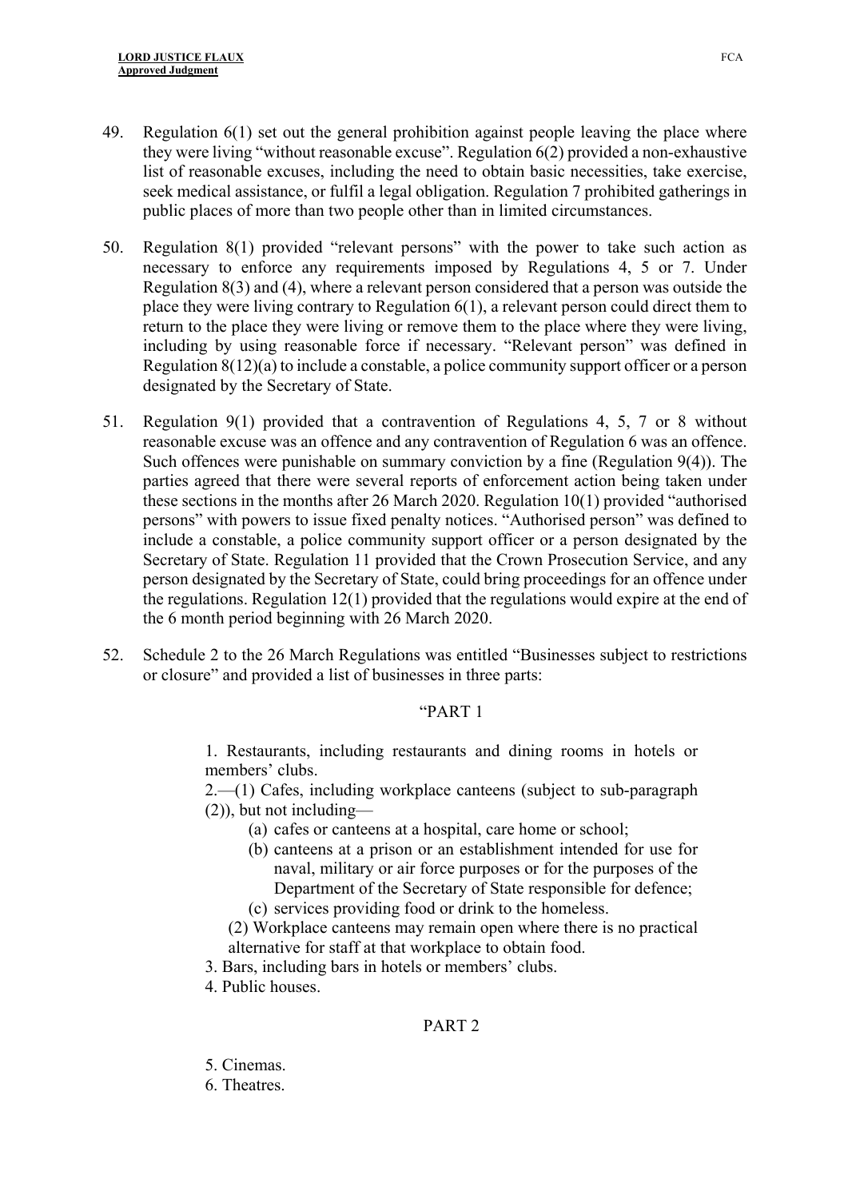49. Regulation 6(1) set out the general prohibition against people leaving the place where they were living "without reasonable excuse". Regulation 6(2) provided a non-exhaustive list of reasonable excuses, including the need to obtain basic necessities, take exercise, seek medical assistance, or fulfil a legal obligation. Regulation 7 prohibited gatherings in public places of more than two people other than in limited circumstances.

50. Regulation 8(1) provided "relevant persons" with the power to take such action as necessary to enforce any requirements imposed by Regulations 4, 5 or 7. Under Regulation 8(3) and (4), where a relevant person considered that a person was outside the place they were living contrary to Regulation 6(1), a relevant person could direct them to return to the place they were living or remove them to the place where they were living, including by using reasonable force if necessary. "Relevant person" was defined in Regulation 8(12)(a) to include a constable, a police community support officer or a person designated by the Secretary of State.

51. Regulation 9(1) provided that a contravention of Regulations 4, 5, 7 or 8 without reasonable excuse was an offence and any contravention of Regulation 6 was an offence. Such offences were punishable on summary conviction by a fine (Regulation 9(4)). The parties agreed that there were several reports of enforcement action being taken under these sections in the months after 26 March 2020. Regulation 10(1) provided "authorised persons" with powers to issue fixed penalty notices. "Authorised person" was defined to include a constable, a police community support officer or a person designated by the Secretary of State. Regulation 11 provided that the Crown Prosecution Service, and any person designated by the Secretary of State, could bring proceedings for an offence under the regulations. Regulation 12(1) provided that the regulations would expire at the end of the 6 month period beginning with 26 March 2020.

52. Schedule 2 to the 26 March Regulations was entitled "Businesses subject to restrictions or closure" and provided a list of businesses in three parts:

> "PART 1
>
> 1. Restaurants, including restaurants and dining rooms in hotels or members' clubs.
>
> 2.—(1) Cafes, including workplace canteens (subject to sub-paragraph (2)), but not including—
>
> (a) cafes or canteens at a hospital, care home or school;
>
> (b) canteens at a prison or an establishment intended for use for naval, military or air force purposes or for the purposes of the Department of the Secretary of State responsible for defence;
>
> (c) services providing food or drink to the homeless.
>
> (2) Workplace canteens may remain open where there is no practical alternative for staff at that workplace to obtain food.
>
> 3. Bars, including bars in hotels or members' clubs.
>
> 4. Public houses.
>
> PART 2
>
> 5. Cinemas.
>
> 6. Theatres.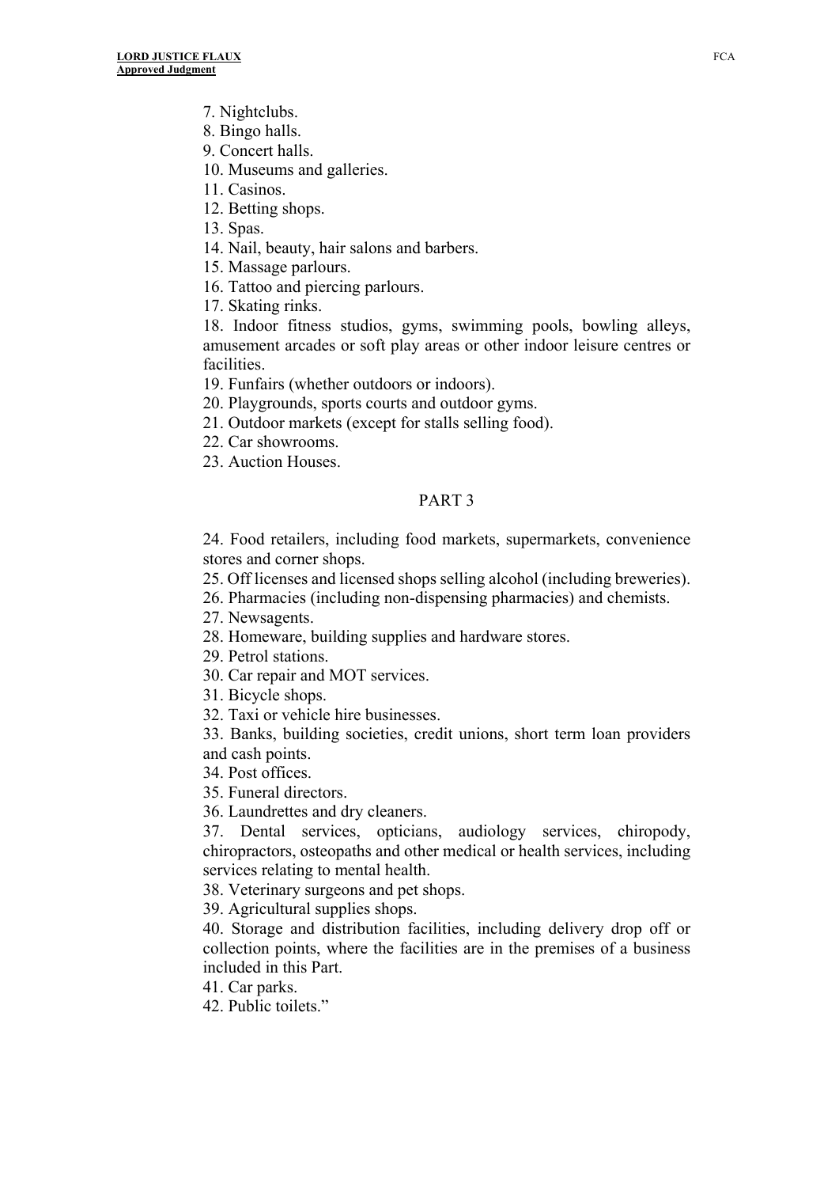7. Nightclubs.
8. Bingo halls.
9. Concert halls.
10. Museums and galleries.
11. Casinos.
12. Betting shops.
13. Spas.
14. Nail, beauty, hair salons and barbers.
15. Massage parlours.
16. Tattoo and piercing parlours.
17. Skating rinks.
18. Indoor fitness studios, gyms, swimming pools, bowling alleys, amusement arcades or soft play areas or other indoor leisure centres or facilities.
19. Funfairs (whether outdoors or indoors).
20. Playgrounds, sports courts and outdoor gyms.
21. Outdoor markets (except for stalls selling food).
22. Car showrooms.
23. Auction Houses.

PART 3

24. Food retailers, including food markets, supermarkets, convenience stores and corner shops.
25. Off licenses and licensed shops selling alcohol (including breweries).
26. Pharmacies (including non-dispensing pharmacies) and chemists.
27. Newsagents.
28. Homeware, building supplies and hardware stores.
29. Petrol stations.
30. Car repair and MOT services.
31. Bicycle shops.
32. Taxi or vehicle hire businesses.
33. Banks, building societies, credit unions, short term loan providers and cash points.
34. Post offices.
35. Funeral directors.
36. Laundrettes and dry cleaners.
37. Dental services, opticians, audiology services, chiropody, chiropractors, osteopaths and other medical or health services, including services relating to mental health.
38. Veterinary surgeons and pet shops.
39. Agricultural supplies shops.
40. Storage and distribution facilities, including delivery drop off or collection points, where the facilities are in the premises of a business included in this Part.
41. Car parks.
42. Public toilets."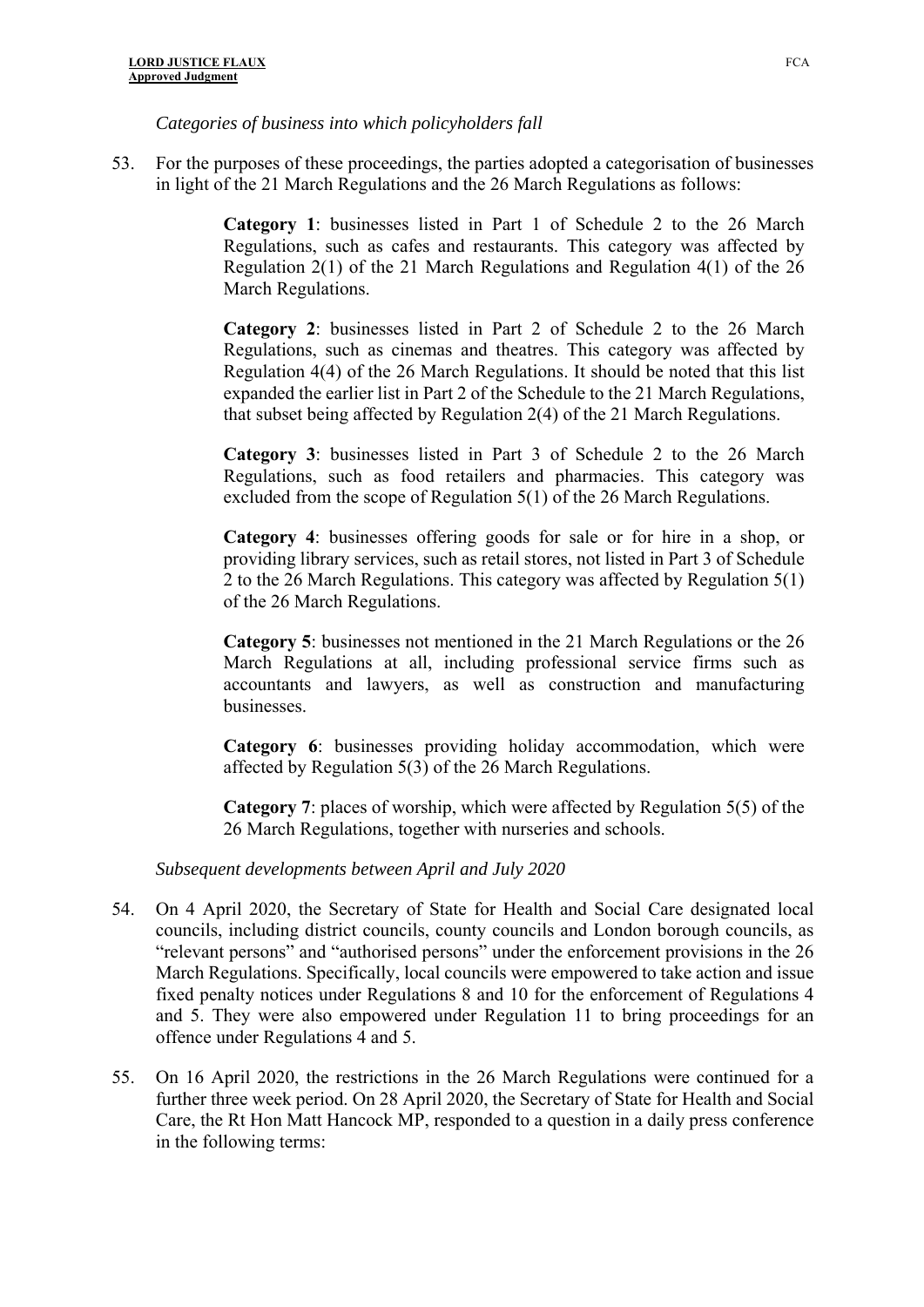*Categories of business into which policyholders fall*

53. For the purposes of these proceedings, the parties adopted a categorisation of businesses in light of the 21 March Regulations and the 26 March Regulations as follows:

> **Category 1**: businesses listed in Part 1 of Schedule 2 to the 26 March Regulations, such as cafes and restaurants. This category was affected by Regulation 2(1) of the 21 March Regulations and Regulation 4(1) of the 26 March Regulations.
>
> **Category 2**: businesses listed in Part 2 of Schedule 2 to the 26 March Regulations, such as cinemas and theatres. This category was affected by Regulation 4(4) of the 26 March Regulations. It should be noted that this list expanded the earlier list in Part 2 of the Schedule to the 21 March Regulations, that subset being affected by Regulation 2(4) of the 21 March Regulations.
>
> **Category 3**: businesses listed in Part 3 of Schedule 2 to the 26 March Regulations, such as food retailers and pharmacies. This category was excluded from the scope of Regulation 5(1) of the 26 March Regulations.
>
> **Category 4**: businesses offering goods for sale or for hire in a shop, or providing library services, such as retail stores, not listed in Part 3 of Schedule 2 to the 26 March Regulations. This category was affected by Regulation 5(1) of the 26 March Regulations.
>
> **Category 5**: businesses not mentioned in the 21 March Regulations or the 26 March Regulations at all, including professional service firms such as accountants and lawyers, as well as construction and manufacturing businesses.
>
> **Category 6**: businesses providing holiday accommodation, which were affected by Regulation 5(3) of the 26 March Regulations.
>
> **Category 7**: places of worship, which were affected by Regulation 5(5) of the 26 March Regulations, together with nurseries and schools.

*Subsequent developments between April and July 2020*

54. On 4 April 2020, the Secretary of State for Health and Social Care designated local councils, including district councils, county councils and London borough councils, as "relevant persons" and "authorised persons" under the enforcement provisions in the 26 March Regulations. Specifically, local councils were empowered to take action and issue fixed penalty notices under Regulations 8 and 10 for the enforcement of Regulations 4 and 5. They were also empowered under Regulation 11 to bring proceedings for an offence under Regulations 4 and 5.

55. On 16 April 2020, the restrictions in the 26 March Regulations were continued for a further three week period. On 28 April 2020, the Secretary of State for Health and Social Care, the Rt Hon Matt Hancock MP, responded to a question in a daily press conference in the following terms: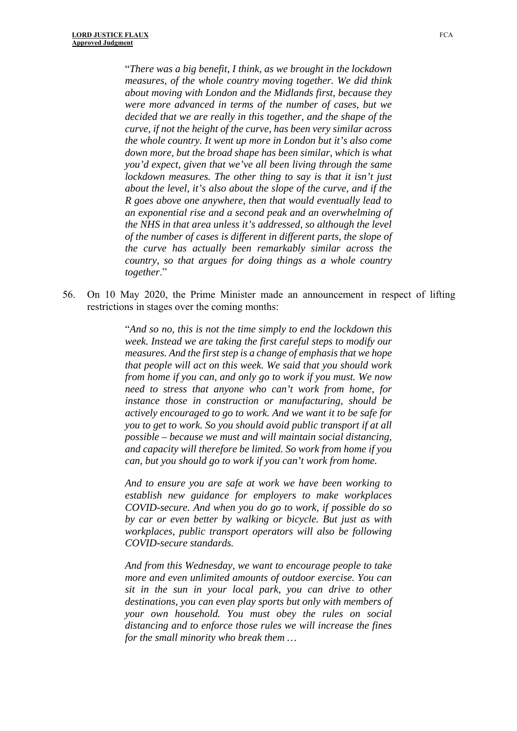> "*There was a big benefit, I think, as we brought in the lockdown measures, of the whole country moving together. We did think about moving with London and the Midlands first, because they were more advanced in terms of the number of cases, but we decided that we are really in this together, and the shape of the curve, if not the height of the curve, has been very similar across the whole country. It went up more in London but it's also come down more, but the broad shape has been similar, which is what you'd expect, given that we've all been living through the same lockdown measures. The other thing to say is that it isn't just about the level, it's also about the slope of the curve, and if the R goes above one anywhere, then that would eventually lead to an exponential rise and a second peak and an overwhelming of the NHS in that area unless it's addressed, so although the level of the number of cases is different in different parts, the slope of the curve has actually been remarkably similar across the country, so that argues for doing things as a whole country together*."

56. On 10 May 2020, the Prime Minister made an announcement in respect of lifting restrictions in stages over the coming months:

> "*And so no, this is not the time simply to end the lockdown this week. Instead we are taking the first careful steps to modify our measures. And the first step is a change of emphasis that we hope that people will act on this week. We said that you should work from home if you can, and only go to work if you must. We now need to stress that anyone who can't work from home, for instance those in construction or manufacturing, should be actively encouraged to go to work. And we want it to be safe for you to get to work. So you should avoid public transport if at all possible – because we must and will maintain social distancing, and capacity will therefore be limited. So work from home if you can, but you should go to work if you can't work from home.*
>
> *And to ensure you are safe at work we have been working to establish new guidance for employers to make workplaces COVID-secure. And when you do go to work, if possible do so by car or even better by walking or bicycle. But just as with workplaces, public transport operators will also be following COVID-secure standards.*
>
> *And from this Wednesday, we want to encourage people to take more and even unlimited amounts of outdoor exercise. You can sit in the sun in your local park, you can drive to other destinations, you can even play sports but only with members of your own household. You must obey the rules on social distancing and to enforce those rules we will increase the fines for the small minority who break them …*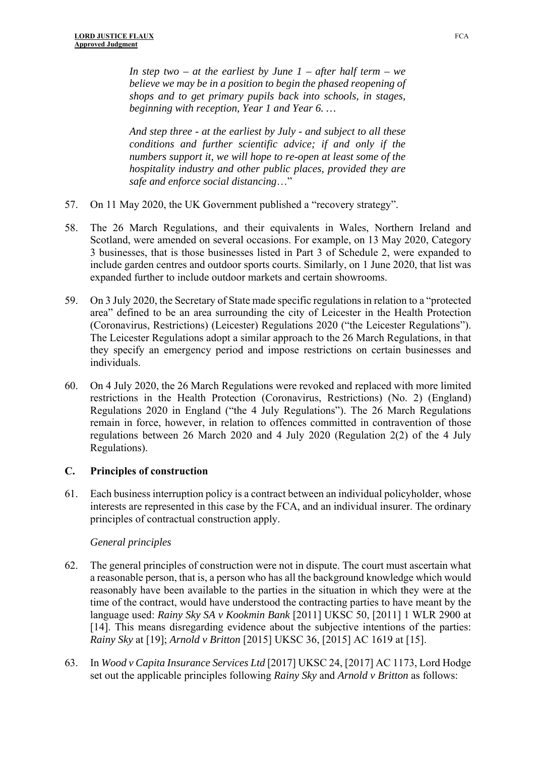> *In step two – at the earliest by June 1 – after half term – we believe we may be in a position to begin the phased reopening of shops and to get primary pupils back into schools, in stages, beginning with reception, Year 1 and Year 6. …*
>
> *And step three - at the earliest by July - and subject to all these conditions and further scientific advice; if and only if the numbers support it, we will hope to re-open at least some of the hospitality industry and other public places, provided they are safe and enforce social distancing…*"

57. On 11 May 2020, the UK Government published a "recovery strategy".

58. The 26 March Regulations, and their equivalents in Wales, Northern Ireland and Scotland, were amended on several occasions. For example, on 13 May 2020, Category 3 businesses, that is those businesses listed in Part 3 of Schedule 2, were expanded to include garden centres and outdoor sports courts. Similarly, on 1 June 2020, that list was expanded further to include outdoor markets and certain showrooms.

59. On 3 July 2020, the Secretary of State made specific regulations in relation to a "protected area" defined to be an area surrounding the city of Leicester in the Health Protection (Coronavirus, Restrictions) (Leicester) Regulations 2020 ("the Leicester Regulations"). The Leicester Regulations adopt a similar approach to the 26 March Regulations, in that they specify an emergency period and impose restrictions on certain businesses and individuals.

60. On 4 July 2020, the 26 March Regulations were revoked and replaced with more limited restrictions in the Health Protection (Coronavirus, Restrictions) (No. 2) (England) Regulations 2020 in England ("the 4 July Regulations"). The 26 March Regulations remain in force, however, in relation to offences committed in contravention of those regulations between 26 March 2020 and 4 July 2020 (Regulation 2(2) of the 4 July Regulations).

## C. Principles of construction

61. Each business interruption policy is a contract between an individual policyholder, whose interests are represented in this case by the FCA, and an individual insurer. The ordinary principles of contractual construction apply.

*General principles*

62. The general principles of construction were not in dispute. The court must ascertain what a reasonable person, that is, a person who has all the background knowledge which would reasonably have been available to the parties in the situation in which they were at the time of the contract, would have understood the contracting parties to have meant by the language used: *Rainy Sky SA v Kookmin Bank* [2011] UKSC 50, [2011] 1 WLR 2900 at [14]. This means disregarding evidence about the subjective intentions of the parties: *Rainy Sky* at [19]; *Arnold v Britton* [2015] UKSC 36, [2015] AC 1619 at [15].

63. In *Wood v Capita Insurance Services Ltd* [2017] UKSC 24, [2017] AC 1173, Lord Hodge set out the applicable principles following *Rainy Sky* and *Arnold v Britton* as follows: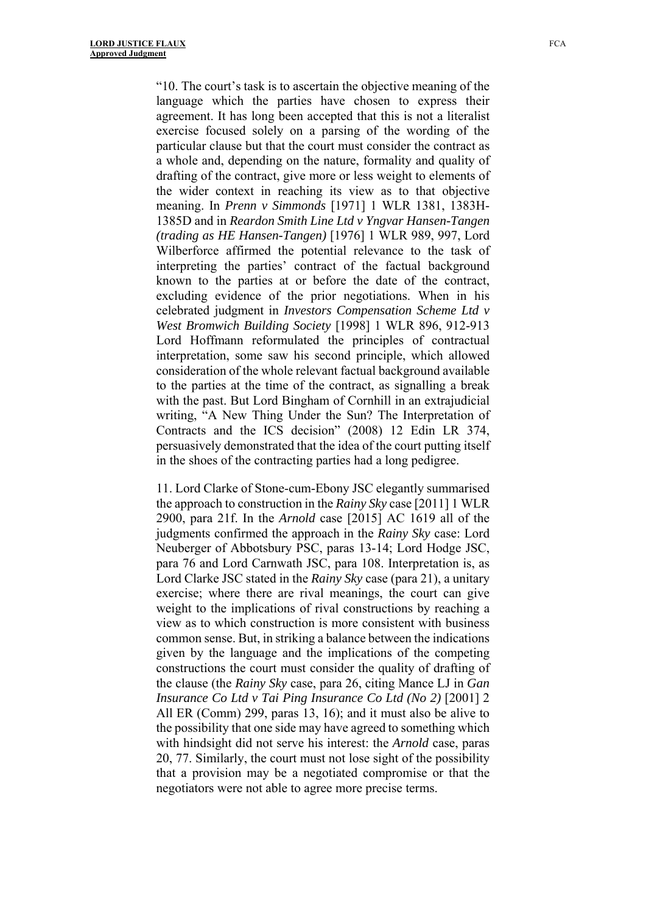"10. The court's task is to ascertain the objective meaning of the language which the parties have chosen to express their agreement. It has long been accepted that this is not a literalist exercise focused solely on a parsing of the wording of the particular clause but that the court must consider the contract as a whole and, depending on the nature, formality and quality of drafting of the contract, give more or less weight to elements of the wider context in reaching its view as to that objective meaning. In *Prenn v Simmonds* [1971] 1 WLR 1381, 1383H-1385D and in *Reardon Smith Line Ltd v Yngvar Hansen-Tangen (trading as HE Hansen-Tangen)* [1976] 1 WLR 989, 997, Lord Wilberforce affirmed the potential relevance to the task of interpreting the parties' contract of the factual background known to the parties at or before the date of the contract, excluding evidence of the prior negotiations. When in his celebrated judgment in *Investors Compensation Scheme Ltd v West Bromwich Building Society* [1998] 1 WLR 896, 912-913 Lord Hoffmann reformulated the principles of contractual interpretation, some saw his second principle, which allowed consideration of the whole relevant factual background available to the parties at the time of the contract, as signalling a break with the past. But Lord Bingham of Cornhill in an extrajudicial writing, "A New Thing Under the Sun? The Interpretation of Contracts and the ICS decision" (2008) 12 Edin LR 374, persuasively demonstrated that the idea of the court putting itself in the shoes of the contracting parties had a long pedigree.

11. Lord Clarke of Stone-cum-Ebony JSC elegantly summarised the approach to construction in the *Rainy Sky* case [2011] 1 WLR 2900, para 21f. In the *Arnold* case [2015] AC 1619 all of the judgments confirmed the approach in the *Rainy Sky* case: Lord Neuberger of Abbotsbury PSC, paras 13-14; Lord Hodge JSC, para 76 and Lord Carnwath JSC, para 108. Interpretation is, as Lord Clarke JSC stated in the *Rainy Sky* case (para 21), a unitary exercise; where there are rival meanings, the court can give weight to the implications of rival constructions by reaching a view as to which construction is more consistent with business common sense. But, in striking a balance between the indications given by the language and the implications of the competing constructions the court must consider the quality of drafting of the clause (the *Rainy Sky* case, para 26, citing Mance LJ in *Gan Insurance Co Ltd v Tai Ping Insurance Co Ltd (No 2)* [2001] 2 All ER (Comm) 299, paras 13, 16); and it must also be alive to the possibility that one side may have agreed to something which with hindsight did not serve his interest: the *Arnold* case, paras 20, 77. Similarly, the court must not lose sight of the possibility that a provision may be a negotiated compromise or that the negotiators were not able to agree more precise terms.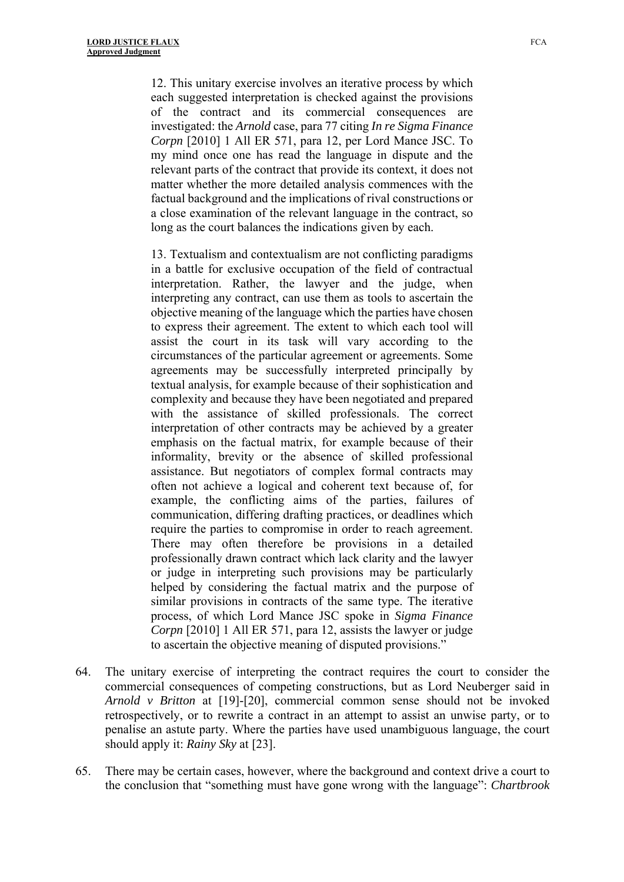> 12. This unitary exercise involves an iterative process by which each suggested interpretation is checked against the provisions of the contract and its commercial consequences are investigated: the *Arnold* case, para 77 citing *In re Sigma Finance Corpn* [2010] 1 All ER 571, para 12, per Lord Mance JSC. To my mind once one has read the language in dispute and the relevant parts of the contract that provide its context, it does not matter whether the more detailed analysis commences with the factual background and the implications of rival constructions or a close examination of the relevant language in the contract, so long as the court balances the indications given by each.
>
> 13. Textualism and contextualism are not conflicting paradigms in a battle for exclusive occupation of the field of contractual interpretation. Rather, the lawyer and the judge, when interpreting any contract, can use them as tools to ascertain the objective meaning of the language which the parties have chosen to express their agreement. The extent to which each tool will assist the court in its task will vary according to the circumstances of the particular agreement or agreements. Some agreements may be successfully interpreted principally by textual analysis, for example because of their sophistication and complexity and because they have been negotiated and prepared with the assistance of skilled professionals. The correct interpretation of other contracts may be achieved by a greater emphasis on the factual matrix, for example because of their informality, brevity or the absence of skilled professional assistance. But negotiators of complex formal contracts may often not achieve a logical and coherent text because of, for example, the conflicting aims of the parties, failures of communication, differing drafting practices, or deadlines which require the parties to compromise in order to reach agreement. There may often therefore be provisions in a detailed professionally drawn contract which lack clarity and the lawyer or judge in interpreting such provisions may be particularly helped by considering the factual matrix and the purpose of similar provisions in contracts of the same type. The iterative process, of which Lord Mance JSC spoke in *Sigma Finance Corpn* [2010] 1 All ER 571, para 12, assists the lawyer or judge to ascertain the objective meaning of disputed provisions."

64. The unitary exercise of interpreting the contract requires the court to consider the commercial consequences of competing constructions, but as Lord Neuberger said in *Arnold v Britton* at [19]-[20], commercial common sense should not be invoked retrospectively, or to rewrite a contract in an attempt to assist an unwise party, or to penalise an astute party. Where the parties have used unambiguous language, the court should apply it: *Rainy Sky* at [23].

65. There may be certain cases, however, where the background and context drive a court to the conclusion that "something must have gone wrong with the language": *Chartbrook*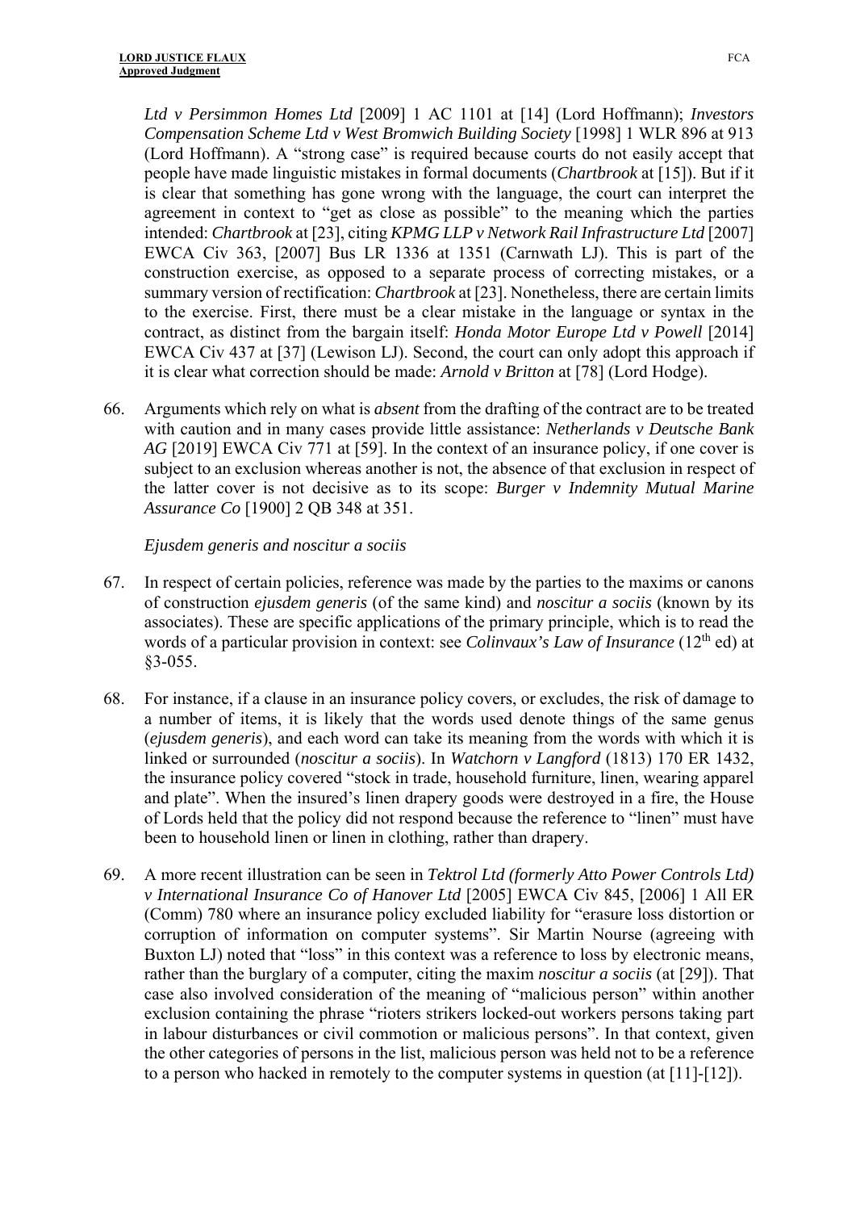*Ltd v Persimmon Homes Ltd* [2009] 1 AC 1101 at [14] (Lord Hoffmann); *Investors Compensation Scheme Ltd v West Bromwich Building Society* [1998] 1 WLR 896 at 913 (Lord Hoffmann). A "strong case" is required because courts do not easily accept that people have made linguistic mistakes in formal documents (*Chartbrook* at [15]). But if it is clear that something has gone wrong with the language, the court can interpret the agreement in context to "get as close as possible" to the meaning which the parties intended: *Chartbrook* at [23], citing *KPMG LLP v Network Rail Infrastructure Ltd* [2007] EWCA Civ 363, [2007] Bus LR 1336 at 1351 (Carnwath LJ). This is part of the construction exercise, as opposed to a separate process of correcting mistakes, or a summary version of rectification: *Chartbrook* at [23]. Nonetheless, there are certain limits to the exercise. First, there must be a clear mistake in the language or syntax in the contract, as distinct from the bargain itself: *Honda Motor Europe Ltd v Powell* [2014] EWCA Civ 437 at [37] (Lewison LJ). Second, the court can only adopt this approach if it is clear what correction should be made: *Arnold v Britton* at [78] (Lord Hodge).

66. Arguments which rely on what is *absent* from the drafting of the contract are to be treated with caution and in many cases provide little assistance: *Netherlands v Deutsche Bank AG* [2019] EWCA Civ 771 at [59]. In the context of an insurance policy, if one cover is subject to an exclusion whereas another is not, the absence of that exclusion in respect of the latter cover is not decisive as to its scope: *Burger v Indemnity Mutual Marine Assurance Co* [1900] 2 QB 348 at 351.

*Ejusdem generis and noscitur a sociis*

67. In respect of certain policies, reference was made by the parties to the maxims or canons of construction *ejusdem generis* (of the same kind) and *noscitur a sociis* (known by its associates). These are specific applications of the primary principle, which is to read the words of a particular provision in context: see *Colinvaux's Law of Insurance* (12th ed) at §3-055.

68. For instance, if a clause in an insurance policy covers, or excludes, the risk of damage to a number of items, it is likely that the words used denote things of the same genus (*ejusdem generis*), and each word can take its meaning from the words with which it is linked or surrounded (*noscitur a sociis*). In *Watchorn v Langford* (1813) 170 ER 1432, the insurance policy covered "stock in trade, household furniture, linen, wearing apparel and plate". When the insured's linen drapery goods were destroyed in a fire, the House of Lords held that the policy did not respond because the reference to "linen" must have been to household linen or linen in clothing, rather than drapery.

69. A more recent illustration can be seen in *Tektrol Ltd (formerly Atto Power Controls Ltd) v International Insurance Co of Hanover Ltd* [2005] EWCA Civ 845, [2006] 1 All ER (Comm) 780 where an insurance policy excluded liability for "erasure loss distortion or corruption of information on computer systems". Sir Martin Nourse (agreeing with Buxton LJ) noted that "loss" in this context was a reference to loss by electronic means, rather than the burglary of a computer, citing the maxim *noscitur a sociis* (at [29]). That case also involved consideration of the meaning of "malicious person" within another exclusion containing the phrase "rioters strikers locked-out workers persons taking part in labour disturbances or civil commotion or malicious persons". In that context, given the other categories of persons in the list, malicious person was held not to be a reference to a person who hacked in remotely to the computer systems in question (at [11]-[12]).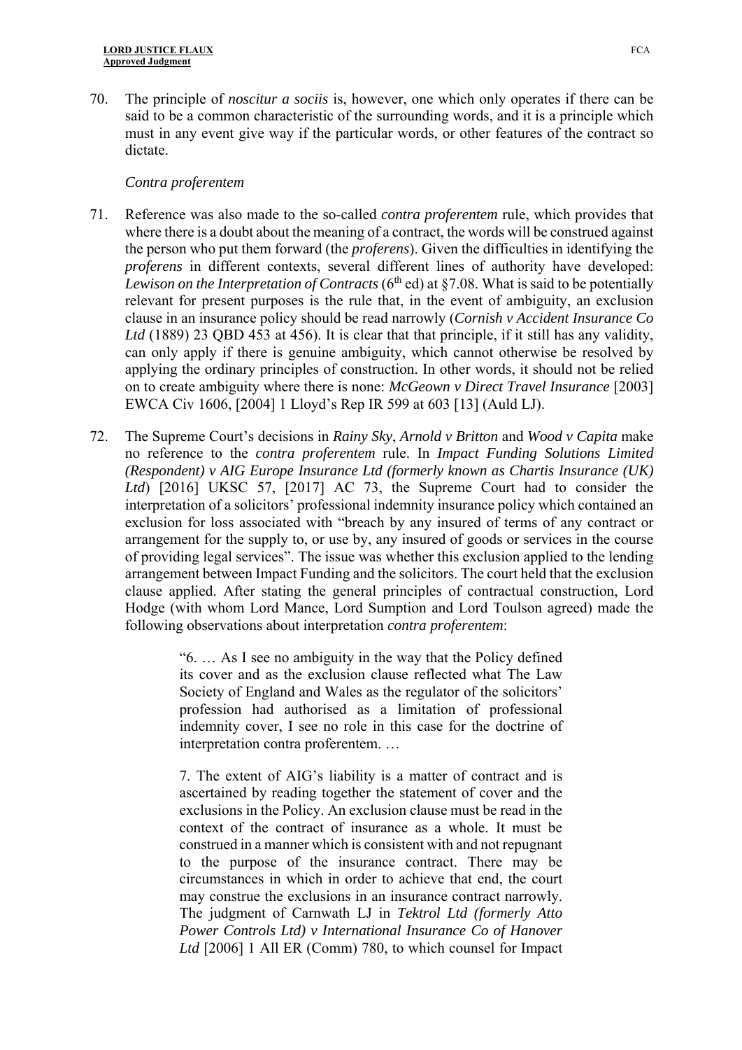70. The principle of *noscitur a sociis* is, however, one which only operates if there can be said to be a common characteristic of the surrounding words, and it is a principle which must in any event give way if the particular words, or other features of the contract so dictate.

*Contra proferentem*

71. Reference was also made to the so-called *contra proferentem* rule, which provides that where there is a doubt about the meaning of a contract, the words will be construed against the person who put them forward (the *proferens*). Given the difficulties in identifying the *proferens* in different contexts, several different lines of authority have developed: *Lewison on the Interpretation of Contracts* (6th ed) at §7.08. What is said to be potentially relevant for present purposes is the rule that, in the event of ambiguity, an exclusion clause in an insurance policy should be read narrowly (*Cornish v Accident Insurance Co Ltd* (1889) 23 QBD 453 at 456). It is clear that that principle, if it still has any validity, can only apply if there is genuine ambiguity, which cannot otherwise be resolved by applying the ordinary principles of construction. In other words, it should not be relied on to create ambiguity where there is none: *McGeown v Direct Travel Insurance* [2003] EWCA Civ 1606, [2004] 1 Lloyd's Rep IR 599 at 603 [13] (Auld LJ).

72. The Supreme Court's decisions in *Rainy Sky*, *Arnold v Britton* and *Wood v Capita* make no reference to the *contra proferentem* rule. In *Impact Funding Solutions Limited (Respondent) v AIG Europe Insurance Ltd (formerly known as Chartis Insurance (UK) Ltd*) [2016] UKSC 57, [2017] AC 73, the Supreme Court had to consider the interpretation of a solicitors' professional indemnity insurance policy which contained an exclusion for loss associated with "breach by any insured of terms of any contract or arrangement for the supply to, or use by, any insured of goods or services in the course of providing legal services". The issue was whether this exclusion applied to the lending arrangement between Impact Funding and the solicitors. The court held that the exclusion clause applied. After stating the general principles of contractual construction, Lord Hodge (with whom Lord Mance, Lord Sumption and Lord Toulson agreed) made the following observations about interpretation *contra proferentem*:

> "6. … As I see no ambiguity in the way that the Policy defined its cover and as the exclusion clause reflected what The Law Society of England and Wales as the regulator of the solicitors' profession had authorised as a limitation of professional indemnity cover, I see no role in this case for the doctrine of interpretation contra proferentem. …
>
> 7. The extent of AIG's liability is a matter of contract and is ascertained by reading together the statement of cover and the exclusions in the Policy. An exclusion clause must be read in the context of the contract of insurance as a whole. It must be construed in a manner which is consistent with and not repugnant to the purpose of the insurance contract. There may be circumstances in which in order to achieve that end, the court may construe the exclusions in an insurance contract narrowly. The judgment of Carnwath LJ in *Tektrol Ltd (formerly Atto Power Controls Ltd) v International Insurance Co of Hanover Ltd* [2006] 1 All ER (Comm) 780, to which counsel for Impact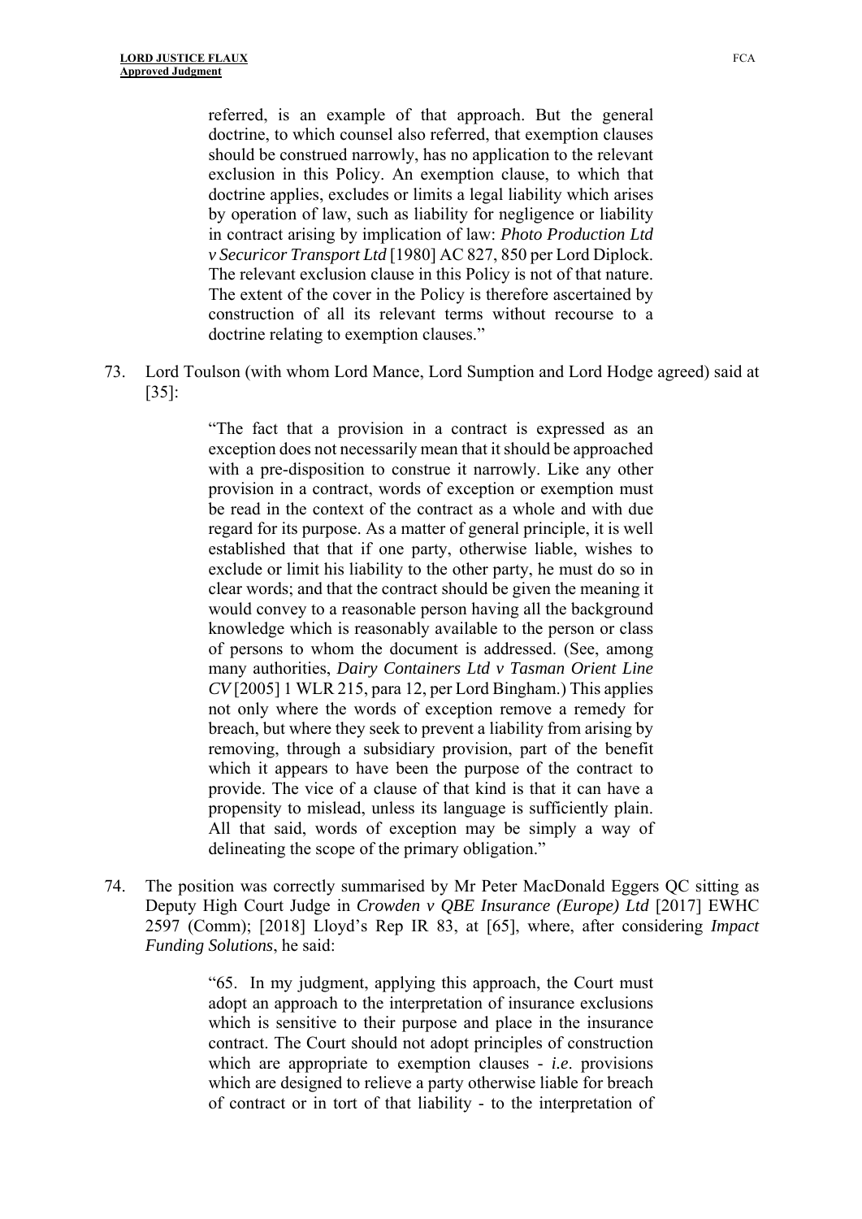> referred, is an example of that approach. But the general doctrine, to which counsel also referred, that exemption clauses should be construed narrowly, has no application to the relevant exclusion in this Policy. An exemption clause, to which that doctrine applies, excludes or limits a legal liability which arises by operation of law, such as liability for negligence or liability in contract arising by implication of law: *Photo Production Ltd v Securicor Transport Ltd* [1980] AC 827, 850 per Lord Diplock. The relevant exclusion clause in this Policy is not of that nature. The extent of the cover in the Policy is therefore ascertained by construction of all its relevant terms without recourse to a doctrine relating to exemption clauses."

73. Lord Toulson (with whom Lord Mance, Lord Sumption and Lord Hodge agreed) said at [35]:

> "The fact that a provision in a contract is expressed as an exception does not necessarily mean that it should be approached with a pre-disposition to construe it narrowly. Like any other provision in a contract, words of exception or exemption must be read in the context of the contract as a whole and with due regard for its purpose. As a matter of general principle, it is well established that that if one party, otherwise liable, wishes to exclude or limit his liability to the other party, he must do so in clear words; and that the contract should be given the meaning it would convey to a reasonable person having all the background knowledge which is reasonably available to the person or class of persons to whom the document is addressed. (See, among many authorities, *Dairy Containers Ltd v Tasman Orient Line CV* [2005] 1 WLR 215, para 12, per Lord Bingham.) This applies not only where the words of exception remove a remedy for breach, but where they seek to prevent a liability from arising by removing, through a subsidiary provision, part of the benefit which it appears to have been the purpose of the contract to provide. The vice of a clause of that kind is that it can have a propensity to mislead, unless its language is sufficiently plain. All that said, words of exception may be simply a way of delineating the scope of the primary obligation."

74. The position was correctly summarised by Mr Peter MacDonald Eggers QC sitting as Deputy High Court Judge in *Crowden v QBE Insurance (Europe) Ltd* [2017] EWHC 2597 (Comm); [2018] Lloyd's Rep IR 83, at [65], where, after considering *Impact Funding Solutions*, he said:

> "65. In my judgment, applying this approach, the Court must adopt an approach to the interpretation of insurance exclusions which is sensitive to their purpose and place in the insurance contract. The Court should not adopt principles of construction which are appropriate to exemption clauses - *i.e.* provisions which are designed to relieve a party otherwise liable for breach of contract or in tort of that liability - to the interpretation of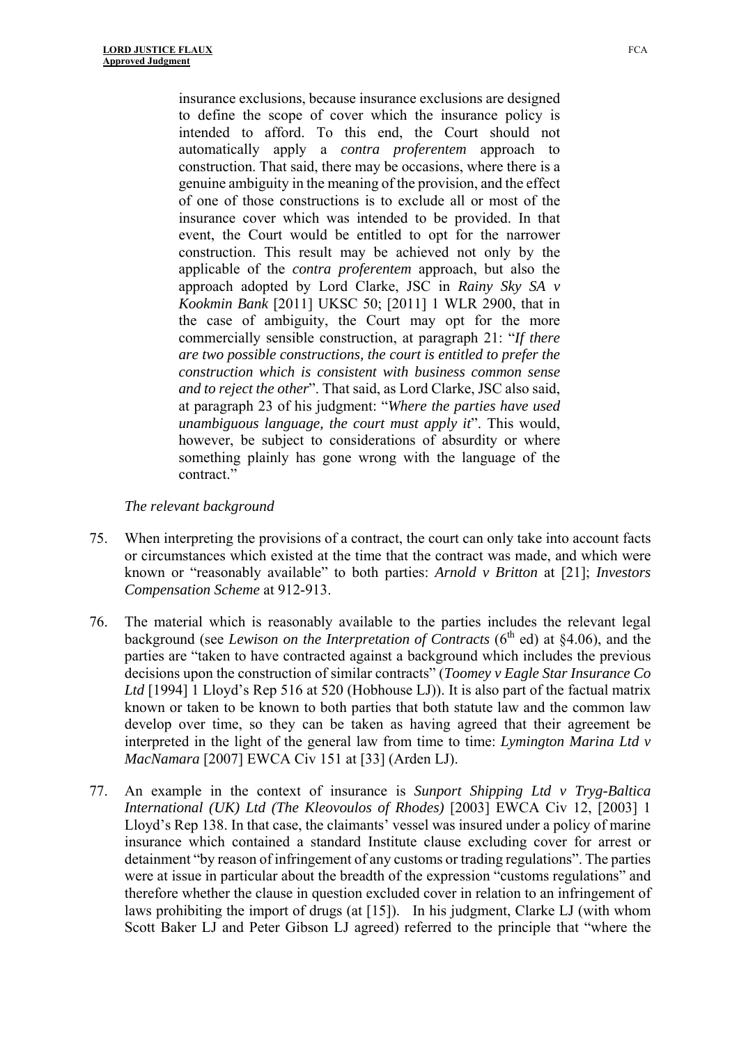> insurance exclusions, because insurance exclusions are designed to define the scope of cover which the insurance policy is intended to afford. To this end, the Court should not automatically apply a *contra proferentem* approach to construction. That said, there may be occasions, where there is a genuine ambiguity in the meaning of the provision, and the effect of one of those constructions is to exclude all or most of the insurance cover which was intended to be provided. In that event, the Court would be entitled to opt for the narrower construction. This result may be achieved not only by the applicable of the *contra proferentem* approach, but also the approach adopted by Lord Clarke, JSC in *Rainy Sky SA v Kookmin Bank* [2011] UKSC 50; [2011] 1 WLR 2900, that in the case of ambiguity, the Court may opt for the more commercially sensible construction, at paragraph 21: "*If there are two possible constructions, the court is entitled to prefer the construction which is consistent with business common sense and to reject the other*". That said, as Lord Clarke, JSC also said, at paragraph 23 of his judgment: "*Where the parties have used unambiguous language, the court must apply it*". This would, however, be subject to considerations of absurdity or where something plainly has gone wrong with the language of the contract."

*The relevant background*

75. When interpreting the provisions of a contract, the court can only take into account facts or circumstances which existed at the time that the contract was made, and which were known or "reasonably available" to both parties: *Arnold v Britton* at [21]; *Investors Compensation Scheme* at 912-913.

76. The material which is reasonably available to the parties includes the relevant legal background (see *Lewison on the Interpretation of Contracts* (6th ed) at §4.06), and the parties are "taken to have contracted against a background which includes the previous decisions upon the construction of similar contracts" (*Toomey v Eagle Star Insurance Co Ltd* [1994] 1 Lloyd's Rep 516 at 520 (Hobhouse LJ)). It is also part of the factual matrix known or taken to be known to both parties that both statute law and the common law develop over time, so they can be taken as having agreed that their agreement be interpreted in the light of the general law from time to time: *Lymington Marina Ltd v MacNamara* [2007] EWCA Civ 151 at [33] (Arden LJ).

77. An example in the context of insurance is *Sunport Shipping Ltd v Tryg-Baltica International (UK) Ltd (The Kleovoulos of Rhodes)* [2003] EWCA Civ 12, [2003] 1 Lloyd's Rep 138. In that case, the claimants' vessel was insured under a policy of marine insurance which contained a standard Institute clause excluding cover for arrest or detainment "by reason of infringement of any customs or trading regulations". The parties were at issue in particular about the breadth of the expression "customs regulations" and therefore whether the clause in question excluded cover in relation to an infringement of laws prohibiting the import of drugs (at [15]). In his judgment, Clarke LJ (with whom Scott Baker LJ and Peter Gibson LJ agreed) referred to the principle that "where the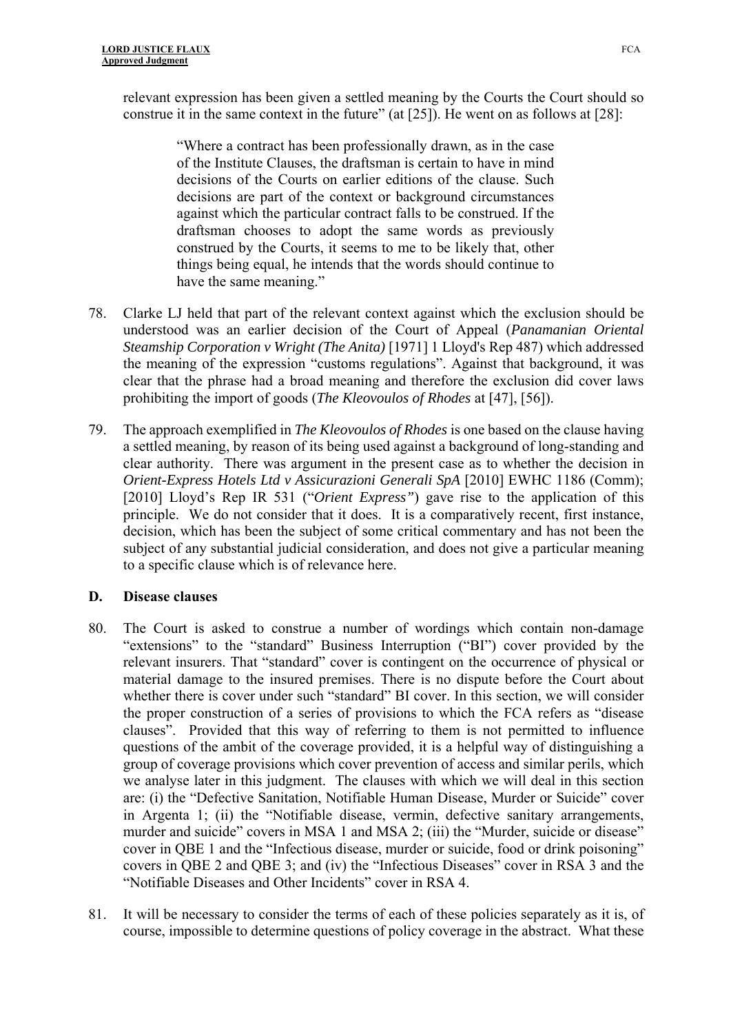relevant expression has been given a settled meaning by the Courts the Court should so construe it in the same context in the future" (at [25]). He went on as follows at [28]:

> "Where a contract has been professionally drawn, as in the case of the Institute Clauses, the draftsman is certain to have in mind decisions of the Courts on earlier editions of the clause. Such decisions are part of the context or background circumstances against which the particular contract falls to be construed. If the draftsman chooses to adopt the same words as previously construed by the Courts, it seems to me to be likely that, other things being equal, he intends that the words should continue to have the same meaning."

78. Clarke LJ held that part of the relevant context against which the exclusion should be understood was an earlier decision of the Court of Appeal (*Panamanian Oriental Steamship Corporation v Wright (The Anita)* [1971] 1 Lloyd's Rep 487) which addressed the meaning of the expression "customs regulations". Against that background, it was clear that the phrase had a broad meaning and therefore the exclusion did cover laws prohibiting the import of goods (*The Kleovoulos of Rhodes* at [47], [56]).

79. The approach exemplified in *The Kleovoulos of Rhodes* is one based on the clause having a settled meaning, by reason of its being used against a background of long-standing and clear authority. There was argument in the present case as to whether the decision in *Orient-Express Hotels Ltd v Assicurazioni Generali SpA* [2010] EWHC 1186 (Comm); [2010] Lloyd's Rep IR 531 ("*Orient Express*") gave rise to the application of this principle. We do not consider that it does. It is a comparatively recent, first instance, decision, which has been the subject of some critical commentary and has not been the subject of any substantial judicial consideration, and does not give a particular meaning to a specific clause which is of relevance here.

## D. Disease clauses

80. The Court is asked to construe a number of wordings which contain non-damage "extensions" to the "standard" Business Interruption ("BI") cover provided by the relevant insurers. That "standard" cover is contingent on the occurrence of physical or material damage to the insured premises. There is no dispute before the Court about whether there is cover under such "standard" BI cover. In this section, we will consider the proper construction of a series of provisions to which the FCA refers as "disease clauses". Provided that this way of referring to them is not permitted to influence questions of the ambit of the coverage provided, it is a helpful way of distinguishing a group of coverage provisions which cover prevention of access and similar perils, which we analyse later in this judgment. The clauses with which we will deal in this section are: (i) the "Defective Sanitation, Notifiable Human Disease, Murder or Suicide" cover in Argenta 1; (ii) the "Notifiable disease, vermin, defective sanitary arrangements, murder and suicide" covers in MSA 1 and MSA 2; (iii) the "Murder, suicide or disease" cover in QBE 1 and the "Infectious disease, murder or suicide, food or drink poisoning" covers in QBE 2 and QBE 3; and (iv) the "Infectious Diseases" cover in RSA 3 and the "Notifiable Diseases and Other Incidents" cover in RSA 4.

81. It will be necessary to consider the terms of each of these policies separately as it is, of course, impossible to determine questions of policy coverage in the abstract. What these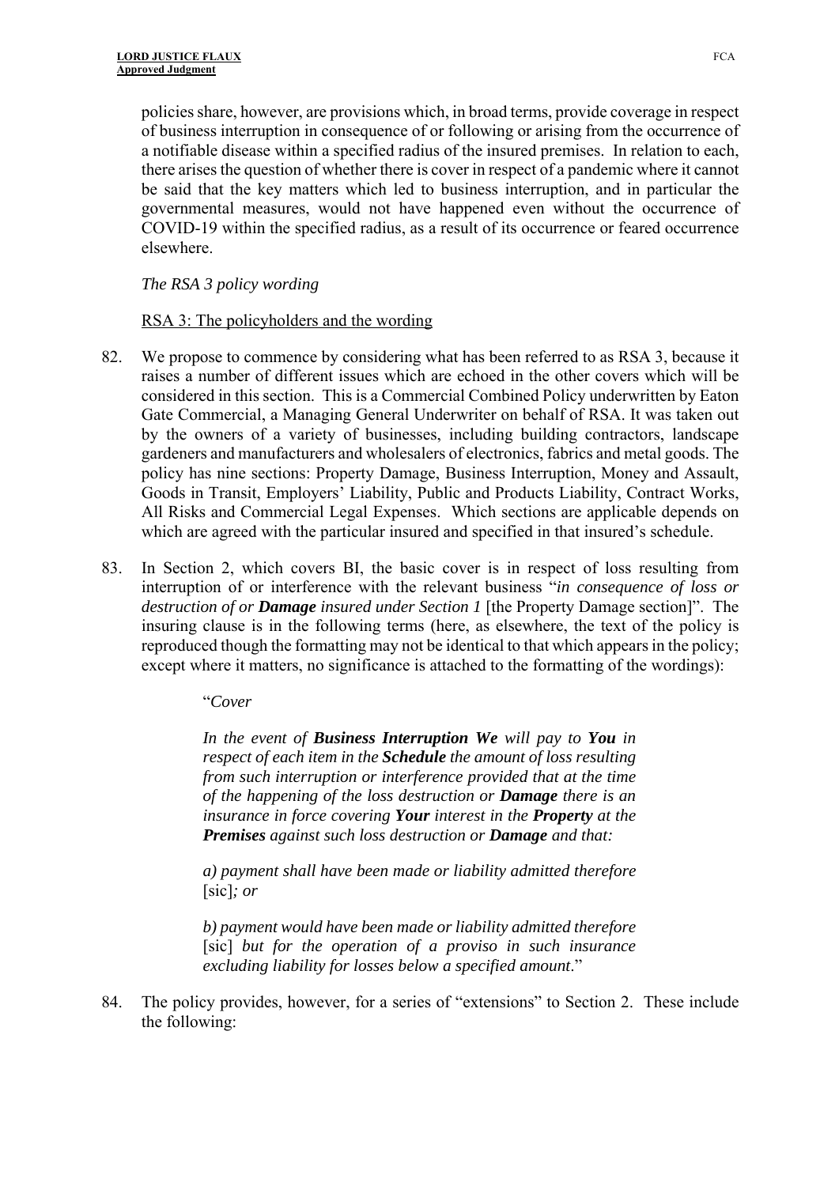policies share, however, are provisions which, in broad terms, provide coverage in respect of business interruption in consequence of or following or arising from the occurrence of a notifiable disease within a specified radius of the insured premises. In relation to each, there arises the question of whether there is cover in respect of a pandemic where it cannot be said that the key matters which led to business interruption, and in particular the governmental measures, would not have happened even without the occurrence of COVID-19 within the specified radius, as a result of its occurrence or feared occurrence elsewhere.

*The RSA 3 policy wording*

RSA 3: The policyholders and the wording

82. We propose to commence by considering what has been referred to as RSA 3, because it raises a number of different issues which are echoed in the other covers which will be considered in this section. This is a Commercial Combined Policy underwritten by Eaton Gate Commercial, a Managing General Underwriter on behalf of RSA. It was taken out by the owners of a variety of businesses, including building contractors, landscape gardeners and manufacturers and wholesalers of electronics, fabrics and metal goods. The policy has nine sections: Property Damage, Business Interruption, Money and Assault, Goods in Transit, Employers' Liability, Public and Products Liability, Contract Works, All Risks and Commercial Legal Expenses. Which sections are applicable depends on which are agreed with the particular insured and specified in that insured's schedule.

83. In Section 2, which covers BI, the basic cover is in respect of loss resulting from interruption of or interference with the relevant business "*in consequence of loss or destruction of or **Damage** insured under Section 1* [the Property Damage section]". The insuring clause is in the following terms (here, as elsewhere, the text of the policy is reproduced though the formatting may not be identical to that which appears in the policy; except where it matters, no significance is attached to the formatting of the wordings):

    "*Cover*

    *In the event of **Business Interruption We** will pay to **You** in respect of each item in the **Schedule** the amount of loss resulting from such interruption or interference provided that at the time of the happening of the loss destruction or **Damage** there is an insurance in force covering **Your** interest in the **Property** at the **Premises** against such loss destruction or **Damage** and that:*

    *a) payment shall have been made or liability admitted therefore* [sic]*; or*

    *b) payment would have been made or liability admitted therefore* [sic] *but for the operation of a proviso in such insurance excluding liability for losses below a specified amount*."

84. The policy provides, however, for a series of "extensions" to Section 2. These include the following: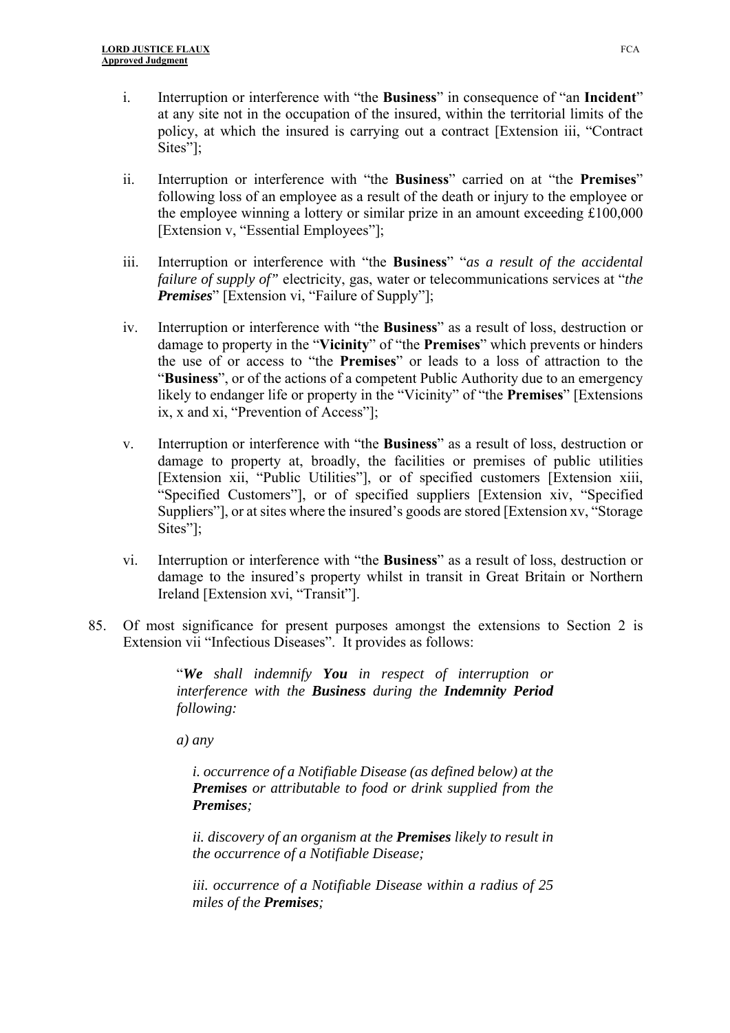i. Interruption or interference with "the **Business**" in consequence of "an **Incident**" at any site not in the occupation of the insured, within the territorial limits of the policy, at which the insured is carrying out a contract [Extension iii, "Contract Sites"];

ii. Interruption or interference with "the **Business**" carried on at "the **Premises**" following loss of an employee as a result of the death or injury to the employee or the employee winning a lottery or similar prize in an amount exceeding £100,000 [Extension v, "Essential Employees"];

iii. Interruption or interference with "the **Business**" "*as a result of the accidental failure of supply of"* electricity, gas, water or telecommunications services at "*the **Premises***" [Extension vi, "Failure of Supply"];

iv. Interruption or interference with "the **Business**" as a result of loss, destruction or damage to property in the "**Vicinity**" of "the **Premises**" which prevents or hinders the use of or access to "the **Premises**" or leads to a loss of attraction to the "**Business**", or of the actions of a competent Public Authority due to an emergency likely to endanger life or property in the "Vicinity" of "the **Premises**" [Extensions ix, x and xi, "Prevention of Access"];

v. Interruption or interference with "the **Business**" as a result of loss, destruction or damage to property at, broadly, the facilities or premises of public utilities [Extension xii, "Public Utilities"], or of specified customers [Extension xiii, "Specified Customers"], or of specified suppliers [Extension xiv, "Specified Suppliers"], or at sites where the insured's goods are stored [Extension xv, "Storage Sites"];

vi. Interruption or interference with "the **Business**" as a result of loss, destruction or damage to the insured's property whilst in transit in Great Britain or Northern Ireland [Extension xvi, "Transit"].

85. Of most significance for present purposes amongst the extensions to Section 2 is Extension vii "Infectious Diseases". It provides as follows:

> "***We*** *shall indemnify* ***You*** *in respect of interruption or interference with the* ***Business*** *during the* ***Indemnity Period*** *following:*
>
> *a) any*
>
> *i. occurrence of a Notifiable Disease (as defined below) at the* ***Premises*** *or attributable to food or drink supplied from the* ***Premises****;*
>
> *ii. discovery of an organism at the* ***Premises*** *likely to result in the occurrence of a Notifiable Disease;*
>
> *iii. occurrence of a Notifiable Disease within a radius of 25 miles of the* ***Premises****;*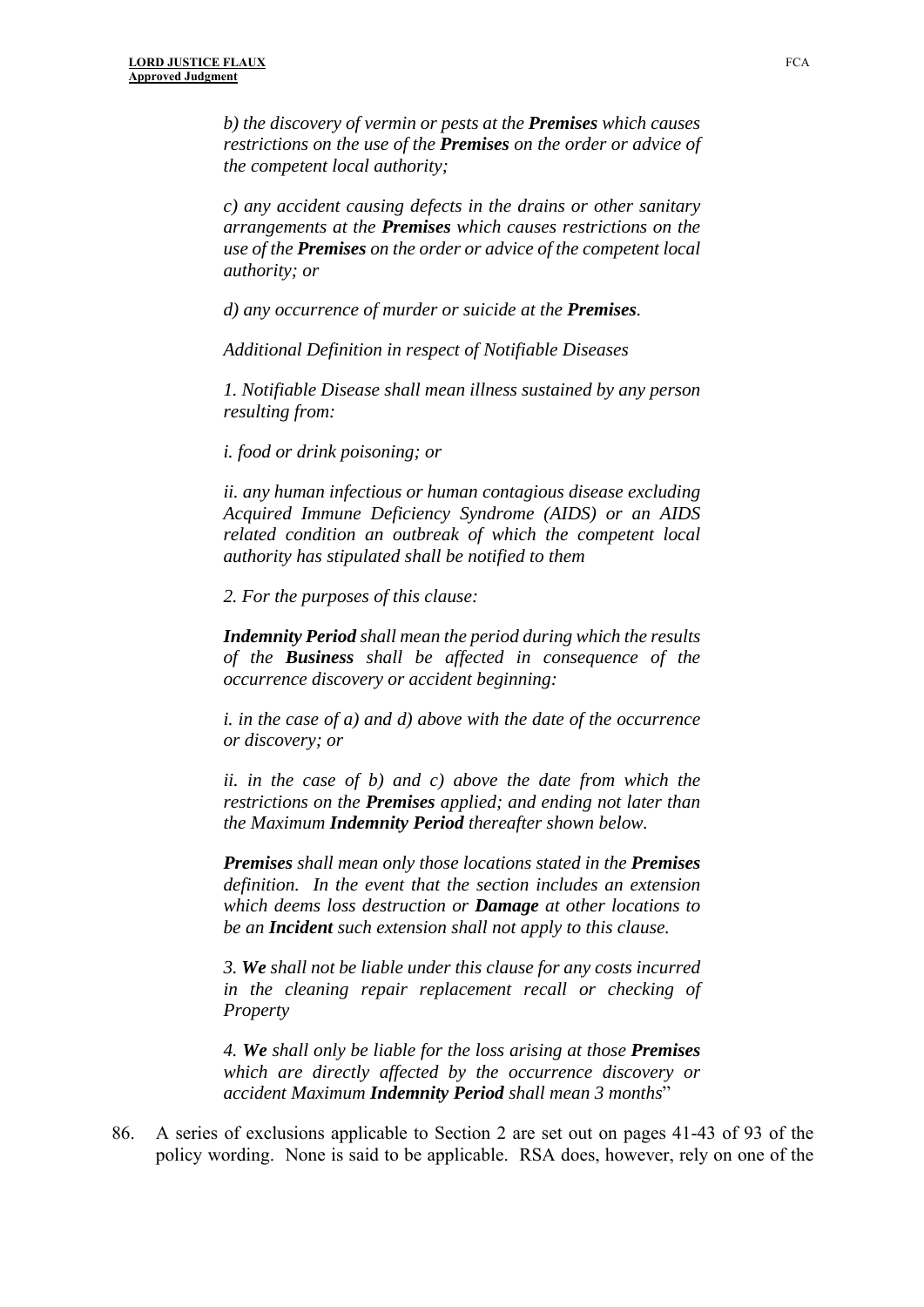*b) the discovery of vermin or pests at the **Premises** which causes restrictions on the use of the **Premises** on the order or advice of the competent local authority;*

*c) any accident causing defects in the drains or other sanitary arrangements at the **Premises** which causes restrictions on the use of the **Premises** on the order or advice of the competent local authority; or*

*d) any occurrence of murder or suicide at the **Premises**.*

*Additional Definition in respect of Notifiable Diseases*

*1. Notifiable Disease shall mean illness sustained by any person resulting from:*

*i. food or drink poisoning; or*

*ii. any human infectious or human contagious disease excluding Acquired Immune Deficiency Syndrome (AIDS) or an AIDS related condition an outbreak of which the competent local authority has stipulated shall be notified to them*

*2. For the purposes of this clause:*

***Indemnity Period** shall mean the period during which the results of the **Business** shall be affected in consequence of the occurrence discovery or accident beginning:*

*i. in the case of a) and d) above with the date of the occurrence or discovery; or*

*ii. in the case of b) and c) above the date from which the restrictions on the **Premises** applied; and ending not later than the Maximum **Indemnity Period** thereafter shown below.*

***Premises** shall mean only those locations stated in the **Premises** definition. In the event that the section includes an extension which deems loss destruction or **Damage** at other locations to be an **Incident** such extension shall not apply to this clause.*

*3. **We** shall not be liable under this clause for any costs incurred in the cleaning repair replacement recall or checking of Property*

*4. **We** shall only be liable for the loss arising at those **Premises** which are directly affected by the occurrence discovery or accident Maximum **Indemnity Period** shall mean 3 months*"

86. A series of exclusions applicable to Section 2 are set out on pages 41-43 of 93 of the policy wording. None is said to be applicable. RSA does, however, rely on one of the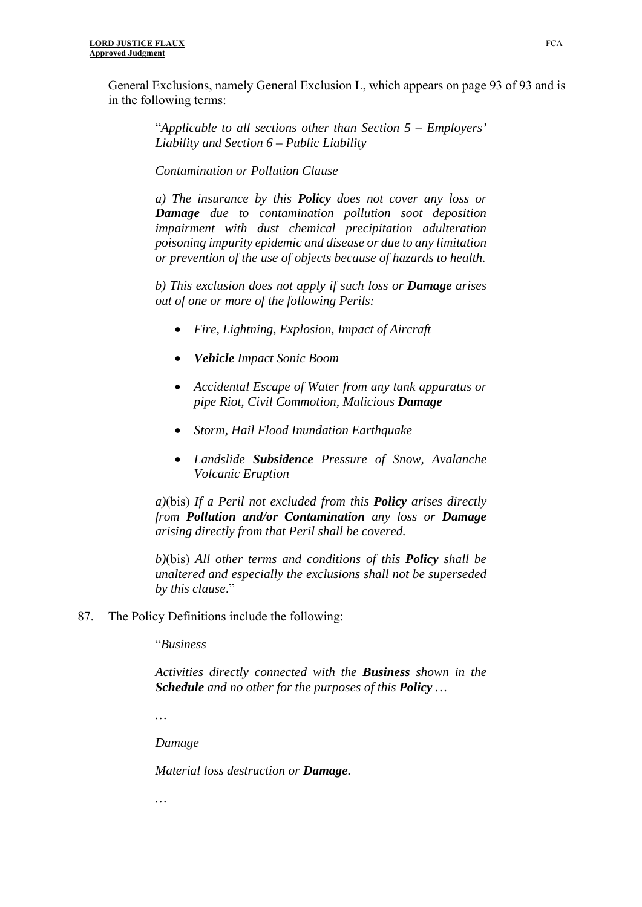General Exclusions, namely General Exclusion L, which appears on page 93 of 93 and is in the following terms:

> "*Applicable to all sections other than Section 5 – Employers' Liability and Section 6 – Public Liability*
>
> *Contamination or Pollution Clause*
>
> *a) The insurance by this **Policy** does not cover any loss or **Damage** due to contamination pollution soot deposition impairment with dust chemical precipitation adulteration poisoning impurity epidemic and disease or due to any limitation or prevention of the use of objects because of hazards to health.*
>
> *b) This exclusion does not apply if such loss or **Damage** arises out of one or more of the following Perils:*
>
> - *Fire, Lightning, Explosion, Impact of Aircraft*
> - ***Vehicle** Impact Sonic Boom*
> - *Accidental Escape of Water from any tank apparatus or pipe Riot, Civil Commotion, Malicious **Damage***
> - *Storm, Hail Flood Inundation Earthquake*
> - *Landslide **Subsidence** Pressure of Snow, Avalanche Volcanic Eruption*
>
> *a)*(bis) *If a Peril not excluded from this **Policy** arises directly from **Pollution and/or Contamination** any loss or **Damage** arising directly from that Peril shall be covered.*
>
> *b)*(bis) *All other terms and conditions of this **Policy** shall be unaltered and especially the exclusions shall not be superseded by this clause*."

87. The Policy Definitions include the following:

> "*Business*
>
> *Activities directly connected with the **Business** shown in the **Schedule** and no other for the purposes of this **Policy** …*
>
> …
>
> *Damage*
>
> *Material loss destruction or **Damage**.*
>
> …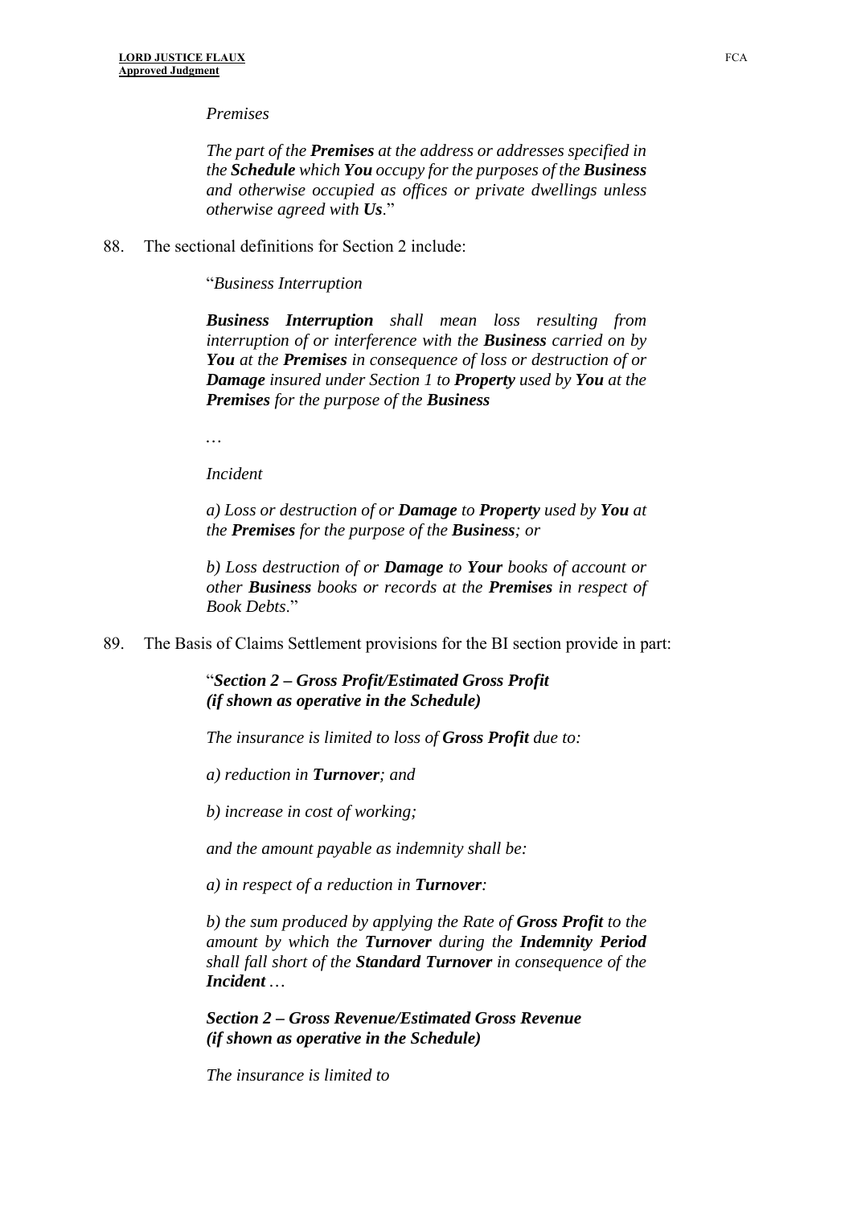*Premises*

*The part of the **Premises** at the address or addresses specified in the **Schedule** which **You** occupy for the purposes of the **Business** and otherwise occupied as offices or private dwellings unless otherwise agreed with **Us**.*"

88. The sectional definitions for Section 2 include:

"*Business Interruption*

***Business Interruption** shall mean loss resulting from interruption of or interference with the **Business** carried on by **You** at the **Premises** in consequence of loss or destruction of or **Damage** insured under Section 1 to **Property** used by **You** at the **Premises** for the purpose of the **Business***

*…*

*Incident*

*a) Loss or destruction of or **Damage** to **Property** used by **You** at the **Premises** for the purpose of the **Business**; or*

*b) Loss destruction of or **Damage** to **Your** books of account or other **Business** books or records at the **Premises** in respect of Book Debts*."

89. The Basis of Claims Settlement provisions for the BI section provide in part:

"***Section 2 – Gross Profit/Estimated Gross Profit (if shown as operative in the Schedule)***

*The insurance is limited to loss of **Gross Profit** due to:*

*a) reduction in **Turnover**; and*

*b) increase in cost of working;*

*and the amount payable as indemnity shall be:*

*a) in respect of a reduction in **Turnover**:*

*b) the sum produced by applying the Rate of **Gross Profit** to the amount by which the **Turnover** during the **Indemnity Period** shall fall short of the **Standard Turnover** in consequence of the **Incident** …*

***Section 2 – Gross Revenue/Estimated Gross Revenue (if shown as operative in the Schedule)***

*The insurance is limited to*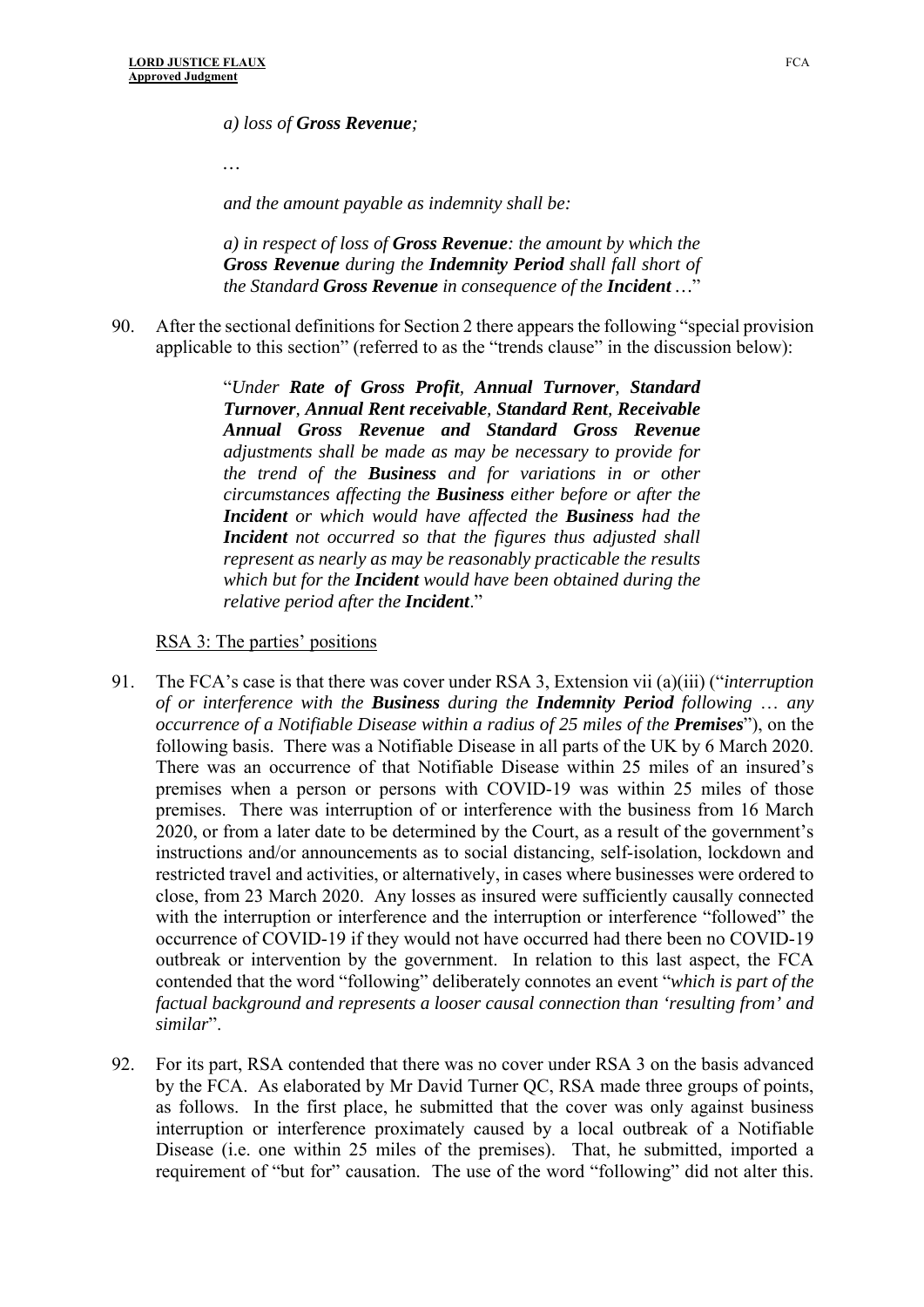*a) loss of **Gross Revenue**;*

…

*and the amount payable as indemnity shall be:*

*a) in respect of loss of **Gross Revenue**: the amount by which the **Gross Revenue** during the **Indemnity Period** shall fall short of the Standard **Gross Revenue** in consequence of the **Incident** …*"

90. After the sectional definitions for Section 2 there appears the following "special provision applicable to this section" (referred to as the "trends clause" in the discussion below):

> "*Under **Rate of Gross Profit**, **Annual Turnover**, **Standard Turnover**, **Annual Rent receivable**, **Standard Rent**, **Receivable Annual Gross Revenue and Standard Gross Revenue** adjustments shall be made as may be necessary to provide for the trend of the **Business** and for variations in or other circumstances affecting the **Business** either before or after the **Incident** or which would have affected the **Business** had the **Incident** not occurred so that the figures thus adjusted shall represent as nearly as may be reasonably practicable the results which but for the **Incident** would have been obtained during the relative period after the **Incident**.*"

RSA 3: The parties' positions

91. The FCA's case is that there was cover under RSA 3, Extension vii (a)(iii) ("*interruption of or interference with the **Business** during the **Indemnity Period** following … any occurrence of a Notifiable Disease within a radius of 25 miles of the **Premises***"), on the following basis. There was a Notifiable Disease in all parts of the UK by 6 March 2020. There was an occurrence of that Notifiable Disease within 25 miles of an insured's premises when a person or persons with COVID-19 was within 25 miles of those premises. There was interruption of or interference with the business from 16 March 2020, or from a later date to be determined by the Court, as a result of the government's instructions and/or announcements as to social distancing, self-isolation, lockdown and restricted travel and activities, or alternatively, in cases where businesses were ordered to close, from 23 March 2020. Any losses as insured were sufficiently causally connected with the interruption or interference and the interruption or interference "followed" the occurrence of COVID-19 if they would not have occurred had there been no COVID-19 outbreak or intervention by the government. In relation to this last aspect, the FCA contended that the word "following" deliberately connotes an event "*which is part of the factual background and represents a looser causal connection than 'resulting from' and similar*".

92. For its part, RSA contended that there was no cover under RSA 3 on the basis advanced by the FCA. As elaborated by Mr David Turner QC, RSA made three groups of points, as follows. In the first place, he submitted that the cover was only against business interruption or interference proximately caused by a local outbreak of a Notifiable Disease (i.e. one within 25 miles of the premises). That, he submitted, imported a requirement of "but for" causation. The use of the word "following" did not alter this.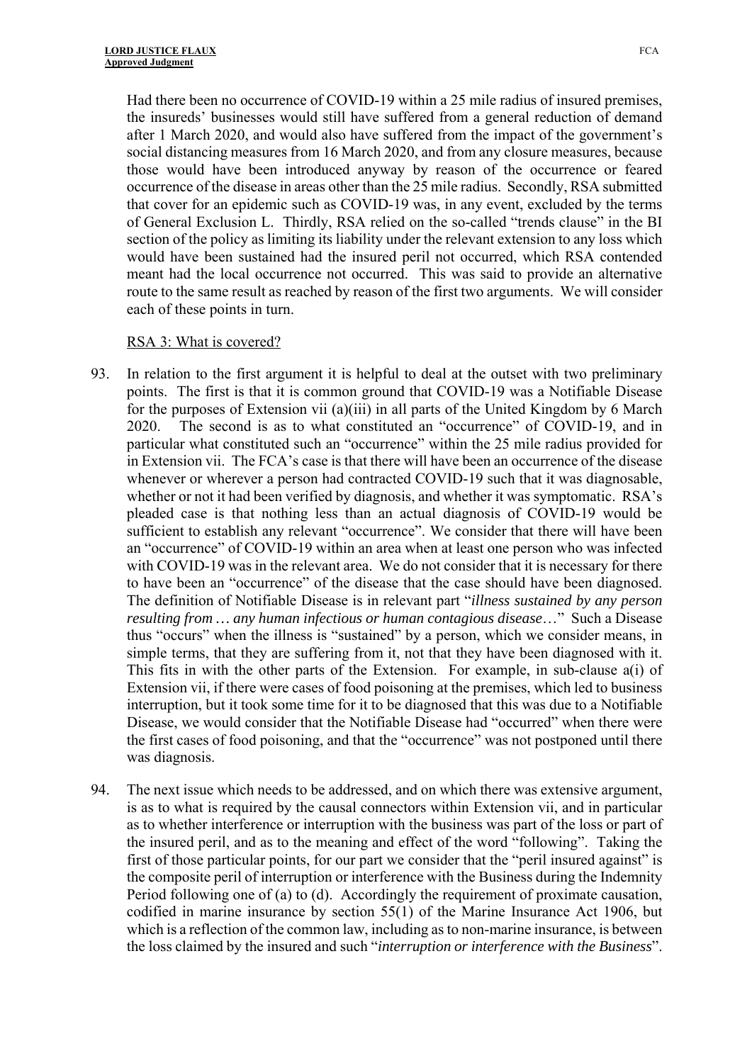Had there been no occurrence of COVID-19 within a 25 mile radius of insured premises, the insureds' businesses would still have suffered from a general reduction of demand after 1 March 2020, and would also have suffered from the impact of the government's social distancing measures from 16 March 2020, and from any closure measures, because those would have been introduced anyway by reason of the occurrence or feared occurrence of the disease in areas other than the 25 mile radius. Secondly, RSA submitted that cover for an epidemic such as COVID-19 was, in any event, excluded by the terms of General Exclusion L. Thirdly, RSA relied on the so-called "trends clause" in the BI section of the policy as limiting its liability under the relevant extension to any loss which would have been sustained had the insured peril not occurred, which RSA contended meant had the local occurrence not occurred. This was said to provide an alternative route to the same result as reached by reason of the first two arguments. We will consider each of these points in turn.

RSA 3: What is covered?

93. In relation to the first argument it is helpful to deal at the outset with two preliminary points. The first is that it is common ground that COVID-19 was a Notifiable Disease for the purposes of Extension vii (a)(iii) in all parts of the United Kingdom by 6 March 2020. The second is as to what constituted an "occurrence" of COVID-19, and in particular what constituted such an "occurrence" within the 25 mile radius provided for in Extension vii. The FCA's case is that there will have been an occurrence of the disease whenever or wherever a person had contracted COVID-19 such that it was diagnosable, whether or not it had been verified by diagnosis, and whether it was symptomatic. RSA's pleaded case is that nothing less than an actual diagnosis of COVID-19 would be sufficient to establish any relevant "occurrence". We consider that there will have been an "occurrence" of COVID-19 within an area when at least one person who was infected with COVID-19 was in the relevant area. We do not consider that it is necessary for there to have been an "occurrence" of the disease that the case should have been diagnosed. The definition of Notifiable Disease is in relevant part "*illness sustained by any person resulting from … any human infectious or human contagious disease*…" Such a Disease thus "occurs" when the illness is "sustained" by a person, which we consider means, in simple terms, that they are suffering from it, not that they have been diagnosed with it. This fits in with the other parts of the Extension. For example, in sub-clause a(i) of Extension vii, if there were cases of food poisoning at the premises, which led to business interruption, but it took some time for it to be diagnosed that this was due to a Notifiable Disease, we would consider that the Notifiable Disease had "occurred" when there were the first cases of food poisoning, and that the "occurrence" was not postponed until there was diagnosis.

94. The next issue which needs to be addressed, and on which there was extensive argument, is as to what is required by the causal connectors within Extension vii, and in particular as to whether interference or interruption with the business was part of the loss or part of the insured peril, and as to the meaning and effect of the word "following". Taking the first of those particular points, for our part we consider that the "peril insured against" is the composite peril of interruption or interference with the Business during the Indemnity Period following one of (a) to (d). Accordingly the requirement of proximate causation, codified in marine insurance by section 55(1) of the Marine Insurance Act 1906, but which is a reflection of the common law, including as to non-marine insurance, is between the loss claimed by the insured and such "*interruption or interference with the Business*".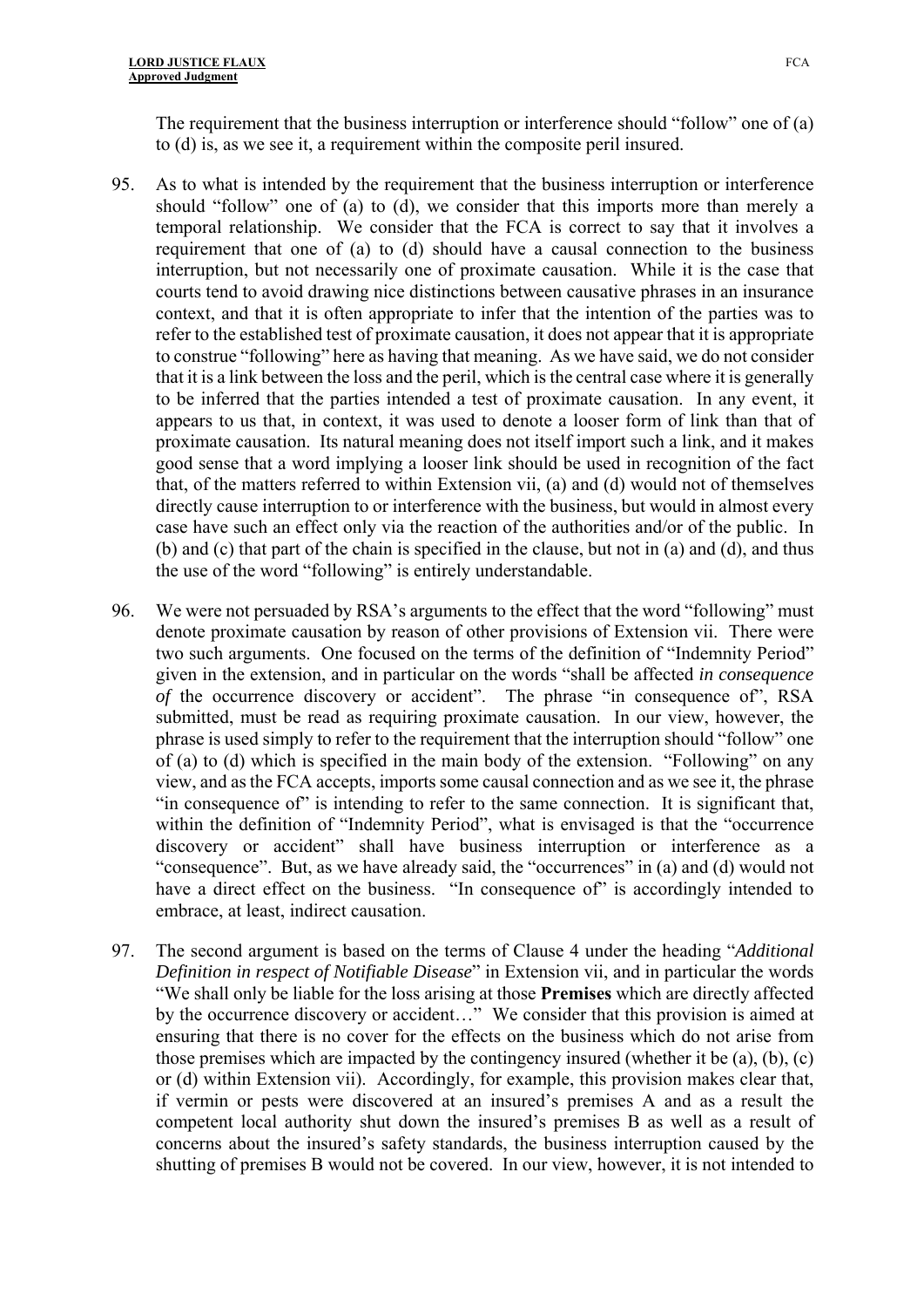The requirement that the business interruption or interference should "follow" one of (a) to (d) is, as we see it, a requirement within the composite peril insured.

95. As to what is intended by the requirement that the business interruption or interference should "follow" one of (a) to (d), we consider that this imports more than merely a temporal relationship. We consider that the FCA is correct to say that it involves a requirement that one of (a) to (d) should have a causal connection to the business interruption, but not necessarily one of proximate causation. While it is the case that courts tend to avoid drawing nice distinctions between causative phrases in an insurance context, and that it is often appropriate to infer that the intention of the parties was to refer to the established test of proximate causation, it does not appear that it is appropriate to construe "following" here as having that meaning. As we have said, we do not consider that it is a link between the loss and the peril, which is the central case where it is generally to be inferred that the parties intended a test of proximate causation. In any event, it appears to us that, in context, it was used to denote a looser form of link than that of proximate causation. Its natural meaning does not itself import such a link, and it makes good sense that a word implying a looser link should be used in recognition of the fact that, of the matters referred to within Extension vii, (a) and (d) would not of themselves directly cause interruption to or interference with the business, but would in almost every case have such an effect only via the reaction of the authorities and/or of the public. In (b) and (c) that part of the chain is specified in the clause, but not in (a) and (d), and thus the use of the word "following" is entirely understandable.

96. We were not persuaded by RSA's arguments to the effect that the word "following" must denote proximate causation by reason of other provisions of Extension vii. There were two such arguments. One focused on the terms of the definition of "Indemnity Period" given in the extension, and in particular on the words "shall be affected *in consequence of* the occurrence discovery or accident". The phrase "in consequence of", RSA submitted, must be read as requiring proximate causation. In our view, however, the phrase is used simply to refer to the requirement that the interruption should "follow" one of (a) to (d) which is specified in the main body of the extension. "Following" on any view, and as the FCA accepts, imports some causal connection and as we see it, the phrase "in consequence of" is intending to refer to the same connection. It is significant that, within the definition of "Indemnity Period", what is envisaged is that the "occurrence discovery or accident" shall have business interruption or interference as a "consequence". But, as we have already said, the "occurrences" in (a) and (d) would not have a direct effect on the business. "In consequence of" is accordingly intended to embrace, at least, indirect causation.

97. The second argument is based on the terms of Clause 4 under the heading "*Additional Definition in respect of Notifiable Disease*" in Extension vii, and in particular the words "We shall only be liable for the loss arising at those **Premises** which are directly affected by the occurrence discovery or accident…" We consider that this provision is aimed at ensuring that there is no cover for the effects on the business which do not arise from those premises which are impacted by the contingency insured (whether it be (a), (b), (c) or (d) within Extension vii). Accordingly, for example, this provision makes clear that, if vermin or pests were discovered at an insured's premises A and as a result the competent local authority shut down the insured's premises B as well as a result of concerns about the insured's safety standards, the business interruption caused by the shutting of premises B would not be covered. In our view, however, it is not intended to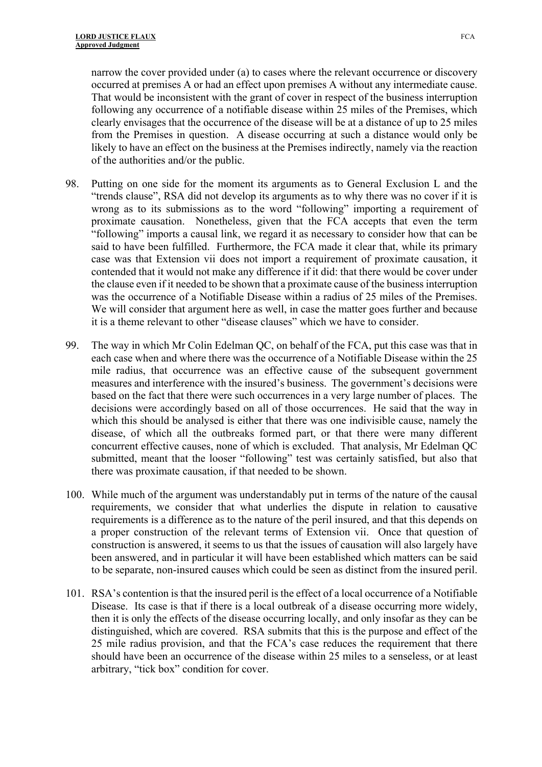narrow the cover provided under (a) to cases where the relevant occurrence or discovery occurred at premises A or had an effect upon premises A without any intermediate cause. That would be inconsistent with the grant of cover in respect of the business interruption following any occurrence of a notifiable disease within 25 miles of the Premises, which clearly envisages that the occurrence of the disease will be at a distance of up to 25 miles from the Premises in question. A disease occurring at such a distance would only be likely to have an effect on the business at the Premises indirectly, namely via the reaction of the authorities and/or the public.

98. Putting on one side for the moment its arguments as to General Exclusion L and the "trends clause", RSA did not develop its arguments as to why there was no cover if it is wrong as to its submissions as to the word "following" importing a requirement of proximate causation. Nonetheless, given that the FCA accepts that even the term "following" imports a causal link, we regard it as necessary to consider how that can be said to have been fulfilled. Furthermore, the FCA made it clear that, while its primary case was that Extension vii does not import a requirement of proximate causation, it contended that it would not make any difference if it did: that there would be cover under the clause even if it needed to be shown that a proximate cause of the business interruption was the occurrence of a Notifiable Disease within a radius of 25 miles of the Premises. We will consider that argument here as well, in case the matter goes further and because it is a theme relevant to other "disease clauses" which we have to consider.

99. The way in which Mr Colin Edelman QC, on behalf of the FCA, put this case was that in each case when and where there was the occurrence of a Notifiable Disease within the 25 mile radius, that occurrence was an effective cause of the subsequent government measures and interference with the insured's business. The government's decisions were based on the fact that there were such occurrences in a very large number of places. The decisions were accordingly based on all of those occurrences. He said that the way in which this should be analysed is either that there was one indivisible cause, namely the disease, of which all the outbreaks formed part, or that there were many different concurrent effective causes, none of which is excluded. That analysis, Mr Edelman QC submitted, meant that the looser "following" test was certainly satisfied, but also that there was proximate causation, if that needed to be shown.

100. While much of the argument was understandably put in terms of the nature of the causal requirements, we consider that what underlies the dispute in relation to causative requirements is a difference as to the nature of the peril insured, and that this depends on a proper construction of the relevant terms of Extension vii. Once that question of construction is answered, it seems to us that the issues of causation will also largely have been answered, and in particular it will have been established which matters can be said to be separate, non-insured causes which could be seen as distinct from the insured peril.

101. RSA's contention is that the insured peril is the effect of a local occurrence of a Notifiable Disease. Its case is that if there is a local outbreak of a disease occurring more widely, then it is only the effects of the disease occurring locally, and only insofar as they can be distinguished, which are covered. RSA submits that this is the purpose and effect of the 25 mile radius provision, and that the FCA's case reduces the requirement that there should have been an occurrence of the disease within 25 miles to a senseless, or at least arbitrary, "tick box" condition for cover.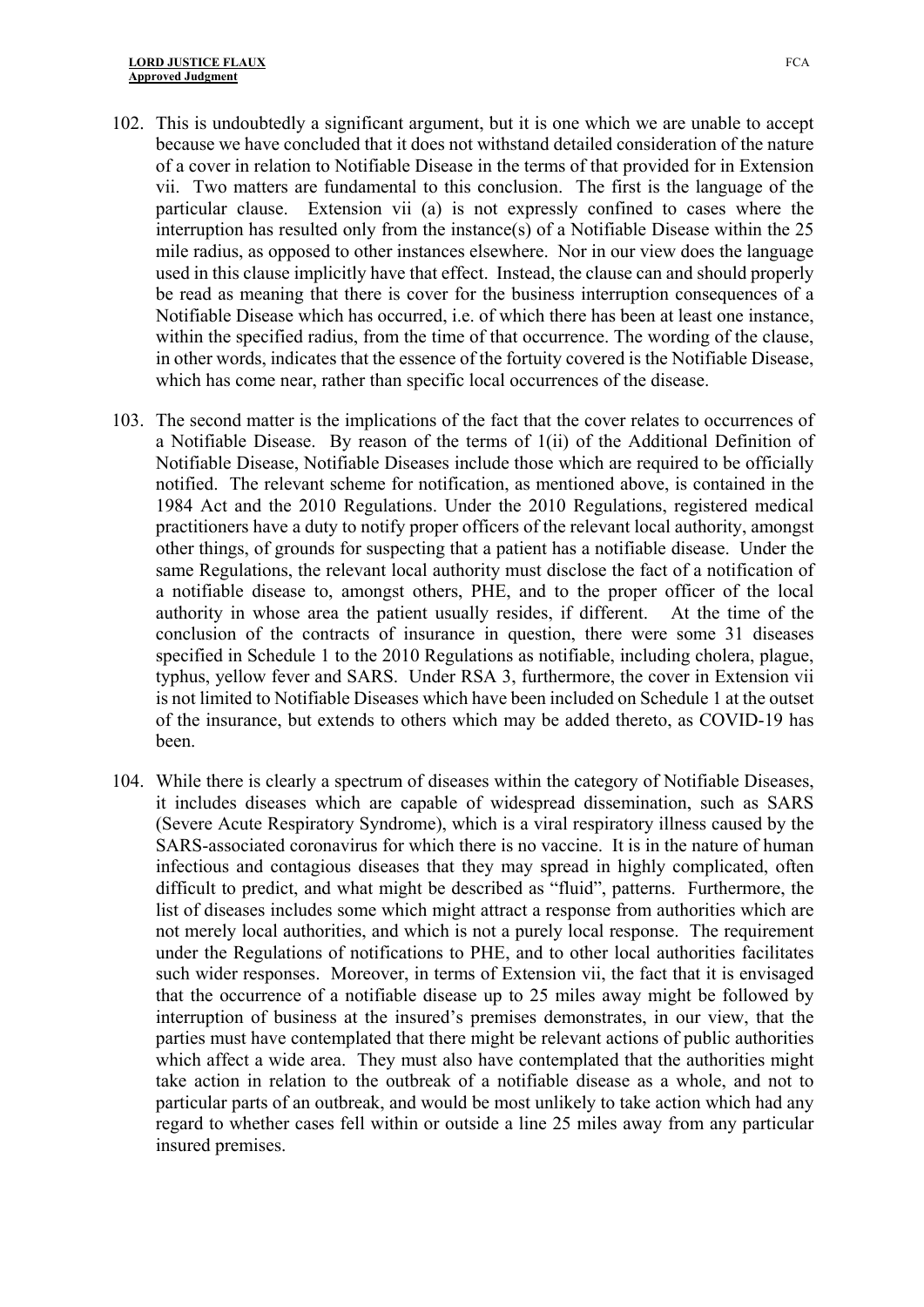102. This is undoubtedly a significant argument, but it is one which we are unable to accept because we have concluded that it does not withstand detailed consideration of the nature of a cover in relation to Notifiable Disease in the terms of that provided for in Extension vii. Two matters are fundamental to this conclusion. The first is the language of the particular clause. Extension vii (a) is not expressly confined to cases where the interruption has resulted only from the instance(s) of a Notifiable Disease within the 25 mile radius, as opposed to other instances elsewhere. Nor in our view does the language used in this clause implicitly have that effect. Instead, the clause can and should properly be read as meaning that there is cover for the business interruption consequences of a Notifiable Disease which has occurred, i.e. of which there has been at least one instance, within the specified radius, from the time of that occurrence. The wording of the clause, in other words, indicates that the essence of the fortuity covered is the Notifiable Disease, which has come near, rather than specific local occurrences of the disease.

103. The second matter is the implications of the fact that the cover relates to occurrences of a Notifiable Disease. By reason of the terms of 1(ii) of the Additional Definition of Notifiable Disease, Notifiable Diseases include those which are required to be officially notified. The relevant scheme for notification, as mentioned above, is contained in the 1984 Act and the 2010 Regulations. Under the 2010 Regulations, registered medical practitioners have a duty to notify proper officers of the relevant local authority, amongst other things, of grounds for suspecting that a patient has a notifiable disease. Under the same Regulations, the relevant local authority must disclose the fact of a notification of a notifiable disease to, amongst others, PHE, and to the proper officer of the local authority in whose area the patient usually resides, if different. At the time of the conclusion of the contracts of insurance in question, there were some 31 diseases specified in Schedule 1 to the 2010 Regulations as notifiable, including cholera, plague, typhus, yellow fever and SARS. Under RSA 3, furthermore, the cover in Extension vii is not limited to Notifiable Diseases which have been included on Schedule 1 at the outset of the insurance, but extends to others which may be added thereto, as COVID-19 has been.

104. While there is clearly a spectrum of diseases within the category of Notifiable Diseases, it includes diseases which are capable of widespread dissemination, such as SARS (Severe Acute Respiratory Syndrome), which is a viral respiratory illness caused by the SARS-associated coronavirus for which there is no vaccine. It is in the nature of human infectious and contagious diseases that they may spread in highly complicated, often difficult to predict, and what might be described as "fluid", patterns. Furthermore, the list of diseases includes some which might attract a response from authorities which are not merely local authorities, and which is not a purely local response. The requirement under the Regulations of notifications to PHE, and to other local authorities facilitates such wider responses. Moreover, in terms of Extension vii, the fact that it is envisaged that the occurrence of a notifiable disease up to 25 miles away might be followed by interruption of business at the insured's premises demonstrates, in our view, that the parties must have contemplated that there might be relevant actions of public authorities which affect a wide area. They must also have contemplated that the authorities might take action in relation to the outbreak of a notifiable disease as a whole, and not to particular parts of an outbreak, and would be most unlikely to take action which had any regard to whether cases fell within or outside a line 25 miles away from any particular insured premises.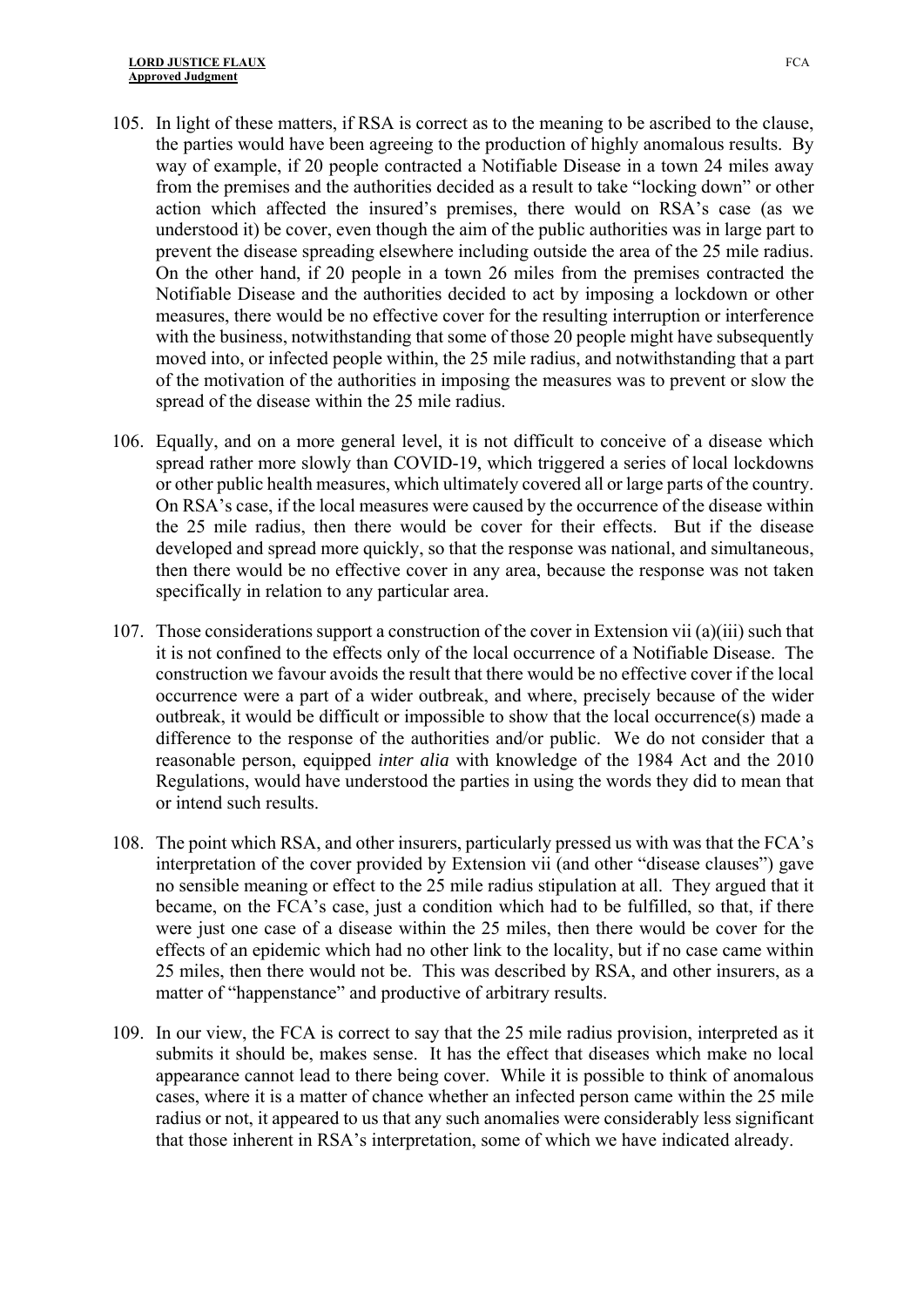105. In light of these matters, if RSA is correct as to the meaning to be ascribed to the clause, the parties would have been agreeing to the production of highly anomalous results. By way of example, if 20 people contracted a Notifiable Disease in a town 24 miles away from the premises and the authorities decided as a result to take "locking down" or other action which affected the insured's premises, there would on RSA's case (as we understood it) be cover, even though the aim of the public authorities was in large part to prevent the disease spreading elsewhere including outside the area of the 25 mile radius. On the other hand, if 20 people in a town 26 miles from the premises contracted the Notifiable Disease and the authorities decided to act by imposing a lockdown or other measures, there would be no effective cover for the resulting interruption or interference with the business, notwithstanding that some of those 20 people might have subsequently moved into, or infected people within, the 25 mile radius, and notwithstanding that a part of the motivation of the authorities in imposing the measures was to prevent or slow the spread of the disease within the 25 mile radius.

106. Equally, and on a more general level, it is not difficult to conceive of a disease which spread rather more slowly than COVID-19, which triggered a series of local lockdowns or other public health measures, which ultimately covered all or large parts of the country. On RSA's case, if the local measures were caused by the occurrence of the disease within the 25 mile radius, then there would be cover for their effects. But if the disease developed and spread more quickly, so that the response was national, and simultaneous, then there would be no effective cover in any area, because the response was not taken specifically in relation to any particular area.

107. Those considerations support a construction of the cover in Extension vii (a)(iii) such that it is not confined to the effects only of the local occurrence of a Notifiable Disease. The construction we favour avoids the result that there would be no effective cover if the local occurrence were a part of a wider outbreak, and where, precisely because of the wider outbreak, it would be difficult or impossible to show that the local occurrence(s) made a difference to the response of the authorities and/or public. We do not consider that a reasonable person, equipped *inter alia* with knowledge of the 1984 Act and the 2010 Regulations, would have understood the parties in using the words they did to mean that or intend such results.

108. The point which RSA, and other insurers, particularly pressed us with was that the FCA's interpretation of the cover provided by Extension vii (and other "disease clauses") gave no sensible meaning or effect to the 25 mile radius stipulation at all. They argued that it became, on the FCA's case, just a condition which had to be fulfilled, so that, if there were just one case of a disease within the 25 miles, then there would be cover for the effects of an epidemic which had no other link to the locality, but if no case came within 25 miles, then there would not be. This was described by RSA, and other insurers, as a matter of "happenstance" and productive of arbitrary results.

109. In our view, the FCA is correct to say that the 25 mile radius provision, interpreted as it submits it should be, makes sense. It has the effect that diseases which make no local appearance cannot lead to there being cover. While it is possible to think of anomalous cases, where it is a matter of chance whether an infected person came within the 25 mile radius or not, it appeared to us that any such anomalies were considerably less significant that those inherent in RSA's interpretation, some of which we have indicated already.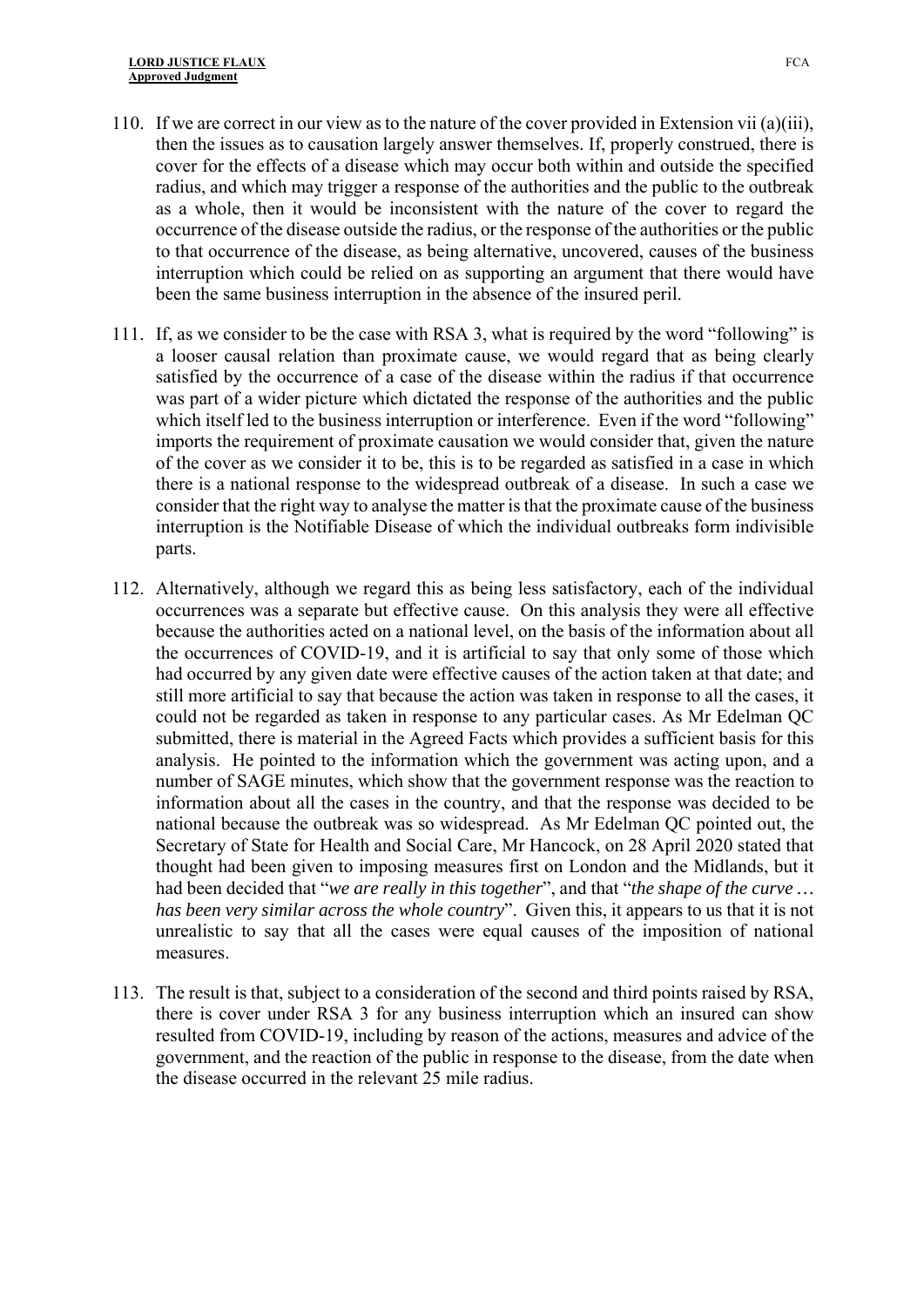110. If we are correct in our view as to the nature of the cover provided in Extension vii (a)(iii), then the issues as to causation largely answer themselves. If, properly construed, there is cover for the effects of a disease which may occur both within and outside the specified radius, and which may trigger a response of the authorities and the public to the outbreak as a whole, then it would be inconsistent with the nature of the cover to regard the occurrence of the disease outside the radius, or the response of the authorities or the public to that occurrence of the disease, as being alternative, uncovered, causes of the business interruption which could be relied on as supporting an argument that there would have been the same business interruption in the absence of the insured peril.

111. If, as we consider to be the case with RSA 3, what is required by the word "following" is a looser causal relation than proximate cause, we would regard that as being clearly satisfied by the occurrence of a case of the disease within the radius if that occurrence was part of a wider picture which dictated the response of the authorities and the public which itself led to the business interruption or interference. Even if the word "following" imports the requirement of proximate causation we would consider that, given the nature of the cover as we consider it to be, this is to be regarded as satisfied in a case in which there is a national response to the widespread outbreak of a disease. In such a case we consider that the right way to analyse the matter is that the proximate cause of the business interruption is the Notifiable Disease of which the individual outbreaks form indivisible parts.

112. Alternatively, although we regard this as being less satisfactory, each of the individual occurrences was a separate but effective cause. On this analysis they were all effective because the authorities acted on a national level, on the basis of the information about all the occurrences of COVID-19, and it is artificial to say that only some of those which had occurred by any given date were effective causes of the action taken at that date; and still more artificial to say that because the action was taken in response to all the cases, it could not be regarded as taken in response to any particular cases. As Mr Edelman QC submitted, there is material in the Agreed Facts which provides a sufficient basis for this analysis. He pointed to the information which the government was acting upon, and a number of SAGE minutes, which show that the government response was the reaction to information about all the cases in the country, and that the response was decided to be national because the outbreak was so widespread. As Mr Edelman QC pointed out, the Secretary of State for Health and Social Care, Mr Hancock, on 28 April 2020 stated that thought had been given to imposing measures first on London and the Midlands, but it had been decided that "*we are really in this together*", and that "*the shape of the curve … has been very similar across the whole country*". Given this, it appears to us that it is not unrealistic to say that all the cases were equal causes of the imposition of national measures.

113. The result is that, subject to a consideration of the second and third points raised by RSA, there is cover under RSA 3 for any business interruption which an insured can show resulted from COVID-19, including by reason of the actions, measures and advice of the government, and the reaction of the public in response to the disease, from the date when the disease occurred in the relevant 25 mile radius.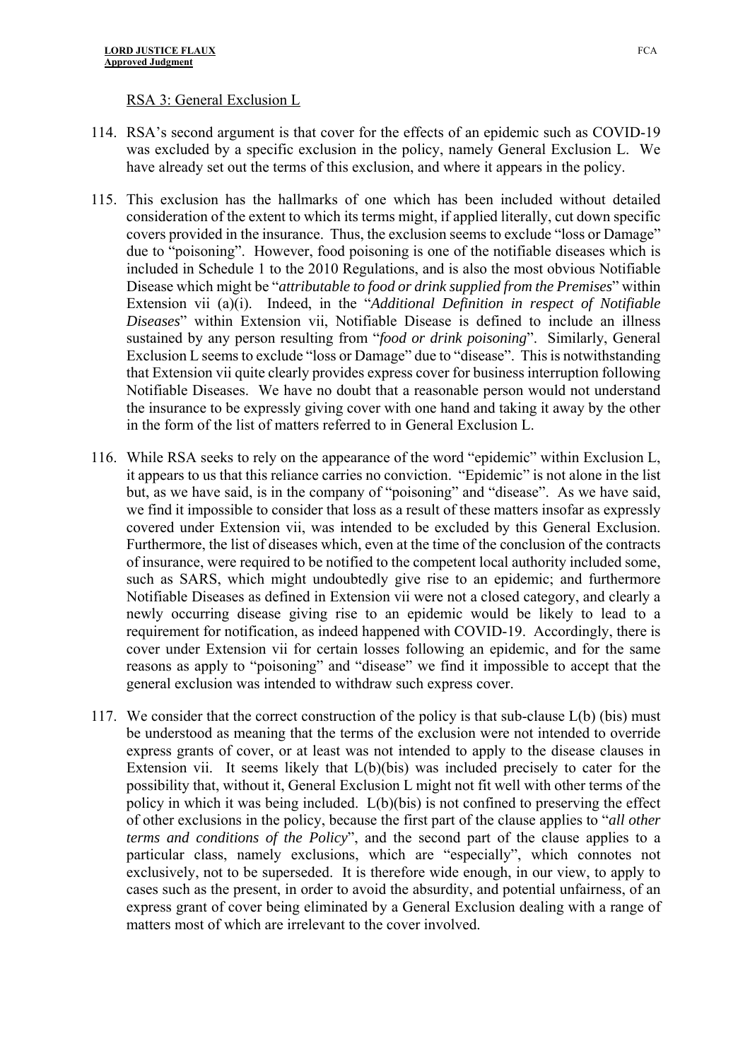RSA 3: General Exclusion L

114. RSA's second argument is that cover for the effects of an epidemic such as COVID-19 was excluded by a specific exclusion in the policy, namely General Exclusion L. We have already set out the terms of this exclusion, and where it appears in the policy.

115. This exclusion has the hallmarks of one which has been included without detailed consideration of the extent to which its terms might, if applied literally, cut down specific covers provided in the insurance. Thus, the exclusion seems to exclude "loss or Damage" due to "poisoning". However, food poisoning is one of the notifiable diseases which is included in Schedule 1 to the 2010 Regulations, and is also the most obvious Notifiable Disease which might be "*attributable to food or drink supplied from the Premises*" within Extension vii (a)(i). Indeed, in the "*Additional Definition in respect of Notifiable Diseases*" within Extension vii, Notifiable Disease is defined to include an illness sustained by any person resulting from "*food or drink poisoning*". Similarly, General Exclusion L seems to exclude "loss or Damage" due to "disease". This is notwithstanding that Extension vii quite clearly provides express cover for business interruption following Notifiable Diseases. We have no doubt that a reasonable person would not understand the insurance to be expressly giving cover with one hand and taking it away by the other in the form of the list of matters referred to in General Exclusion L.

116. While RSA seeks to rely on the appearance of the word "epidemic" within Exclusion L, it appears to us that this reliance carries no conviction. "Epidemic" is not alone in the list but, as we have said, is in the company of "poisoning" and "disease". As we have said, we find it impossible to consider that loss as a result of these matters insofar as expressly covered under Extension vii, was intended to be excluded by this General Exclusion. Furthermore, the list of diseases which, even at the time of the conclusion of the contracts of insurance, were required to be notified to the competent local authority included some, such as SARS, which might undoubtedly give rise to an epidemic; and furthermore Notifiable Diseases as defined in Extension vii were not a closed category, and clearly a newly occurring disease giving rise to an epidemic would be likely to lead to a requirement for notification, as indeed happened with COVID-19. Accordingly, there is cover under Extension vii for certain losses following an epidemic, and for the same reasons as apply to "poisoning" and "disease" we find it impossible to accept that the general exclusion was intended to withdraw such express cover.

117. We consider that the correct construction of the policy is that sub-clause L(b) (bis) must be understood as meaning that the terms of the exclusion were not intended to override express grants of cover, or at least was not intended to apply to the disease clauses in Extension vii. It seems likely that L(b)(bis) was included precisely to cater for the possibility that, without it, General Exclusion L might not fit well with other terms of the policy in which it was being included. L(b)(bis) is not confined to preserving the effect of other exclusions in the policy, because the first part of the clause applies to "*all other terms and conditions of the Policy*", and the second part of the clause applies to a particular class, namely exclusions, which are "especially", which connotes not exclusively, not to be superseded. It is therefore wide enough, in our view, to apply to cases such as the present, in order to avoid the absurdity, and potential unfairness, of an express grant of cover being eliminated by a General Exclusion dealing with a range of matters most of which are irrelevant to the cover involved.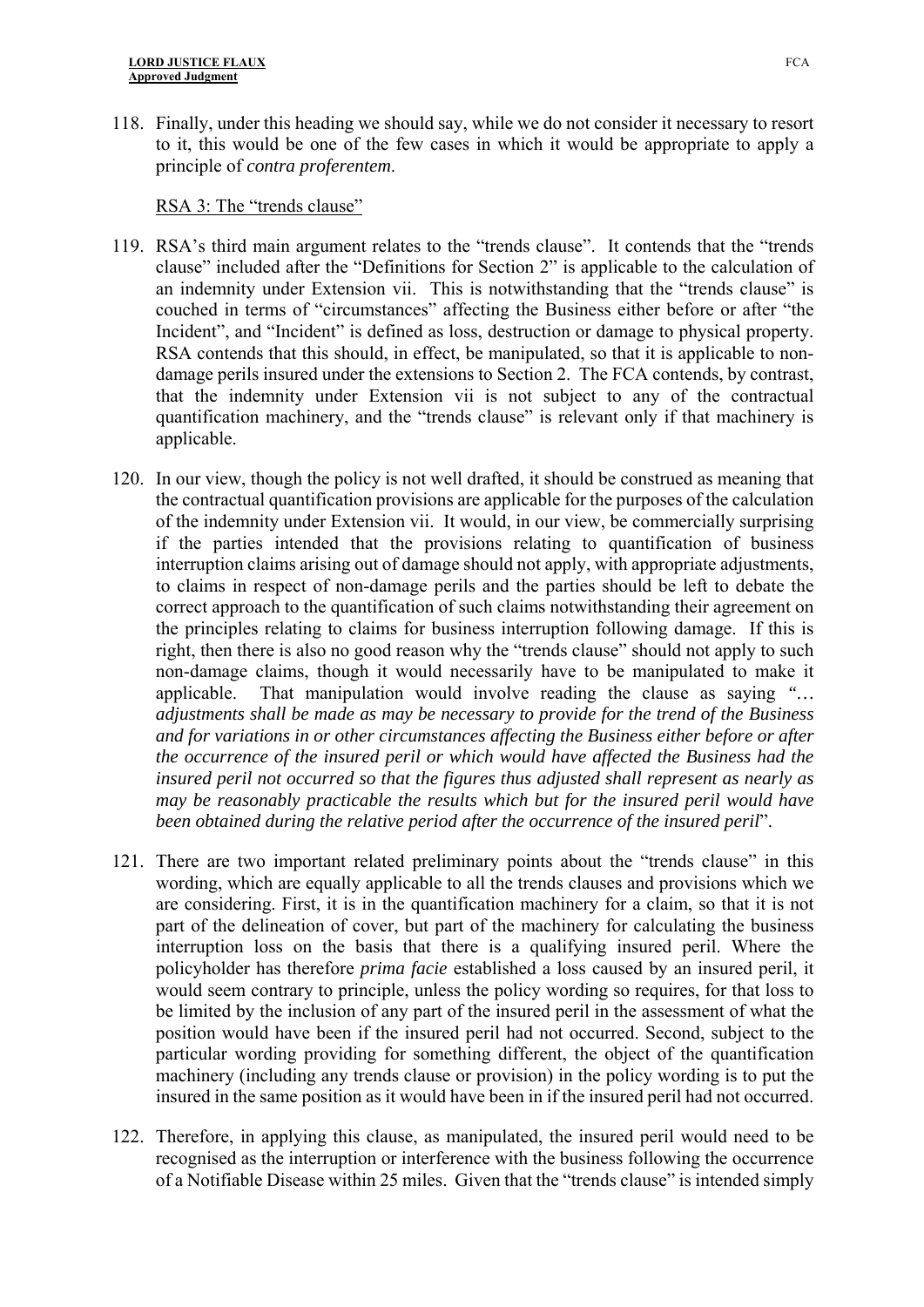118. Finally, under this heading we should say, while we do not consider it necessary to resort to it, this would be one of the few cases in which it would be appropriate to apply a principle of *contra proferentem*.

RSA 3: The "trends clause"

119. RSA's third main argument relates to the "trends clause". It contends that the "trends clause" included after the "Definitions for Section 2" is applicable to the calculation of an indemnity under Extension vii. This is notwithstanding that the "trends clause" is couched in terms of "circumstances" affecting the Business either before or after "the Incident", and "Incident" is defined as loss, destruction or damage to physical property. RSA contends that this should, in effect, be manipulated, so that it is applicable to non-damage perils insured under the extensions to Section 2. The FCA contends, by contrast, that the indemnity under Extension vii is not subject to any of the contractual quantification machinery, and the "trends clause" is relevant only if that machinery is applicable.

120. In our view, though the policy is not well drafted, it should be construed as meaning that the contractual quantification provisions are applicable for the purposes of the calculation of the indemnity under Extension vii. It would, in our view, be commercially surprising if the parties intended that the provisions relating to quantification of business interruption claims arising out of damage should not apply, with appropriate adjustments, to claims in respect of non-damage perils and the parties should be left to debate the correct approach to the quantification of such claims notwithstanding their agreement on the principles relating to claims for business interruption following damage. If this is right, then there is also no good reason why the "trends clause" should not apply to such non-damage claims, though it would necessarily have to be manipulated to make it applicable. That manipulation would involve reading the clause as saying *"… adjustments shall be made as may be necessary to provide for the trend of the Business and for variations in or other circumstances affecting the Business either before or after the occurrence of the insured peril or which would have affected the Business had the insured peril not occurred so that the figures thus adjusted shall represent as nearly as may be reasonably practicable the results which but for the insured peril would have been obtained during the relative period after the occurrence of the insured peril*".

121. There are two important related preliminary points about the "trends clause" in this wording, which are equally applicable to all the trends clauses and provisions which we are considering. First, it is in the quantification machinery for a claim, so that it is not part of the delineation of cover, but part of the machinery for calculating the business interruption loss on the basis that there is a qualifying insured peril. Where the policyholder has therefore *prima facie* established a loss caused by an insured peril, it would seem contrary to principle, unless the policy wording so requires, for that loss to be limited by the inclusion of any part of the insured peril in the assessment of what the position would have been if the insured peril had not occurred. Second, subject to the particular wording providing for something different, the object of the quantification machinery (including any trends clause or provision) in the policy wording is to put the insured in the same position as it would have been in if the insured peril had not occurred.

122. Therefore, in applying this clause, as manipulated, the insured peril would need to be recognised as the interruption or interference with the business following the occurrence of a Notifiable Disease within 25 miles. Given that the "trends clause" is intended simply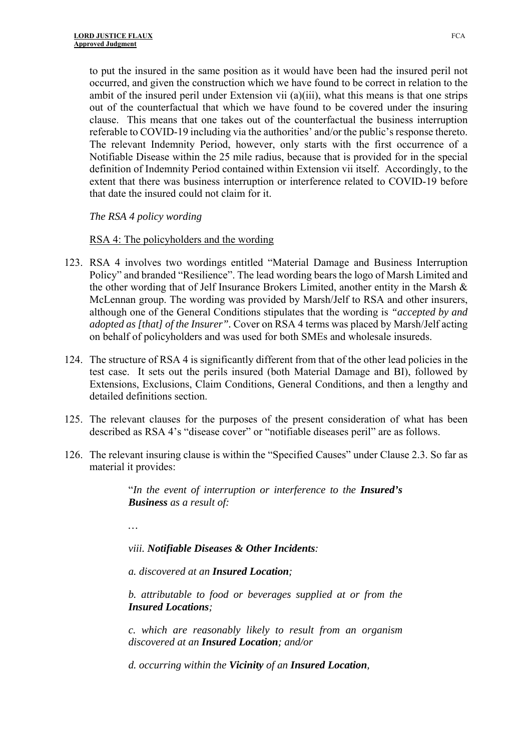to put the insured in the same position as it would have been had the insured peril not occurred, and given the construction which we have found to be correct in relation to the ambit of the insured peril under Extension vii (a)(iii), what this means is that one strips out of the counterfactual that which we have found to be covered under the insuring clause. This means that one takes out of the counterfactual the business interruption referable to COVID-19 including via the authorities' and/or the public's response thereto. The relevant Indemnity Period, however, only starts with the first occurrence of a Notifiable Disease within the 25 mile radius, because that is provided for in the special definition of Indemnity Period contained within Extension vii itself. Accordingly, to the extent that there was business interruption or interference related to COVID-19 before that date the insured could not claim for it.

*The RSA 4 policy wording*

RSA 4: The policyholders and the wording

123. RSA 4 involves two wordings entitled "Material Damage and Business Interruption Policy" and branded "Resilience". The lead wording bears the logo of Marsh Limited and the other wording that of Jelf Insurance Brokers Limited, another entity in the Marsh & McLennan group. The wording was provided by Marsh/Jelf to RSA and other insurers, although one of the General Conditions stipulates that the wording is *"accepted by and adopted as [that] of the Insurer"*. Cover on RSA 4 terms was placed by Marsh/Jelf acting on behalf of policyholders and was used for both SMEs and wholesale insureds.

124. The structure of RSA 4 is significantly different from that of the other lead policies in the test case. It sets out the perils insured (both Material Damage and BI), followed by Extensions, Exclusions, Claim Conditions, General Conditions, and then a lengthy and detailed definitions section.

125. The relevant clauses for the purposes of the present consideration of what has been described as RSA 4's "disease cover" or "notifiable diseases peril" are as follows.

126. The relevant insuring clause is within the "Specified Causes" under Clause 2.3. So far as material it provides:

> "*In the event of interruption or interference to the **Insured's Business** as a result of:*
>
> …
>
> *viii. **Notifiable Diseases & Other Incidents**:*
>
> *a. discovered at an **Insured Location**;*
>
> *b. attributable to food or beverages supplied at or from the **Insured Locations**;*
>
> *c. which are reasonably likely to result from an organism discovered at an **Insured Location**; and/or*
>
> *d. occurring within the **Vicinity** of an **Insured Location**,*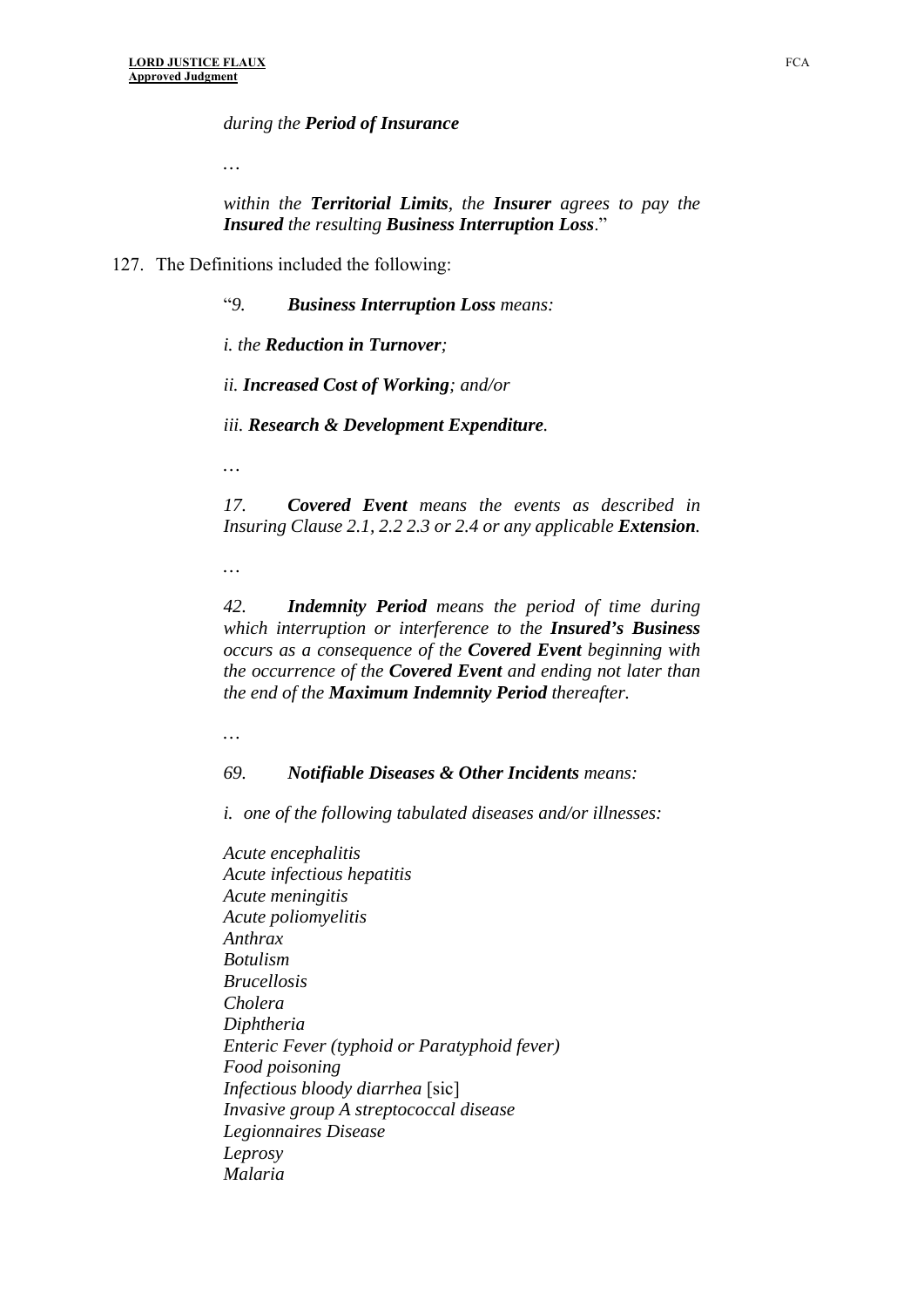*during the **Period of Insurance***

*…*

*within the **Territorial Limits**, the **Insurer** agrees to pay the **Insured** the resulting **Business Interruption Loss**.*"

127. The Definitions included the following:

"*9. **Business Interruption Loss** means:*

*i. the **Reduction in Turnover**;*

*ii. **Increased Cost of Working**; and/or*

*iii. **Research & Development Expenditure**.*

*…*

*17. **Covered Event** means the events as described in Insuring Clause 2.1, 2.2 2.3 or 2.4 or any applicable **Extension**.*

*…*

*42. **Indemnity Period** means the period of time during which interruption or interference to the **Insured's Business** occurs as a consequence of the **Covered Event** beginning with the occurrence of the **Covered Event** and ending not later than the end of the **Maximum Indemnity Period** thereafter.*

*…*

*69. **Notifiable Diseases & Other Incidents** means:*

*i. one of the following tabulated diseases and/or illnesses:*

*Acute encephalitis*
*Acute infectious hepatitis*
*Acute meningitis*
*Acute poliomyelitis*
*Anthrax*
*Botulism*
*Brucellosis*
*Cholera*
*Diphtheria*
*Enteric Fever (typhoid or Paratyphoid fever)*
*Food poisoning*
*Infectious bloody diarrhea* [sic]
*Invasive group A streptococcal disease*
*Legionnaires Disease*
*Leprosy*
*Malaria*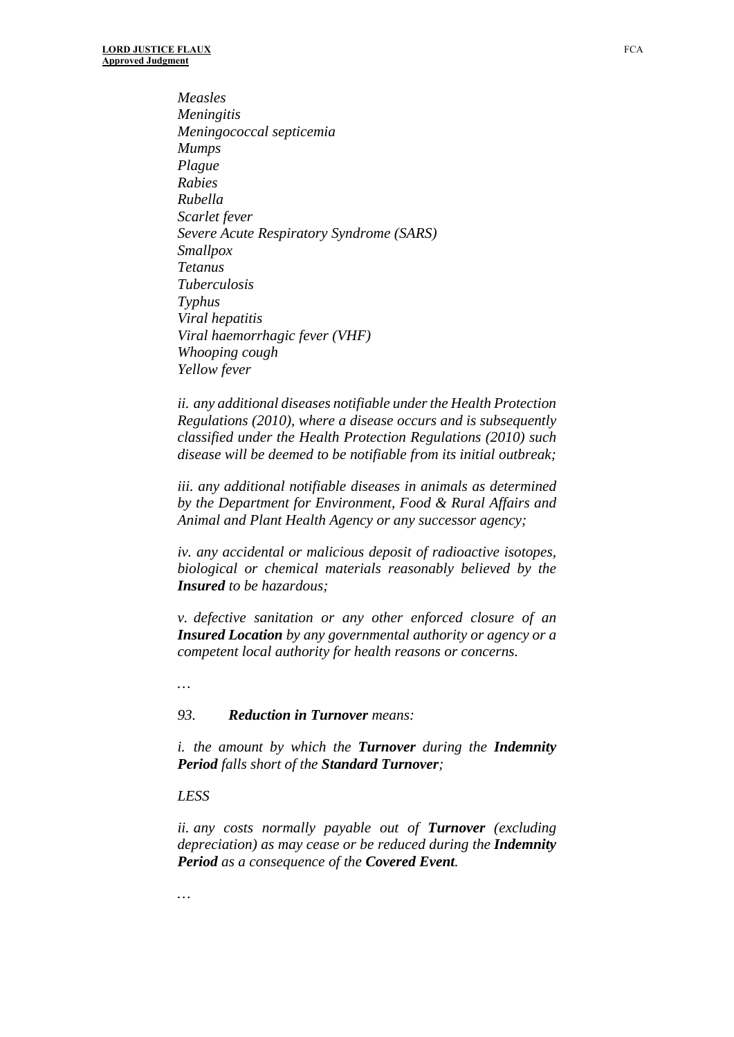*Measles*
*Meningitis*
*Meningococcal septicemia*
*Mumps*
*Plague*
*Rabies*
*Rubella*
*Scarlet fever*
*Severe Acute Respiratory Syndrome (SARS)*
*Smallpox*
*Tetanus*
*Tuberculosis*
*Typhus*
*Viral hepatitis*
*Viral haemorrhagic fever (VHF)*
*Whooping cough*
*Yellow fever*

*ii. any additional diseases notifiable under the Health Protection Regulations (2010), where a disease occurs and is subsequently classified under the Health Protection Regulations (2010) such disease will be deemed to be notifiable from its initial outbreak;*

*iii. any additional notifiable diseases in animals as determined by the Department for Environment, Food & Rural Affairs and Animal and Plant Health Agency or any successor agency;*

*iv. any accidental or malicious deposit of radioactive isotopes, biological or chemical materials reasonably believed by the* ***Insured*** *to be hazardous;*

*v. defective sanitation or any other enforced closure of an* ***Insured Location*** *by any governmental authority or agency or a competent local authority for health reasons or concerns.*

*…*

*93.* ***Reduction in Turnover*** *means:*

*i. the amount by which the* ***Turnover*** *during the* ***Indemnity Period*** *falls short of the* ***Standard Turnover****;*

*LESS*

*ii. any costs normally payable out of* ***Turnover*** *(excluding depreciation) as may cease or be reduced during the* ***Indemnity Period*** *as a consequence of the* ***Covered Event****.*

*…*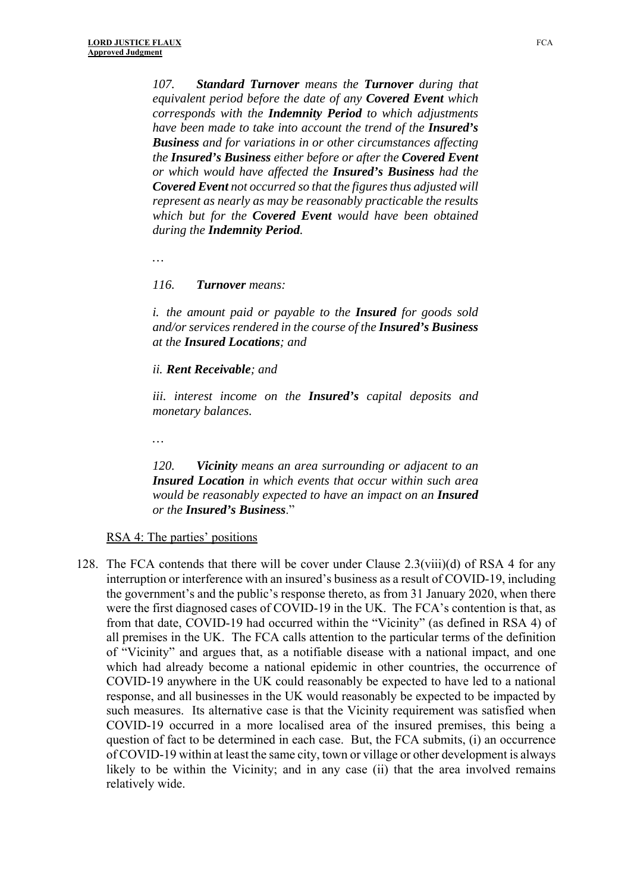*107.* ***Standard Turnover*** *means the* ***Turnover*** *during that equivalent period before the date of any* ***Covered Event*** *which corresponds with the* ***Indemnity Period*** *to which adjustments have been made to take into account the trend of the* ***Insured's Business*** *and for variations in or other circumstances affecting the* ***Insured's Business*** *either before or after the* ***Covered Event*** *or which would have affected the* ***Insured's Business*** *had the* ***Covered Event*** *not occurred so that the figures thus adjusted will represent as nearly as may be reasonably practicable the results which but for the* ***Covered Event*** *would have been obtained during the* ***Indemnity Period****.*

*…*

*116.* ***Turnover*** *means:*

*i. the amount paid or payable to the* ***Insured*** *for goods sold and/or services rendered in the course of the* ***Insured's Business*** *at the* ***Insured Locations****; and*

*ii.* ***Rent Receivable****; and*

*iii. interest income on the* ***Insured's*** *capital deposits and monetary balances.*

*…*

*120.* ***Vicinity*** *means an area surrounding or adjacent to an* ***Insured Location*** *in which events that occur within such area would be reasonably expected to have an impact on an* ***Insured*** *or the* ***Insured's Business****.*"

RSA 4: The parties' positions

128. The FCA contends that there will be cover under Clause 2.3(viii)(d) of RSA 4 for any interruption or interference with an insured's business as a result of COVID-19, including the government's and the public's response thereto, as from 31 January 2020, when there were the first diagnosed cases of COVID-19 in the UK. The FCA's contention is that, as from that date, COVID-19 had occurred within the "Vicinity" (as defined in RSA 4) of all premises in the UK. The FCA calls attention to the particular terms of the definition of "Vicinity" and argues that, as a notifiable disease with a national impact, and one which had already become a national epidemic in other countries, the occurrence of COVID-19 anywhere in the UK could reasonably be expected to have led to a national response, and all businesses in the UK would reasonably be expected to be impacted by such measures. Its alternative case is that the Vicinity requirement was satisfied when COVID-19 occurred in a more localised area of the insured premises, this being a question of fact to be determined in each case. But, the FCA submits, (i) an occurrence of COVID-19 within at least the same city, town or village or other development is always likely to be within the Vicinity; and in any case (ii) that the area involved remains relatively wide.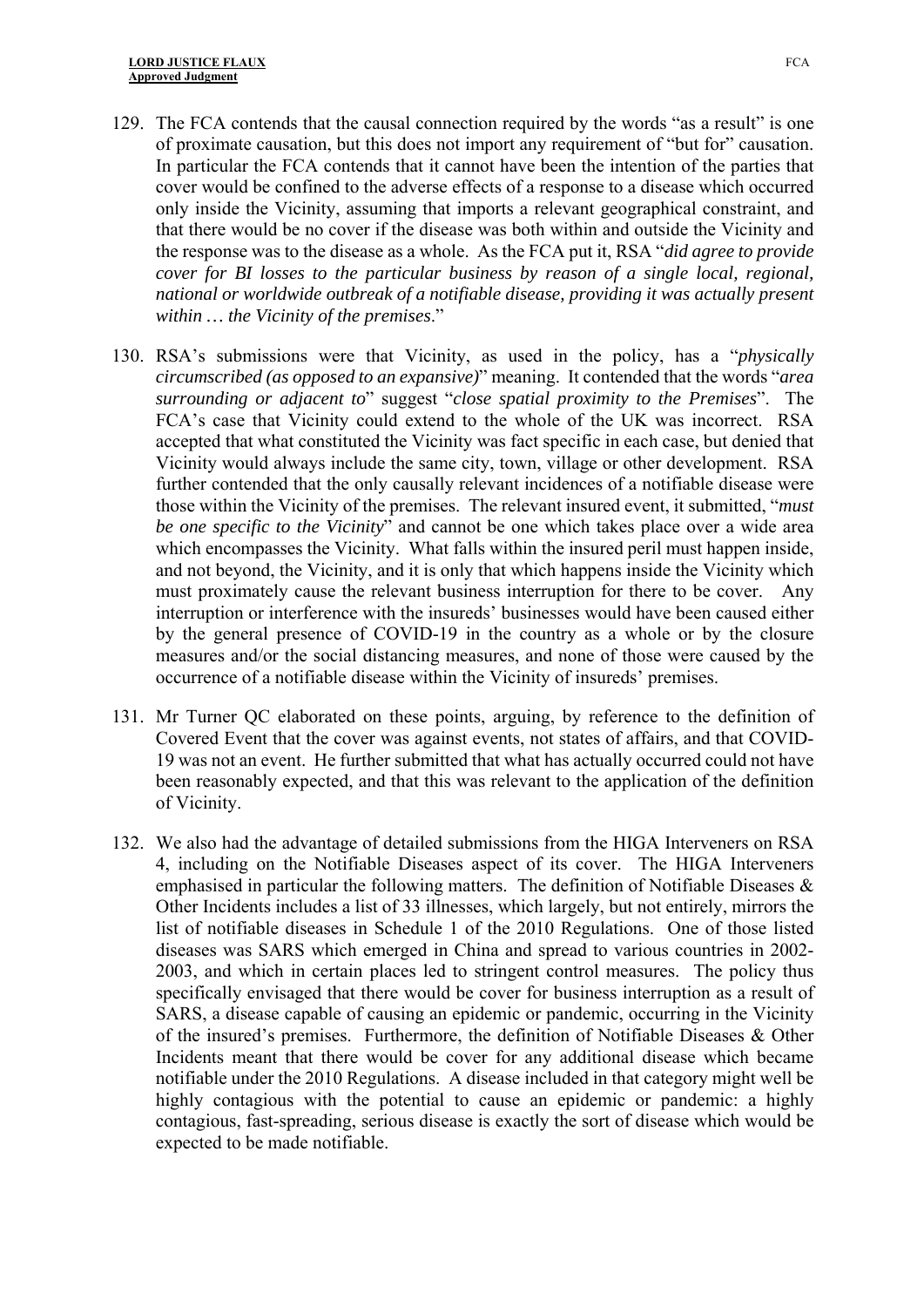129. The FCA contends that the causal connection required by the words "as a result" is one of proximate causation, but this does not import any requirement of "but for" causation. In particular the FCA contends that it cannot have been the intention of the parties that cover would be confined to the adverse effects of a response to a disease which occurred only inside the Vicinity, assuming that imports a relevant geographical constraint, and that there would be no cover if the disease was both within and outside the Vicinity and the response was to the disease as a whole. As the FCA put it, RSA "*did agree to provide cover for BI losses to the particular business by reason of a single local, regional, national or worldwide outbreak of a notifiable disease, providing it was actually present within … the Vicinity of the premises*."

130. RSA's submissions were that Vicinity, as used in the policy, has a "*physically circumscribed (as opposed to an expansive)*" meaning. It contended that the words "*area surrounding or adjacent to*" suggest "*close spatial proximity to the Premises*". The FCA's case that Vicinity could extend to the whole of the UK was incorrect. RSA accepted that what constituted the Vicinity was fact specific in each case, but denied that Vicinity would always include the same city, town, village or other development. RSA further contended that the only causally relevant incidences of a notifiable disease were those within the Vicinity of the premises. The relevant insured event, it submitted, "*must be one specific to the Vicinity*" and cannot be one which takes place over a wide area which encompasses the Vicinity. What falls within the insured peril must happen inside, and not beyond, the Vicinity, and it is only that which happens inside the Vicinity which must proximately cause the relevant business interruption for there to be cover. Any interruption or interference with the insureds' businesses would have been caused either by the general presence of COVID-19 in the country as a whole or by the closure measures and/or the social distancing measures, and none of those were caused by the occurrence of a notifiable disease within the Vicinity of insureds' premises.

131. Mr Turner QC elaborated on these points, arguing, by reference to the definition of Covered Event that the cover was against events, not states of affairs, and that COVID-19 was not an event. He further submitted that what has actually occurred could not have been reasonably expected, and that this was relevant to the application of the definition of Vicinity.

132. We also had the advantage of detailed submissions from the HIGA Interveners on RSA 4, including on the Notifiable Diseases aspect of its cover. The HIGA Interveners emphasised in particular the following matters. The definition of Notifiable Diseases & Other Incidents includes a list of 33 illnesses, which largely, but not entirely, mirrors the list of notifiable diseases in Schedule 1 of the 2010 Regulations. One of those listed diseases was SARS which emerged in China and spread to various countries in 2002-2003, and which in certain places led to stringent control measures. The policy thus specifically envisaged that there would be cover for business interruption as a result of SARS, a disease capable of causing an epidemic or pandemic, occurring in the Vicinity of the insured's premises. Furthermore, the definition of Notifiable Diseases & Other Incidents meant that there would be cover for any additional disease which became notifiable under the 2010 Regulations. A disease included in that category might well be highly contagious with the potential to cause an epidemic or pandemic: a highly contagious, fast-spreading, serious disease is exactly the sort of disease which would be expected to be made notifiable.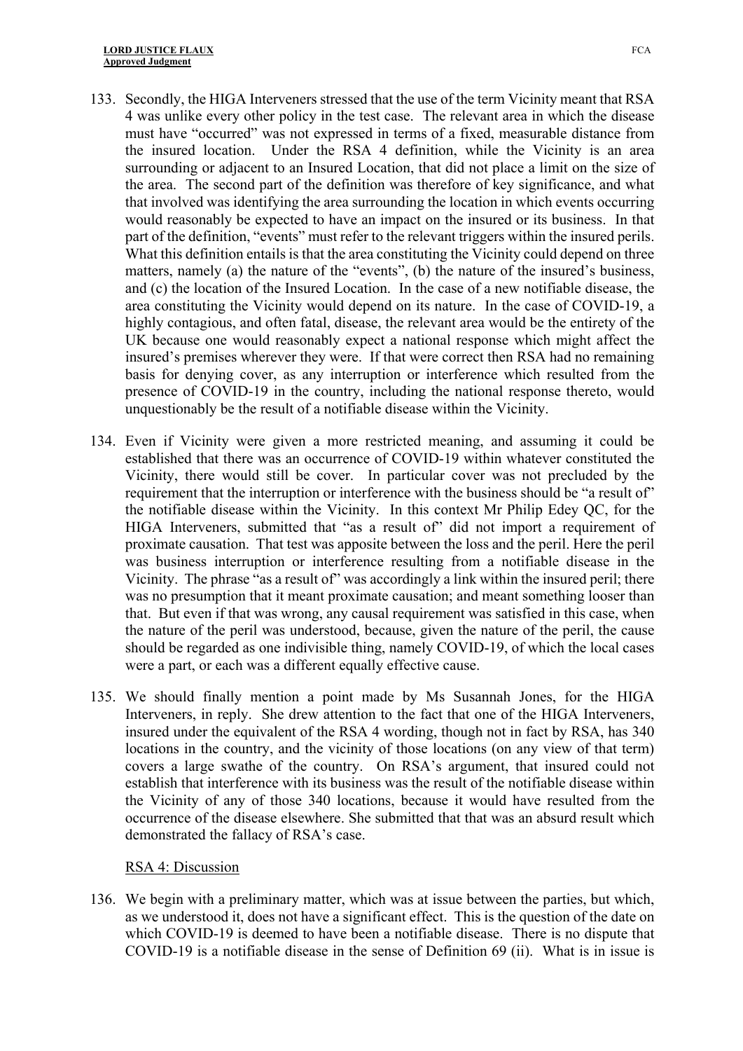133. Secondly, the HIGA Interveners stressed that the use of the term Vicinity meant that RSA 4 was unlike every other policy in the test case. The relevant area in which the disease must have "occurred" was not expressed in terms of a fixed, measurable distance from the insured location. Under the RSA 4 definition, while the Vicinity is an area surrounding or adjacent to an Insured Location, that did not place a limit on the size of the area. The second part of the definition was therefore of key significance, and what that involved was identifying the area surrounding the location in which events occurring would reasonably be expected to have an impact on the insured or its business. In that part of the definition, "events" must refer to the relevant triggers within the insured perils. What this definition entails is that the area constituting the Vicinity could depend on three matters, namely (a) the nature of the "events", (b) the nature of the insured's business, and (c) the location of the Insured Location. In the case of a new notifiable disease, the area constituting the Vicinity would depend on its nature. In the case of COVID-19, a highly contagious, and often fatal, disease, the relevant area would be the entirety of the UK because one would reasonably expect a national response which might affect the insured's premises wherever they were. If that were correct then RSA had no remaining basis for denying cover, as any interruption or interference which resulted from the presence of COVID-19 in the country, including the national response thereto, would unquestionably be the result of a notifiable disease within the Vicinity.

134. Even if Vicinity were given a more restricted meaning, and assuming it could be established that there was an occurrence of COVID-19 within whatever constituted the Vicinity, there would still be cover. In particular cover was not precluded by the requirement that the interruption or interference with the business should be "a result of" the notifiable disease within the Vicinity. In this context Mr Philip Edey QC, for the HIGA Interveners, submitted that "as a result of" did not import a requirement of proximate causation. That test was apposite between the loss and the peril. Here the peril was business interruption or interference resulting from a notifiable disease in the Vicinity. The phrase "as a result of" was accordingly a link within the insured peril; there was no presumption that it meant proximate causation; and meant something looser than that. But even if that was wrong, any causal requirement was satisfied in this case, when the nature of the peril was understood, because, given the nature of the peril, the cause should be regarded as one indivisible thing, namely COVID-19, of which the local cases were a part, or each was a different equally effective cause.

135. We should finally mention a point made by Ms Susannah Jones, for the HIGA Interveners, in reply. She drew attention to the fact that one of the HIGA Interveners, insured under the equivalent of the RSA 4 wording, though not in fact by RSA, has 340 locations in the country, and the vicinity of those locations (on any view of that term) covers a large swathe of the country. On RSA's argument, that insured could not establish that interference with its business was the result of the notifiable disease within the Vicinity of any of those 340 locations, because it would have resulted from the occurrence of the disease elsewhere. She submitted that that was an absurd result which demonstrated the fallacy of RSA's case.

RSA 4: Discussion

136. We begin with a preliminary matter, which was at issue between the parties, but which, as we understood it, does not have a significant effect. This is the question of the date on which COVID-19 is deemed to have been a notifiable disease. There is no dispute that COVID-19 is a notifiable disease in the sense of Definition 69 (ii). What is in issue is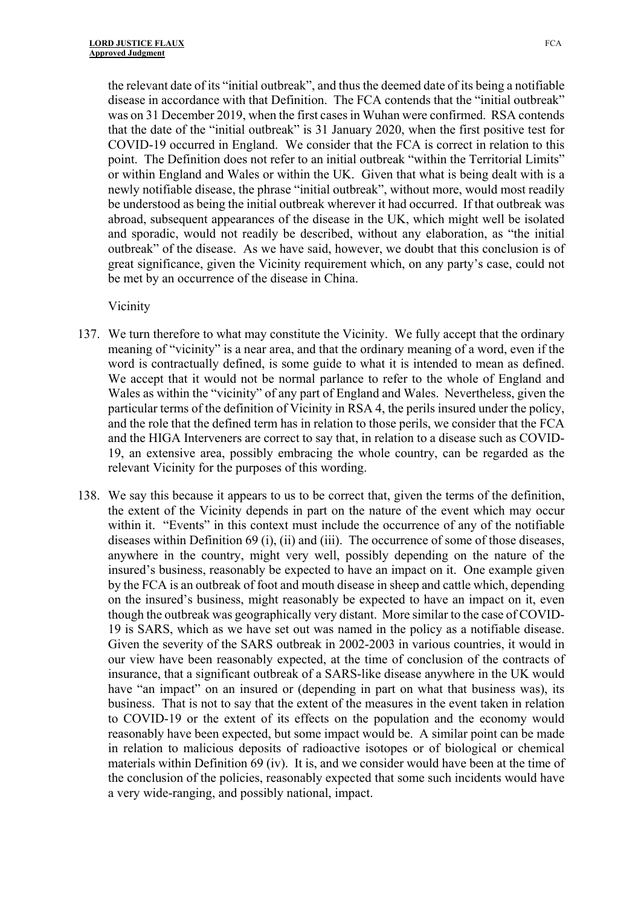the relevant date of its "initial outbreak", and thus the deemed date of its being a notifiable disease in accordance with that Definition. The FCA contends that the "initial outbreak" was on 31 December 2019, when the first cases in Wuhan were confirmed. RSA contends that the date of the "initial outbreak" is 31 January 2020, when the first positive test for COVID-19 occurred in England. We consider that the FCA is correct in relation to this point. The Definition does not refer to an initial outbreak "within the Territorial Limits" or within England and Wales or within the UK. Given that what is being dealt with is a newly notifiable disease, the phrase "initial outbreak", without more, would most readily be understood as being the initial outbreak wherever it had occurred. If that outbreak was abroad, subsequent appearances of the disease in the UK, which might well be isolated and sporadic, would not readily be described, without any elaboration, as "the initial outbreak" of the disease. As we have said, however, we doubt that this conclusion is of great significance, given the Vicinity requirement which, on any party's case, could not be met by an occurrence of the disease in China.

Vicinity

137. We turn therefore to what may constitute the Vicinity. We fully accept that the ordinary meaning of "vicinity" is a near area, and that the ordinary meaning of a word, even if the word is contractually defined, is some guide to what it is intended to mean as defined. We accept that it would not be normal parlance to refer to the whole of England and Wales as within the "vicinity" of any part of England and Wales. Nevertheless, given the particular terms of the definition of Vicinity in RSA 4, the perils insured under the policy, and the role that the defined term has in relation to those perils, we consider that the FCA and the HIGA Interveners are correct to say that, in relation to a disease such as COVID-19, an extensive area, possibly embracing the whole country, can be regarded as the relevant Vicinity for the purposes of this wording.

138. We say this because it appears to us to be correct that, given the terms of the definition, the extent of the Vicinity depends in part on the nature of the event which may occur within it. "Events" in this context must include the occurrence of any of the notifiable diseases within Definition 69 (i), (ii) and (iii). The occurrence of some of those diseases, anywhere in the country, might very well, possibly depending on the nature of the insured's business, reasonably be expected to have an impact on it. One example given by the FCA is an outbreak of foot and mouth disease in sheep and cattle which, depending on the insured's business, might reasonably be expected to have an impact on it, even though the outbreak was geographically very distant. More similar to the case of COVID-19 is SARS, which as we have set out was named in the policy as a notifiable disease. Given the severity of the SARS outbreak in 2002-2003 in various countries, it would in our view have been reasonably expected, at the time of conclusion of the contracts of insurance, that a significant outbreak of a SARS-like disease anywhere in the UK would have "an impact" on an insured or (depending in part on what that business was), its business. That is not to say that the extent of the measures in the event taken in relation to COVID-19 or the extent of its effects on the population and the economy would reasonably have been expected, but some impact would be. A similar point can be made in relation to malicious deposits of radioactive isotopes or of biological or chemical materials within Definition 69 (iv). It is, and we consider would have been at the time of the conclusion of the policies, reasonably expected that some such incidents would have a very wide-ranging, and possibly national, impact.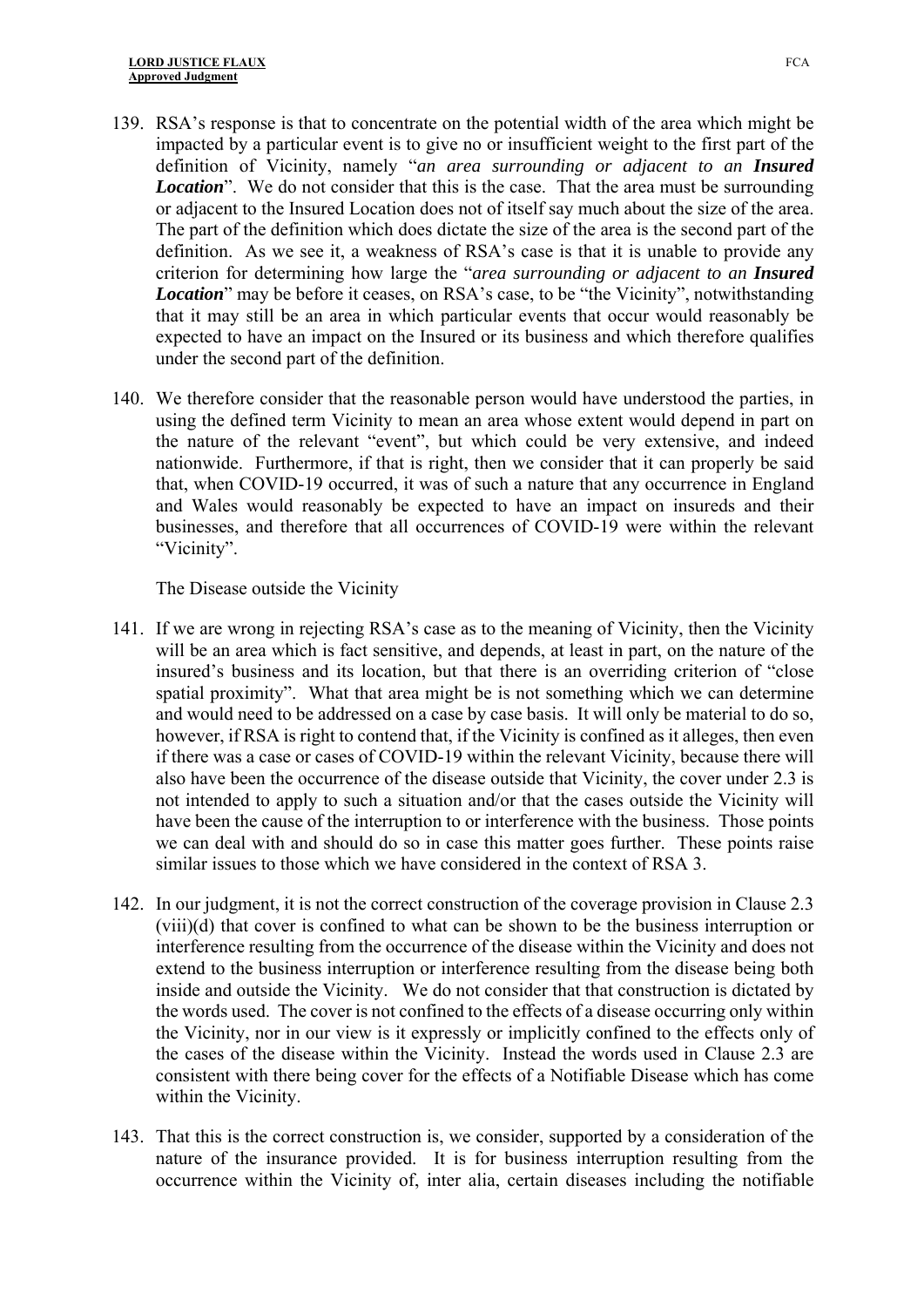139. RSA's response is that to concentrate on the potential width of the area which might be impacted by a particular event is to give no or insufficient weight to the first part of the definition of Vicinity, namely "*an area surrounding or adjacent to an **Insured Location***". We do not consider that this is the case. That the area must be surrounding or adjacent to the Insured Location does not of itself say much about the size of the area. The part of the definition which does dictate the size of the area is the second part of the definition. As we see it, a weakness of RSA's case is that it is unable to provide any criterion for determining how large the "*area surrounding or adjacent to an **Insured Location***" may be before it ceases, on RSA's case, to be "the Vicinity", notwithstanding that it may still be an area in which particular events that occur would reasonably be expected to have an impact on the Insured or its business and which therefore qualifies under the second part of the definition.

140. We therefore consider that the reasonable person would have understood the parties, in using the defined term Vicinity to mean an area whose extent would depend in part on the nature of the relevant "event", but which could be very extensive, and indeed nationwide. Furthermore, if that is right, then we consider that it can properly be said that, when COVID-19 occurred, it was of such a nature that any occurrence in England and Wales would reasonably be expected to have an impact on insureds and their businesses, and therefore that all occurrences of COVID-19 were within the relevant "Vicinity".

The Disease outside the Vicinity

141. If we are wrong in rejecting RSA's case as to the meaning of Vicinity, then the Vicinity will be an area which is fact sensitive, and depends, at least in part, on the nature of the insured's business and its location, but that there is an overriding criterion of "close spatial proximity". What that area might be is not something which we can determine and would need to be addressed on a case by case basis. It will only be material to do so, however, if RSA is right to contend that, if the Vicinity is confined as it alleges, then even if there was a case or cases of COVID-19 within the relevant Vicinity, because there will also have been the occurrence of the disease outside that Vicinity, the cover under 2.3 is not intended to apply to such a situation and/or that the cases outside the Vicinity will have been the cause of the interruption to or interference with the business. Those points we can deal with and should do so in case this matter goes further. These points raise similar issues to those which we have considered in the context of RSA 3.

142. In our judgment, it is not the correct construction of the coverage provision in Clause 2.3 (viii)(d) that cover is confined to what can be shown to be the business interruption or interference resulting from the occurrence of the disease within the Vicinity and does not extend to the business interruption or interference resulting from the disease being both inside and outside the Vicinity. We do not consider that that construction is dictated by the words used. The cover is not confined to the effects of a disease occurring only within the Vicinity, nor in our view is it expressly or implicitly confined to the effects only of the cases of the disease within the Vicinity. Instead the words used in Clause 2.3 are consistent with there being cover for the effects of a Notifiable Disease which has come within the Vicinity.

143. That this is the correct construction is, we consider, supported by a consideration of the nature of the insurance provided. It is for business interruption resulting from the occurrence within the Vicinity of, inter alia, certain diseases including the notifiable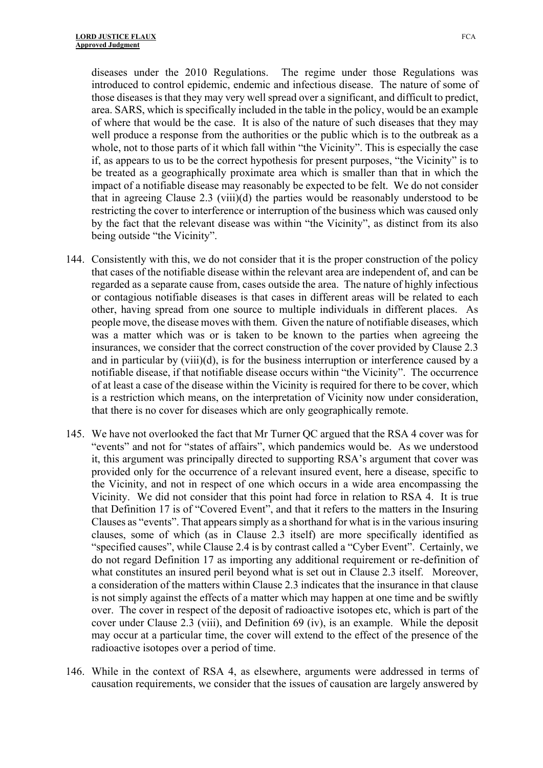diseases under the 2010 Regulations. The regime under those Regulations was introduced to control epidemic, endemic and infectious disease. The nature of some of those diseases is that they may very well spread over a significant, and difficult to predict, area. SARS, which is specifically included in the table in the policy, would be an example of where that would be the case. It is also of the nature of such diseases that they may well produce a response from the authorities or the public which is to the outbreak as a whole, not to those parts of it which fall within "the Vicinity". This is especially the case if, as appears to us to be the correct hypothesis for present purposes, "the Vicinity" is to be treated as a geographically proximate area which is smaller than that in which the impact of a notifiable disease may reasonably be expected to be felt. We do not consider that in agreeing Clause 2.3 (viii)(d) the parties would be reasonably understood to be restricting the cover to interference or interruption of the business which was caused only by the fact that the relevant disease was within "the Vicinity", as distinct from its also being outside "the Vicinity".

144. Consistently with this, we do not consider that it is the proper construction of the policy that cases of the notifiable disease within the relevant area are independent of, and can be regarded as a separate cause from, cases outside the area. The nature of highly infectious or contagious notifiable diseases is that cases in different areas will be related to each other, having spread from one source to multiple individuals in different places. As people move, the disease moves with them. Given the nature of notifiable diseases, which was a matter which was or is taken to be known to the parties when agreeing the insurances, we consider that the correct construction of the cover provided by Clause 2.3 and in particular by (viii)(d), is for the business interruption or interference caused by a notifiable disease, if that notifiable disease occurs within "the Vicinity". The occurrence of at least a case of the disease within the Vicinity is required for there to be cover, which is a restriction which means, on the interpretation of Vicinity now under consideration, that there is no cover for diseases which are only geographically remote.

145. We have not overlooked the fact that Mr Turner QC argued that the RSA 4 cover was for "events" and not for "states of affairs", which pandemics would be. As we understood it, this argument was principally directed to supporting RSA's argument that cover was provided only for the occurrence of a relevant insured event, here a disease, specific to the Vicinity, and not in respect of one which occurs in a wide area encompassing the Vicinity. We did not consider that this point had force in relation to RSA 4. It is true that Definition 17 is of "Covered Event", and that it refers to the matters in the Insuring Clauses as "events". That appears simply as a shorthand for what is in the various insuring clauses, some of which (as in Clause 2.3 itself) are more specifically identified as "specified causes", while Clause 2.4 is by contrast called a "Cyber Event". Certainly, we do not regard Definition 17 as importing any additional requirement or re-definition of what constitutes an insured peril beyond what is set out in Clause 2.3 itself. Moreover, a consideration of the matters within Clause 2.3 indicates that the insurance in that clause is not simply against the effects of a matter which may happen at one time and be swiftly over. The cover in respect of the deposit of radioactive isotopes etc, which is part of the cover under Clause 2.3 (viii), and Definition 69 (iv), is an example. While the deposit may occur at a particular time, the cover will extend to the effect of the presence of the radioactive isotopes over a period of time.

146. While in the context of RSA 4, as elsewhere, arguments were addressed in terms of causation requirements, we consider that the issues of causation are largely answered by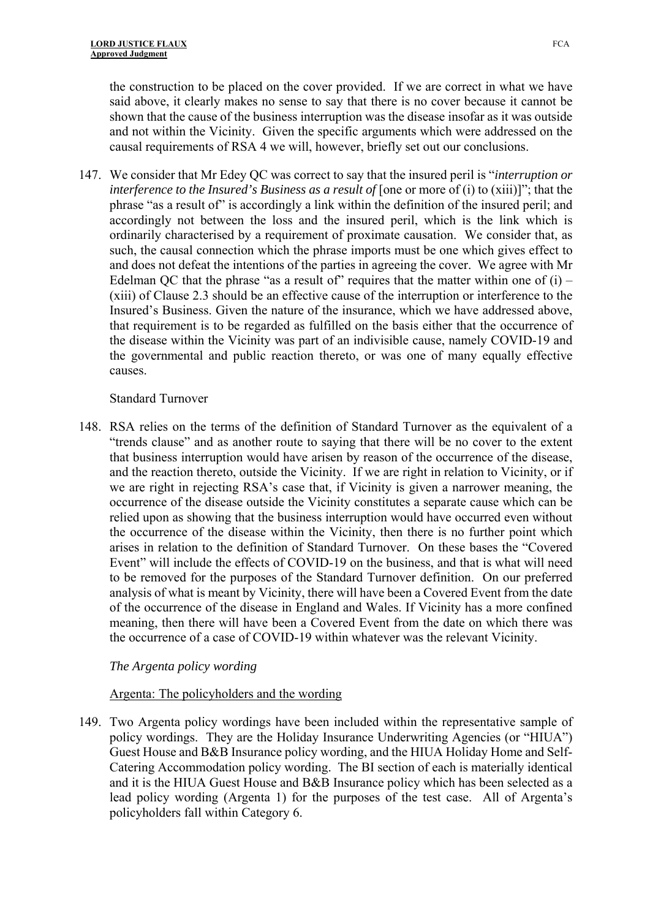the construction to be placed on the cover provided. If we are correct in what we have said above, it clearly makes no sense to say that there is no cover because it cannot be shown that the cause of the business interruption was the disease insofar as it was outside and not within the Vicinity. Given the specific arguments which were addressed on the causal requirements of RSA 4 we will, however, briefly set out our conclusions.

147. We consider that Mr Edey QC was correct to say that the insured peril is "*interruption or interference to the Insured's Business as a result of* [one or more of (i) to (xiii)]"; that the phrase "as a result of" is accordingly a link within the definition of the insured peril; and accordingly not between the loss and the insured peril, which is the link which is ordinarily characterised by a requirement of proximate causation. We consider that, as such, the causal connection which the phrase imports must be one which gives effect to and does not defeat the intentions of the parties in agreeing the cover. We agree with Mr Edelman QC that the phrase "as a result of" requires that the matter within one of (i) – (xiii) of Clause 2.3 should be an effective cause of the interruption or interference to the Insured's Business. Given the nature of the insurance, which we have addressed above, that requirement is to be regarded as fulfilled on the basis either that the occurrence of the disease within the Vicinity was part of an indivisible cause, namely COVID-19 and the governmental and public reaction thereto, or was one of many equally effective causes.

Standard Turnover

148. RSA relies on the terms of the definition of Standard Turnover as the equivalent of a "trends clause" and as another route to saying that there will be no cover to the extent that business interruption would have arisen by reason of the occurrence of the disease, and the reaction thereto, outside the Vicinity. If we are right in relation to Vicinity, or if we are right in rejecting RSA's case that, if Vicinity is given a narrower meaning, the occurrence of the disease outside the Vicinity constitutes a separate cause which can be relied upon as showing that the business interruption would have occurred even without the occurrence of the disease within the Vicinity, then there is no further point which arises in relation to the definition of Standard Turnover. On these bases the "Covered Event" will include the effects of COVID-19 on the business, and that is what will need to be removed for the purposes of the Standard Turnover definition. On our preferred analysis of what is meant by Vicinity, there will have been a Covered Event from the date of the occurrence of the disease in England and Wales. If Vicinity has a more confined meaning, then there will have been a Covered Event from the date on which there was the occurrence of a case of COVID-19 within whatever was the relevant Vicinity.

*The Argenta policy wording*

Argenta: The policyholders and the wording

149. Two Argenta policy wordings have been included within the representative sample of policy wordings. They are the Holiday Insurance Underwriting Agencies (or "HIUA") Guest House and B&B Insurance policy wording, and the HIUA Holiday Home and Self-Catering Accommodation policy wording. The BI section of each is materially identical and it is the HIUA Guest House and B&B Insurance policy which has been selected as a lead policy wording (Argenta 1) for the purposes of the test case. All of Argenta's policyholders fall within Category 6.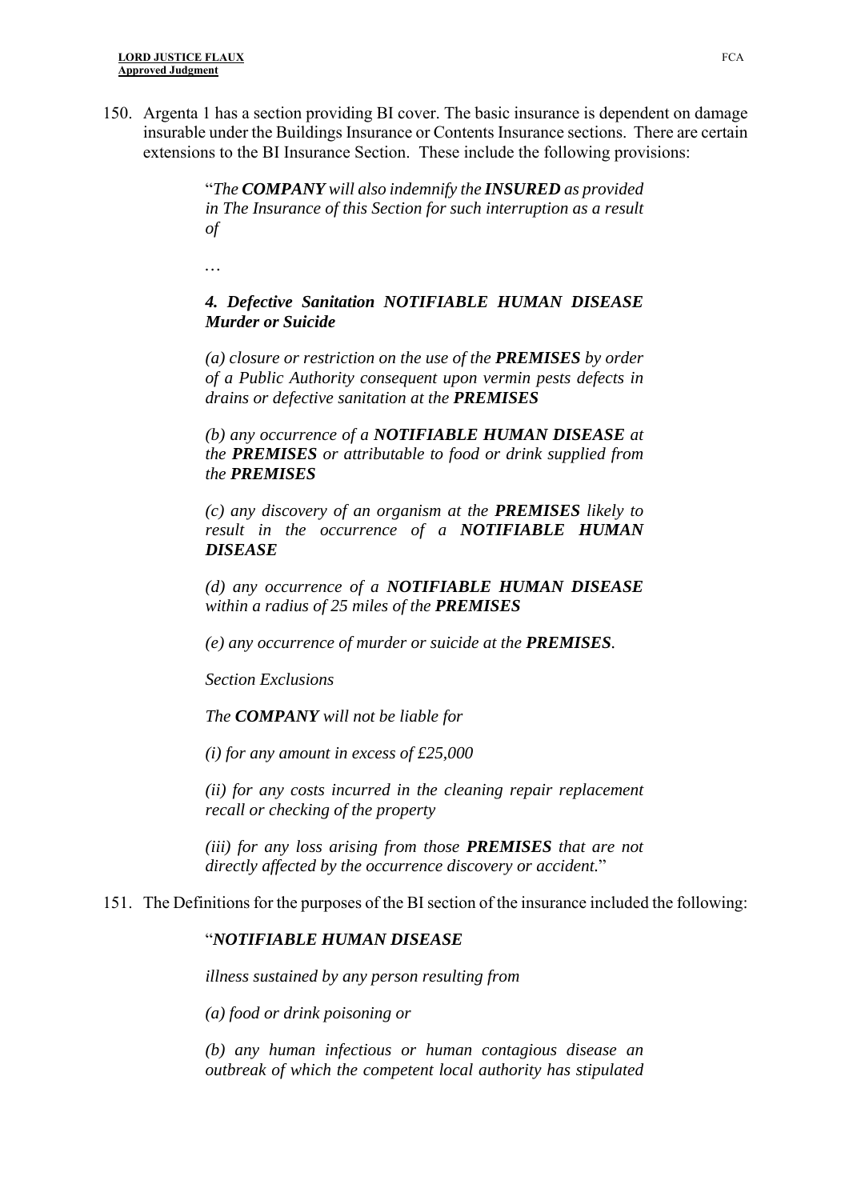150. Argenta 1 has a section providing BI cover. The basic insurance is dependent on damage insurable under the Buildings Insurance or Contents Insurance sections. There are certain extensions to the BI Insurance Section. These include the following provisions:

> "*The **COMPANY** will also indemnify the **INSURED** as provided in The Insurance of this Section for such interruption as a result of*
>
> …
>
> ***4. Defective Sanitation NOTIFIABLE HUMAN DISEASE Murder or Suicide***
>
> *(a) closure or restriction on the use of the **PREMISES** by order of a Public Authority consequent upon vermin pests defects in drains or defective sanitation at the **PREMISES***
>
> *(b) any occurrence of a **NOTIFIABLE HUMAN DISEASE** at the **PREMISES** or attributable to food or drink supplied from the **PREMISES***
>
> *(c) any discovery of an organism at the **PREMISES** likely to result in the occurrence of a **NOTIFIABLE HUMAN DISEASE***
>
> *(d) any occurrence of a **NOTIFIABLE HUMAN DISEASE** within a radius of 25 miles of the **PREMISES***
>
> *(e) any occurrence of murder or suicide at the **PREMISES**.*
>
> *Section Exclusions*
>
> *The **COMPANY** will not be liable for*
>
> *(i) for any amount in excess of £25,000*
>
> *(ii) for any costs incurred in the cleaning repair replacement recall or checking of the property*
>
> *(iii) for any loss arising from those **PREMISES** that are not directly affected by the occurrence discovery or accident.*"

151. The Definitions for the purposes of the BI section of the insurance included the following:

> "***NOTIFIABLE HUMAN DISEASE***
>
> *illness sustained by any person resulting from*
>
> *(a) food or drink poisoning or*
>
> *(b) any human infectious or human contagious disease an outbreak of which the competent local authority has stipulated*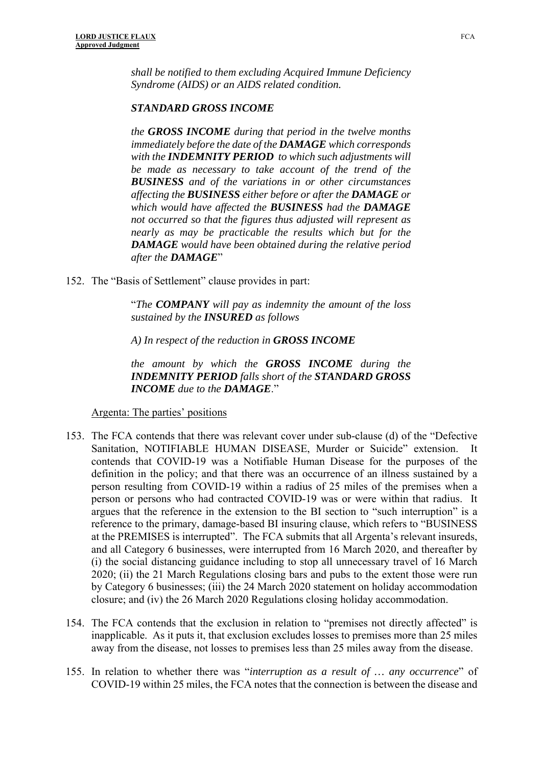*shall be notified to them excluding Acquired Immune Deficiency Syndrome (AIDS) or an AIDS related condition.*

> ***STANDARD GROSS INCOME***
>
> *the **GROSS INCOME** during that period in the twelve months immediately before the date of the **DAMAGE** which corresponds with the **INDEMNITY PERIOD** to which such adjustments will be made as necessary to take account of the trend of the **BUSINESS** and of the variations in or other circumstances affecting the **BUSINESS** either before or after the **DAMAGE** or which would have affected the **BUSINESS** had the **DAMAGE** not occurred so that the figures thus adjusted will represent as nearly as may be practicable the results which but for the **DAMAGE** would have been obtained during the relative period after the **DAMAGE**"*

152. The "Basis of Settlement" clause provides in part:

> "*The **COMPANY** will pay as indemnity the amount of the loss sustained by the **INSURED** as follows*
>
> *A) In respect of the reduction in **GROSS INCOME***
>
> *the amount by which the **GROSS INCOME** during the **INDEMNITY PERIOD** falls short of the **STANDARD GROSS INCOME** due to the **DAMAGE**.*"

Argenta: The parties' positions

153. The FCA contends that there was relevant cover under sub-clause (d) of the "Defective Sanitation, NOTIFIABLE HUMAN DISEASE, Murder or Suicide" extension. It contends that COVID-19 was a Notifiable Human Disease for the purposes of the definition in the policy; and that there was an occurrence of an illness sustained by a person resulting from COVID-19 within a radius of 25 miles of the premises when a person or persons who had contracted COVID-19 was or were within that radius. It argues that the reference in the extension to the BI section to "such interruption" is a reference to the primary, damage-based BI insuring clause, which refers to "BUSINESS at the PREMISES is interrupted". The FCA submits that all Argenta's relevant insureds, and all Category 6 businesses, were interrupted from 16 March 2020, and thereafter by (i) the social distancing guidance including to stop all unnecessary travel of 16 March 2020; (ii) the 21 March Regulations closing bars and pubs to the extent those were run by Category 6 businesses; (iii) the 24 March 2020 statement on holiday accommodation closure; and (iv) the 26 March 2020 Regulations closing holiday accommodation.

154. The FCA contends that the exclusion in relation to "premises not directly affected" is inapplicable. As it puts it, that exclusion excludes losses to premises more than 25 miles away from the disease, not losses to premises less than 25 miles away from the disease.

155. In relation to whether there was "*interruption as a result of … any occurrence*" of COVID-19 within 25 miles, the FCA notes that the connection is between the disease and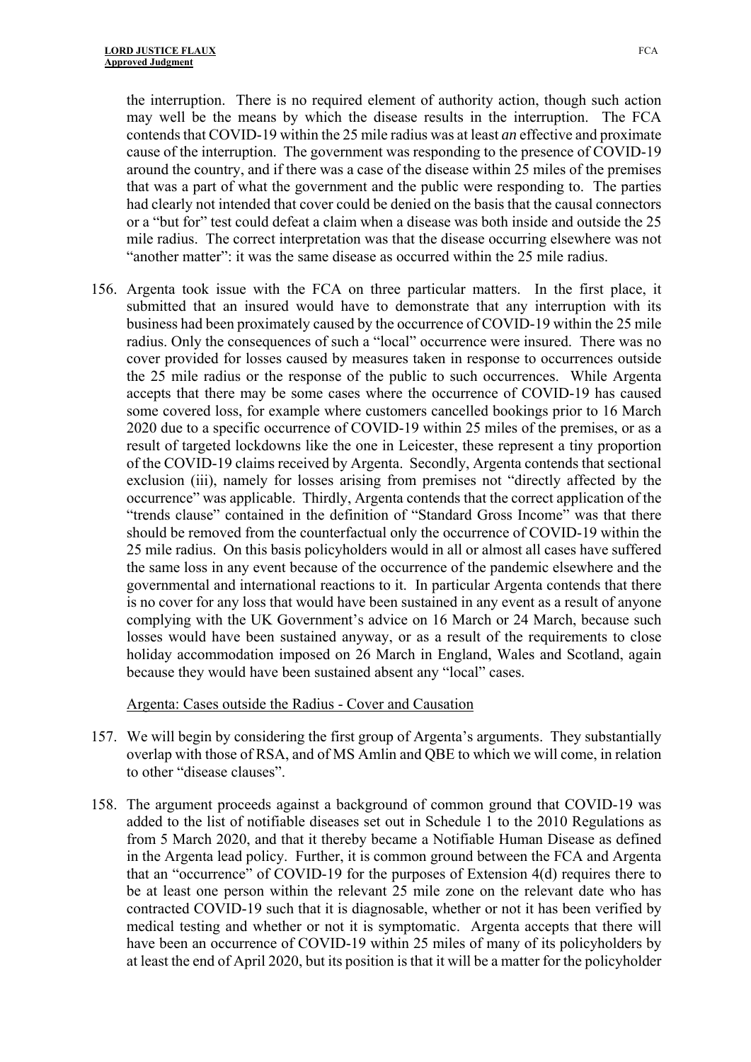the interruption. There is no required element of authority action, though such action may well be the means by which the disease results in the interruption. The FCA contends that COVID-19 within the 25 mile radius was at least *an* effective and proximate cause of the interruption. The government was responding to the presence of COVID-19 around the country, and if there was a case of the disease within 25 miles of the premises that was a part of what the government and the public were responding to. The parties had clearly not intended that cover could be denied on the basis that the causal connectors or a "but for" test could defeat a claim when a disease was both inside and outside the 25 mile radius. The correct interpretation was that the disease occurring elsewhere was not "another matter": it was the same disease as occurred within the 25 mile radius.

156. Argenta took issue with the FCA on three particular matters. In the first place, it submitted that an insured would have to demonstrate that any interruption with its business had been proximately caused by the occurrence of COVID-19 within the 25 mile radius. Only the consequences of such a "local" occurrence were insured. There was no cover provided for losses caused by measures taken in response to occurrences outside the 25 mile radius or the response of the public to such occurrences. While Argenta accepts that there may be some cases where the occurrence of COVID-19 has caused some covered loss, for example where customers cancelled bookings prior to 16 March 2020 due to a specific occurrence of COVID-19 within 25 miles of the premises, or as a result of targeted lockdowns like the one in Leicester, these represent a tiny proportion of the COVID-19 claims received by Argenta. Secondly, Argenta contends that sectional exclusion (iii), namely for losses arising from premises not "directly affected by the occurrence" was applicable. Thirdly, Argenta contends that the correct application of the "trends clause" contained in the definition of "Standard Gross Income" was that there should be removed from the counterfactual only the occurrence of COVID-19 within the 25 mile radius. On this basis policyholders would in all or almost all cases have suffered the same loss in any event because of the occurrence of the pandemic elsewhere and the governmental and international reactions to it. In particular Argenta contends that there is no cover for any loss that would have been sustained in any event as a result of anyone complying with the UK Government's advice on 16 March or 24 March, because such losses would have been sustained anyway, or as a result of the requirements to close holiday accommodation imposed on 26 March in England, Wales and Scotland, again because they would have been sustained absent any "local" cases.

Argenta: Cases outside the Radius - Cover and Causation

157. We will begin by considering the first group of Argenta's arguments. They substantially overlap with those of RSA, and of MS Amlin and QBE to which we will come, in relation to other "disease clauses".

158. The argument proceeds against a background of common ground that COVID-19 was added to the list of notifiable diseases set out in Schedule 1 to the 2010 Regulations as from 5 March 2020, and that it thereby became a Notifiable Human Disease as defined in the Argenta lead policy. Further, it is common ground between the FCA and Argenta that an "occurrence" of COVID-19 for the purposes of Extension 4(d) requires there to be at least one person within the relevant 25 mile zone on the relevant date who has contracted COVID-19 such that it is diagnosable, whether or not it has been verified by medical testing and whether or not it is symptomatic. Argenta accepts that there will have been an occurrence of COVID-19 within 25 miles of many of its policyholders by at least the end of April 2020, but its position is that it will be a matter for the policyholder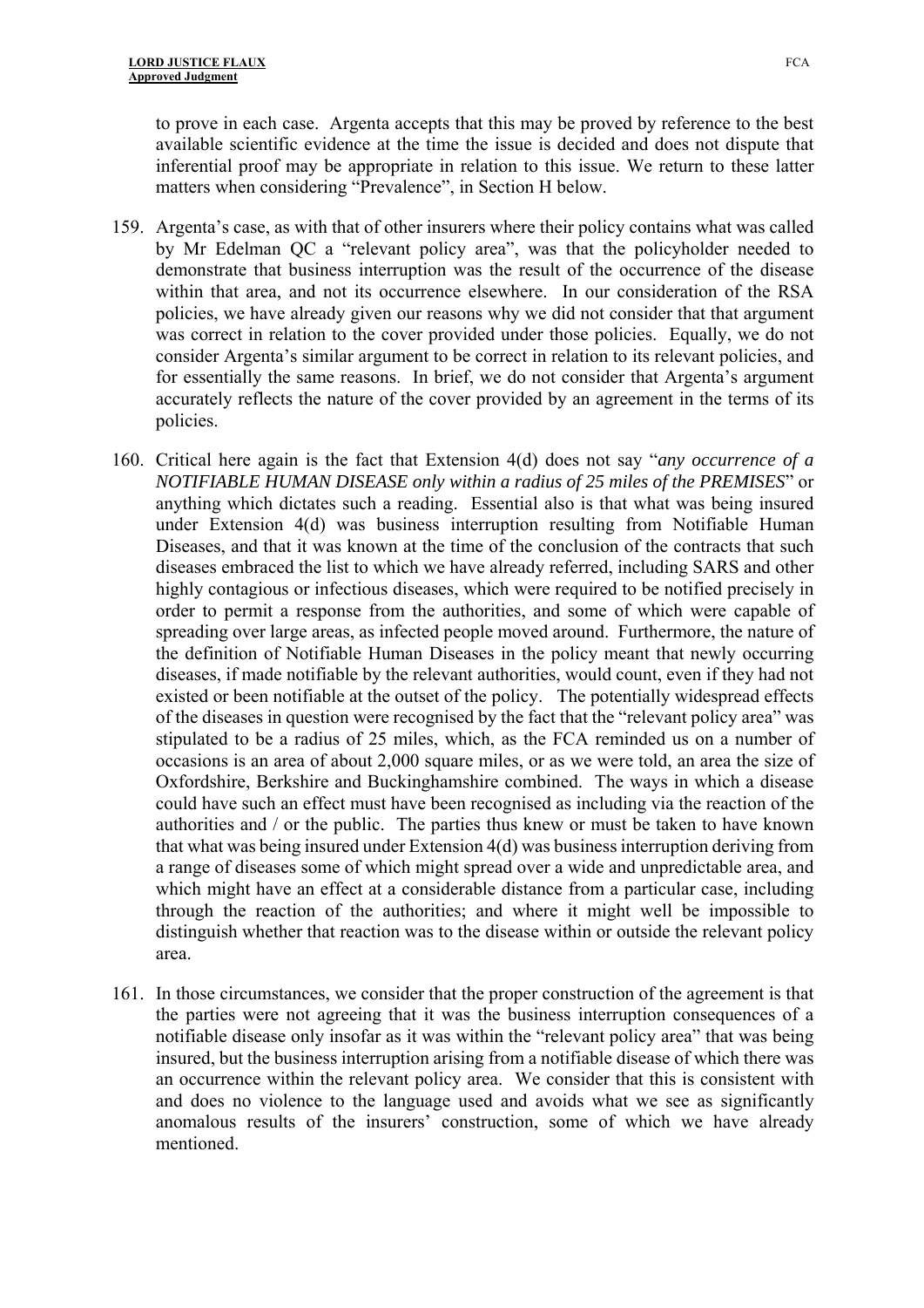to prove in each case. Argenta accepts that this may be proved by reference to the best available scientific evidence at the time the issue is decided and does not dispute that inferential proof may be appropriate in relation to this issue. We return to these latter matters when considering "Prevalence", in Section H below.

159. Argenta's case, as with that of other insurers where their policy contains what was called by Mr Edelman QC a "relevant policy area", was that the policyholder needed to demonstrate that business interruption was the result of the occurrence of the disease within that area, and not its occurrence elsewhere. In our consideration of the RSA policies, we have already given our reasons why we did not consider that that argument was correct in relation to the cover provided under those policies. Equally, we do not consider Argenta's similar argument to be correct in relation to its relevant policies, and for essentially the same reasons. In brief, we do not consider that Argenta's argument accurately reflects the nature of the cover provided by an agreement in the terms of its policies.

160. Critical here again is the fact that Extension 4(d) does not say "*any occurrence of a NOTIFIABLE HUMAN DISEASE only within a radius of 25 miles of the PREMISES*" or anything which dictates such a reading. Essential also is that what was being insured under Extension 4(d) was business interruption resulting from Notifiable Human Diseases, and that it was known at the time of the conclusion of the contracts that such diseases embraced the list to which we have already referred, including SARS and other highly contagious or infectious diseases, which were required to be notified precisely in order to permit a response from the authorities, and some of which were capable of spreading over large areas, as infected people moved around. Furthermore, the nature of the definition of Notifiable Human Diseases in the policy meant that newly occurring diseases, if made notifiable by the relevant authorities, would count, even if they had not existed or been notifiable at the outset of the policy. The potentially widespread effects of the diseases in question were recognised by the fact that the "relevant policy area" was stipulated to be a radius of 25 miles, which, as the FCA reminded us on a number of occasions is an area of about 2,000 square miles, or as we were told, an area the size of Oxfordshire, Berkshire and Buckinghamshire combined. The ways in which a disease could have such an effect must have been recognised as including via the reaction of the authorities and / or the public. The parties thus knew or must be taken to have known that what was being insured under Extension 4(d) was business interruption deriving from a range of diseases some of which might spread over a wide and unpredictable area, and which might have an effect at a considerable distance from a particular case, including through the reaction of the authorities; and where it might well be impossible to distinguish whether that reaction was to the disease within or outside the relevant policy area.

161. In those circumstances, we consider that the proper construction of the agreement is that the parties were not agreeing that it was the business interruption consequences of a notifiable disease only insofar as it was within the "relevant policy area" that was being insured, but the business interruption arising from a notifiable disease of which there was an occurrence within the relevant policy area. We consider that this is consistent with and does no violence to the language used and avoids what we see as significantly anomalous results of the insurers' construction, some of which we have already mentioned.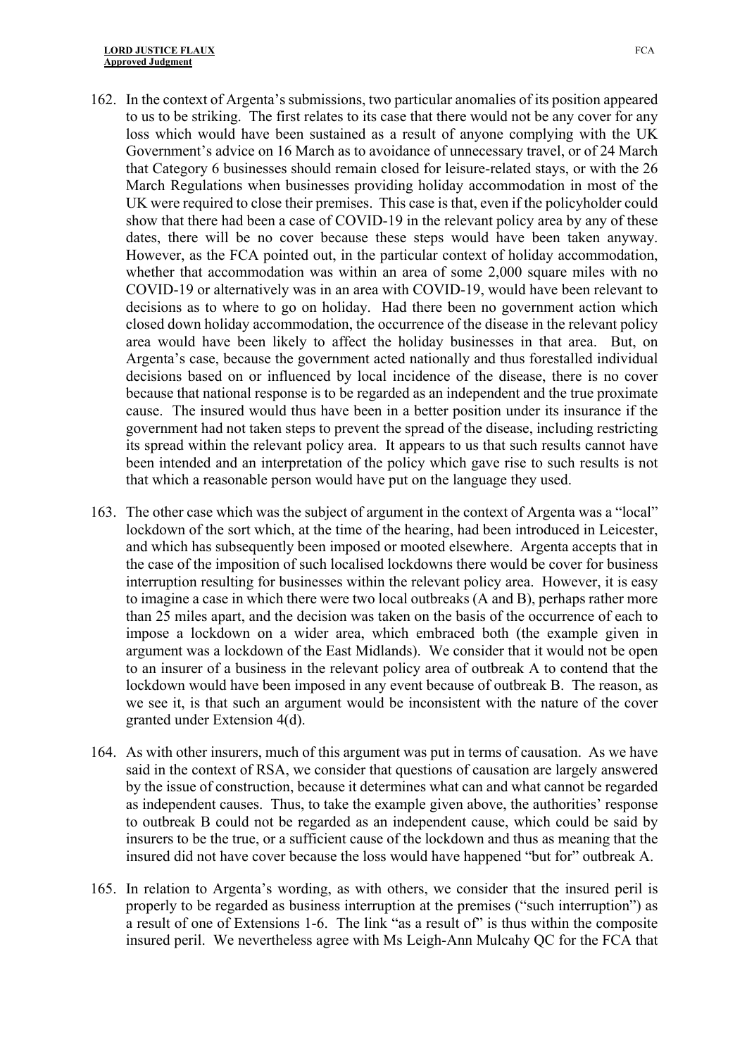162. In the context of Argenta's submissions, two particular anomalies of its position appeared to us to be striking. The first relates to its case that there would not be any cover for any loss which would have been sustained as a result of anyone complying with the UK Government's advice on 16 March as to avoidance of unnecessary travel, or of 24 March that Category 6 businesses should remain closed for leisure-related stays, or with the 26 March Regulations when businesses providing holiday accommodation in most of the UK were required to close their premises. This case is that, even if the policyholder could show that there had been a case of COVID-19 in the relevant policy area by any of these dates, there will be no cover because these steps would have been taken anyway. However, as the FCA pointed out, in the particular context of holiday accommodation, whether that accommodation was within an area of some 2,000 square miles with no COVID-19 or alternatively was in an area with COVID-19, would have been relevant to decisions as to where to go on holiday. Had there been no government action which closed down holiday accommodation, the occurrence of the disease in the relevant policy area would have been likely to affect the holiday businesses in that area. But, on Argenta's case, because the government acted nationally and thus forestalled individual decisions based on or influenced by local incidence of the disease, there is no cover because that national response is to be regarded as an independent and the true proximate cause. The insured would thus have been in a better position under its insurance if the government had not taken steps to prevent the spread of the disease, including restricting its spread within the relevant policy area. It appears to us that such results cannot have been intended and an interpretation of the policy which gave rise to such results is not that which a reasonable person would have put on the language they used.

163. The other case which was the subject of argument in the context of Argenta was a "local" lockdown of the sort which, at the time of the hearing, had been introduced in Leicester, and which has subsequently been imposed or mooted elsewhere. Argenta accepts that in the case of the imposition of such localised lockdowns there would be cover for business interruption resulting for businesses within the relevant policy area. However, it is easy to imagine a case in which there were two local outbreaks (A and B), perhaps rather more than 25 miles apart, and the decision was taken on the basis of the occurrence of each to impose a lockdown on a wider area, which embraced both (the example given in argument was a lockdown of the East Midlands). We consider that it would not be open to an insurer of a business in the relevant policy area of outbreak A to contend that the lockdown would have been imposed in any event because of outbreak B. The reason, as we see it, is that such an argument would be inconsistent with the nature of the cover granted under Extension 4(d).

164. As with other insurers, much of this argument was put in terms of causation. As we have said in the context of RSA, we consider that questions of causation are largely answered by the issue of construction, because it determines what can and what cannot be regarded as independent causes. Thus, to take the example given above, the authorities' response to outbreak B could not be regarded as an independent cause, which could be said by insurers to be the true, or a sufficient cause of the lockdown and thus as meaning that the insured did not have cover because the loss would have happened "but for" outbreak A.

165. In relation to Argenta's wording, as with others, we consider that the insured peril is properly to be regarded as business interruption at the premises ("such interruption") as a result of one of Extensions 1-6. The link "as a result of" is thus within the composite insured peril. We nevertheless agree with Ms Leigh-Ann Mulcahy QC for the FCA that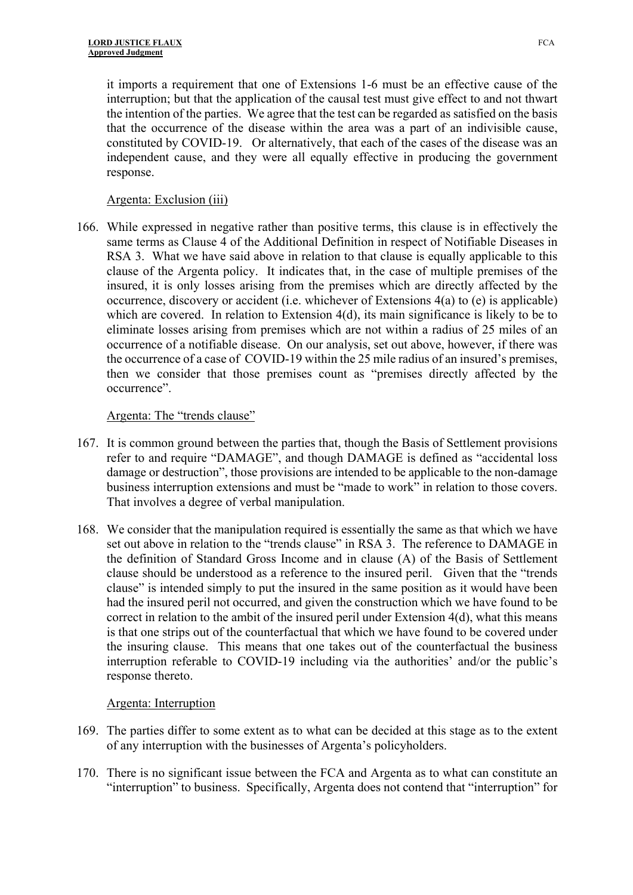it imports a requirement that one of Extensions 1-6 must be an effective cause of the interruption; but that the application of the causal test must give effect to and not thwart the intention of the parties. We agree that the test can be regarded as satisfied on the basis that the occurrence of the disease within the area was a part of an indivisible cause, constituted by COVID-19. Or alternatively, that each of the cases of the disease was an independent cause, and they were all equally effective in producing the government response.

Argenta: Exclusion (iii)

166. While expressed in negative rather than positive terms, this clause is in effectively the same terms as Clause 4 of the Additional Definition in respect of Notifiable Diseases in RSA 3. What we have said above in relation to that clause is equally applicable to this clause of the Argenta policy. It indicates that, in the case of multiple premises of the insured, it is only losses arising from the premises which are directly affected by the occurrence, discovery or accident (i.e. whichever of Extensions 4(a) to (e) is applicable) which are covered. In relation to Extension 4(d), its main significance is likely to be to eliminate losses arising from premises which are not within a radius of 25 miles of an occurrence of a notifiable disease. On our analysis, set out above, however, if there was the occurrence of a case of COVID-19 within the 25 mile radius of an insured's premises, then we consider that those premises count as "premises directly affected by the occurrence".

Argenta: The "trends clause"

167. It is common ground between the parties that, though the Basis of Settlement provisions refer to and require "DAMAGE", and though DAMAGE is defined as "accidental loss damage or destruction", those provisions are intended to be applicable to the non-damage business interruption extensions and must be "made to work" in relation to those covers. That involves a degree of verbal manipulation.

168. We consider that the manipulation required is essentially the same as that which we have set out above in relation to the "trends clause" in RSA 3. The reference to DAMAGE in the definition of Standard Gross Income and in clause (A) of the Basis of Settlement clause should be understood as a reference to the insured peril. Given that the "trends clause" is intended simply to put the insured in the same position as it would have been had the insured peril not occurred, and given the construction which we have found to be correct in relation to the ambit of the insured peril under Extension 4(d), what this means is that one strips out of the counterfactual that which we have found to be covered under the insuring clause. This means that one takes out of the counterfactual the business interruption referable to COVID-19 including via the authorities' and/or the public's response thereto.

Argenta: Interruption

169. The parties differ to some extent as to what can be decided at this stage as to the extent of any interruption with the businesses of Argenta's policyholders.

170. There is no significant issue between the FCA and Argenta as to what can constitute an "interruption" to business. Specifically, Argenta does not contend that "interruption" for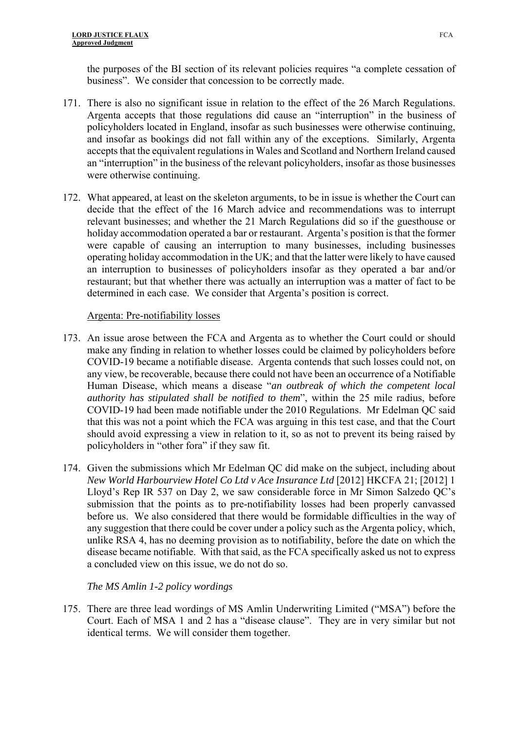the purposes of the BI section of its relevant policies requires "a complete cessation of business". We consider that concession to be correctly made.

171. There is also no significant issue in relation to the effect of the 26 March Regulations. Argenta accepts that those regulations did cause an "interruption" in the business of policyholders located in England, insofar as such businesses were otherwise continuing, and insofar as bookings did not fall within any of the exceptions. Similarly, Argenta accepts that the equivalent regulations in Wales and Scotland and Northern Ireland caused an "interruption" in the business of the relevant policyholders, insofar as those businesses were otherwise continuing.

172. What appeared, at least on the skeleton arguments, to be in issue is whether the Court can decide that the effect of the 16 March advice and recommendations was to interrupt relevant businesses; and whether the 21 March Regulations did so if the guesthouse or holiday accommodation operated a bar or restaurant. Argenta's position is that the former were capable of causing an interruption to many businesses, including businesses operating holiday accommodation in the UK; and that the latter were likely to have caused an interruption to businesses of policyholders insofar as they operated a bar and/or restaurant; but that whether there was actually an interruption was a matter of fact to be determined in each case. We consider that Argenta's position is correct.

Argenta: Pre-notifiability losses

173. An issue arose between the FCA and Argenta as to whether the Court could or should make any finding in relation to whether losses could be claimed by policyholders before COVID-19 became a notifiable disease. Argenta contends that such losses could not, on any view, be recoverable, because there could not have been an occurrence of a Notifiable Human Disease, which means a disease "*an outbreak of which the competent local authority has stipulated shall be notified to them*", within the 25 mile radius, before COVID-19 had been made notifiable under the 2010 Regulations. Mr Edelman QC said that this was not a point which the FCA was arguing in this test case, and that the Court should avoid expressing a view in relation to it, so as not to prevent its being raised by policyholders in "other fora" if they saw fit.

174. Given the submissions which Mr Edelman QC did make on the subject, including about *New World Harbourview Hotel Co Ltd v Ace Insurance Ltd* [2012] HKCFA 21; [2012] 1 Lloyd's Rep IR 537 on Day 2, we saw considerable force in Mr Simon Salzedo QC's submission that the points as to pre-notifiability losses had been properly canvassed before us. We also considered that there would be formidable difficulties in the way of any suggestion that there could be cover under a policy such as the Argenta policy, which, unlike RSA 4, has no deeming provision as to notifiability, before the date on which the disease became notifiable. With that said, as the FCA specifically asked us not to express a concluded view on this issue, we do not do so.

*The MS Amlin 1-2 policy wordings*

175. There are three lead wordings of MS Amlin Underwriting Limited ("MSA") before the Court. Each of MSA 1 and 2 has a "disease clause". They are in very similar but not identical terms. We will consider them together.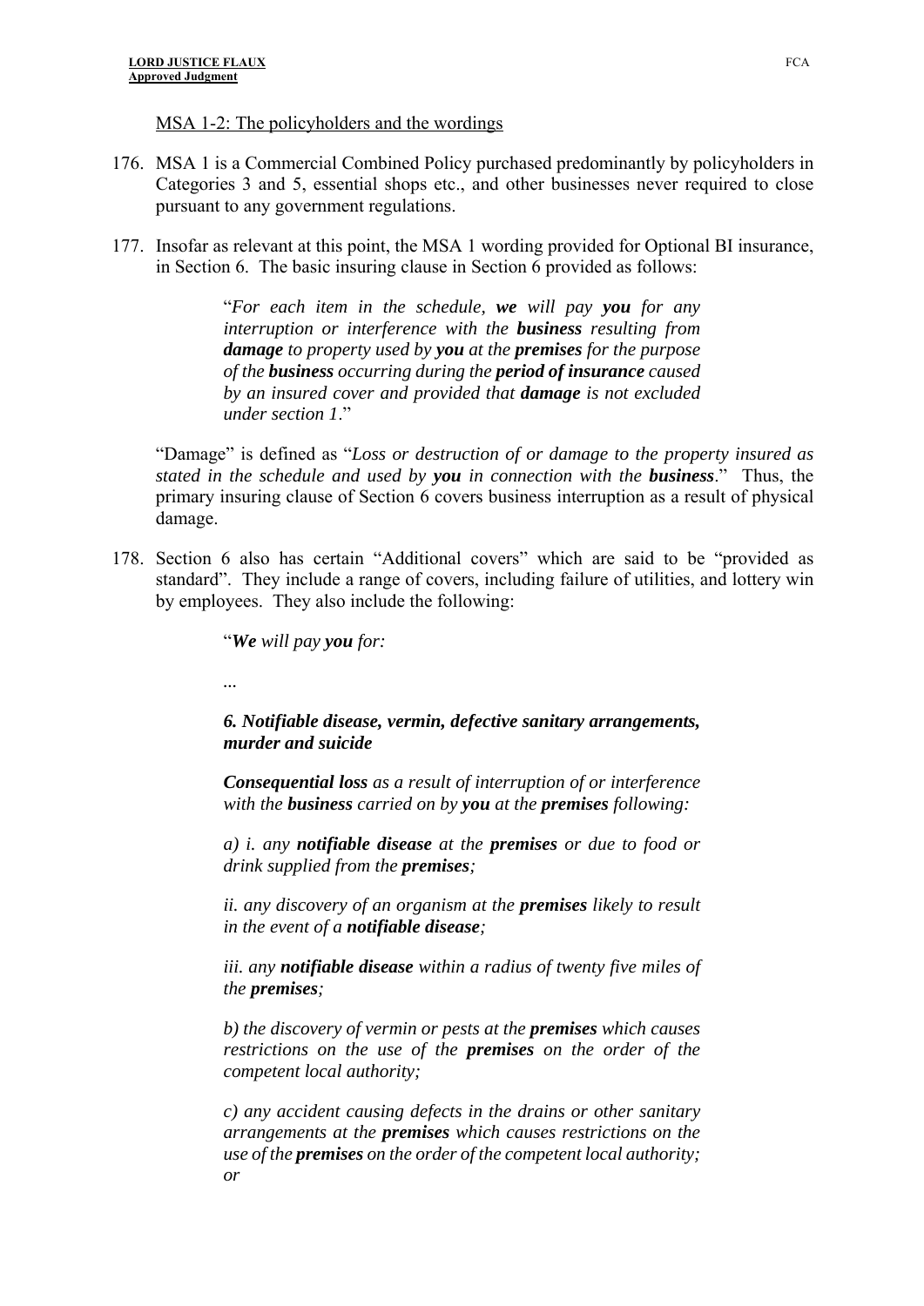MSA 1-2: The policyholders and the wordings

176. MSA 1 is a Commercial Combined Policy purchased predominantly by policyholders in Categories 3 and 5, essential shops etc., and other businesses never required to close pursuant to any government regulations.

177. Insofar as relevant at this point, the MSA 1 wording provided for Optional BI insurance, in Section 6. The basic insuring clause in Section 6 provided as follows:

> "*For each item in the schedule, **we** will pay **you** for any interruption or interference with the **business** resulting from **damage** to property used by **you** at the **premises** for the purpose of the **business** occurring during the **period of insurance** caused by an insured cover and provided that **damage** is not excluded under section 1*."

"Damage" is defined as "*Loss or destruction of or damage to the property insured as stated in the schedule and used by **you** in connection with the **business***." Thus, the primary insuring clause of Section 6 covers business interruption as a result of physical damage.

178. Section 6 also has certain "Additional covers" which are said to be "provided as standard". They include a range of covers, including failure of utilities, and lottery win by employees. They also include the following:

> "***We** will pay **you** for:*
>
> ...
>
> ***6. Notifiable disease, vermin, defective sanitary arrangements, murder and suicide***
>
> ***Consequential loss** as a result of interruption of or interference with the **business** carried on by **you** at the **premises** following:*
>
> *a) i. any **notifiable disease** at the **premises** or due to food or drink supplied from the **premises**;*
>
> *ii. any discovery of an organism at the **premises** likely to result in the event of a **notifiable disease**;*
>
> *iii. any **notifiable disease** within a radius of twenty five miles of the **premises**;*
>
> *b) the discovery of vermin or pests at the **premises** which causes restrictions on the use of the **premises** on the order of the competent local authority;*
>
> *c) any accident causing defects in the drains or other sanitary arrangements at the **premises** which causes restrictions on the use of the **premises** on the order of the competent local authority; or*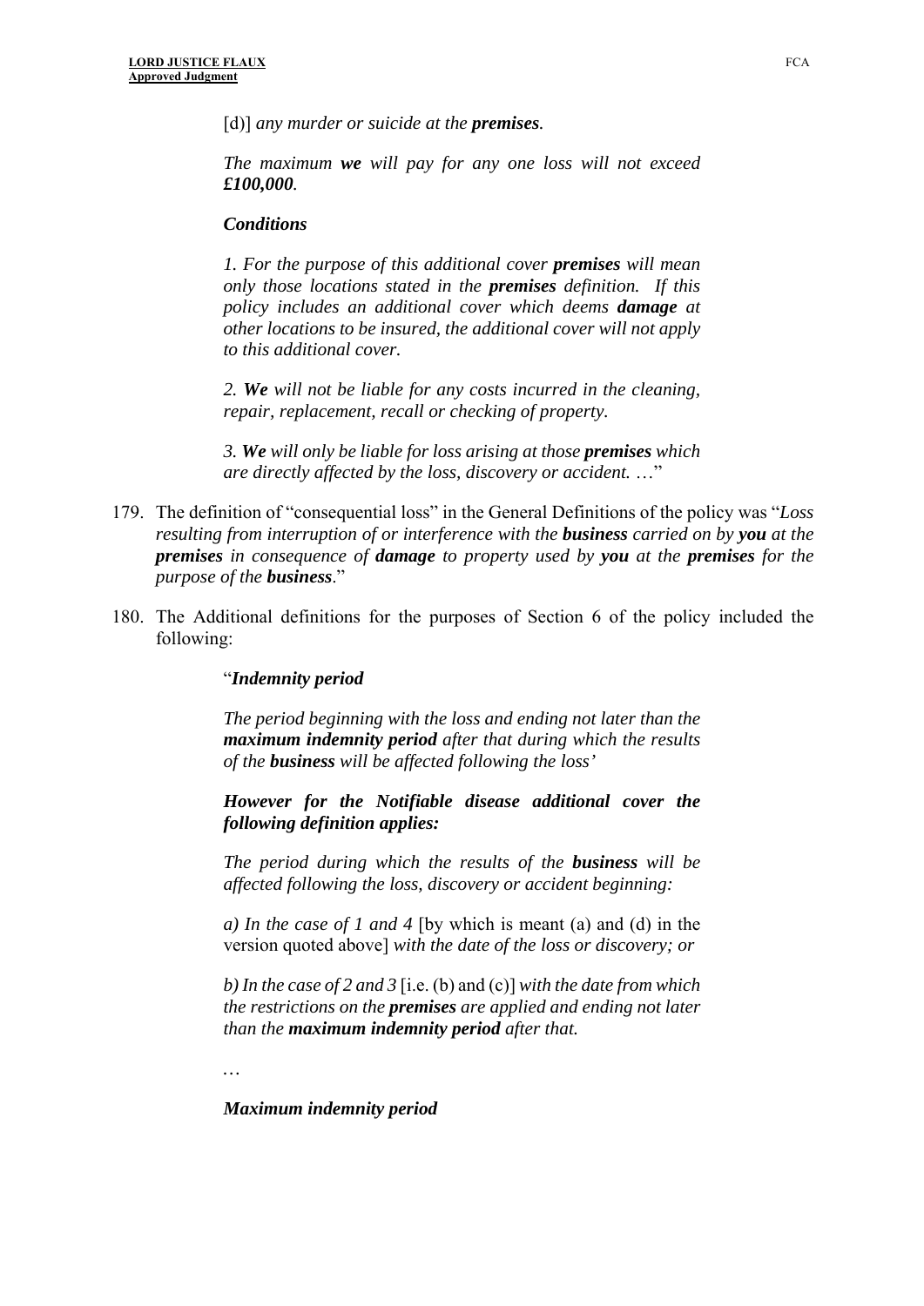[d)] *any murder or suicide at the* ***premises****.*

*The maximum* ***we*** *will pay for any one loss will not exceed* ***£100,000****.*

***Conditions***

*1. For the purpose of this additional cover* ***premises*** *will mean only those locations stated in the* ***premises*** *definition. If this policy includes an additional cover which deems* ***damage*** *at other locations to be insured, the additional cover will not apply to this additional cover.*

*2.* ***We*** *will not be liable for any costs incurred in the cleaning, repair, replacement, recall or checking of property.*

*3.* ***We*** *will only be liable for loss arising at those* ***premises*** *which are directly affected by the loss, discovery or accident. …*"

179. The definition of "consequential loss" in the General Definitions of the policy was "*Loss resulting from interruption of or interference with the* ***business*** *carried on by* ***you*** *at the* ***premises*** *in consequence of* ***damage*** *to property used by* ***you*** *at the* ***premises*** *for the purpose of the* ***business***."

180. The Additional definitions for the purposes of Section 6 of the policy included the following:

"***Indemnity period***

*The period beginning with the loss and ending not later than the* ***maximum indemnity period*** *after that during which the results of the* ***business*** *will be affected following the loss'*

***However for the Notifiable disease additional cover the following definition applies:***

*The period during which the results of the* ***business*** *will be affected following the loss, discovery or accident beginning:*

*a) In the case of 1 and 4* [by which is meant (a) and (d) in the version quoted above] *with the date of the loss or discovery; or*

*b) In the case of 2 and 3* [i.e. (b) and (c)] *with the date from which the restrictions on the* ***premises*** *are applied and ending not later than the* ***maximum indemnity period*** *after that.*

…

***Maximum indemnity period***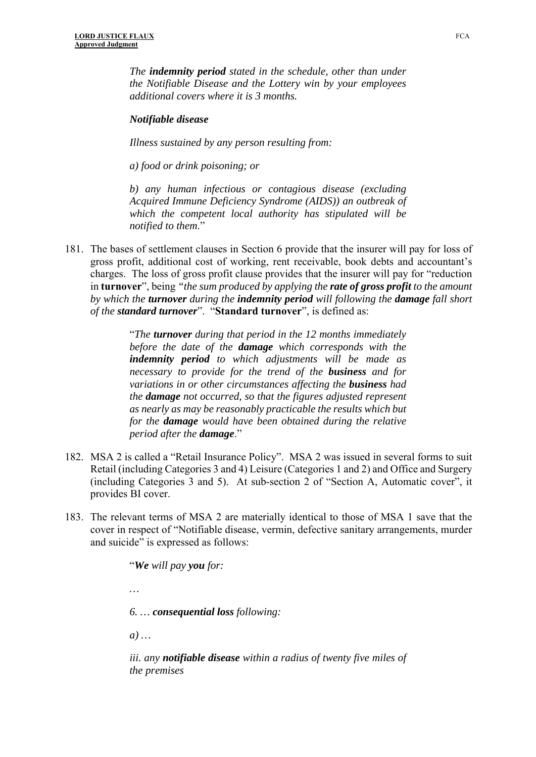> *The **indemnity period** stated in the schedule, other than under the Notifiable Disease and the Lottery win by your employees additional covers where it is 3 months.*
>
> ***Notifiable disease***
>
> *Illness sustained by any person resulting from:*
>
> *a) food or drink poisoning; or*
>
> *b) any human infectious or contagious disease (excluding Acquired Immune Deficiency Syndrome (AIDS)) an outbreak of which the competent local authority has stipulated will be notified to them.*"

181. The bases of settlement clauses in Section 6 provide that the insurer will pay for loss of gross profit, additional cost of working, rent receivable, book debts and accountant's charges. The loss of gross profit clause provides that the insurer will pay for "reduction in **turnover**", being *"the sum produced by applying the **rate of gross profit** to the amount by which the **turnover** during the **indemnity period** will following the **damage** fall short of the **standard turnover***". "**Standard turnover**", is defined as:

> "*The **turnover** during that period in the 12 months immediately before the date of the **damage** which corresponds with the **indemnity period** to which adjustments will be made as necessary to provide for the trend of the **business** and for variations in or other circumstances affecting the **business** had the **damage** not occurred, so that the figures adjusted represent as nearly as may be reasonably practicable the results which but for the **damage** would have been obtained during the relative period after the **damage***."

182. MSA 2 is called a "Retail Insurance Policy". MSA 2 was issued in several forms to suit Retail (including Categories 3 and 4) Leisure (Categories 1 and 2) and Office and Surgery (including Categories 3 and 5). At sub-section 2 of "Section A, Automatic cover", it provides BI cover.

183. The relevant terms of MSA 2 are materially identical to those of MSA 1 save that the cover in respect of "Notifiable disease, vermin, defective sanitary arrangements, murder and suicide" is expressed as follows:

> "***We** will pay **you** for:*
>
> *…*
>
> *6. … **consequential loss** following:*
>
> *a) …*
>
> *iii. any **notifiable disease** within a radius of twenty five miles of the premises*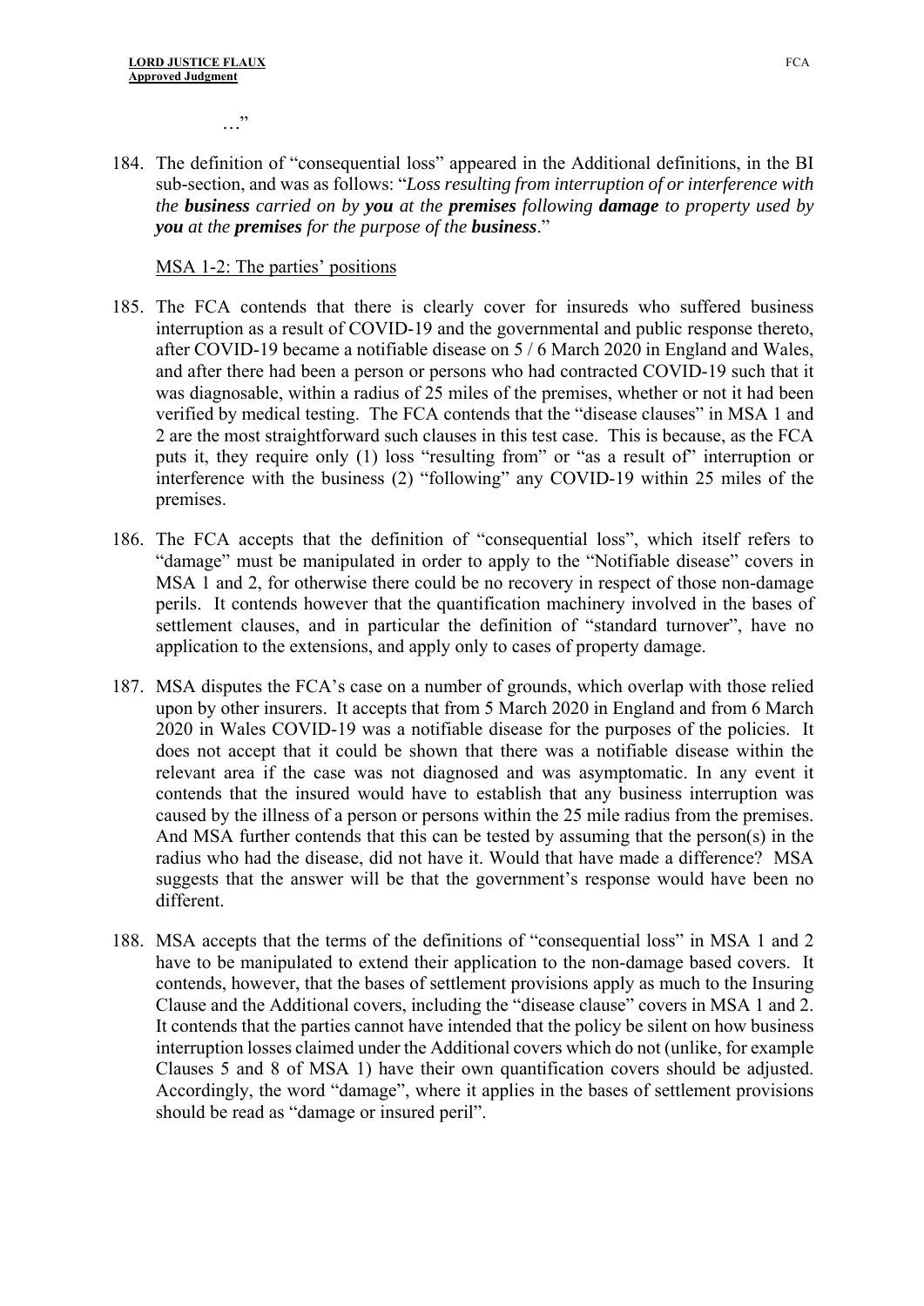…"

184. The definition of "consequential loss" appeared in the Additional definitions, in the BI sub-section, and was as follows: "*Loss resulting from interruption of or interference with the **business** carried on by **you** at the **premises** following **damage** to property used by **you** at the **premises** for the purpose of the **business**.*"

MSA 1-2: The parties' positions

185. The FCA contends that there is clearly cover for insureds who suffered business interruption as a result of COVID-19 and the governmental and public response thereto, after COVID-19 became a notifiable disease on 5 / 6 March 2020 in England and Wales, and after there had been a person or persons who had contracted COVID-19 such that it was diagnosable, within a radius of 25 miles of the premises, whether or not it had been verified by medical testing. The FCA contends that the "disease clauses" in MSA 1 and 2 are the most straightforward such clauses in this test case. This is because, as the FCA puts it, they require only (1) loss "resulting from" or "as a result of" interruption or interference with the business (2) "following" any COVID-19 within 25 miles of the premises.

186. The FCA accepts that the definition of "consequential loss", which itself refers to "damage" must be manipulated in order to apply to the "Notifiable disease" covers in MSA 1 and 2, for otherwise there could be no recovery in respect of those non-damage perils. It contends however that the quantification machinery involved in the bases of settlement clauses, and in particular the definition of "standard turnover", have no application to the extensions, and apply only to cases of property damage.

187. MSA disputes the FCA's case on a number of grounds, which overlap with those relied upon by other insurers. It accepts that from 5 March 2020 in England and from 6 March 2020 in Wales COVID-19 was a notifiable disease for the purposes of the policies. It does not accept that it could be shown that there was a notifiable disease within the relevant area if the case was not diagnosed and was asymptomatic. In any event it contends that the insured would have to establish that any business interruption was caused by the illness of a person or persons within the 25 mile radius from the premises. And MSA further contends that this can be tested by assuming that the person(s) in the radius who had the disease, did not have it. Would that have made a difference? MSA suggests that the answer will be that the government's response would have been no different.

188. MSA accepts that the terms of the definitions of "consequential loss" in MSA 1 and 2 have to be manipulated to extend their application to the non-damage based covers. It contends, however, that the bases of settlement provisions apply as much to the Insuring Clause and the Additional covers, including the "disease clause" covers in MSA 1 and 2. It contends that the parties cannot have intended that the policy be silent on how business interruption losses claimed under the Additional covers which do not (unlike, for example Clauses 5 and 8 of MSA 1) have their own quantification covers should be adjusted. Accordingly, the word "damage", where it applies in the bases of settlement provisions should be read as "damage or insured peril".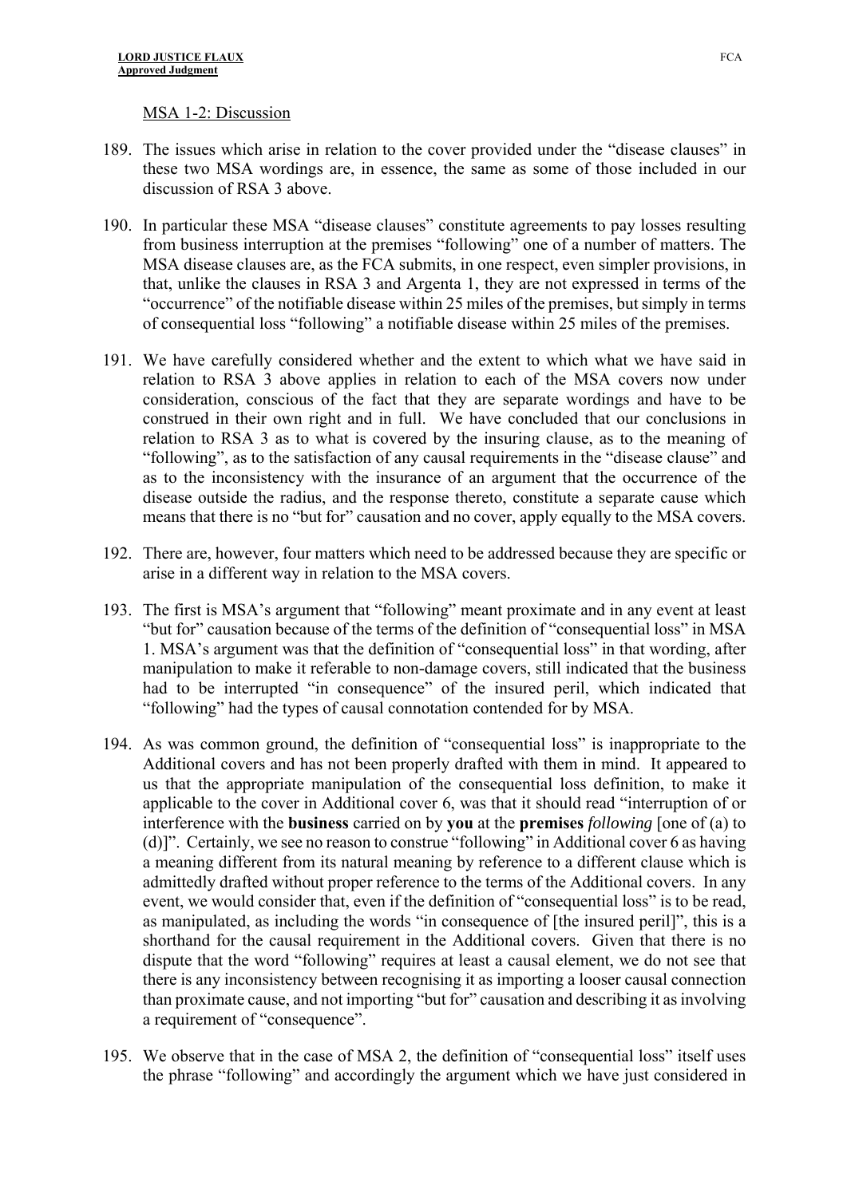MSA 1-2: Discussion

189. The issues which arise in relation to the cover provided under the "disease clauses" in these two MSA wordings are, in essence, the same as some of those included in our discussion of RSA 3 above.

190. In particular these MSA "disease clauses" constitute agreements to pay losses resulting from business interruption at the premises "following" one of a number of matters. The MSA disease clauses are, as the FCA submits, in one respect, even simpler provisions, in that, unlike the clauses in RSA 3 and Argenta 1, they are not expressed in terms of the "occurrence" of the notifiable disease within 25 miles of the premises, but simply in terms of consequential loss "following" a notifiable disease within 25 miles of the premises.

191. We have carefully considered whether and the extent to which what we have said in relation to RSA 3 above applies in relation to each of the MSA covers now under consideration, conscious of the fact that they are separate wordings and have to be construed in their own right and in full. We have concluded that our conclusions in relation to RSA 3 as to what is covered by the insuring clause, as to the meaning of "following", as to the satisfaction of any causal requirements in the "disease clause" and as to the inconsistency with the insurance of an argument that the occurrence of the disease outside the radius, and the response thereto, constitute a separate cause which means that there is no "but for" causation and no cover, apply equally to the MSA covers.

192. There are, however, four matters which need to be addressed because they are specific or arise in a different way in relation to the MSA covers.

193. The first is MSA's argument that "following" meant proximate and in any event at least "but for" causation because of the terms of the definition of "consequential loss" in MSA 1. MSA's argument was that the definition of "consequential loss" in that wording, after manipulation to make it referable to non-damage covers, still indicated that the business had to be interrupted "in consequence" of the insured peril, which indicated that "following" had the types of causal connotation contended for by MSA.

194. As was common ground, the definition of "consequential loss" is inappropriate to the Additional covers and has not been properly drafted with them in mind. It appeared to us that the appropriate manipulation of the consequential loss definition, to make it applicable to the cover in Additional cover 6, was that it should read "interruption of or interference with the **business** carried on by **you** at the **premises** *following* [one of (a) to (d)]". Certainly, we see no reason to construe "following" in Additional cover 6 as having a meaning different from its natural meaning by reference to a different clause which is admittedly drafted without proper reference to the terms of the Additional covers. In any event, we would consider that, even if the definition of "consequential loss" is to be read, as manipulated, as including the words "in consequence of [the insured peril]", this is a shorthand for the causal requirement in the Additional covers. Given that there is no dispute that the word "following" requires at least a causal element, we do not see that there is any inconsistency between recognising it as importing a looser causal connection than proximate cause, and not importing "but for" causation and describing it as involving a requirement of "consequence".

195. We observe that in the case of MSA 2, the definition of "consequential loss" itself uses the phrase "following" and accordingly the argument which we have just considered in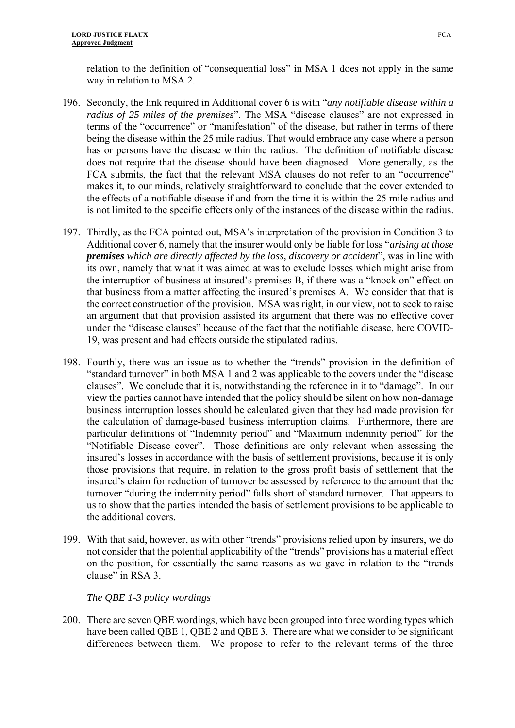relation to the definition of "consequential loss" in MSA 1 does not apply in the same way in relation to MSA 2.

196. Secondly, the link required in Additional cover 6 is with "*any notifiable disease within a radius of 25 miles of the premises*". The MSA "disease clauses" are not expressed in terms of the "occurrence" or "manifestation" of the disease, but rather in terms of there being the disease within the 25 mile radius. That would embrace any case where a person has or persons have the disease within the radius. The definition of notifiable disease does not require that the disease should have been diagnosed. More generally, as the FCA submits, the fact that the relevant MSA clauses do not refer to an "occurrence" makes it, to our minds, relatively straightforward to conclude that the cover extended to the effects of a notifiable disease if and from the time it is within the 25 mile radius and is not limited to the specific effects only of the instances of the disease within the radius.

197. Thirdly, as the FCA pointed out, MSA's interpretation of the provision in Condition 3 to Additional cover 6, namely that the insurer would only be liable for loss "*arising at those **premises** which are directly affected by the loss, discovery or accident*", was in line with its own, namely that what it was aimed at was to exclude losses which might arise from the interruption of business at insured's premises B, if there was a "knock on" effect on that business from a matter affecting the insured's premises A. We consider that that is the correct construction of the provision. MSA was right, in our view, not to seek to raise an argument that that provision assisted its argument that there was no effective cover under the "disease clauses" because of the fact that the notifiable disease, here COVID-19, was present and had effects outside the stipulated radius.

198. Fourthly, there was an issue as to whether the "trends" provision in the definition of "standard turnover" in both MSA 1 and 2 was applicable to the covers under the "disease clauses". We conclude that it is, notwithstanding the reference in it to "damage". In our view the parties cannot have intended that the policy should be silent on how non-damage business interruption losses should be calculated given that they had made provision for the calculation of damage-based business interruption claims. Furthermore, there are particular definitions of "Indemnity period" and "Maximum indemnity period" for the "Notifiable Disease cover". Those definitions are only relevant when assessing the insured's losses in accordance with the basis of settlement provisions, because it is only those provisions that require, in relation to the gross profit basis of settlement that the insured's claim for reduction of turnover be assessed by reference to the amount that the turnover "during the indemnity period" falls short of standard turnover. That appears to us to show that the parties intended the basis of settlement provisions to be applicable to the additional covers.

199. With that said, however, as with other "trends" provisions relied upon by insurers, we do not consider that the potential applicability of the "trends" provisions has a material effect on the position, for essentially the same reasons as we gave in relation to the "trends clause" in RSA 3.

*The QBE 1-3 policy wordings*

200. There are seven QBE wordings, which have been grouped into three wording types which have been called QBE 1, QBE 2 and QBE 3. There are what we consider to be significant differences between them. We propose to refer to the relevant terms of the three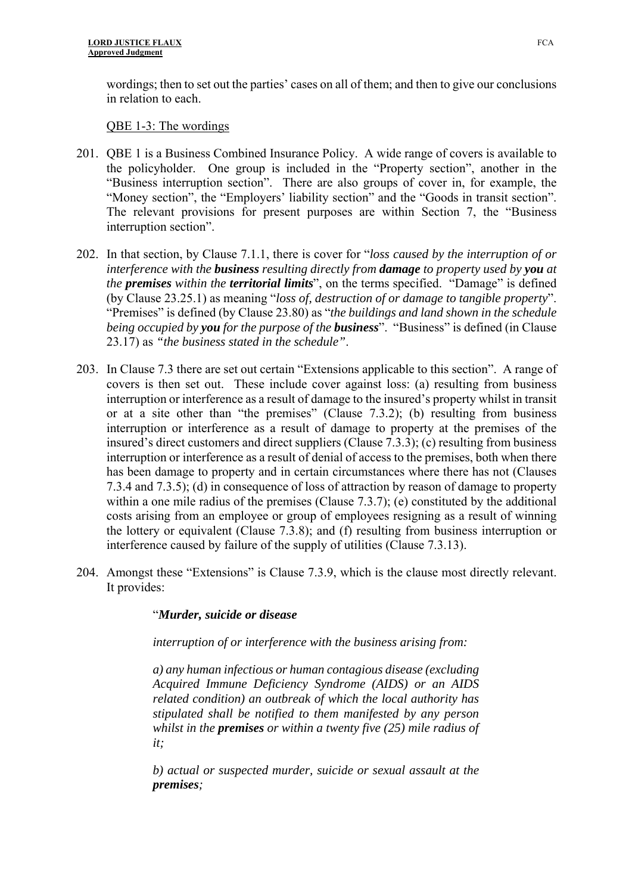wordings; then to set out the parties' cases on all of them; and then to give our conclusions in relation to each.

QBE 1-3: The wordings

201. QBE 1 is a Business Combined Insurance Policy. A wide range of covers is available to the policyholder. One group is included in the "Property section", another in the "Business interruption section". There are also groups of cover in, for example, the "Money section", the "Employers' liability section" and the "Goods in transit section". The relevant provisions for present purposes are within Section 7, the "Business interruption section".

202. In that section, by Clause 7.1.1, there is cover for "*loss caused by the interruption of or interference with the* ***business*** *resulting directly from* ***damage*** *to property used by* ***you*** *at the* ***premises*** *within the* ***territorial limits***", on the terms specified. "Damage" is defined (by Clause 23.25.1) as meaning "*loss of, destruction of or damage to tangible property*". "Premises" is defined (by Clause 23.80) as "*the buildings and land shown in the schedule being occupied by* ***you*** *for the purpose of the* ***business***". "Business" is defined (in Clause 23.17) as *"the business stated in the schedule"*.

203. In Clause 7.3 there are set out certain "Extensions applicable to this section". A range of covers is then set out. These include cover against loss: (a) resulting from business interruption or interference as a result of damage to the insured's property whilst in transit or at a site other than "the premises" (Clause 7.3.2); (b) resulting from business interruption or interference as a result of damage to property at the premises of the insured's direct customers and direct suppliers (Clause 7.3.3); (c) resulting from business interruption or interference as a result of denial of access to the premises, both when there has been damage to property and in certain circumstances where there has not (Clauses 7.3.4 and 7.3.5); (d) in consequence of loss of attraction by reason of damage to property within a one mile radius of the premises (Clause 7.3.7); (e) constituted by the additional costs arising from an employee or group of employees resigning as a result of winning the lottery or equivalent (Clause 7.3.8); and (f) resulting from business interruption or interference caused by failure of the supply of utilities (Clause 7.3.13).

204. Amongst these "Extensions" is Clause 7.3.9, which is the clause most directly relevant. It provides:

> "***Murder, suicide or disease***
>
> *interruption of or interference with the business arising from:*
>
> *a) any human infectious or human contagious disease (excluding Acquired Immune Deficiency Syndrome (AIDS) or an AIDS related condition) an outbreak of which the local authority has stipulated shall be notified to them manifested by any person whilst in the* ***premises*** *or within a twenty five (25) mile radius of it;*
>
> *b) actual or suspected murder, suicide or sexual assault at the* ***premises****;*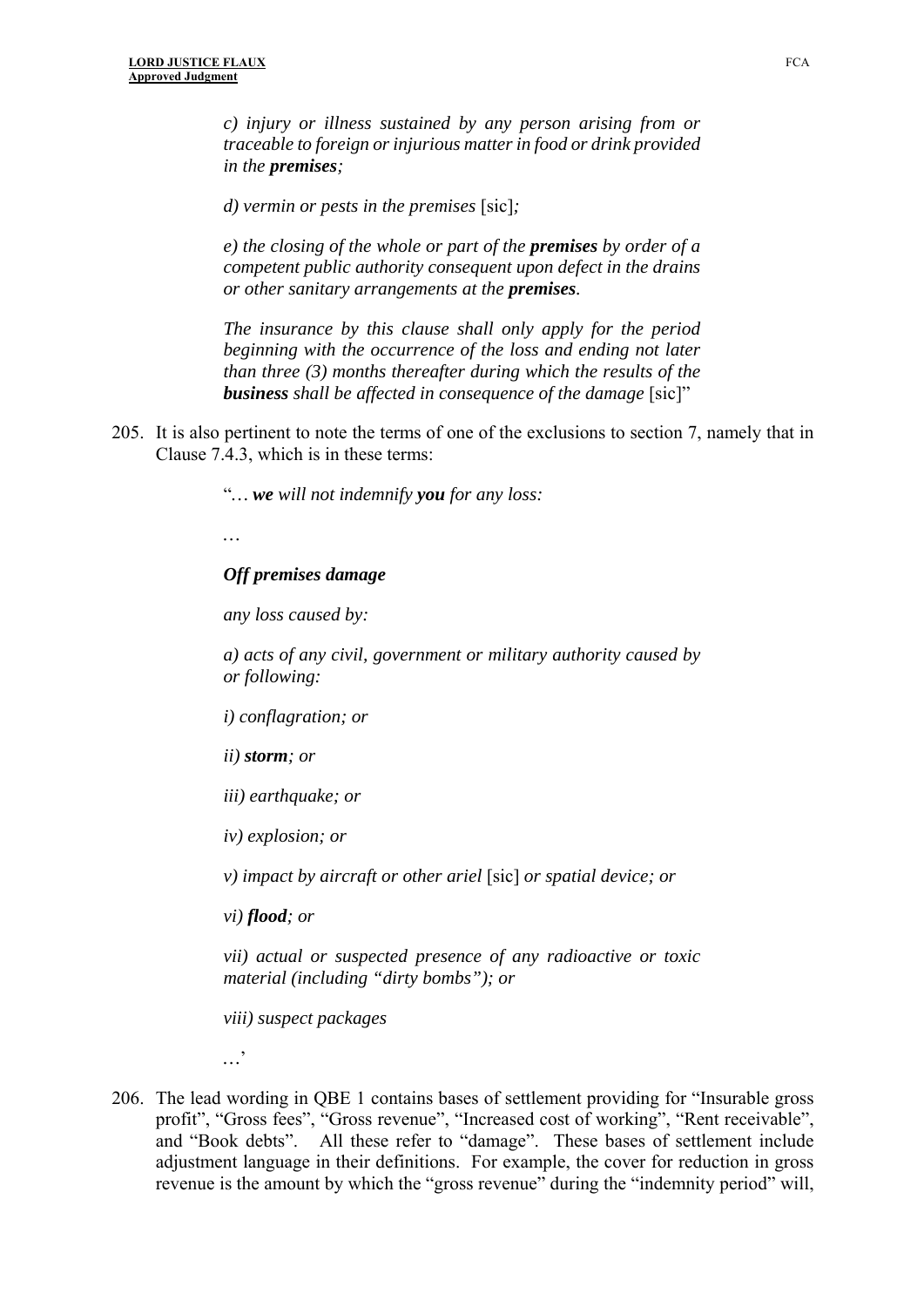> *c) injury or illness sustained by any person arising from or traceable to foreign or injurious matter in food or drink provided in the **premises**;*
>
> *d) vermin or pests in the premises* [sic]*;*
>
> *e) the closing of the whole or part of the **premises** by order of a competent public authority consequent upon defect in the drains or other sanitary arrangements at the **premises**.*
>
> *The insurance by this clause shall only apply for the period beginning with the occurrence of the loss and ending not later than three (3) months thereafter during which the results of the **business** shall be affected in consequence of the damage* [sic]"

205. It is also pertinent to note the terms of one of the exclusions to section 7, namely that in Clause 7.4.3, which is in these terms:

> "*… **we** will not indemnify **you** for any loss:*
>
> …
>
> ***Off premises damage***
>
> *any loss caused by:*
>
> *a) acts of any civil, government or military authority caused by or following:*
>
> *i) conflagration; or*
>
> *ii) **storm**; or*
>
> *iii) earthquake; or*
>
> *iv) explosion; or*
>
> *v) impact by aircraft or other ariel* [sic] *or spatial device; or*
>
> *vi) **flood**; or*
>
> *vii) actual or suspected presence of any radioactive or toxic material (including "dirty bombs"); or*
>
> *viii) suspect packages*
>
> …'

206. The lead wording in QBE 1 contains bases of settlement providing for "Insurable gross profit", "Gross fees", "Gross revenue", "Increased cost of working", "Rent receivable", and "Book debts". All these refer to "damage". These bases of settlement include adjustment language in their definitions. For example, the cover for reduction in gross revenue is the amount by which the "gross revenue" during the "indemnity period" will,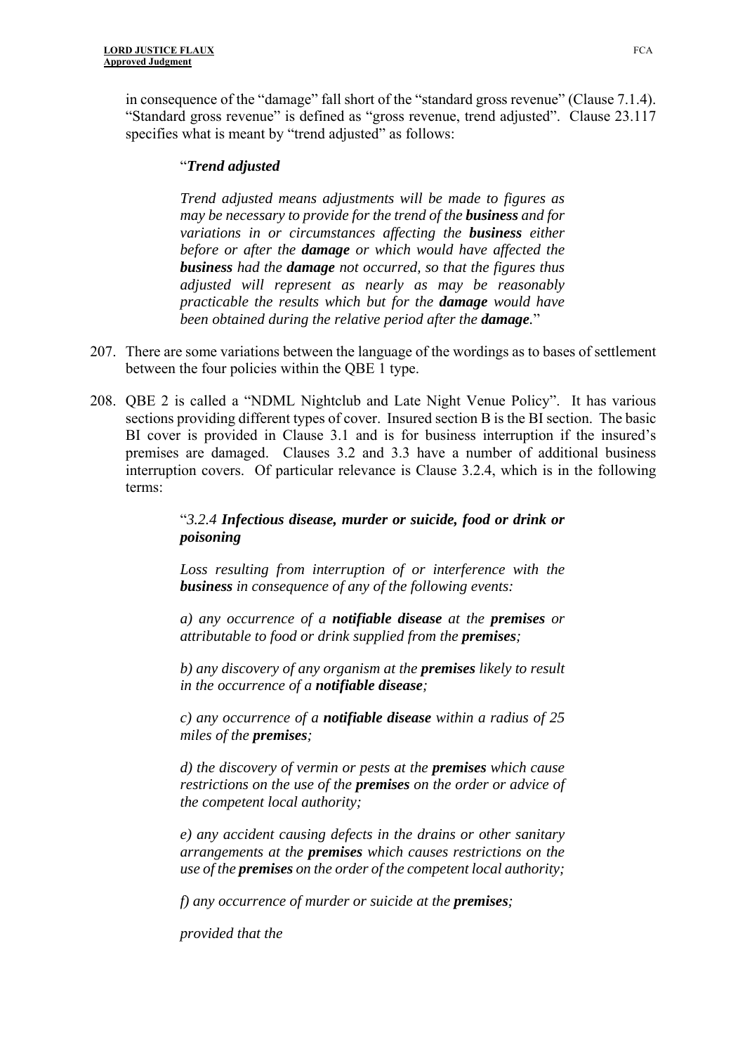in consequence of the "damage" fall short of the "standard gross revenue" (Clause 7.1.4). "Standard gross revenue" is defined as "gross revenue, trend adjusted". Clause 23.117 specifies what is meant by "trend adjusted" as follows:

> "***Trend adjusted***
>
> *Trend adjusted means adjustments will be made to figures as may be necessary to provide for the trend of the **business** and for variations in or circumstances affecting the **business** either before or after the **damage** or which would have affected the **business** had the **damage** not occurred, so that the figures thus adjusted will represent as nearly as may be reasonably practicable the results which but for the **damage** would have been obtained during the relative period after the **damage**.*"

207. There are some variations between the language of the wordings as to bases of settlement between the four policies within the QBE 1 type.

208. QBE 2 is called a "NDML Nightclub and Late Night Venue Policy". It has various sections providing different types of cover. Insured section B is the BI section. The basic BI cover is provided in Clause 3.1 and is for business interruption if the insured's premises are damaged. Clauses 3.2 and 3.3 have a number of additional business interruption covers. Of particular relevance is Clause 3.2.4, which is in the following terms:

> "*3.2.4 **Infectious disease, murder or suicide, food or drink or poisoning***
>
> *Loss resulting from interruption of or interference with the **business** in consequence of any of the following events:*
>
> *a) any occurrence of a **notifiable disease** at the **premises** or attributable to food or drink supplied from the **premises**;*
>
> *b) any discovery of any organism at the **premises** likely to result in the occurrence of a **notifiable disease**;*
>
> *c) any occurrence of a **notifiable disease** within a radius of 25 miles of the **premises**;*
>
> *d) the discovery of vermin or pests at the **premises** which cause restrictions on the use of the **premises** on the order or advice of the competent local authority;*
>
> *e) any accident causing defects in the drains or other sanitary arrangements at the **premises** which causes restrictions on the use of the **premises** on the order of the competent local authority;*
>
> *f) any occurrence of murder or suicide at the **premises**;*
>
> *provided that the*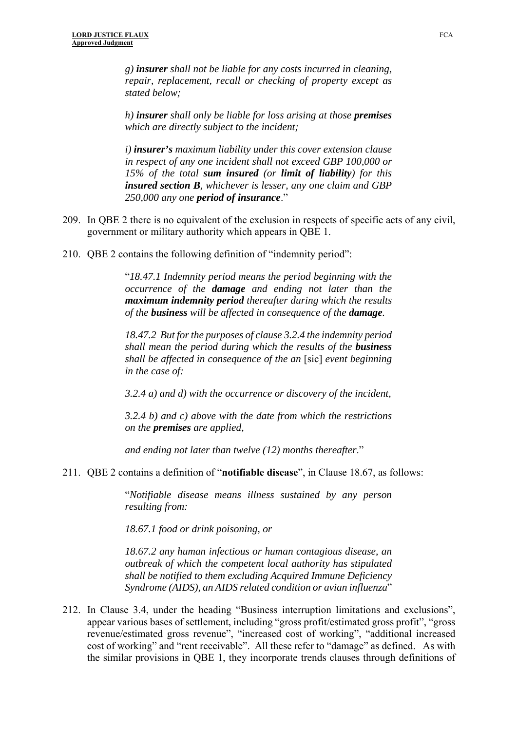*g)* ***insurer*** *shall not be liable for any costs incurred in cleaning, repair, replacement, recall or checking of property except as stated below;*

*h)* ***insurer*** *shall only be liable for loss arising at those* ***premises*** *which are directly subject to the incident;*

*i)* ***insurer's*** *maximum liability under this cover extension clause in respect of any one incident shall not exceed GBP 100,000 or 15% of the total* ***sum insured*** *(or* ***limit of liability****) for this* ***insured section B****, whichever is lesser, any one claim and GBP 250,000 any one* ***period of insurance***."

209. In QBE 2 there is no equivalent of the exclusion in respects of specific acts of any civil, government or military authority which appears in QBE 1.

210. QBE 2 contains the following definition of "indemnity period":

> "*18.47.1 Indemnity period means the period beginning with the occurrence of the* ***damage*** *and ending not later than the* ***maximum indemnity period*** *thereafter during which the results of the* ***business*** *will be affected in consequence of the* ***damage****.*
>
> *18.47.2 But for the purposes of clause 3.2.4 the indemnity period shall mean the period during which the results of the* ***business*** *shall be affected in consequence of the an* [sic] *event beginning in the case of:*
>
> *3.2.4 a) and d) with the occurrence or discovery of the incident,*
>
> *3.2.4 b) and c) above with the date from which the restrictions on the* ***premises*** *are applied,*
>
> *and ending not later than twelve (12) months thereafter.*"

211. QBE 2 contains a definition of "**notifiable disease**", in Clause 18.67, as follows:

> "*Notifiable disease means illness sustained by any person resulting from:*
>
> *18.67.1 food or drink poisoning, or*
>
> *18.67.2 any human infectious or human contagious disease, an outbreak of which the competent local authority has stipulated shall be notified to them excluding Acquired Immune Deficiency Syndrome (AIDS), an AIDS related condition or avian influenza*"

212. In Clause 3.4, under the heading "Business interruption limitations and exclusions", appear various bases of settlement, including "gross profit/estimated gross profit", "gross revenue/estimated gross revenue", "increased cost of working", "additional increased cost of working" and "rent receivable". All these refer to "damage" as defined. As with the similar provisions in QBE 1, they incorporate trends clauses through definitions of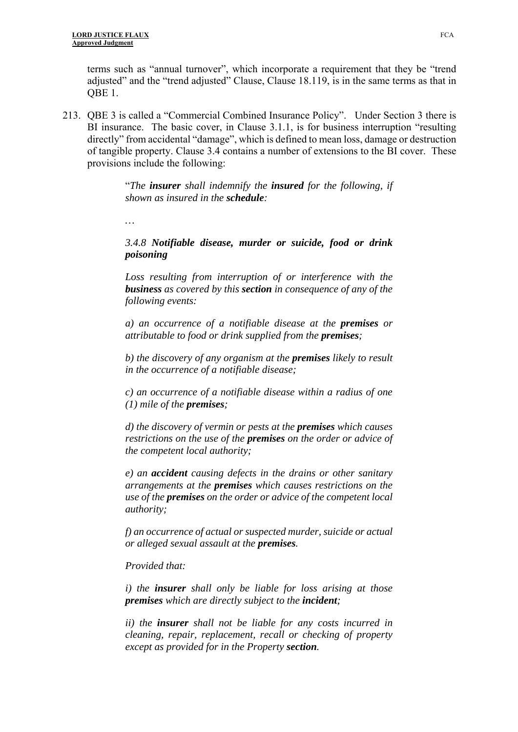terms such as "annual turnover", which incorporate a requirement that they be "trend adjusted" and the "trend adjusted" Clause, Clause 18.119, is in the same terms as that in QBE 1.

213. QBE 3 is called a "Commercial Combined Insurance Policy". Under Section 3 there is BI insurance. The basic cover, in Clause 3.1.1, is for business interruption "resulting directly" from accidental "damage", which is defined to mean loss, damage or destruction of tangible property. Clause 3.4 contains a number of extensions to the BI cover. These provisions include the following:

> "*The **insurer** shall indemnify the **insured** for the following, if shown as insured in the **schedule**:*
>
> …
>
> *3.4.8 **Notifiable disease, murder or suicide, food or drink poisoning***
>
> *Loss resulting from interruption of or interference with the **business** as covered by this **section** in consequence of any of the following events:*
>
> *a) an occurrence of a notifiable disease at the **premises** or attributable to food or drink supplied from the **premises**;*
>
> *b) the discovery of any organism at the **premises** likely to result in the occurrence of a notifiable disease;*
>
> *c) an occurrence of a notifiable disease within a radius of one (1) mile of the **premises**;*
>
> *d) the discovery of vermin or pests at the **premises** which causes restrictions on the use of the **premises** on the order or advice of the competent local authority;*
>
> *e) an **accident** causing defects in the drains or other sanitary arrangements at the **premises** which causes restrictions on the use of the **premises** on the order or advice of the competent local authority;*
>
> *f) an occurrence of actual or suspected murder, suicide or actual or alleged sexual assault at the **premises**.*
>
> *Provided that:*
>
> *i) the **insurer** shall only be liable for loss arising at those **premises** which are directly subject to the **incident**;*
>
> *ii) the **insurer** shall not be liable for any costs incurred in cleaning, repair, replacement, recall or checking of property except as provided for in the Property **section**.*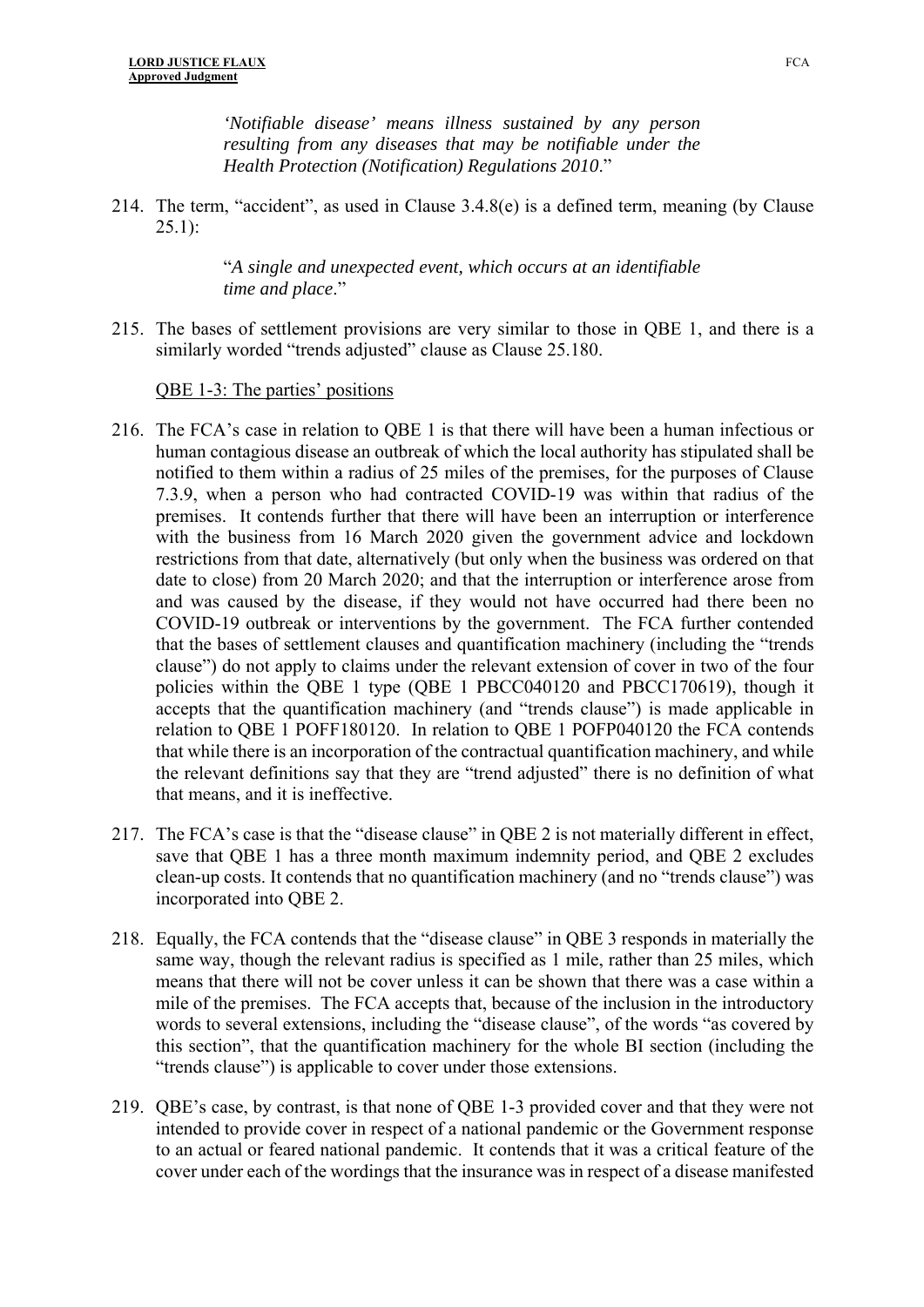> *'Notifiable disease' means illness sustained by any person resulting from any diseases that may be notifiable under the Health Protection (Notification) Regulations 2010*."

214. The term, "accident", as used in Clause 3.4.8(e) is a defined term, meaning (by Clause 25.1):

> "*A single and unexpected event, which occurs at an identifiable time and place*."

215. The bases of settlement provisions are very similar to those in QBE 1, and there is a similarly worded "trends adjusted" clause as Clause 25.180.

<u>QBE 1-3: The parties' positions</u>

216. The FCA's case in relation to QBE 1 is that there will have been a human infectious or human contagious disease an outbreak of which the local authority has stipulated shall be notified to them within a radius of 25 miles of the premises, for the purposes of Clause 7.3.9, when a person who had contracted COVID-19 was within that radius of the premises. It contends further that there will have been an interruption or interference with the business from 16 March 2020 given the government advice and lockdown restrictions from that date, alternatively (but only when the business was ordered on that date to close) from 20 March 2020; and that the interruption or interference arose from and was caused by the disease, if they would not have occurred had there been no COVID-19 outbreak or interventions by the government. The FCA further contended that the bases of settlement clauses and quantification machinery (including the "trends clause") do not apply to claims under the relevant extension of cover in two of the four policies within the QBE 1 type (QBE 1 PBCC040120 and PBCC170619), though it accepts that the quantification machinery (and "trends clause") is made applicable in relation to QBE 1 POFF180120. In relation to QBE 1 POFP040120 the FCA contends that while there is an incorporation of the contractual quantification machinery, and while the relevant definitions say that they are "trend adjusted" there is no definition of what that means, and it is ineffective.

217. The FCA's case is that the "disease clause" in QBE 2 is not materially different in effect, save that QBE 1 has a three month maximum indemnity period, and QBE 2 excludes clean-up costs. It contends that no quantification machinery (and no "trends clause") was incorporated into QBE 2.

218. Equally, the FCA contends that the "disease clause" in QBE 3 responds in materially the same way, though the relevant radius is specified as 1 mile, rather than 25 miles, which means that there will not be cover unless it can be shown that there was a case within a mile of the premises. The FCA accepts that, because of the inclusion in the introductory words to several extensions, including the "disease clause", of the words "as covered by this section", that the quantification machinery for the whole BI section (including the "trends clause") is applicable to cover under those extensions.

219. QBE's case, by contrast, is that none of QBE 1-3 provided cover and that they were not intended to provide cover in respect of a national pandemic or the Government response to an actual or feared national pandemic. It contends that it was a critical feature of the cover under each of the wordings that the insurance was in respect of a disease manifested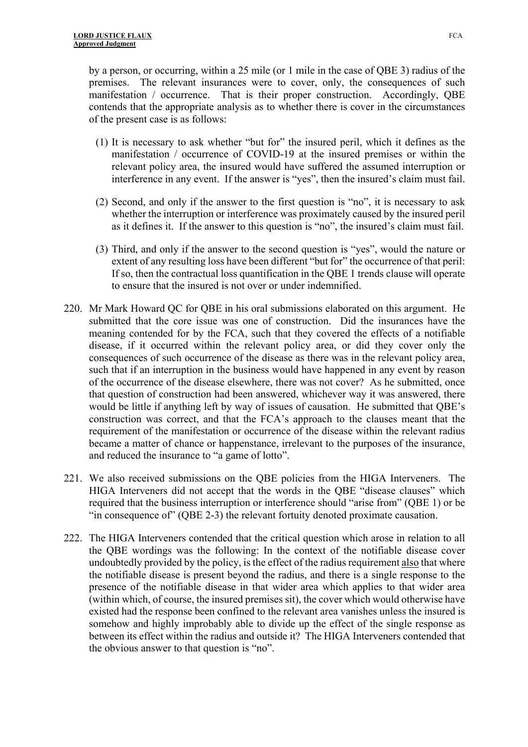by a person, or occurring, within a 25 mile (or 1 mile in the case of QBE 3) radius of the premises. The relevant insurances were to cover, only, the consequences of such manifestation / occurrence. That is their proper construction. Accordingly, QBE contends that the appropriate analysis as to whether there is cover in the circumstances of the present case is as follows:

(1) It is necessary to ask whether "but for" the insured peril, which it defines as the manifestation / occurrence of COVID-19 at the insured premises or within the relevant policy area, the insured would have suffered the assumed interruption or interference in any event. If the answer is "yes", then the insured's claim must fail.

(2) Second, and only if the answer to the first question is "no", it is necessary to ask whether the interruption or interference was proximately caused by the insured peril as it defines it. If the answer to this question is "no", the insured's claim must fail.

(3) Third, and only if the answer to the second question is "yes", would the nature or extent of any resulting loss have been different "but for" the occurrence of that peril: If so, then the contractual loss quantification in the QBE 1 trends clause will operate to ensure that the insured is not over or under indemnified.

220. Mr Mark Howard QC for QBE in his oral submissions elaborated on this argument. He submitted that the core issue was one of construction. Did the insurances have the meaning contended for by the FCA, such that they covered the effects of a notifiable disease, if it occurred within the relevant policy area, or did they cover only the consequences of such occurrence of the disease as there was in the relevant policy area, such that if an interruption in the business would have happened in any event by reason of the occurrence of the disease elsewhere, there was not cover? As he submitted, once that question of construction had been answered, whichever way it was answered, there would be little if anything left by way of issues of causation. He submitted that QBE's construction was correct, and that the FCA's approach to the clauses meant that the requirement of the manifestation or occurrence of the disease within the relevant radius became a matter of chance or happenstance, irrelevant to the purposes of the insurance, and reduced the insurance to "a game of lotto".

221. We also received submissions on the QBE policies from the HIGA Interveners. The HIGA Interveners did not accept that the words in the QBE "disease clauses" which required that the business interruption or interference should "arise from" (QBE 1) or be "in consequence of" (QBE 2-3) the relevant fortuity denoted proximate causation.

222. The HIGA Interveners contended that the critical question which arose in relation to all the QBE wordings was the following: In the context of the notifiable disease cover undoubtedly provided by the policy, is the effect of the radius requirement <u>also</u> that where the notifiable disease is present beyond the radius, and there is a single response to the presence of the notifiable disease in that wider area which applies to that wider area (within which, of course, the insured premises sit), the cover which would otherwise have existed had the response been confined to the relevant area vanishes unless the insured is somehow and highly improbably able to divide up the effect of the single response as between its effect within the radius and outside it? The HIGA Interveners contended that the obvious answer to that question is "no".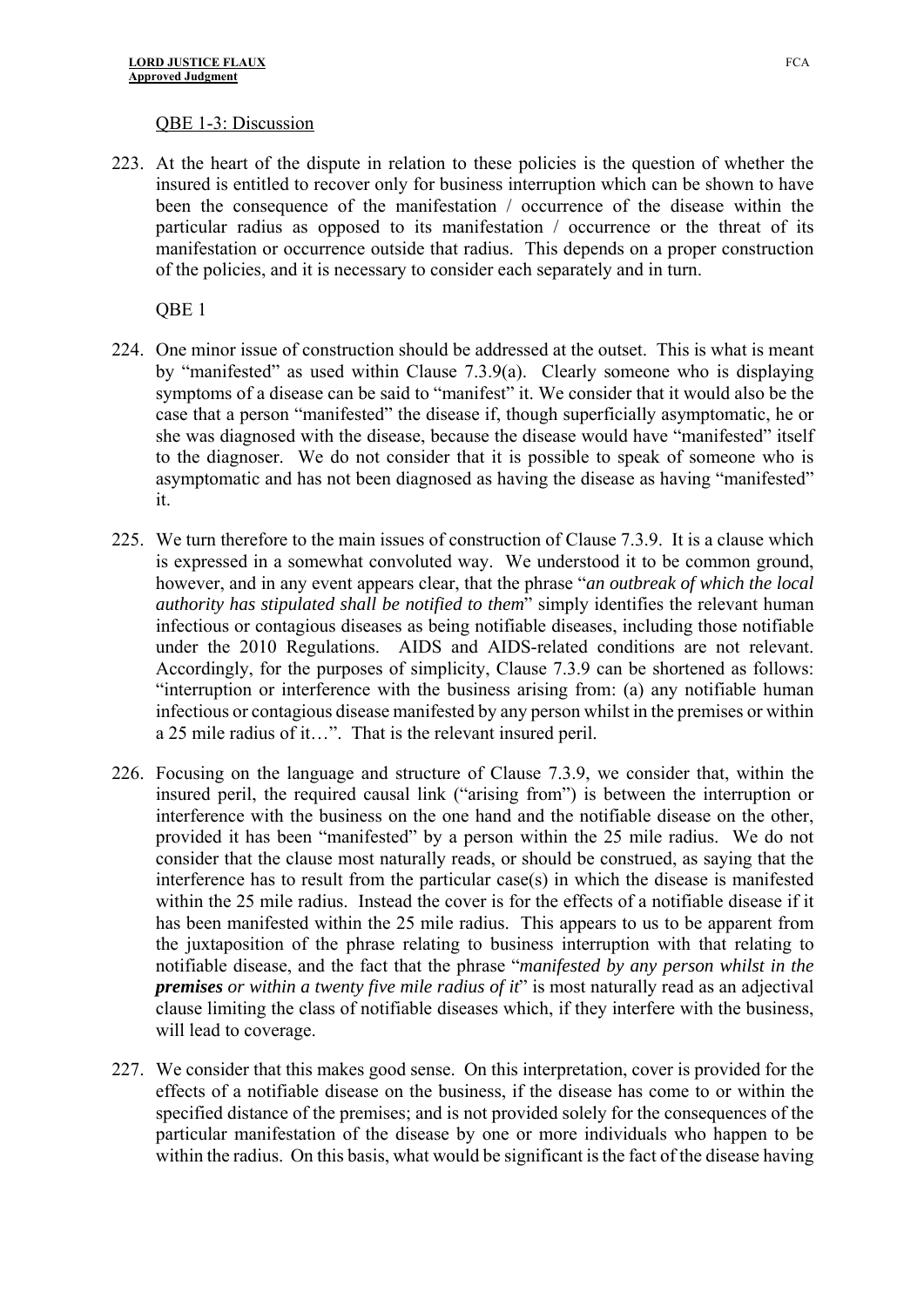QBE 1-3: Discussion

223. At the heart of the dispute in relation to these policies is the question of whether the insured is entitled to recover only for business interruption which can be shown to have been the consequence of the manifestation / occurrence of the disease within the particular radius as opposed to its manifestation / occurrence or the threat of its manifestation or occurrence outside that radius. This depends on a proper construction of the policies, and it is necessary to consider each separately and in turn.

QBE 1

224. One minor issue of construction should be addressed at the outset. This is what is meant by "manifested" as used within Clause 7.3.9(a). Clearly someone who is displaying symptoms of a disease can be said to "manifest" it. We consider that it would also be the case that a person "manifested" the disease if, though superficially asymptomatic, he or she was diagnosed with the disease, because the disease would have "manifested" itself to the diagnoser. We do not consider that it is possible to speak of someone who is asymptomatic and has not been diagnosed as having the disease as having "manifested" it.

225. We turn therefore to the main issues of construction of Clause 7.3.9. It is a clause which is expressed in a somewhat convoluted way. We understood it to be common ground, however, and in any event appears clear, that the phrase "*an outbreak of which the local authority has stipulated shall be notified to them*" simply identifies the relevant human infectious or contagious diseases as being notifiable diseases, including those notifiable under the 2010 Regulations. AIDS and AIDS-related conditions are not relevant. Accordingly, for the purposes of simplicity, Clause 7.3.9 can be shortened as follows: "interruption or interference with the business arising from: (a) any notifiable human infectious or contagious disease manifested by any person whilst in the premises or within a 25 mile radius of it…". That is the relevant insured peril.

226. Focusing on the language and structure of Clause 7.3.9, we consider that, within the insured peril, the required causal link ("arising from") is between the interruption or interference with the business on the one hand and the notifiable disease on the other, provided it has been "manifested" by a person within the 25 mile radius. We do not consider that the clause most naturally reads, or should be construed, as saying that the interference has to result from the particular case(s) in which the disease is manifested within the 25 mile radius. Instead the cover is for the effects of a notifiable disease if it has been manifested within the 25 mile radius. This appears to us to be apparent from the juxtaposition of the phrase relating to business interruption with that relating to notifiable disease, and the fact that the phrase "*manifested by any person whilst in the **premises** or within a twenty five mile radius of it*" is most naturally read as an adjectival clause limiting the class of notifiable diseases which, if they interfere with the business, will lead to coverage.

227. We consider that this makes good sense. On this interpretation, cover is provided for the effects of a notifiable disease on the business, if the disease has come to or within the specified distance of the premises; and is not provided solely for the consequences of the particular manifestation of the disease by one or more individuals who happen to be within the radius. On this basis, what would be significant is the fact of the disease having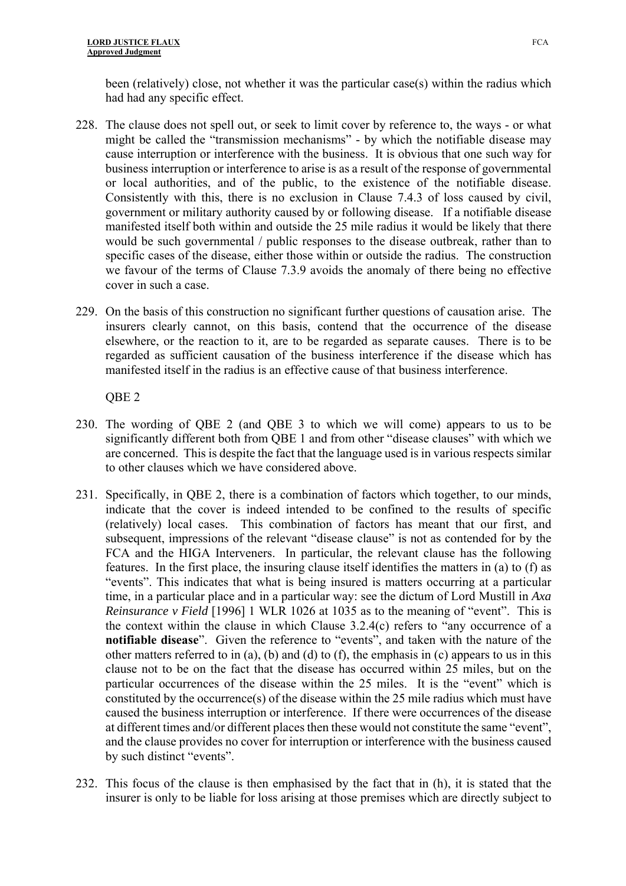been (relatively) close, not whether it was the particular case(s) within the radius which had had any specific effect.

228. The clause does not spell out, or seek to limit cover by reference to, the ways - or what might be called the "transmission mechanisms" - by which the notifiable disease may cause interruption or interference with the business. It is obvious that one such way for business interruption or interference to arise is as a result of the response of governmental or local authorities, and of the public, to the existence of the notifiable disease. Consistently with this, there is no exclusion in Clause 7.4.3 of loss caused by civil, government or military authority caused by or following disease. If a notifiable disease manifested itself both within and outside the 25 mile radius it would be likely that there would be such governmental / public responses to the disease outbreak, rather than to specific cases of the disease, either those within or outside the radius. The construction we favour of the terms of Clause 7.3.9 avoids the anomaly of there being no effective cover in such a case.

229. On the basis of this construction no significant further questions of causation arise. The insurers clearly cannot, on this basis, contend that the occurrence of the disease elsewhere, or the reaction to it, are to be regarded as separate causes. There is to be regarded as sufficient causation of the business interference if the disease which has manifested itself in the radius is an effective cause of that business interference.

QBE 2

230. The wording of QBE 2 (and QBE 3 to which we will come) appears to us to be significantly different both from QBE 1 and from other "disease clauses" with which we are concerned. This is despite the fact that the language used is in various respects similar to other clauses which we have considered above.

231. Specifically, in QBE 2, there is a combination of factors which together, to our minds, indicate that the cover is indeed intended to be confined to the results of specific (relatively) local cases. This combination of factors has meant that our first, and subsequent, impressions of the relevant "disease clause" is not as contended for by the FCA and the HIGA Interveners. In particular, the relevant clause has the following features. In the first place, the insuring clause itself identifies the matters in (a) to (f) as "events". This indicates that what is being insured is matters occurring at a particular time, in a particular place and in a particular way: see the dictum of Lord Mustill in *Axa Reinsurance v Field* [1996] 1 WLR 1026 at 1035 as to the meaning of "event". This is the context within the clause in which Clause 3.2.4(c) refers to "any occurrence of a **notifiable disease**". Given the reference to "events", and taken with the nature of the other matters referred to in (a), (b) and (d) to (f), the emphasis in (c) appears to us in this clause not to be on the fact that the disease has occurred within 25 miles, but on the particular occurrences of the disease within the 25 miles. It is the "event" which is constituted by the occurrence(s) of the disease within the 25 mile radius which must have caused the business interruption or interference. If there were occurrences of the disease at different times and/or different places then these would not constitute the same "event", and the clause provides no cover for interruption or interference with the business caused by such distinct "events".

232. This focus of the clause is then emphasised by the fact that in (h), it is stated that the insurer is only to be liable for loss arising at those premises which are directly subject to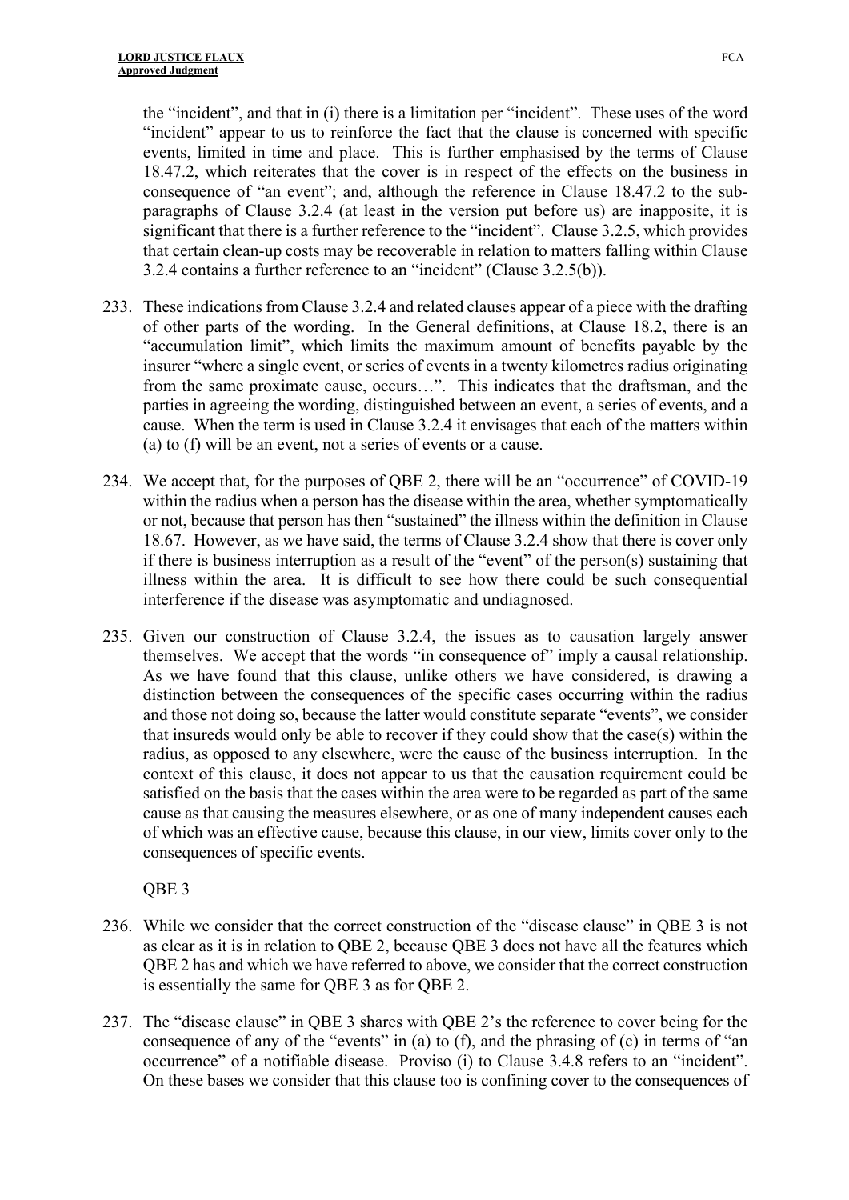the "incident", and that in (i) there is a limitation per "incident". These uses of the word "incident" appear to us to reinforce the fact that the clause is concerned with specific events, limited in time and place. This is further emphasised by the terms of Clause 18.47.2, which reiterates that the cover is in respect of the effects on the business in consequence of "an event"; and, although the reference in Clause 18.47.2 to the sub-paragraphs of Clause 3.2.4 (at least in the version put before us) are inapposite, it is significant that there is a further reference to the "incident". Clause 3.2.5, which provides that certain clean-up costs may be recoverable in relation to matters falling within Clause 3.2.4 contains a further reference to an "incident" (Clause 3.2.5(b)).

233. These indications from Clause 3.2.4 and related clauses appear of a piece with the drafting of other parts of the wording. In the General definitions, at Clause 18.2, there is an "accumulation limit", which limits the maximum amount of benefits payable by the insurer "where a single event, or series of events in a twenty kilometres radius originating from the same proximate cause, occurs…". This indicates that the draftsman, and the parties in agreeing the wording, distinguished between an event, a series of events, and a cause. When the term is used in Clause 3.2.4 it envisages that each of the matters within (a) to (f) will be an event, not a series of events or a cause.

234. We accept that, for the purposes of QBE 2, there will be an "occurrence" of COVID-19 within the radius when a person has the disease within the area, whether symptomatically or not, because that person has then "sustained" the illness within the definition in Clause 18.67. However, as we have said, the terms of Clause 3.2.4 show that there is cover only if there is business interruption as a result of the "event" of the person(s) sustaining that illness within the area. It is difficult to see how there could be such consequential interference if the disease was asymptomatic and undiagnosed.

235. Given our construction of Clause 3.2.4, the issues as to causation largely answer themselves. We accept that the words "in consequence of" imply a causal relationship. As we have found that this clause, unlike others we have considered, is drawing a distinction between the consequences of the specific cases occurring within the radius and those not doing so, because the latter would constitute separate "events", we consider that insureds would only be able to recover if they could show that the case(s) within the radius, as opposed to any elsewhere, were the cause of the business interruption. In the context of this clause, it does not appear to us that the causation requirement could be satisfied on the basis that the cases within the area were to be regarded as part of the same cause as that causing the measures elsewhere, or as one of many independent causes each of which was an effective cause, because this clause, in our view, limits cover only to the consequences of specific events.

QBE 3

236. While we consider that the correct construction of the "disease clause" in QBE 3 is not as clear as it is in relation to QBE 2, because QBE 3 does not have all the features which QBE 2 has and which we have referred to above, we consider that the correct construction is essentially the same for QBE 3 as for QBE 2.

237. The "disease clause" in QBE 3 shares with QBE 2's the reference to cover being for the consequence of any of the "events" in (a) to (f), and the phrasing of (c) in terms of "an occurrence" of a notifiable disease. Proviso (i) to Clause 3.4.8 refers to an "incident". On these bases we consider that this clause too is confining cover to the consequences of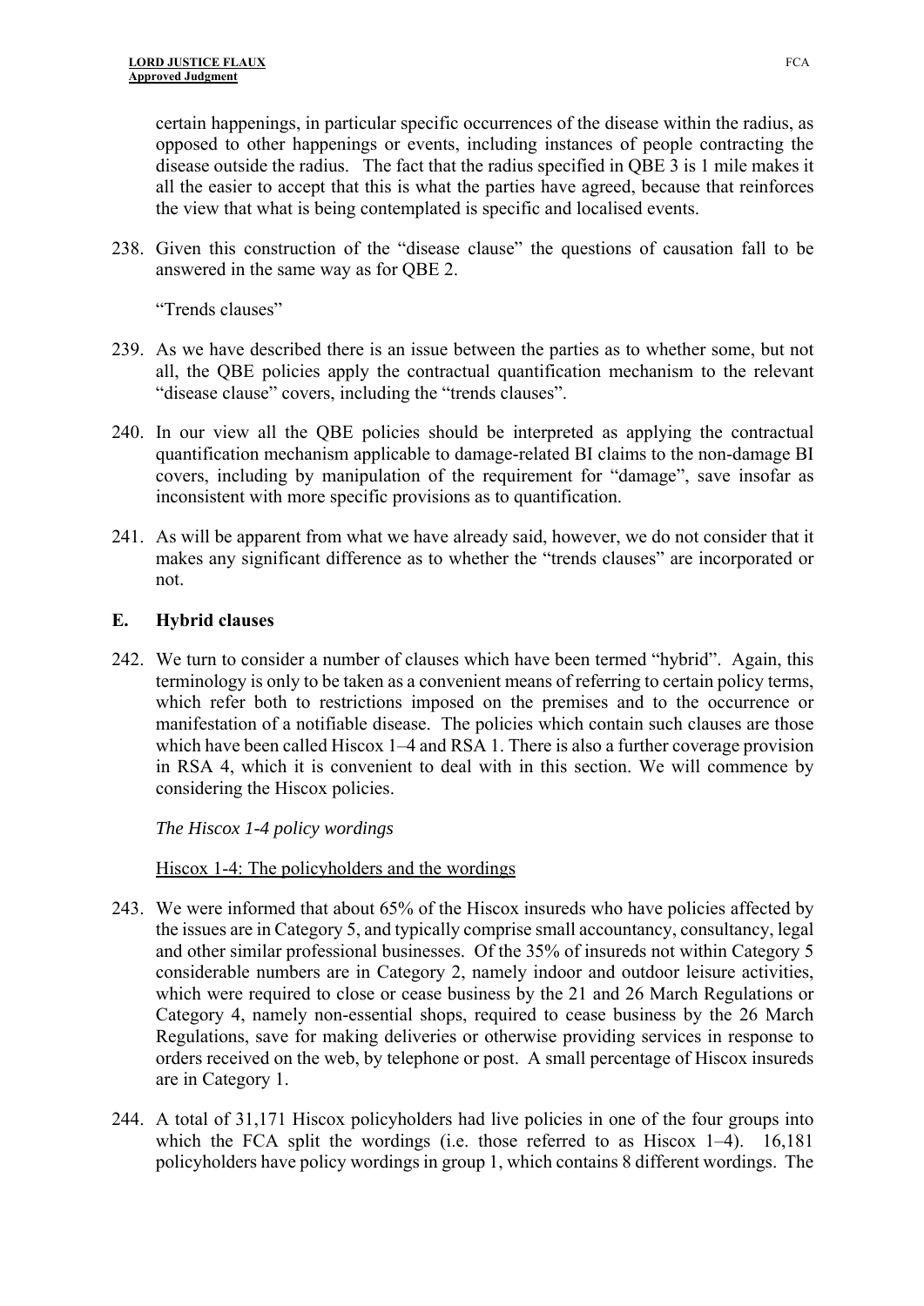certain happenings, in particular specific occurrences of the disease within the radius, as opposed to other happenings or events, including instances of people contracting the disease outside the radius. The fact that the radius specified in QBE 3 is 1 mile makes it all the easier to accept that this is what the parties have agreed, because that reinforces the view that what is being contemplated is specific and localised events.

238. Given this construction of the "disease clause" the questions of causation fall to be answered in the same way as for QBE 2.

"Trends clauses"

239. As we have described there is an issue between the parties as to whether some, but not all, the QBE policies apply the contractual quantification mechanism to the relevant "disease clause" covers, including the "trends clauses".

240. In our view all the QBE policies should be interpreted as applying the contractual quantification mechanism applicable to damage-related BI claims to the non-damage BI covers, including by manipulation of the requirement for "damage", save insofar as inconsistent with more specific provisions as to quantification.

241. As will be apparent from what we have already said, however, we do not consider that it makes any significant difference as to whether the "trends clauses" are incorporated or not.

## E. Hybrid clauses

242. We turn to consider a number of clauses which have been termed "hybrid". Again, this terminology is only to be taken as a convenient means of referring to certain policy terms, which refer both to restrictions imposed on the premises and to the occurrence or manifestation of a notifiable disease. The policies which contain such clauses are those which have been called Hiscox 1–4 and RSA 1. There is also a further coverage provision in RSA 4, which it is convenient to deal with in this section. We will commence by considering the Hiscox policies.

*The Hiscox 1-4 policy wordings*

Hiscox 1-4: The policyholders and the wordings

243. We were informed that about 65% of the Hiscox insureds who have policies affected by the issues are in Category 5, and typically comprise small accountancy, consultancy, legal and other similar professional businesses. Of the 35% of insureds not within Category 5 considerable numbers are in Category 2, namely indoor and outdoor leisure activities, which were required to close or cease business by the 21 and 26 March Regulations or Category 4, namely non-essential shops, required to cease business by the 26 March Regulations, save for making deliveries or otherwise providing services in response to orders received on the web, by telephone or post. A small percentage of Hiscox insureds are in Category 1.

244. A total of 31,171 Hiscox policyholders had live policies in one of the four groups into which the FCA split the wordings (i.e. those referred to as Hiscox 1–4). 16,181 policyholders have policy wordings in group 1, which contains 8 different wordings. The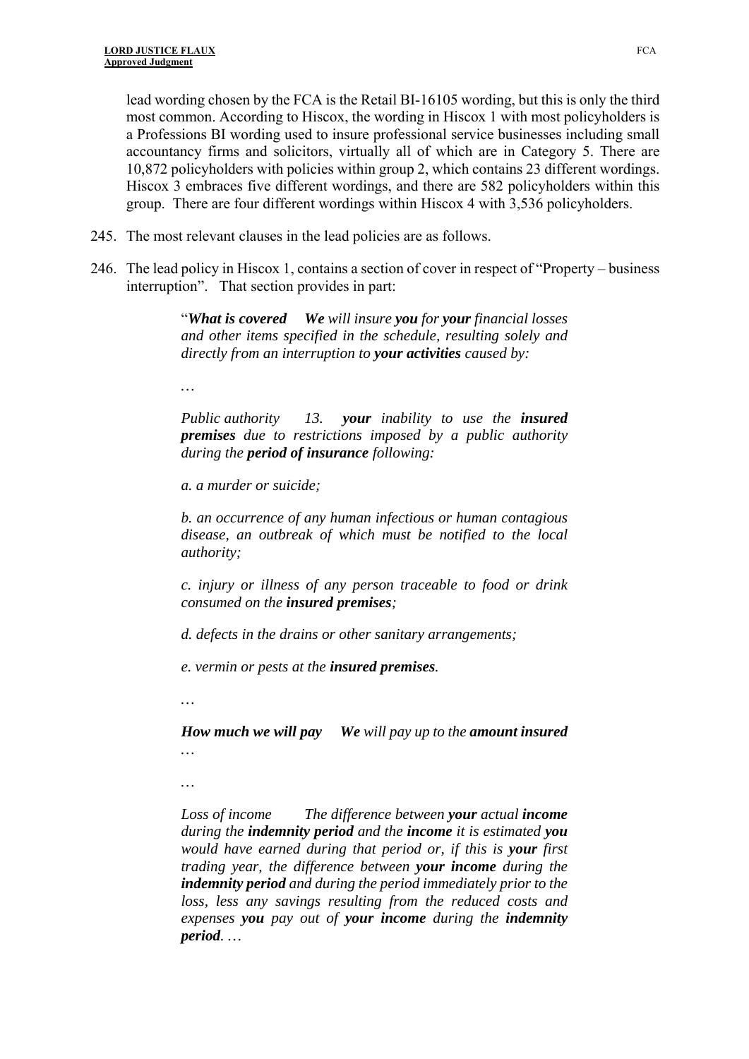lead wording chosen by the FCA is the Retail BI-16105 wording, but this is only the third most common. According to Hiscox, the wording in Hiscox 1 with most policyholders is a Professions BI wording used to insure professional service businesses including small accountancy firms and solicitors, virtually all of which are in Category 5. There are 10,872 policyholders with policies within group 2, which contains 23 different wordings. Hiscox 3 embraces five different wordings, and there are 582 policyholders within this group. There are four different wordings within Hiscox 4 with 3,536 policyholders.

245. The most relevant clauses in the lead policies are as follows.

246. The lead policy in Hiscox 1, contains a section of cover in respect of "Property – business interruption". That section provides in part:

> "***What is covered*** ***We*** *will insure* ***you*** *for* ***your*** *financial losses and other items specified in the schedule, resulting solely and directly from an interruption to* ***your activities*** *caused by:*
>
> …
>
> *Public authority 13.* ***your*** *inability to use the* ***insured premises*** *due to restrictions imposed by a public authority during the* ***period of insurance*** *following:*
>
> *a. a murder or suicide;*
>
> *b. an occurrence of any human infectious or human contagious disease, an outbreak of which must be notified to the local authority;*
>
> *c. injury or illness of any person traceable to food or drink consumed on the* ***insured premises****;*
>
> *d. defects in the drains or other sanitary arrangements;*
>
> *e. vermin or pests at the* ***insured premises****.*
>
> …
>
> ***How much we will pay*** ***We*** *will pay up to the* ***amount insured*** …
>
> …
>
> *Loss of income The difference between* ***your*** *actual* ***income*** *during the* ***indemnity period*** *and the* ***income*** *it is estimated* ***you*** *would have earned during that period or, if this is* ***your*** *first trading year, the difference between* ***your income*** *during the* ***indemnity period*** *and during the period immediately prior to the loss, less any savings resulting from the reduced costs and expenses* ***you*** *pay out of* ***your income*** *during the* ***indemnity period****.* …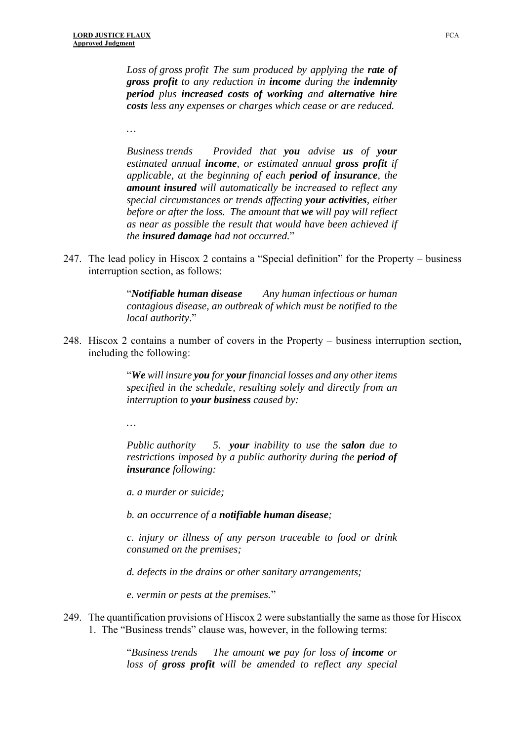> *Loss of gross profit The sum produced by applying the **rate of gross profit** to any reduction in **income** during the **indemnity period** plus **increased costs of working** and **alternative hire costs** less any expenses or charges which cease or are reduced.*
>
> …
>
> *Business trends Provided that **you** advise **us** of **your** estimated annual **income**, or estimated annual **gross profit** if applicable, at the beginning of each **period of insurance**, the **amount insured** will automatically be increased to reflect any special circumstances or trends affecting **your activities**, either before or after the loss. The amount that **we** will pay will reflect as near as possible the result that would have been achieved if the **insured damage** had not occurred.*"

247. The lead policy in Hiscox 2 contains a "Special definition" for the Property – business interruption section, as follows:

> "***Notifiable human disease*** *Any human infectious or human contagious disease, an outbreak of which must be notified to the local authority*."

248. Hiscox 2 contains a number of covers in the Property – business interruption section, including the following:

> "***We** will insure **you** for **your** financial losses and any other items specified in the schedule, resulting solely and directly from an interruption to **your business** caused by:*
>
> …
>
> *Public authority 5. **your** inability to use the **salon** due to restrictions imposed by a public authority during the **period of insurance** following:*
>
> *a. a murder or suicide;*
>
> *b. an occurrence of a **notifiable human disease**;*
>
> *c. injury or illness of any person traceable to food or drink consumed on the premises;*
>
> *d. defects in the drains or other sanitary arrangements;*
>
> *e. vermin or pests at the premises.*"

249. The quantification provisions of Hiscox 2 were substantially the same as those for Hiscox 1. The "Business trends" clause was, however, in the following terms:

> "*Business trends The amount **we** pay for loss of **income** or loss of **gross profit** will be amended to reflect any special*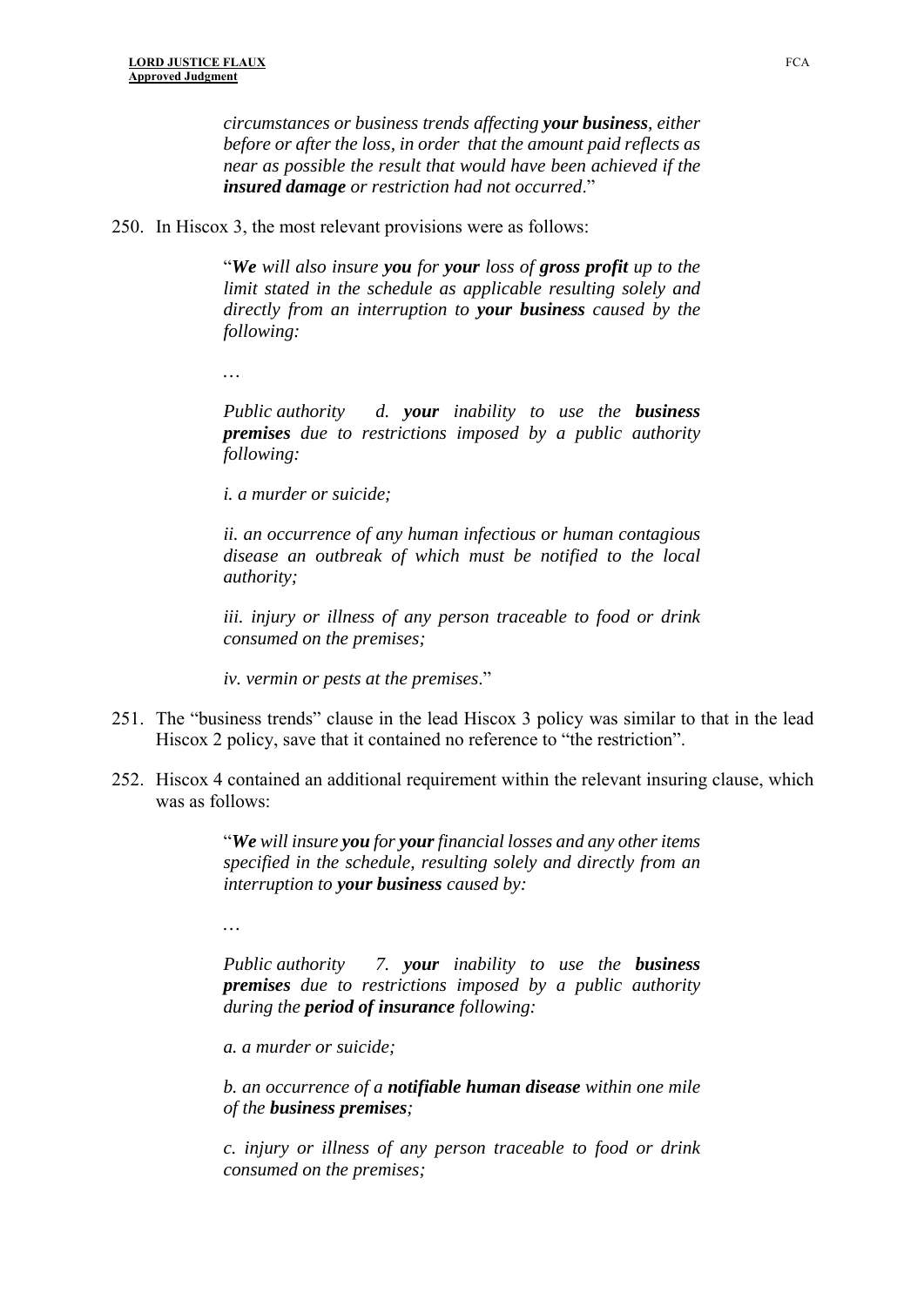> *circumstances or business trends affecting **your business**, either before or after the loss, in order that the amount paid reflects as near as possible the result that would have been achieved if the **insured damage** or restriction had not occurred*."

250. In Hiscox 3, the most relevant provisions were as follows:

> "***We** will also insure **you** for **your** loss of **gross profit** up to the limit stated in the schedule as applicable resulting solely and directly from an interruption to **your business** caused by the following:*
>
> …
>
> *Public authority d. **your** inability to use the **business premises** due to restrictions imposed by a public authority following:*
>
> *i. a murder or suicide;*
>
> *ii. an occurrence of any human infectious or human contagious disease an outbreak of which must be notified to the local authority;*
>
> *iii. injury or illness of any person traceable to food or drink consumed on the premises;*
>
> *iv. vermin or pests at the premises*."

251. The "business trends" clause in the lead Hiscox 3 policy was similar to that in the lead Hiscox 2 policy, save that it contained no reference to "the restriction".

252. Hiscox 4 contained an additional requirement within the relevant insuring clause, which was as follows:

> "***We** will insure **you** for **your** financial losses and any other items specified in the schedule, resulting solely and directly from an interruption to **your business** caused by:*
>
> …
>
> *Public authority 7. **your** inability to use the **business premises** due to restrictions imposed by a public authority during the **period of insurance** following:*
>
> *a. a murder or suicide;*
>
> *b. an occurrence of a **notifiable human disease** within one mile of the **business premises**;*
>
> *c. injury or illness of any person traceable to food or drink consumed on the premises;*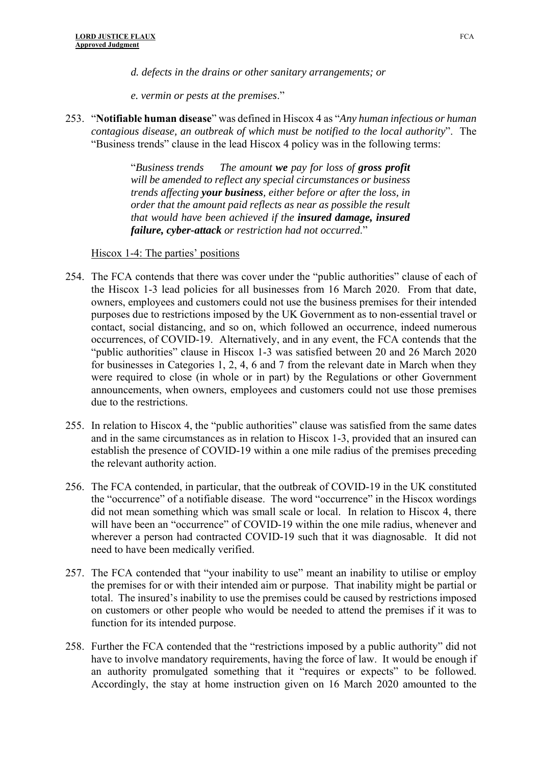*d. defects in the drains or other sanitary arrangements; or*

*e. vermin or pests at the premises*."

253. "**Notifiable human disease**" was defined in Hiscox 4 as "*Any human infectious or human contagious disease, an outbreak of which must be notified to the local authority*". The "Business trends" clause in the lead Hiscox 4 policy was in the following terms:

> "*Business trends The amount **we** pay for loss of **gross profit** will be amended to reflect any special circumstances or business trends affecting **your business**, either before or after the loss, in order that the amount paid reflects as near as possible the result that would have been achieved if the **insured damage, insured failure, cyber-attack** or restriction had not occurred*."

Hiscox 1-4: The parties' positions

254. The FCA contends that there was cover under the "public authorities" clause of each of the Hiscox 1-3 lead policies for all businesses from 16 March 2020. From that date, owners, employees and customers could not use the business premises for their intended purposes due to restrictions imposed by the UK Government as to non-essential travel or contact, social distancing, and so on, which followed an occurrence, indeed numerous occurrences, of COVID-19. Alternatively, and in any event, the FCA contends that the "public authorities" clause in Hiscox 1-3 was satisfied between 20 and 26 March 2020 for businesses in Categories 1, 2, 4, 6 and 7 from the relevant date in March when they were required to close (in whole or in part) by the Regulations or other Government announcements, when owners, employees and customers could not use those premises due to the restrictions.

255. In relation to Hiscox 4, the "public authorities" clause was satisfied from the same dates and in the same circumstances as in relation to Hiscox 1-3, provided that an insured can establish the presence of COVID-19 within a one mile radius of the premises preceding the relevant authority action.

256. The FCA contended, in particular, that the outbreak of COVID-19 in the UK constituted the "occurrence" of a notifiable disease. The word "occurrence" in the Hiscox wordings did not mean something which was small scale or local. In relation to Hiscox 4, there will have been an "occurrence" of COVID-19 within the one mile radius, whenever and wherever a person had contracted COVID-19 such that it was diagnosable. It did not need to have been medically verified.

257. The FCA contended that "your inability to use" meant an inability to utilise or employ the premises for or with their intended aim or purpose. That inability might be partial or total. The insured's inability to use the premises could be caused by restrictions imposed on customers or other people who would be needed to attend the premises if it was to function for its intended purpose.

258. Further the FCA contended that the "restrictions imposed by a public authority" did not have to involve mandatory requirements, having the force of law. It would be enough if an authority promulgated something that it "requires or expects" to be followed. Accordingly, the stay at home instruction given on 16 March 2020 amounted to the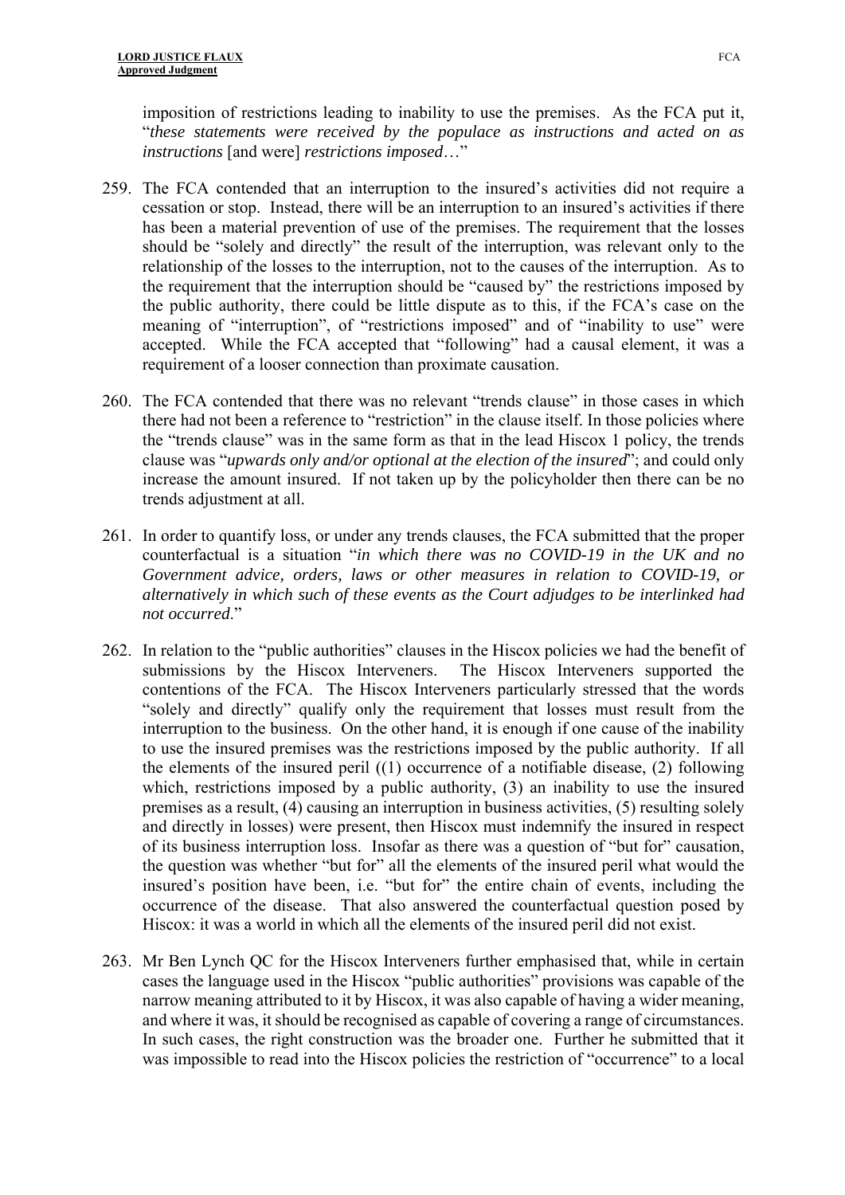imposition of restrictions leading to inability to use the premises. As the FCA put it, "*these statements were received by the populace as instructions and acted on as instructions* [and were] *restrictions imposed*…"

259. The FCA contended that an interruption to the insured's activities did not require a cessation or stop. Instead, there will be an interruption to an insured's activities if there has been a material prevention of use of the premises. The requirement that the losses should be "solely and directly" the result of the interruption, was relevant only to the relationship of the losses to the interruption, not to the causes of the interruption. As to the requirement that the interruption should be "caused by" the restrictions imposed by the public authority, there could be little dispute as to this, if the FCA's case on the meaning of "interruption", of "restrictions imposed" and of "inability to use" were accepted. While the FCA accepted that "following" had a causal element, it was a requirement of a looser connection than proximate causation.

260. The FCA contended that there was no relevant "trends clause" in those cases in which there had not been a reference to "restriction" in the clause itself. In those policies where the "trends clause" was in the same form as that in the lead Hiscox 1 policy, the trends clause was "*upwards only and/or optional at the election of the insured*"; and could only increase the amount insured. If not taken up by the policyholder then there can be no trends adjustment at all.

261. In order to quantify loss, or under any trends clauses, the FCA submitted that the proper counterfactual is a situation "*in which there was no COVID-19 in the UK and no Government advice, orders, laws or other measures in relation to COVID-19, or alternatively in which such of these events as the Court adjudges to be interlinked had not occurred*."

262. In relation to the "public authorities" clauses in the Hiscox policies we had the benefit of submissions by the Hiscox Interveners. The Hiscox Interveners supported the contentions of the FCA. The Hiscox Interveners particularly stressed that the words "solely and directly" qualify only the requirement that losses must result from the interruption to the business. On the other hand, it is enough if one cause of the inability to use the insured premises was the restrictions imposed by the public authority. If all the elements of the insured peril ((1) occurrence of a notifiable disease, (2) following which, restrictions imposed by a public authority, (3) an inability to use the insured premises as a result, (4) causing an interruption in business activities, (5) resulting solely and directly in losses) were present, then Hiscox must indemnify the insured in respect of its business interruption loss. Insofar as there was a question of "but for" causation, the question was whether "but for" all the elements of the insured peril what would the insured's position have been, i.e. "but for" the entire chain of events, including the occurrence of the disease. That also answered the counterfactual question posed by Hiscox: it was a world in which all the elements of the insured peril did not exist.

263. Mr Ben Lynch QC for the Hiscox Interveners further emphasised that, while in certain cases the language used in the Hiscox "public authorities" provisions was capable of the narrow meaning attributed to it by Hiscox, it was also capable of having a wider meaning, and where it was, it should be recognised as capable of covering a range of circumstances. In such cases, the right construction was the broader one. Further he submitted that it was impossible to read into the Hiscox policies the restriction of "occurrence" to a local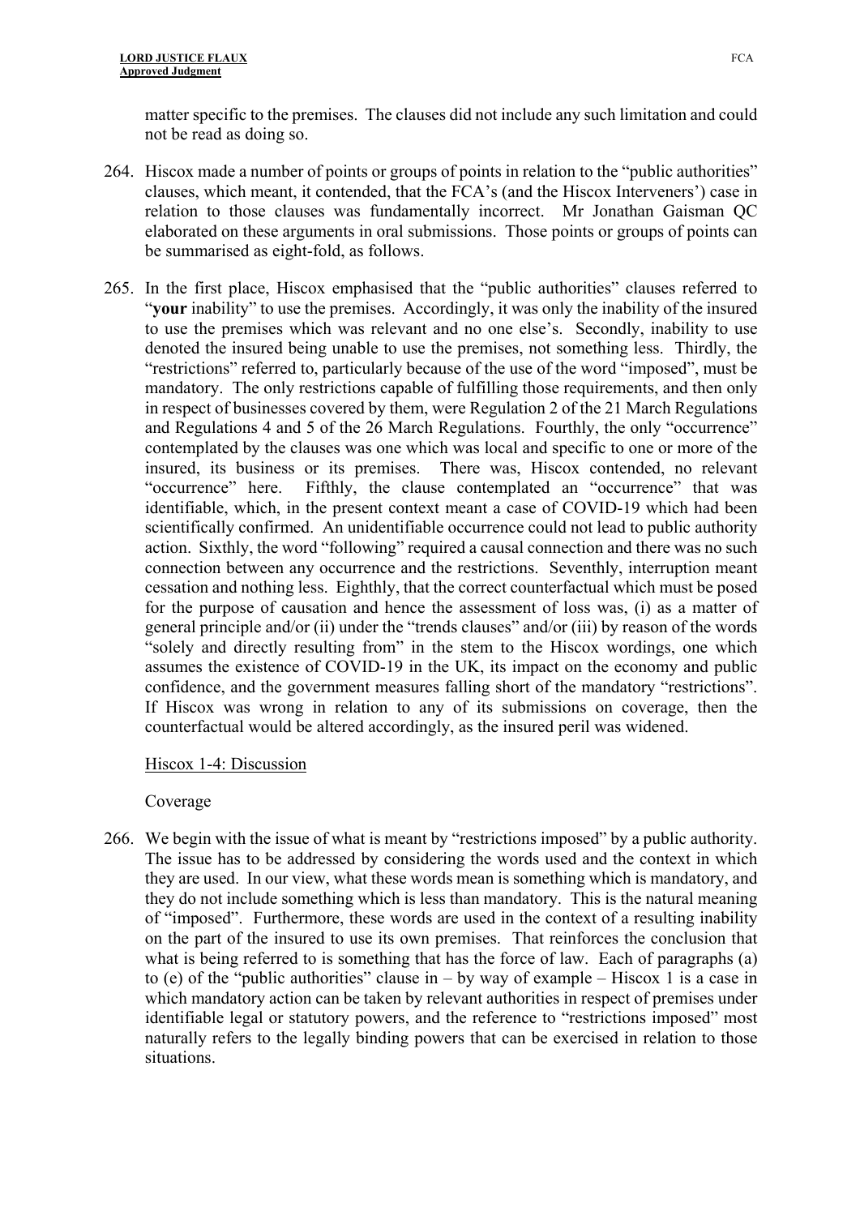matter specific to the premises. The clauses did not include any such limitation and could not be read as doing so.

264. Hiscox made a number of points or groups of points in relation to the "public authorities" clauses, which meant, it contended, that the FCA's (and the Hiscox Interveners') case in relation to those clauses was fundamentally incorrect. Mr Jonathan Gaisman QC elaborated on these arguments in oral submissions. Those points or groups of points can be summarised as eight-fold, as follows.

265. In the first place, Hiscox emphasised that the "public authorities" clauses referred to "**your** inability" to use the premises. Accordingly, it was only the inability of the insured to use the premises which was relevant and no one else's. Secondly, inability to use denoted the insured being unable to use the premises, not something less. Thirdly, the "restrictions" referred to, particularly because of the use of the word "imposed", must be mandatory. The only restrictions capable of fulfilling those requirements, and then only in respect of businesses covered by them, were Regulation 2 of the 21 March Regulations and Regulations 4 and 5 of the 26 March Regulations. Fourthly, the only "occurrence" contemplated by the clauses was one which was local and specific to one or more of the insured, its business or its premises. There was, Hiscox contended, no relevant "occurrence" here. Fifthly, the clause contemplated an "occurrence" that was identifiable, which, in the present context meant a case of COVID-19 which had been scientifically confirmed. An unidentifiable occurrence could not lead to public authority action. Sixthly, the word "following" required a causal connection and there was no such connection between any occurrence and the restrictions. Seventhly, interruption meant cessation and nothing less. Eighthly, that the correct counterfactual which must be posed for the purpose of causation and hence the assessment of loss was, (i) as a matter of general principle and/or (ii) under the "trends clauses" and/or (iii) by reason of the words "solely and directly resulting from" in the stem to the Hiscox wordings, one which assumes the existence of COVID-19 in the UK, its impact on the economy and public confidence, and the government measures falling short of the mandatory "restrictions". If Hiscox was wrong in relation to any of its submissions on coverage, then the counterfactual would be altered accordingly, as the insured peril was widened.

<u>Hiscox 1-4: Discussion</u>

Coverage

266. We begin with the issue of what is meant by "restrictions imposed" by a public authority. The issue has to be addressed by considering the words used and the context in which they are used. In our view, what these words mean is something which is mandatory, and they do not include something which is less than mandatory. This is the natural meaning of "imposed". Furthermore, these words are used in the context of a resulting inability on the part of the insured to use its own premises. That reinforces the conclusion that what is being referred to is something that has the force of law. Each of paragraphs (a) to (e) of the "public authorities" clause in – by way of example – Hiscox 1 is a case in which mandatory action can be taken by relevant authorities in respect of premises under identifiable legal or statutory powers, and the reference to "restrictions imposed" most naturally refers to the legally binding powers that can be exercised in relation to those situations.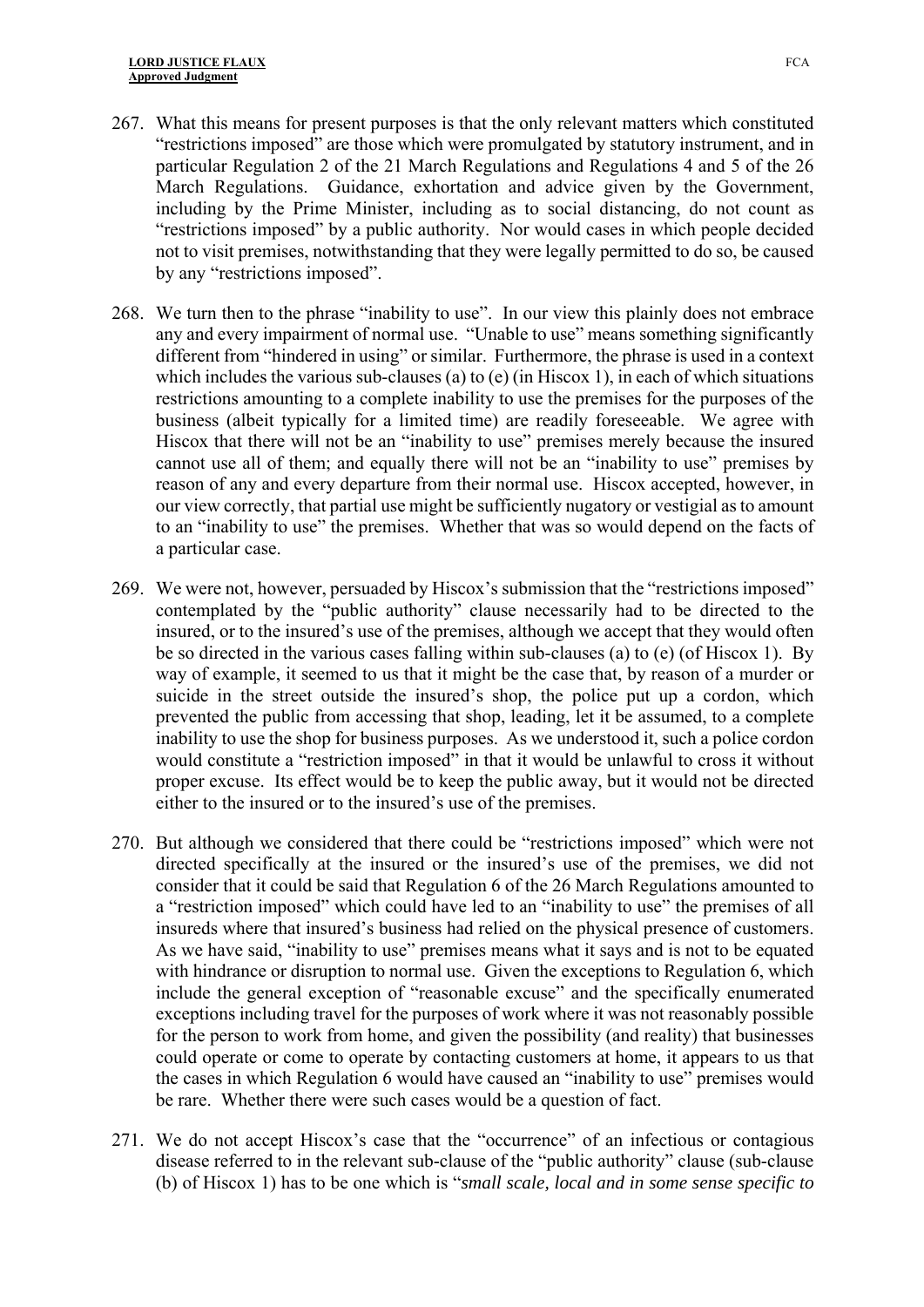267. What this means for present purposes is that the only relevant matters which constituted "restrictions imposed" are those which were promulgated by statutory instrument, and in particular Regulation 2 of the 21 March Regulations and Regulations 4 and 5 of the 26 March Regulations. Guidance, exhortation and advice given by the Government, including by the Prime Minister, including as to social distancing, do not count as "restrictions imposed" by a public authority. Nor would cases in which people decided not to visit premises, notwithstanding that they were legally permitted to do so, be caused by any "restrictions imposed".

268. We turn then to the phrase "inability to use". In our view this plainly does not embrace any and every impairment of normal use. "Unable to use" means something significantly different from "hindered in using" or similar. Furthermore, the phrase is used in a context which includes the various sub-clauses (a) to (e) (in Hiscox 1), in each of which situations restrictions amounting to a complete inability to use the premises for the purposes of the business (albeit typically for a limited time) are readily foreseeable. We agree with Hiscox that there will not be an "inability to use" premises merely because the insured cannot use all of them; and equally there will not be an "inability to use" premises by reason of any and every departure from their normal use. Hiscox accepted, however, in our view correctly, that partial use might be sufficiently nugatory or vestigial as to amount to an "inability to use" the premises. Whether that was so would depend on the facts of a particular case.

269. We were not, however, persuaded by Hiscox's submission that the "restrictions imposed" contemplated by the "public authority" clause necessarily had to be directed to the insured, or to the insured's use of the premises, although we accept that they would often be so directed in the various cases falling within sub-clauses (a) to (e) (of Hiscox 1). By way of example, it seemed to us that it might be the case that, by reason of a murder or suicide in the street outside the insured's shop, the police put up a cordon, which prevented the public from accessing that shop, leading, let it be assumed, to a complete inability to use the shop for business purposes. As we understood it, such a police cordon would constitute a "restriction imposed" in that it would be unlawful to cross it without proper excuse. Its effect would be to keep the public away, but it would not be directed either to the insured or to the insured's use of the premises.

270. But although we considered that there could be "restrictions imposed" which were not directed specifically at the insured or the insured's use of the premises, we did not consider that it could be said that Regulation 6 of the 26 March Regulations amounted to a "restriction imposed" which could have led to an "inability to use" the premises of all insureds where that insured's business had relied on the physical presence of customers. As we have said, "inability to use" premises means what it says and is not to be equated with hindrance or disruption to normal use. Given the exceptions to Regulation 6, which include the general exception of "reasonable excuse" and the specifically enumerated exceptions including travel for the purposes of work where it was not reasonably possible for the person to work from home, and given the possibility (and reality) that businesses could operate or come to operate by contacting customers at home, it appears to us that the cases in which Regulation 6 would have caused an "inability to use" premises would be rare. Whether there were such cases would be a question of fact.

271. We do not accept Hiscox's case that the "occurrence" of an infectious or contagious disease referred to in the relevant sub-clause of the "public authority" clause (sub-clause (b) of Hiscox 1) has to be one which is "*small scale, local and in some sense specific to*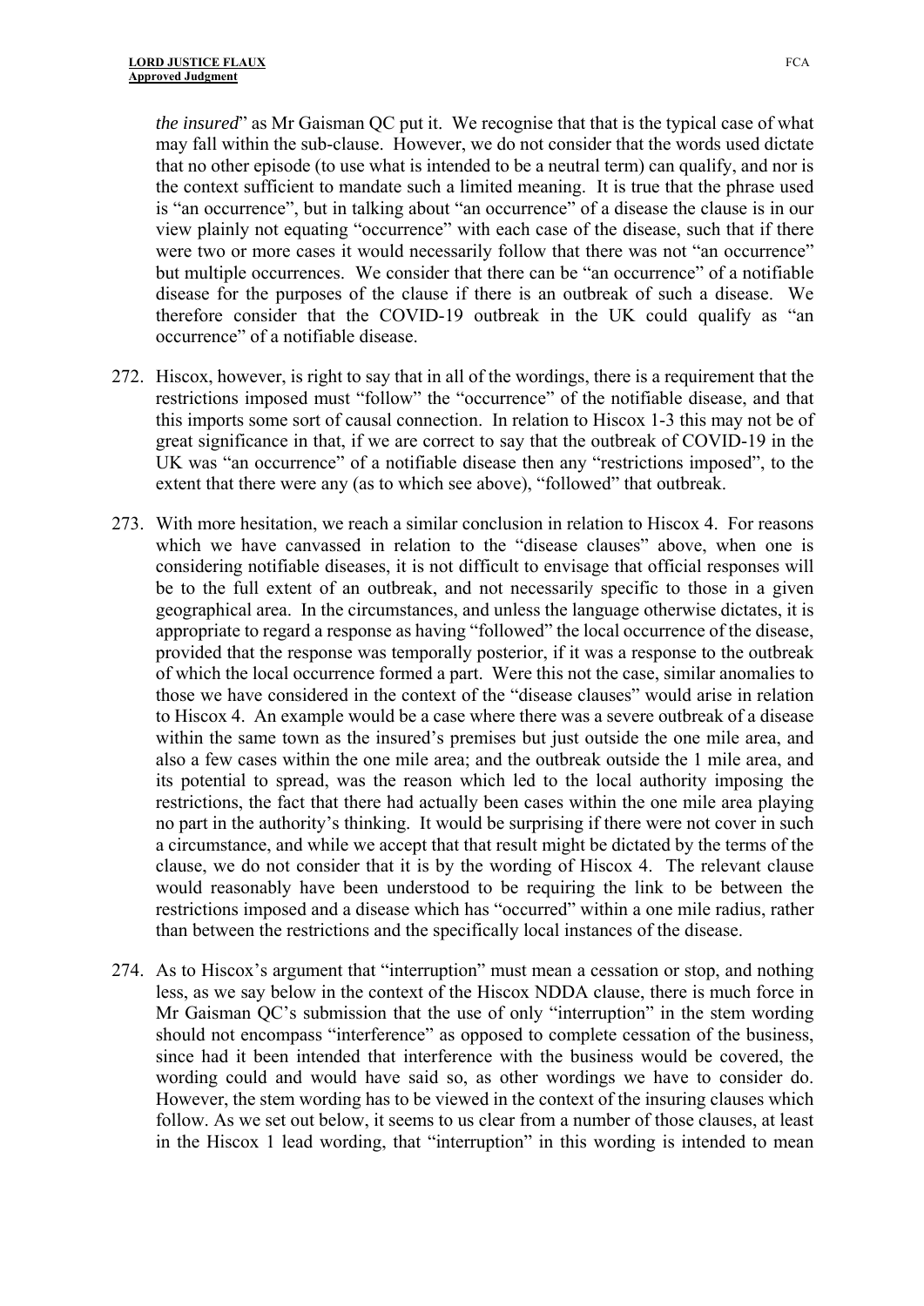*the insured*" as Mr Gaisman QC put it. We recognise that that is the typical case of what may fall within the sub-clause. However, we do not consider that the words used dictate that no other episode (to use what is intended to be a neutral term) can qualify, and nor is the context sufficient to mandate such a limited meaning. It is true that the phrase used is "an occurrence", but in talking about "an occurrence" of a disease the clause is in our view plainly not equating "occurrence" with each case of the disease, such that if there were two or more cases it would necessarily follow that there was not "an occurrence" but multiple occurrences. We consider that there can be "an occurrence" of a notifiable disease for the purposes of the clause if there is an outbreak of such a disease. We therefore consider that the COVID-19 outbreak in the UK could qualify as "an occurrence" of a notifiable disease.

272. Hiscox, however, is right to say that in all of the wordings, there is a requirement that the restrictions imposed must "follow" the "occurrence" of the notifiable disease, and that this imports some sort of causal connection. In relation to Hiscox 1-3 this may not be of great significance in that, if we are correct to say that the outbreak of COVID-19 in the UK was "an occurrence" of a notifiable disease then any "restrictions imposed", to the extent that there were any (as to which see above), "followed" that outbreak.

273. With more hesitation, we reach a similar conclusion in relation to Hiscox 4. For reasons which we have canvassed in relation to the "disease clauses" above, when one is considering notifiable diseases, it is not difficult to envisage that official responses will be to the full extent of an outbreak, and not necessarily specific to those in a given geographical area. In the circumstances, and unless the language otherwise dictates, it is appropriate to regard a response as having "followed" the local occurrence of the disease, provided that the response was temporally posterior, if it was a response to the outbreak of which the local occurrence formed a part. Were this not the case, similar anomalies to those we have considered in the context of the "disease clauses" would arise in relation to Hiscox 4. An example would be a case where there was a severe outbreak of a disease within the same town as the insured's premises but just outside the one mile area, and also a few cases within the one mile area; and the outbreak outside the 1 mile area, and its potential to spread, was the reason which led to the local authority imposing the restrictions, the fact that there had actually been cases within the one mile area playing no part in the authority's thinking. It would be surprising if there were not cover in such a circumstance, and while we accept that that result might be dictated by the terms of the clause, we do not consider that it is by the wording of Hiscox 4. The relevant clause would reasonably have been understood to be requiring the link to be between the restrictions imposed and a disease which has "occurred" within a one mile radius, rather than between the restrictions and the specifically local instances of the disease.

274. As to Hiscox's argument that "interruption" must mean a cessation or stop, and nothing less, as we say below in the context of the Hiscox NDDA clause, there is much force in Mr Gaisman QC's submission that the use of only "interruption" in the stem wording should not encompass "interference" as opposed to complete cessation of the business, since had it been intended that interference with the business would be covered, the wording could and would have said so, as other wordings we have to consider do. However, the stem wording has to be viewed in the context of the insuring clauses which follow. As we set out below, it seems to us clear from a number of those clauses, at least in the Hiscox 1 lead wording, that "interruption" in this wording is intended to mean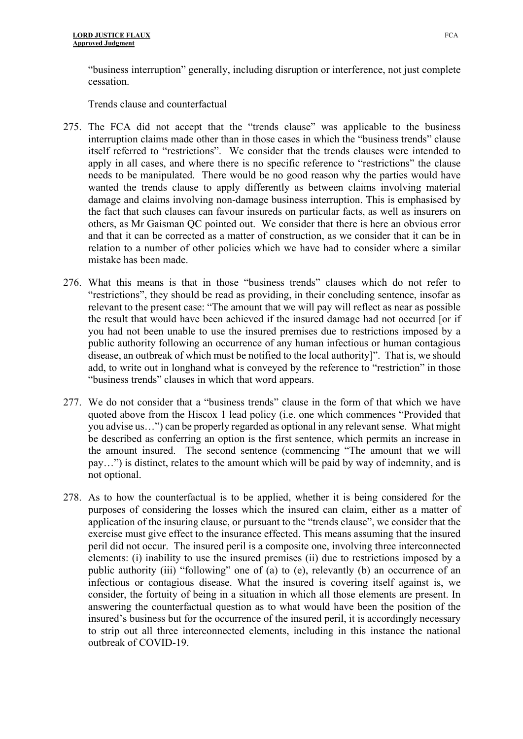"business interruption" generally, including disruption or interference, not just complete cessation.

Trends clause and counterfactual

275. The FCA did not accept that the "trends clause" was applicable to the business interruption claims made other than in those cases in which the "business trends" clause itself referred to "restrictions". We consider that the trends clauses were intended to apply in all cases, and where there is no specific reference to "restrictions" the clause needs to be manipulated. There would be no good reason why the parties would have wanted the trends clause to apply differently as between claims involving material damage and claims involving non-damage business interruption. This is emphasised by the fact that such clauses can favour insureds on particular facts, as well as insurers on others, as Mr Gaisman QC pointed out. We consider that there is here an obvious error and that it can be corrected as a matter of construction, as we consider that it can be in relation to a number of other policies which we have had to consider where a similar mistake has been made.

276. What this means is that in those "business trends" clauses which do not refer to "restrictions", they should be read as providing, in their concluding sentence, insofar as relevant to the present case: "The amount that we will pay will reflect as near as possible the result that would have been achieved if the insured damage had not occurred [or if you had not been unable to use the insured premises due to restrictions imposed by a public authority following an occurrence of any human infectious or human contagious disease, an outbreak of which must be notified to the local authority]". That is, we should add, to write out in longhand what is conveyed by the reference to "restriction" in those "business trends" clauses in which that word appears.

277. We do not consider that a "business trends" clause in the form of that which we have quoted above from the Hiscox 1 lead policy (i.e. one which commences "Provided that you advise us…") can be properly regarded as optional in any relevant sense. What might be described as conferring an option is the first sentence, which permits an increase in the amount insured. The second sentence (commencing "The amount that we will pay…") is distinct, relates to the amount which will be paid by way of indemnity, and is not optional.

278. As to how the counterfactual is to be applied, whether it is being considered for the purposes of considering the losses which the insured can claim, either as a matter of application of the insuring clause, or pursuant to the "trends clause", we consider that the exercise must give effect to the insurance effected. This means assuming that the insured peril did not occur. The insured peril is a composite one, involving three interconnected elements: (i) inability to use the insured premises (ii) due to restrictions imposed by a public authority (iii) "following" one of (a) to (e), relevantly (b) an occurrence of an infectious or contagious disease. What the insured is covering itself against is, we consider, the fortuity of being in a situation in which all those elements are present. In answering the counterfactual question as to what would have been the position of the insured's business but for the occurrence of the insured peril, it is accordingly necessary to strip out all three interconnected elements, including in this instance the national outbreak of COVID-19.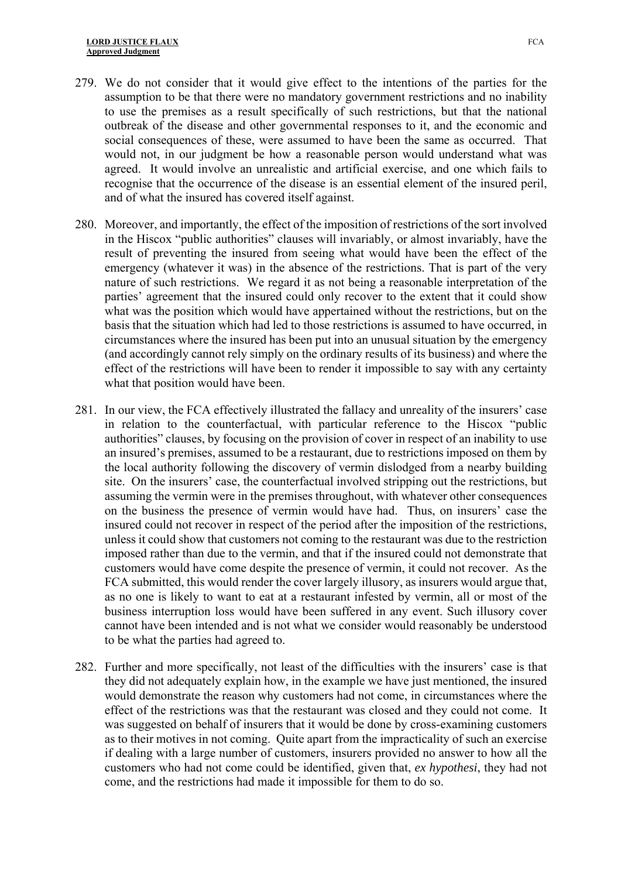279. We do not consider that it would give effect to the intentions of the parties for the assumption to be that there were no mandatory government restrictions and no inability to use the premises as a result specifically of such restrictions, but that the national outbreak of the disease and other governmental responses to it, and the economic and social consequences of these, were assumed to have been the same as occurred. That would not, in our judgment be how a reasonable person would understand what was agreed. It would involve an unrealistic and artificial exercise, and one which fails to recognise that the occurrence of the disease is an essential element of the insured peril, and of what the insured has covered itself against.

280. Moreover, and importantly, the effect of the imposition of restrictions of the sort involved in the Hiscox "public authorities" clauses will invariably, or almost invariably, have the result of preventing the insured from seeing what would have been the effect of the emergency (whatever it was) in the absence of the restrictions. That is part of the very nature of such restrictions. We regard it as not being a reasonable interpretation of the parties' agreement that the insured could only recover to the extent that it could show what was the position which would have appertained without the restrictions, but on the basis that the situation which had led to those restrictions is assumed to have occurred, in circumstances where the insured has been put into an unusual situation by the emergency (and accordingly cannot rely simply on the ordinary results of its business) and where the effect of the restrictions will have been to render it impossible to say with any certainty what that position would have been.

281. In our view, the FCA effectively illustrated the fallacy and unreality of the insurers' case in relation to the counterfactual, with particular reference to the Hiscox "public authorities" clauses, by focusing on the provision of cover in respect of an inability to use an insured's premises, assumed to be a restaurant, due to restrictions imposed on them by the local authority following the discovery of vermin dislodged from a nearby building site. On the insurers' case, the counterfactual involved stripping out the restrictions, but assuming the vermin were in the premises throughout, with whatever other consequences on the business the presence of vermin would have had. Thus, on insurers' case the insured could not recover in respect of the period after the imposition of the restrictions, unless it could show that customers not coming to the restaurant was due to the restriction imposed rather than due to the vermin, and that if the insured could not demonstrate that customers would have come despite the presence of vermin, it could not recover. As the FCA submitted, this would render the cover largely illusory, as insurers would argue that, as no one is likely to want to eat at a restaurant infested by vermin, all or most of the business interruption loss would have been suffered in any event. Such illusory cover cannot have been intended and is not what we consider would reasonably be understood to be what the parties had agreed to.

282. Further and more specifically, not least of the difficulties with the insurers' case is that they did not adequately explain how, in the example we have just mentioned, the insured would demonstrate the reason why customers had not come, in circumstances where the effect of the restrictions was that the restaurant was closed and they could not come. It was suggested on behalf of insurers that it would be done by cross-examining customers as to their motives in not coming. Quite apart from the impracticality of such an exercise if dealing with a large number of customers, insurers provided no answer to how all the customers who had not come could be identified, given that, *ex hypothesi*, they had not come, and the restrictions had made it impossible for them to do so.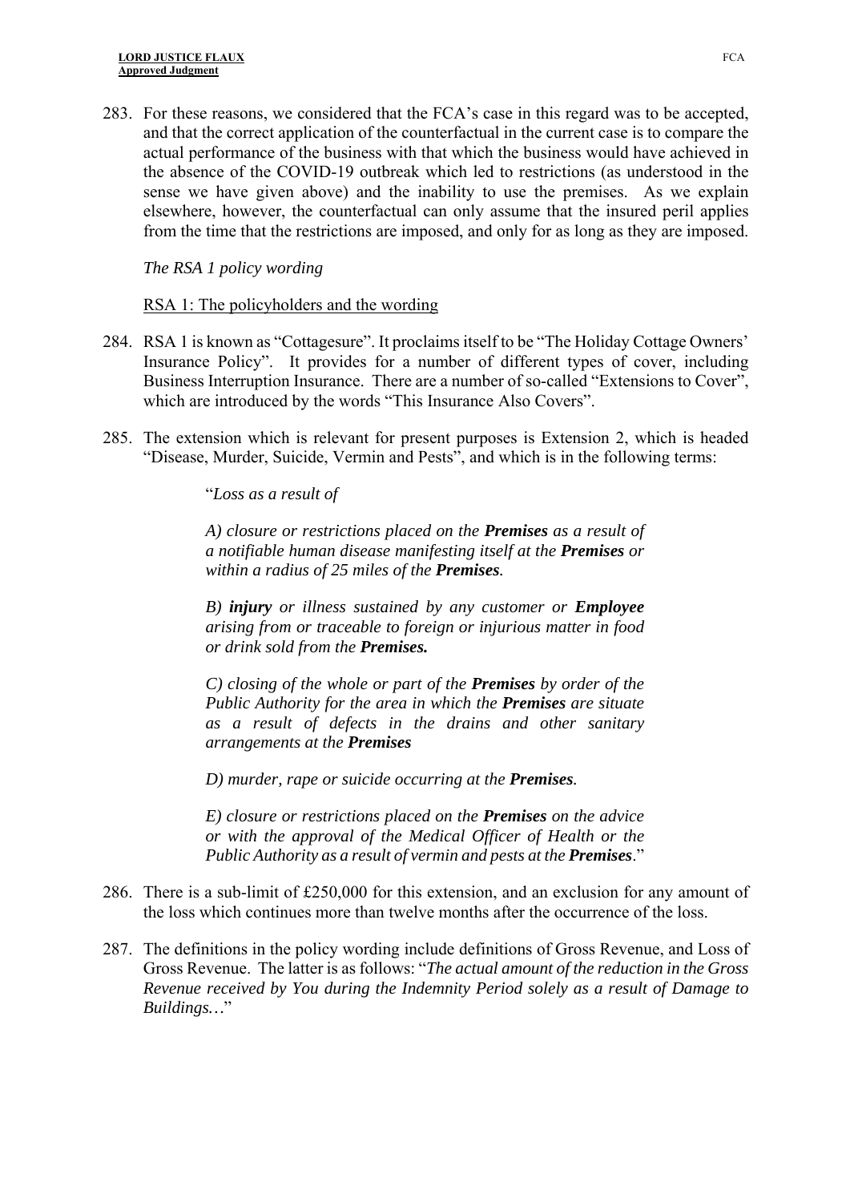283. For these reasons, we considered that the FCA's case in this regard was to be accepted, and that the correct application of the counterfactual in the current case is to compare the actual performance of the business with that which the business would have achieved in the absence of the COVID-19 outbreak which led to restrictions (as understood in the sense we have given above) and the inability to use the premises. As we explain elsewhere, however, the counterfactual can only assume that the insured peril applies from the time that the restrictions are imposed, and only for as long as they are imposed.

*The RSA 1 policy wording*

RSA 1: The policyholders and the wording

284. RSA 1 is known as "Cottagesure". It proclaims itself to be "The Holiday Cottage Owners' Insurance Policy". It provides for a number of different types of cover, including Business Interruption Insurance. There are a number of so-called "Extensions to Cover", which are introduced by the words "This Insurance Also Covers".

285. The extension which is relevant for present purposes is Extension 2, which is headed "Disease, Murder, Suicide, Vermin and Pests", and which is in the following terms:

> "*Loss as a result of*
>
> *A) closure or restrictions placed on the **Premises** as a result of a notifiable human disease manifesting itself at the **Premises** or within a radius of 25 miles of the **Premises**.*
>
> *B) **injury** or illness sustained by any customer or **Employee** arising from or traceable to foreign or injurious matter in food or drink sold from the **Premises.***
>
> *C) closing of the whole or part of the **Premises** by order of the Public Authority for the area in which the **Premises** are situate as a result of defects in the drains and other sanitary arrangements at the **Premises***
>
> *D) murder, rape or suicide occurring at the **Premises**.*
>
> *E) closure or restrictions placed on the **Premises** on the advice or with the approval of the Medical Officer of Health or the Public Authority as a result of vermin and pests at the **Premises**.*"

286. There is a sub-limit of £250,000 for this extension, and an exclusion for any amount of the loss which continues more than twelve months after the occurrence of the loss.

287. The definitions in the policy wording include definitions of Gross Revenue, and Loss of Gross Revenue. The latter is as follows: "*The actual amount of the reduction in the Gross Revenue received by You during the Indemnity Period solely as a result of Damage to Buildings…*"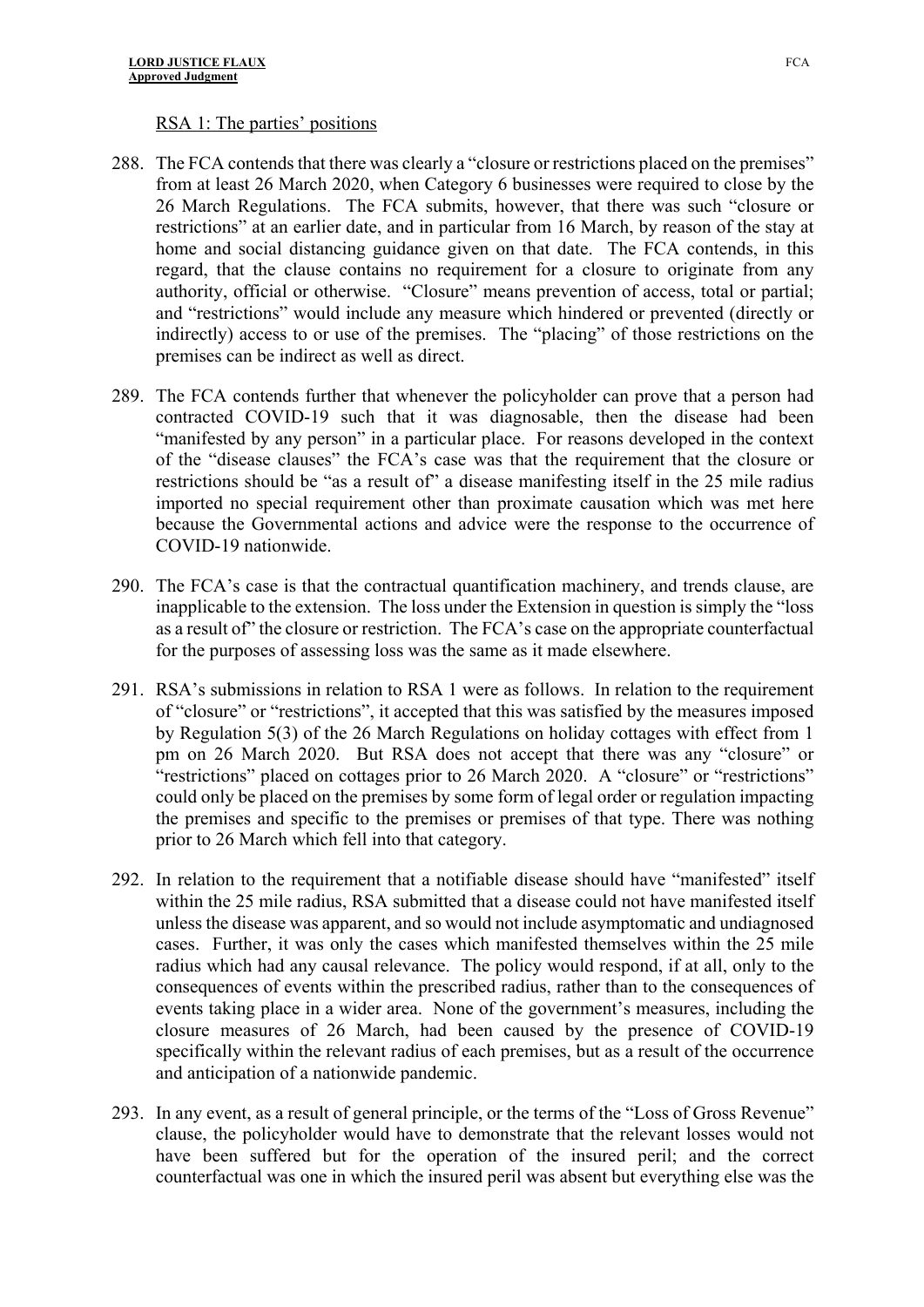RSA 1: The parties' positions

288. The FCA contends that there was clearly a "closure or restrictions placed on the premises" from at least 26 March 2020, when Category 6 businesses were required to close by the 26 March Regulations. The FCA submits, however, that there was such "closure or restrictions" at an earlier date, and in particular from 16 March, by reason of the stay at home and social distancing guidance given on that date. The FCA contends, in this regard, that the clause contains no requirement for a closure to originate from any authority, official or otherwise. "Closure" means prevention of access, total or partial; and "restrictions" would include any measure which hindered or prevented (directly or indirectly) access to or use of the premises. The "placing" of those restrictions on the premises can be indirect as well as direct.

289. The FCA contends further that whenever the policyholder can prove that a person had contracted COVID-19 such that it was diagnosable, then the disease had been "manifested by any person" in a particular place. For reasons developed in the context of the "disease clauses" the FCA's case was that the requirement that the closure or restrictions should be "as a result of" a disease manifesting itself in the 25 mile radius imported no special requirement other than proximate causation which was met here because the Governmental actions and advice were the response to the occurrence of COVID-19 nationwide.

290. The FCA's case is that the contractual quantification machinery, and trends clause, are inapplicable to the extension. The loss under the Extension in question is simply the "loss as a result of" the closure or restriction. The FCA's case on the appropriate counterfactual for the purposes of assessing loss was the same as it made elsewhere.

291. RSA's submissions in relation to RSA 1 were as follows. In relation to the requirement of "closure" or "restrictions", it accepted that this was satisfied by the measures imposed by Regulation 5(3) of the 26 March Regulations on holiday cottages with effect from 1 pm on 26 March 2020. But RSA does not accept that there was any "closure" or "restrictions" placed on cottages prior to 26 March 2020. A "closure" or "restrictions" could only be placed on the premises by some form of legal order or regulation impacting the premises and specific to the premises or premises of that type. There was nothing prior to 26 March which fell into that category.

292. In relation to the requirement that a notifiable disease should have "manifested" itself within the 25 mile radius, RSA submitted that a disease could not have manifested itself unless the disease was apparent, and so would not include asymptomatic and undiagnosed cases. Further, it was only the cases which manifested themselves within the 25 mile radius which had any causal relevance. The policy would respond, if at all, only to the consequences of events within the prescribed radius, rather than to the consequences of events taking place in a wider area. None of the government's measures, including the closure measures of 26 March, had been caused by the presence of COVID-19 specifically within the relevant radius of each premises, but as a result of the occurrence and anticipation of a nationwide pandemic.

293. In any event, as a result of general principle, or the terms of the "Loss of Gross Revenue" clause, the policyholder would have to demonstrate that the relevant losses would not have been suffered but for the operation of the insured peril; and the correct counterfactual was one in which the insured peril was absent but everything else was the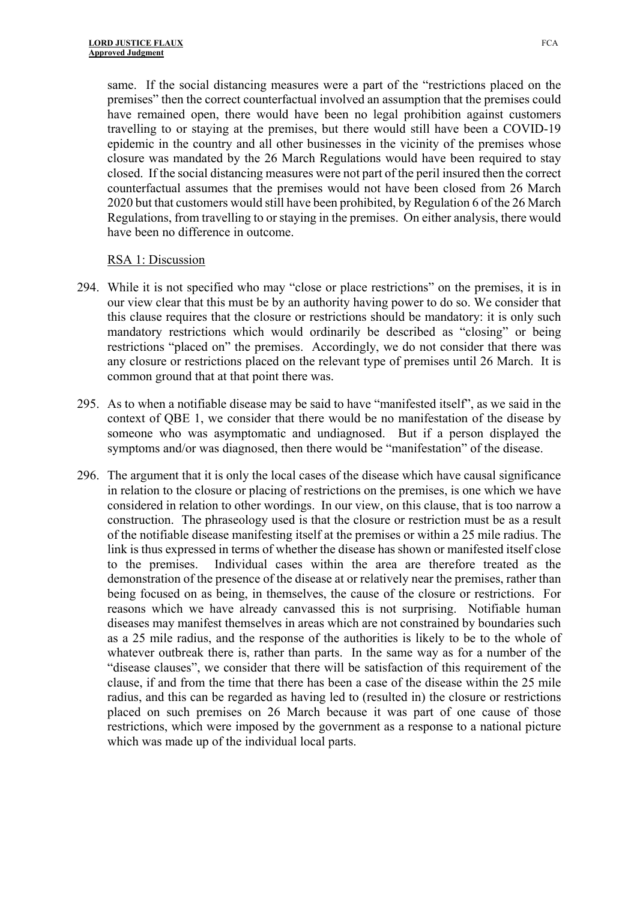same. If the social distancing measures were a part of the "restrictions placed on the premises" then the correct counterfactual involved an assumption that the premises could have remained open, there would have been no legal prohibition against customers travelling to or staying at the premises, but there would still have been a COVID-19 epidemic in the country and all other businesses in the vicinity of the premises whose closure was mandated by the 26 March Regulations would have been required to stay closed. If the social distancing measures were not part of the peril insured then the correct counterfactual assumes that the premises would not have been closed from 26 March 2020 but that customers would still have been prohibited, by Regulation 6 of the 26 March Regulations, from travelling to or staying in the premises. On either analysis, there would have been no difference in outcome.

RSA 1: Discussion

294. While it is not specified who may "close or place restrictions" on the premises, it is in our view clear that this must be by an authority having power to do so. We consider that this clause requires that the closure or restrictions should be mandatory: it is only such mandatory restrictions which would ordinarily be described as "closing" or being restrictions "placed on" the premises. Accordingly, we do not consider that there was any closure or restrictions placed on the relevant type of premises until 26 March. It is common ground that at that point there was.

295. As to when a notifiable disease may be said to have "manifested itself", as we said in the context of QBE 1, we consider that there would be no manifestation of the disease by someone who was asymptomatic and undiagnosed. But if a person displayed the symptoms and/or was diagnosed, then there would be "manifestation" of the disease.

296. The argument that it is only the local cases of the disease which have causal significance in relation to the closure or placing of restrictions on the premises, is one which we have considered in relation to other wordings. In our view, on this clause, that is too narrow a construction. The phraseology used is that the closure or restriction must be as a result of the notifiable disease manifesting itself at the premises or within a 25 mile radius. The link is thus expressed in terms of whether the disease has shown or manifested itself close to the premises. Individual cases within the area are therefore treated as the demonstration of the presence of the disease at or relatively near the premises, rather than being focused on as being, in themselves, the cause of the closure or restrictions. For reasons which we have already canvassed this is not surprising. Notifiable human diseases may manifest themselves in areas which are not constrained by boundaries such as a 25 mile radius, and the response of the authorities is likely to be to the whole of whatever outbreak there is, rather than parts. In the same way as for a number of the "disease clauses", we consider that there will be satisfaction of this requirement of the clause, if and from the time that there has been a case of the disease within the 25 mile radius, and this can be regarded as having led to (resulted in) the closure or restrictions placed on such premises on 26 March because it was part of one cause of those restrictions, which were imposed by the government as a response to a national picture which was made up of the individual local parts.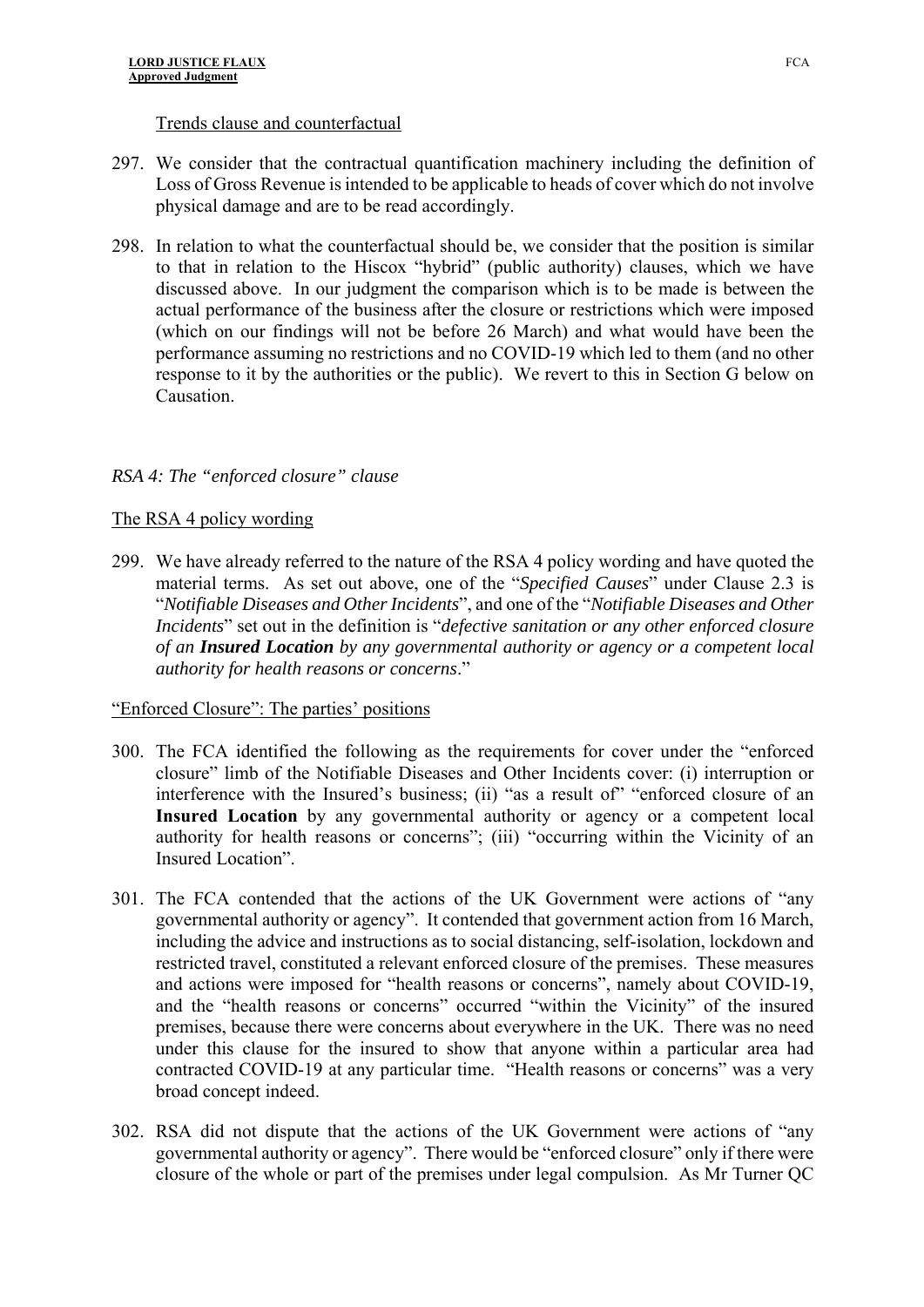Trends clause and counterfactual

297. We consider that the contractual quantification machinery including the definition of Loss of Gross Revenue is intended to be applicable to heads of cover which do not involve physical damage and are to be read accordingly.

298. In relation to what the counterfactual should be, we consider that the position is similar to that in relation to the Hiscox "hybrid" (public authority) clauses, which we have discussed above. In our judgment the comparison which is to be made is between the actual performance of the business after the closure or restrictions which were imposed (which on our findings will not be before 26 March) and what would have been the performance assuming no restrictions and no COVID-19 which led to them (and no other response to it by the authorities or the public). We revert to this in Section G below on Causation.

*RSA 4: The "enforced closure" clause*

The RSA 4 policy wording

299. We have already referred to the nature of the RSA 4 policy wording and have quoted the material terms. As set out above, one of the "*Specified Causes*" under Clause 2.3 is "*Notifiable Diseases and Other Incidents*", and one of the "*Notifiable Diseases and Other Incidents*" set out in the definition is "*defective sanitation or any other enforced closure of an **Insured Location** by any governmental authority or agency or a competent local authority for health reasons or concerns*."

"Enforced Closure": The parties' positions

300. The FCA identified the following as the requirements for cover under the "enforced closure" limb of the Notifiable Diseases and Other Incidents cover: (i) interruption or interference with the Insured's business; (ii) "as a result of" "enforced closure of an **Insured Location** by any governmental authority or agency or a competent local authority for health reasons or concerns"; (iii) "occurring within the Vicinity of an Insured Location".

301. The FCA contended that the actions of the UK Government were actions of "any governmental authority or agency". It contended that government action from 16 March, including the advice and instructions as to social distancing, self-isolation, lockdown and restricted travel, constituted a relevant enforced closure of the premises. These measures and actions were imposed for "health reasons or concerns", namely about COVID-19, and the "health reasons or concerns" occurred "within the Vicinity" of the insured premises, because there were concerns about everywhere in the UK. There was no need under this clause for the insured to show that anyone within a particular area had contracted COVID-19 at any particular time. "Health reasons or concerns" was a very broad concept indeed.

302. RSA did not dispute that the actions of the UK Government were actions of "any governmental authority or agency". There would be "enforced closure" only if there were closure of the whole or part of the premises under legal compulsion. As Mr Turner QC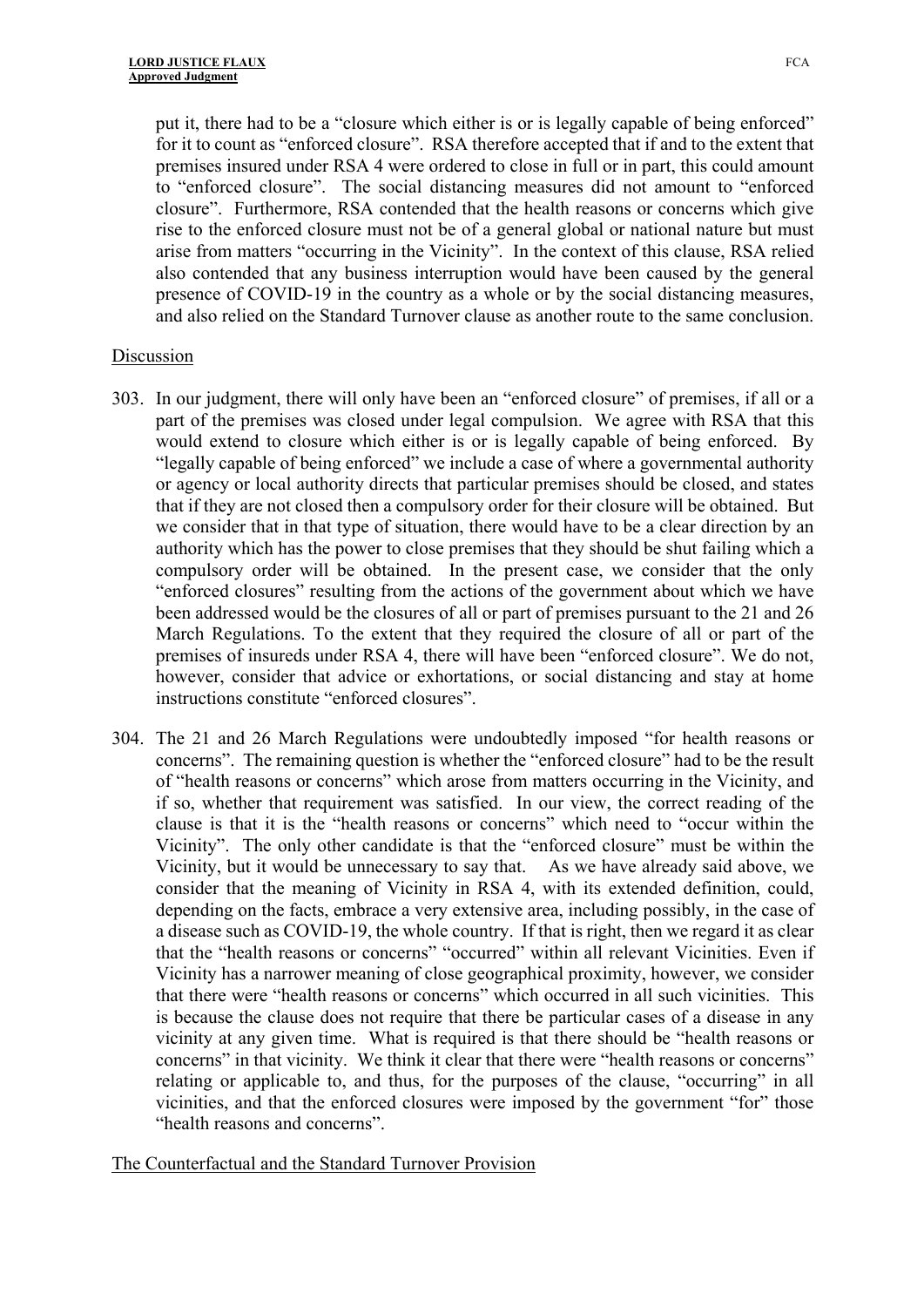put it, there had to be a "closure which either is or is legally capable of being enforced" for it to count as "enforced closure". RSA therefore accepted that if and to the extent that premises insured under RSA 4 were ordered to close in full or in part, this could amount to "enforced closure". The social distancing measures did not amount to "enforced closure". Furthermore, RSA contended that the health reasons or concerns which give rise to the enforced closure must not be of a general global or national nature but must arise from matters "occurring in the Vicinity". In the context of this clause, RSA relied also contended that any business interruption would have been caused by the general presence of COVID-19 in the country as a whole or by the social distancing measures, and also relied on the Standard Turnover clause as another route to the same conclusion.

## Discussion

303. In our judgment, there will only have been an "enforced closure" of premises, if all or a part of the premises was closed under legal compulsion. We agree with RSA that this would extend to closure which either is or is legally capable of being enforced. By "legally capable of being enforced" we include a case of where a governmental authority or agency or local authority directs that particular premises should be closed, and states that if they are not closed then a compulsory order for their closure will be obtained. But we consider that in that type of situation, there would have to be a clear direction by an authority which has the power to close premises that they should be shut failing which a compulsory order will be obtained. In the present case, we consider that the only "enforced closures" resulting from the actions of the government about which we have been addressed would be the closures of all or part of premises pursuant to the 21 and 26 March Regulations. To the extent that they required the closure of all or part of the premises of insureds under RSA 4, there will have been "enforced closure". We do not, however, consider that advice or exhortations, or social distancing and stay at home instructions constitute "enforced closures".

304. The 21 and 26 March Regulations were undoubtedly imposed "for health reasons or concerns". The remaining question is whether the "enforced closure" had to be the result of "health reasons or concerns" which arose from matters occurring in the Vicinity, and if so, whether that requirement was satisfied. In our view, the correct reading of the clause is that it is the "health reasons or concerns" which need to "occur within the Vicinity". The only other candidate is that the "enforced closure" must be within the Vicinity, but it would be unnecessary to say that. As we have already said above, we consider that the meaning of Vicinity in RSA 4, with its extended definition, could, depending on the facts, embrace a very extensive area, including possibly, in the case of a disease such as COVID-19, the whole country. If that is right, then we regard it as clear that the "health reasons or concerns" "occurred" within all relevant Vicinities. Even if Vicinity has a narrower meaning of close geographical proximity, however, we consider that there were "health reasons or concerns" which occurred in all such vicinities. This is because the clause does not require that there be particular cases of a disease in any vicinity at any given time. What is required is that there should be "health reasons or concerns" in that vicinity. We think it clear that there were "health reasons or concerns" relating or applicable to, and thus, for the purposes of the clause, "occurring" in all vicinities, and that the enforced closures were imposed by the government "for" those "health reasons and concerns".

## The Counterfactual and the Standard Turnover Provision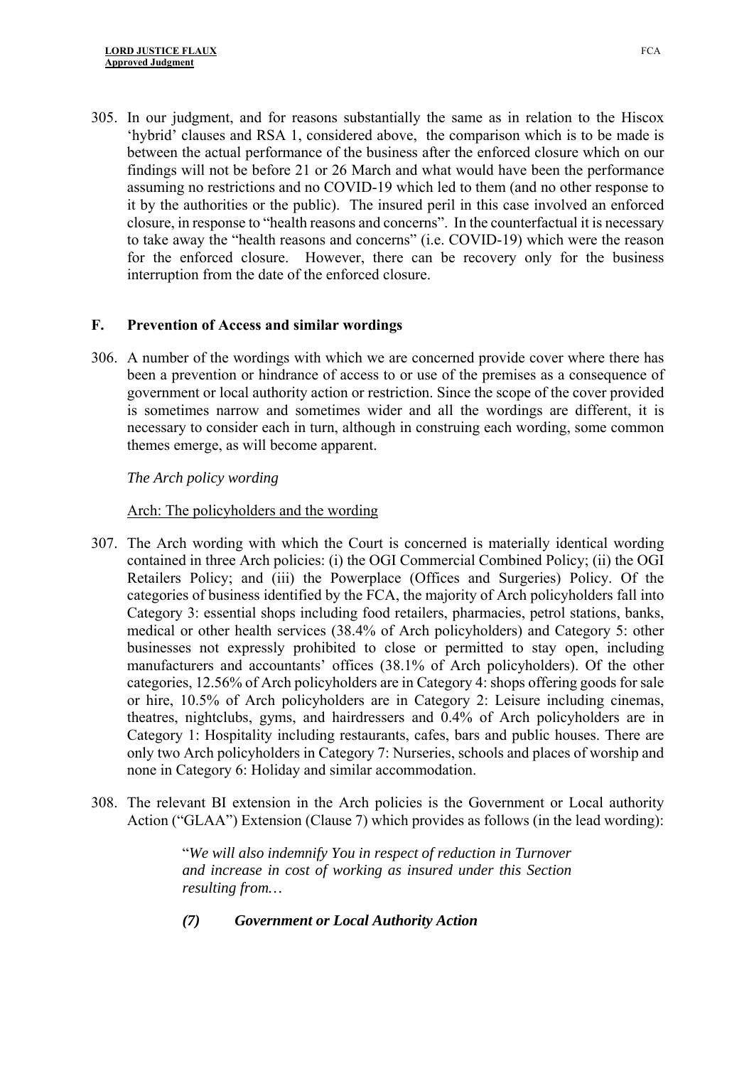305. In our judgment, and for reasons substantially the same as in relation to the Hiscox 'hybrid' clauses and RSA 1, considered above, the comparison which is to be made is between the actual performance of the business after the enforced closure which on our findings will not be before 21 or 26 March and what would have been the performance assuming no restrictions and no COVID-19 which led to them (and no other response to it by the authorities or the public). The insured peril in this case involved an enforced closure, in response to "health reasons and concerns". In the counterfactual it is necessary to take away the "health reasons and concerns" (i.e. COVID-19) which were the reason for the enforced closure. However, there can be recovery only for the business interruption from the date of the enforced closure.

## F. Prevention of Access and similar wordings

306. A number of the wordings with which we are concerned provide cover where there has been a prevention or hindrance of access to or use of the premises as a consequence of government or local authority action or restriction. Since the scope of the cover provided is sometimes narrow and sometimes wider and all the wordings are different, it is necessary to consider each in turn, although in construing each wording, some common themes emerge, as will become apparent.

*The Arch policy wording*

Arch: The policyholders and the wording

307. The Arch wording with which the Court is concerned is materially identical wording contained in three Arch policies: (i) the OGI Commercial Combined Policy; (ii) the OGI Retailers Policy; and (iii) the Powerplace (Offices and Surgeries) Policy. Of the categories of business identified by the FCA, the majority of Arch policyholders fall into Category 3: essential shops including food retailers, pharmacies, petrol stations, banks, medical or other health services (38.4% of Arch policyholders) and Category 5: other businesses not expressly prohibited to close or permitted to stay open, including manufacturers and accountants' offices (38.1% of Arch policyholders). Of the other categories, 12.56% of Arch policyholders are in Category 4: shops offering goods for sale or hire, 10.5% of Arch policyholders are in Category 2: Leisure including cinemas, theatres, nightclubs, gyms, and hairdressers and 0.4% of Arch policyholders are in Category 1: Hospitality including restaurants, cafes, bars and public houses. There are only two Arch policyholders in Category 7: Nurseries, schools and places of worship and none in Category 6: Holiday and similar accommodation.

308. The relevant BI extension in the Arch policies is the Government or Local authority Action ("GLAA") Extension (Clause 7) which provides as follows (in the lead wording):

> "*We will also indemnify You in respect of reduction in Turnover and increase in cost of working as insured under this Section resulting from…*
>
> ***(7) Government or Local Authority Action***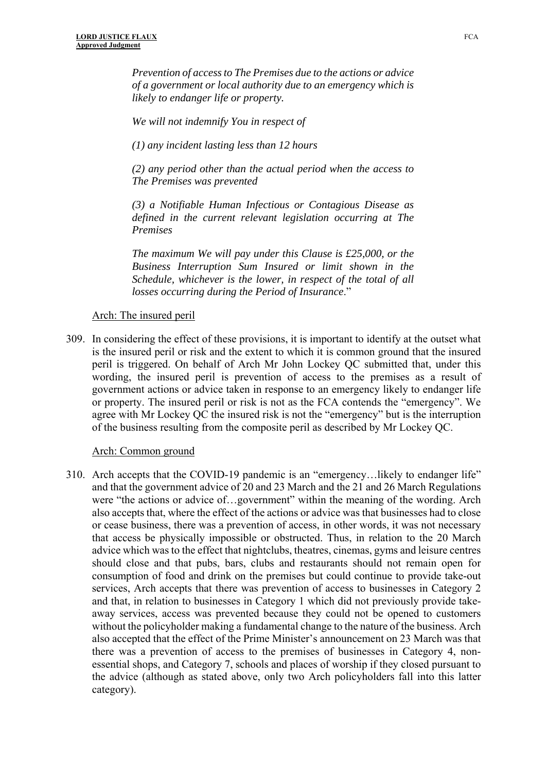*Prevention of access to The Premises due to the actions or advice of a government or local authority due to an emergency which is likely to endanger life or property.*

*We will not indemnify You in respect of*

*(1) any incident lasting less than 12 hours*

*(2) any period other than the actual period when the access to The Premises was prevented*

*(3) a Notifiable Human Infectious or Contagious Disease as defined in the current relevant legislation occurring at The Premises*

*The maximum We will pay under this Clause is £25,000, or the Business Interruption Sum Insured or limit shown in the Schedule, whichever is the lower, in respect of the total of all losses occurring during the Period of Insurance*."

Arch: The insured peril

309. In considering the effect of these provisions, it is important to identify at the outset what is the insured peril or risk and the extent to which it is common ground that the insured peril is triggered. On behalf of Arch Mr John Lockey QC submitted that, under this wording, the insured peril is prevention of access to the premises as a result of government actions or advice taken in response to an emergency likely to endanger life or property. The insured peril or risk is not as the FCA contends the "emergency". We agree with Mr Lockey QC the insured risk is not the "emergency" but is the interruption of the business resulting from the composite peril as described by Mr Lockey QC.

Arch: Common ground

310. Arch accepts that the COVID-19 pandemic is an "emergency…likely to endanger life" and that the government advice of 20 and 23 March and the 21 and 26 March Regulations were "the actions or advice of…government" within the meaning of the wording. Arch also accepts that, where the effect of the actions or advice was that businesses had to close or cease business, there was a prevention of access, in other words, it was not necessary that access be physically impossible or obstructed. Thus, in relation to the 20 March advice which was to the effect that nightclubs, theatres, cinemas, gyms and leisure centres should close and that pubs, bars, clubs and restaurants should not remain open for consumption of food and drink on the premises but could continue to provide take-out services, Arch accepts that there was prevention of access to businesses in Category 2 and that, in relation to businesses in Category 1 which did not previously provide take-away services, access was prevented because they could not be opened to customers without the policyholder making a fundamental change to the nature of the business. Arch also accepted that the effect of the Prime Minister's announcement on 23 March was that there was a prevention of access to the premises of businesses in Category 4, non-essential shops, and Category 7, schools and places of worship if they closed pursuant to the advice (although as stated above, only two Arch policyholders fall into this latter category).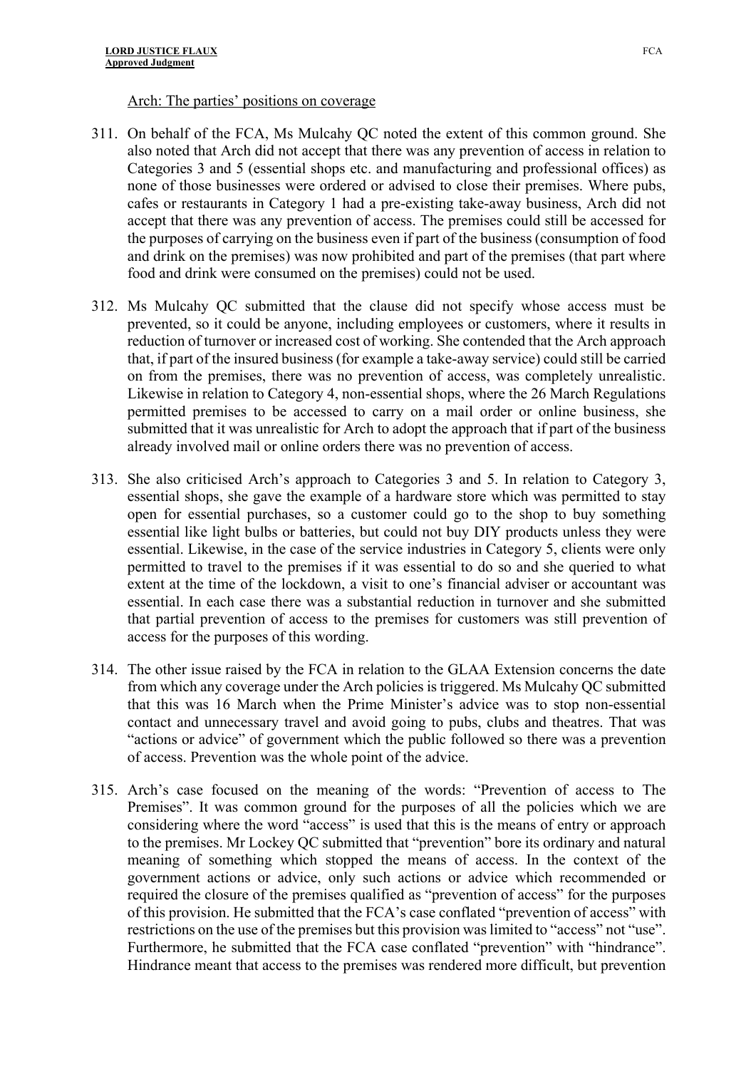Arch: The parties' positions on coverage

311. On behalf of the FCA, Ms Mulcahy QC noted the extent of this common ground. She also noted that Arch did not accept that there was any prevention of access in relation to Categories 3 and 5 (essential shops etc. and manufacturing and professional offices) as none of those businesses were ordered or advised to close their premises. Where pubs, cafes or restaurants in Category 1 had a pre-existing take-away business, Arch did not accept that there was any prevention of access. The premises could still be accessed for the purposes of carrying on the business even if part of the business (consumption of food and drink on the premises) was now prohibited and part of the premises (that part where food and drink were consumed on the premises) could not be used.

312. Ms Mulcahy QC submitted that the clause did not specify whose access must be prevented, so it could be anyone, including employees or customers, where it results in reduction of turnover or increased cost of working. She contended that the Arch approach that, if part of the insured business (for example a take-away service) could still be carried on from the premises, there was no prevention of access, was completely unrealistic. Likewise in relation to Category 4, non-essential shops, where the 26 March Regulations permitted premises to be accessed to carry on a mail order or online business, she submitted that it was unrealistic for Arch to adopt the approach that if part of the business already involved mail or online orders there was no prevention of access.

313. She also criticised Arch's approach to Categories 3 and 5. In relation to Category 3, essential shops, she gave the example of a hardware store which was permitted to stay open for essential purchases, so a customer could go to the shop to buy something essential like light bulbs or batteries, but could not buy DIY products unless they were essential. Likewise, in the case of the service industries in Category 5, clients were only permitted to travel to the premises if it was essential to do so and she queried to what extent at the time of the lockdown, a visit to one's financial adviser or accountant was essential. In each case there was a substantial reduction in turnover and she submitted that partial prevention of access to the premises for customers was still prevention of access for the purposes of this wording.

314. The other issue raised by the FCA in relation to the GLAA Extension concerns the date from which any coverage under the Arch policies is triggered. Ms Mulcahy QC submitted that this was 16 March when the Prime Minister's advice was to stop non-essential contact and unnecessary travel and avoid going to pubs, clubs and theatres. That was "actions or advice" of government which the public followed so there was a prevention of access. Prevention was the whole point of the advice.

315. Arch's case focused on the meaning of the words: "Prevention of access to The Premises". It was common ground for the purposes of all the policies which we are considering where the word "access" is used that this is the means of entry or approach to the premises. Mr Lockey QC submitted that "prevention" bore its ordinary and natural meaning of something which stopped the means of access. In the context of the government actions or advice, only such actions or advice which recommended or required the closure of the premises qualified as "prevention of access" for the purposes of this provision. He submitted that the FCA's case conflated "prevention of access" with restrictions on the use of the premises but this provision was limited to "access" not "use". Furthermore, he submitted that the FCA case conflated "prevention" with "hindrance". Hindrance meant that access to the premises was rendered more difficult, but prevention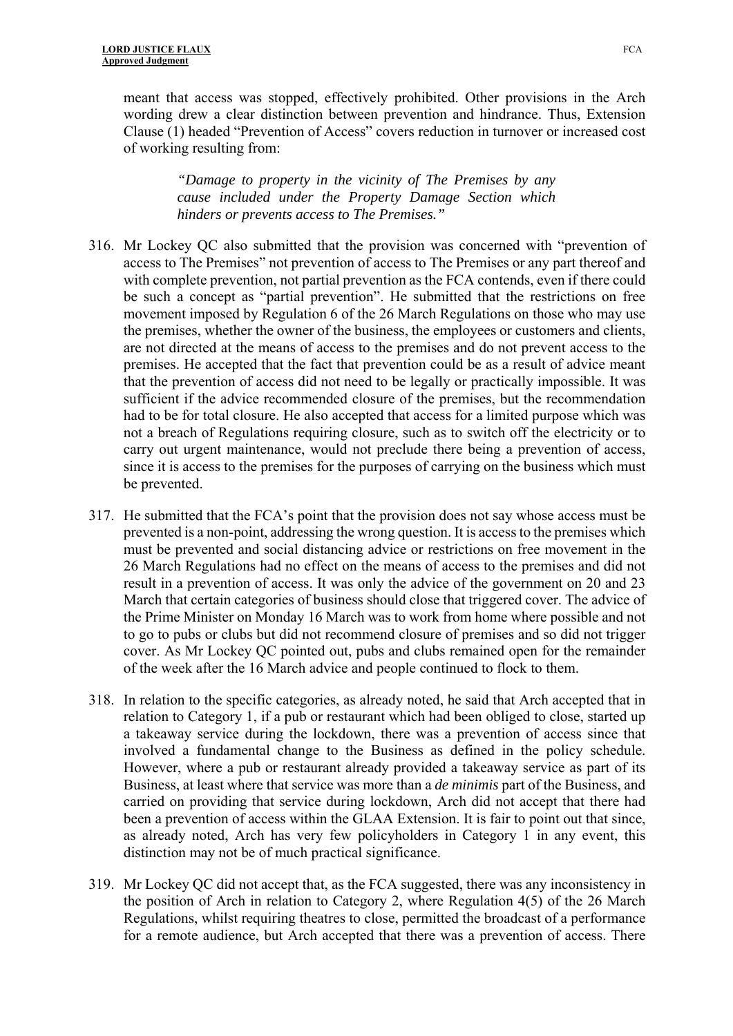meant that access was stopped, effectively prohibited. Other provisions in the Arch wording drew a clear distinction between prevention and hindrance. Thus, Extension Clause (1) headed "Prevention of Access" covers reduction in turnover or increased cost of working resulting from:

> *"Damage to property in the vicinity of The Premises by any cause included under the Property Damage Section which hinders or prevents access to The Premises."*

316. Mr Lockey QC also submitted that the provision was concerned with "prevention of access to The Premises" not prevention of access to The Premises or any part thereof and with complete prevention, not partial prevention as the FCA contends, even if there could be such a concept as "partial prevention". He submitted that the restrictions on free movement imposed by Regulation 6 of the 26 March Regulations on those who may use the premises, whether the owner of the business, the employees or customers and clients, are not directed at the means of access to the premises and do not prevent access to the premises. He accepted that the fact that prevention could be as a result of advice meant that the prevention of access did not need to be legally or practically impossible. It was sufficient if the advice recommended closure of the premises, but the recommendation had to be for total closure. He also accepted that access for a limited purpose which was not a breach of Regulations requiring closure, such as to switch off the electricity or to carry out urgent maintenance, would not preclude there being a prevention of access, since it is access to the premises for the purposes of carrying on the business which must be prevented.

317. He submitted that the FCA's point that the provision does not say whose access must be prevented is a non-point, addressing the wrong question. It is access to the premises which must be prevented and social distancing advice or restrictions on free movement in the 26 March Regulations had no effect on the means of access to the premises and did not result in a prevention of access. It was only the advice of the government on 20 and 23 March that certain categories of business should close that triggered cover. The advice of the Prime Minister on Monday 16 March was to work from home where possible and not to go to pubs or clubs but did not recommend closure of premises and so did not trigger cover. As Mr Lockey QC pointed out, pubs and clubs remained open for the remainder of the week after the 16 March advice and people continued to flock to them.

318. In relation to the specific categories, as already noted, he said that Arch accepted that in relation to Category 1, if a pub or restaurant which had been obliged to close, started up a takeaway service during the lockdown, there was a prevention of access since that involved a fundamental change to the Business as defined in the policy schedule. However, where a pub or restaurant already provided a takeaway service as part of its Business, at least where that service was more than a *de minimis* part of the Business, and carried on providing that service during lockdown, Arch did not accept that there had been a prevention of access within the GLAA Extension. It is fair to point out that since, as already noted, Arch has very few policyholders in Category 1 in any event, this distinction may not be of much practical significance.

319. Mr Lockey QC did not accept that, as the FCA suggested, there was any inconsistency in the position of Arch in relation to Category 2, where Regulation 4(5) of the 26 March Regulations, whilst requiring theatres to close, permitted the broadcast of a performance for a remote audience, but Arch accepted that there was a prevention of access. There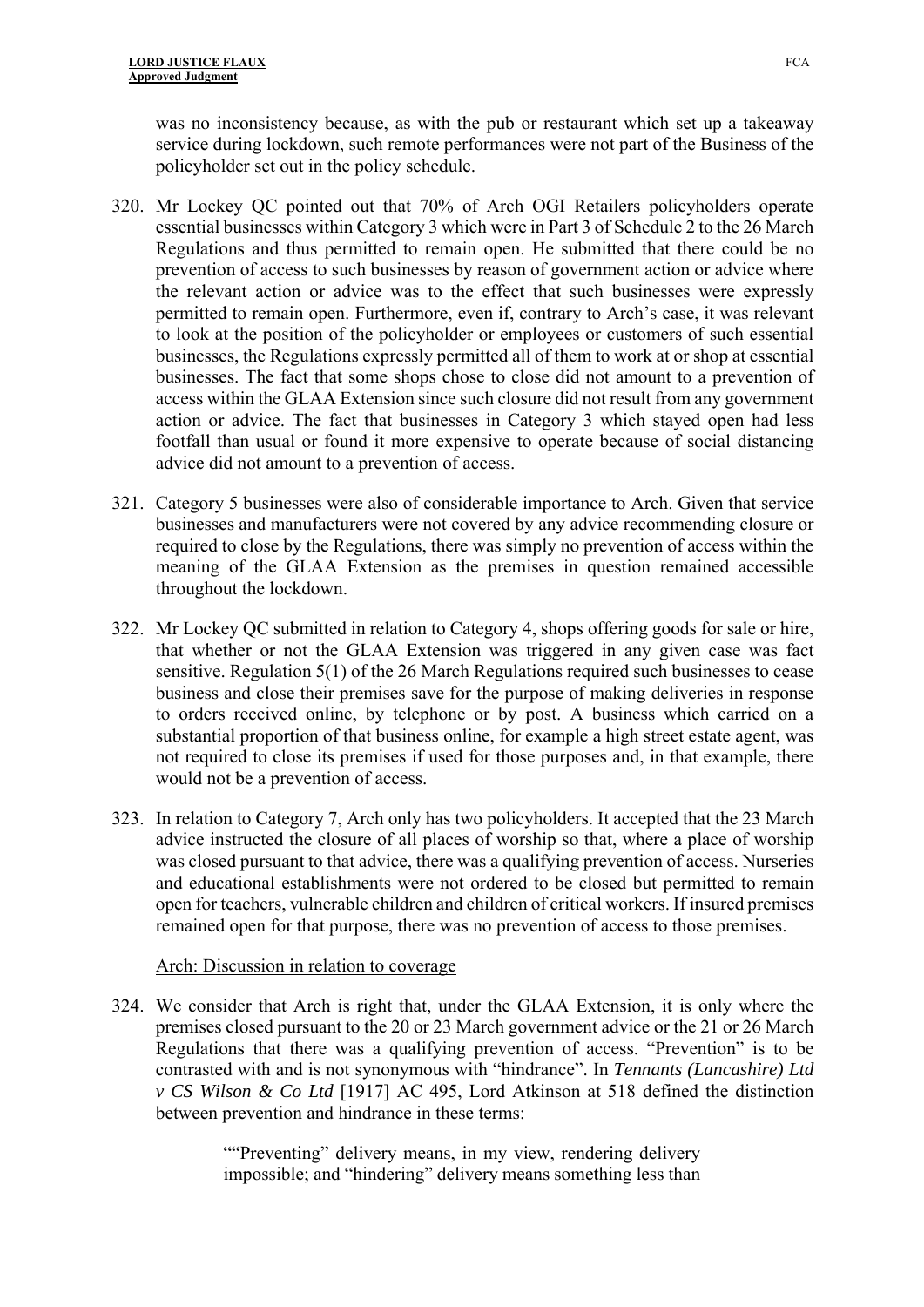was no inconsistency because, as with the pub or restaurant which set up a takeaway service during lockdown, such remote performances were not part of the Business of the policyholder set out in the policy schedule.

320. Mr Lockey QC pointed out that 70% of Arch OGI Retailers policyholders operate essential businesses within Category 3 which were in Part 3 of Schedule 2 to the 26 March Regulations and thus permitted to remain open. He submitted that there could be no prevention of access to such businesses by reason of government action or advice where the relevant action or advice was to the effect that such businesses were expressly permitted to remain open. Furthermore, even if, contrary to Arch's case, it was relevant to look at the position of the policyholder or employees or customers of such essential businesses, the Regulations expressly permitted all of them to work at or shop at essential businesses. The fact that some shops chose to close did not amount to a prevention of access within the GLAA Extension since such closure did not result from any government action or advice. The fact that businesses in Category 3 which stayed open had less footfall than usual or found it more expensive to operate because of social distancing advice did not amount to a prevention of access.

321. Category 5 businesses were also of considerable importance to Arch. Given that service businesses and manufacturers were not covered by any advice recommending closure or required to close by the Regulations, there was simply no prevention of access within the meaning of the GLAA Extension as the premises in question remained accessible throughout the lockdown.

322. Mr Lockey QC submitted in relation to Category 4, shops offering goods for sale or hire, that whether or not the GLAA Extension was triggered in any given case was fact sensitive. Regulation 5(1) of the 26 March Regulations required such businesses to cease business and close their premises save for the purpose of making deliveries in response to orders received online, by telephone or by post. A business which carried on a substantial proportion of that business online, for example a high street estate agent, was not required to close its premises if used for those purposes and, in that example, there would not be a prevention of access.

323. In relation to Category 7, Arch only has two policyholders. It accepted that the 23 March advice instructed the closure of all places of worship so that, where a place of worship was closed pursuant to that advice, there was a qualifying prevention of access. Nurseries and educational establishments were not ordered to be closed but permitted to remain open for teachers, vulnerable children and children of critical workers. If insured premises remained open for that purpose, there was no prevention of access to those premises.

Arch: Discussion in relation to coverage

324. We consider that Arch is right that, under the GLAA Extension, it is only where the premises closed pursuant to the 20 or 23 March government advice or the 21 or 26 March Regulations that there was a qualifying prevention of access. "Prevention" is to be contrasted with and is not synonymous with "hindrance". In *Tennants (Lancashire) Ltd v CS Wilson & Co Ltd* [1917] AC 495, Lord Atkinson at 518 defined the distinction between prevention and hindrance in these terms:

> ""Preventing" delivery means, in my view, rendering delivery impossible; and "hindering" delivery means something less than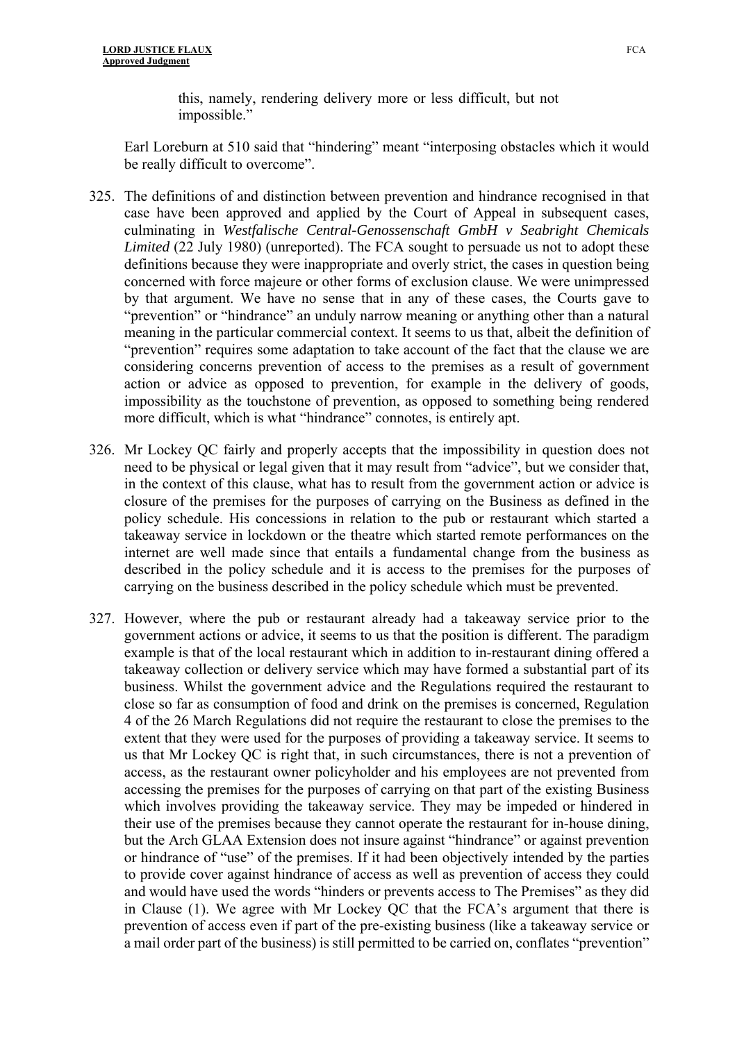> this, namely, rendering delivery more or less difficult, but not impossible."

Earl Loreburn at 510 said that "hindering" meant "interposing obstacles which it would be really difficult to overcome".

325. The definitions of and distinction between prevention and hindrance recognised in that case have been approved and applied by the Court of Appeal in subsequent cases, culminating in *Westfalische Central-Genossenschaft GmbH v Seabright Chemicals Limited* (22 July 1980) (unreported). The FCA sought to persuade us not to adopt these definitions because they were inappropriate and overly strict, the cases in question being concerned with force majeure or other forms of exclusion clause. We were unimpressed by that argument. We have no sense that in any of these cases, the Courts gave to "prevention" or "hindrance" an unduly narrow meaning or anything other than a natural meaning in the particular commercial context. It seems to us that, albeit the definition of "prevention" requires some adaptation to take account of the fact that the clause we are considering concerns prevention of access to the premises as a result of government action or advice as opposed to prevention, for example in the delivery of goods, impossibility as the touchstone of prevention, as opposed to something being rendered more difficult, which is what "hindrance" connotes, is entirely apt.

326. Mr Lockey QC fairly and properly accepts that the impossibility in question does not need to be physical or legal given that it may result from "advice", but we consider that, in the context of this clause, what has to result from the government action or advice is closure of the premises for the purposes of carrying on the Business as defined in the policy schedule. His concessions in relation to the pub or restaurant which started a takeaway service in lockdown or the theatre which started remote performances on the internet are well made since that entails a fundamental change from the business as described in the policy schedule and it is access to the premises for the purposes of carrying on the business described in the policy schedule which must be prevented.

327. However, where the pub or restaurant already had a takeaway service prior to the government actions or advice, it seems to us that the position is different. The paradigm example is that of the local restaurant which in addition to in-restaurant dining offered a takeaway collection or delivery service which may have formed a substantial part of its business. Whilst the government advice and the Regulations required the restaurant to close so far as consumption of food and drink on the premises is concerned, Regulation 4 of the 26 March Regulations did not require the restaurant to close the premises to the extent that they were used for the purposes of providing a takeaway service. It seems to us that Mr Lockey QC is right that, in such circumstances, there is not a prevention of access, as the restaurant owner policyholder and his employees are not prevented from accessing the premises for the purposes of carrying on that part of the existing Business which involves providing the takeaway service. They may be impeded or hindered in their use of the premises because they cannot operate the restaurant for in-house dining, but the Arch GLAA Extension does not insure against "hindrance" or against prevention or hindrance of "use" of the premises. If it had been objectively intended by the parties to provide cover against hindrance of access as well as prevention of access they could and would have used the words "hinders or prevents access to The Premises" as they did in Clause (1). We agree with Mr Lockey QC that the FCA's argument that there is prevention of access even if part of the pre-existing business (like a takeaway service or a mail order part of the business) is still permitted to be carried on, conflates "prevention"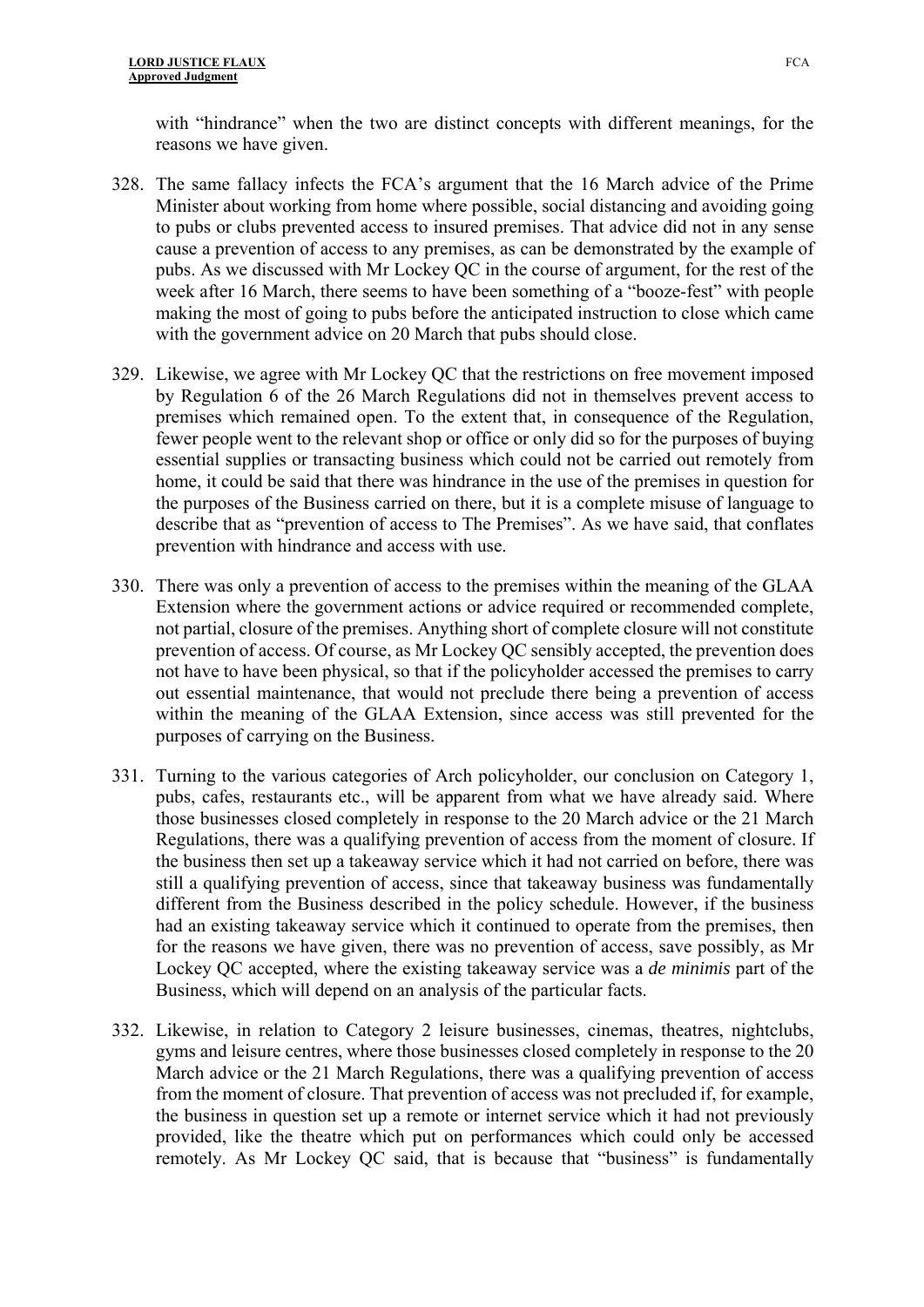with "hindrance" when the two are distinct concepts with different meanings, for the reasons we have given.

328. The same fallacy infects the FCA's argument that the 16 March advice of the Prime Minister about working from home where possible, social distancing and avoiding going to pubs or clubs prevented access to insured premises. That advice did not in any sense cause a prevention of access to any premises, as can be demonstrated by the example of pubs. As we discussed with Mr Lockey QC in the course of argument, for the rest of the week after 16 March, there seems to have been something of a "booze-fest" with people making the most of going to pubs before the anticipated instruction to close which came with the government advice on 20 March that pubs should close.

329. Likewise, we agree with Mr Lockey QC that the restrictions on free movement imposed by Regulation 6 of the 26 March Regulations did not in themselves prevent access to premises which remained open. To the extent that, in consequence of the Regulation, fewer people went to the relevant shop or office or only did so for the purposes of buying essential supplies or transacting business which could not be carried out remotely from home, it could be said that there was hindrance in the use of the premises in question for the purposes of the Business carried on there, but it is a complete misuse of language to describe that as "prevention of access to The Premises". As we have said, that conflates prevention with hindrance and access with use.

330. There was only a prevention of access to the premises within the meaning of the GLAA Extension where the government actions or advice required or recommended complete, not partial, closure of the premises. Anything short of complete closure will not constitute prevention of access. Of course, as Mr Lockey QC sensibly accepted, the prevention does not have to have been physical, so that if the policyholder accessed the premises to carry out essential maintenance, that would not preclude there being a prevention of access within the meaning of the GLAA Extension, since access was still prevented for the purposes of carrying on the Business.

331. Turning to the various categories of Arch policyholder, our conclusion on Category 1, pubs, cafes, restaurants etc., will be apparent from what we have already said. Where those businesses closed completely in response to the 20 March advice or the 21 March Regulations, there was a qualifying prevention of access from the moment of closure. If the business then set up a takeaway service which it had not carried on before, there was still a qualifying prevention of access, since that takeaway business was fundamentally different from the Business described in the policy schedule. However, if the business had an existing takeaway service which it continued to operate from the premises, then for the reasons we have given, there was no prevention of access, save possibly, as Mr Lockey QC accepted, where the existing takeaway service was a *de minimis* part of the Business, which will depend on an analysis of the particular facts.

332. Likewise, in relation to Category 2 leisure businesses, cinemas, theatres, nightclubs, gyms and leisure centres, where those businesses closed completely in response to the 20 March advice or the 21 March Regulations, there was a qualifying prevention of access from the moment of closure. That prevention of access was not precluded if, for example, the business in question set up a remote or internet service which it had not previously provided, like the theatre which put on performances which could only be accessed remotely. As Mr Lockey QC said, that is because that "business" is fundamentally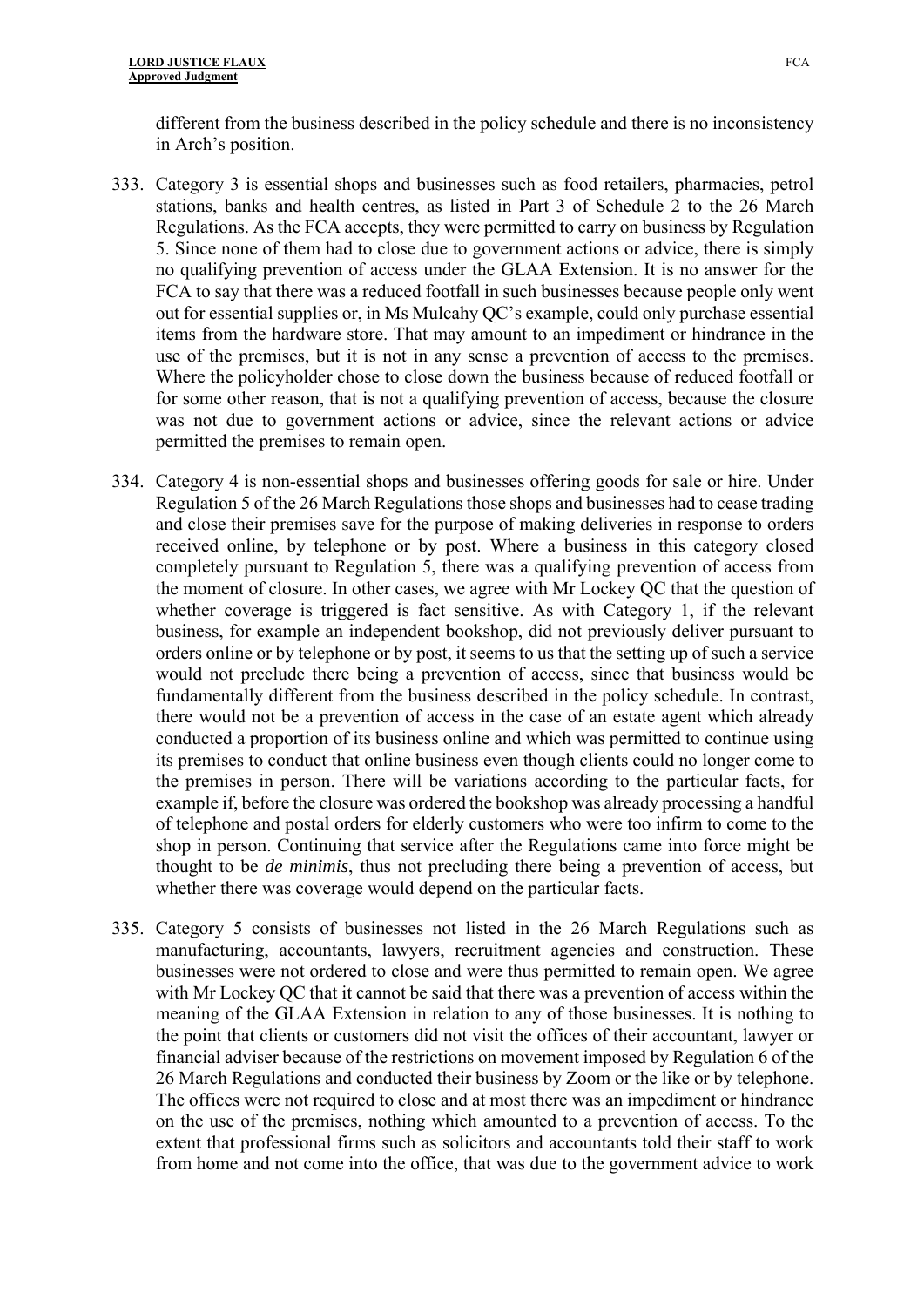different from the business described in the policy schedule and there is no inconsistency in Arch's position.

333. Category 3 is essential shops and businesses such as food retailers, pharmacies, petrol stations, banks and health centres, as listed in Part 3 of Schedule 2 to the 26 March Regulations. As the FCA accepts, they were permitted to carry on business by Regulation 5. Since none of them had to close due to government actions or advice, there is simply no qualifying prevention of access under the GLAA Extension. It is no answer for the FCA to say that there was a reduced footfall in such businesses because people only went out for essential supplies or, in Ms Mulcahy QC's example, could only purchase essential items from the hardware store. That may amount to an impediment or hindrance in the use of the premises, but it is not in any sense a prevention of access to the premises. Where the policyholder chose to close down the business because of reduced footfall or for some other reason, that is not a qualifying prevention of access, because the closure was not due to government actions or advice, since the relevant actions or advice permitted the premises to remain open.

334. Category 4 is non-essential shops and businesses offering goods for sale or hire. Under Regulation 5 of the 26 March Regulations those shops and businesses had to cease trading and close their premises save for the purpose of making deliveries in response to orders received online, by telephone or by post. Where a business in this category closed completely pursuant to Regulation 5, there was a qualifying prevention of access from the moment of closure. In other cases, we agree with Mr Lockey QC that the question of whether coverage is triggered is fact sensitive. As with Category 1, if the relevant business, for example an independent bookshop, did not previously deliver pursuant to orders online or by telephone or by post, it seems to us that the setting up of such a service would not preclude there being a prevention of access, since that business would be fundamentally different from the business described in the policy schedule. In contrast, there would not be a prevention of access in the case of an estate agent which already conducted a proportion of its business online and which was permitted to continue using its premises to conduct that online business even though clients could no longer come to the premises in person. There will be variations according to the particular facts, for example if, before the closure was ordered the bookshop was already processing a handful of telephone and postal orders for elderly customers who were too infirm to come to the shop in person. Continuing that service after the Regulations came into force might be thought to be *de minimis*, thus not precluding there being a prevention of access, but whether there was coverage would depend on the particular facts.

335. Category 5 consists of businesses not listed in the 26 March Regulations such as manufacturing, accountants, lawyers, recruitment agencies and construction. These businesses were not ordered to close and were thus permitted to remain open. We agree with Mr Lockey QC that it cannot be said that there was a prevention of access within the meaning of the GLAA Extension in relation to any of those businesses. It is nothing to the point that clients or customers did not visit the offices of their accountant, lawyer or financial adviser because of the restrictions on movement imposed by Regulation 6 of the 26 March Regulations and conducted their business by Zoom or the like or by telephone. The offices were not required to close and at most there was an impediment or hindrance on the use of the premises, nothing which amounted to a prevention of access. To the extent that professional firms such as solicitors and accountants told their staff to work from home and not come into the office, that was due to the government advice to work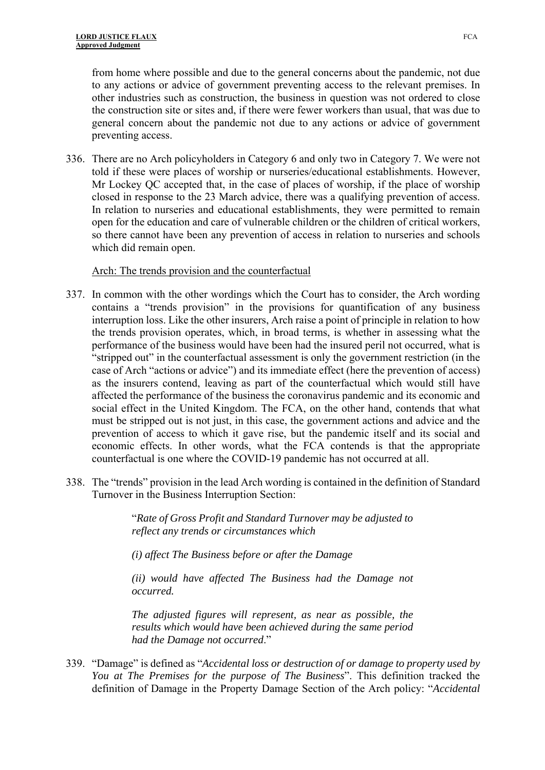from home where possible and due to the general concerns about the pandemic, not due to any actions or advice of government preventing access to the relevant premises. In other industries such as construction, the business in question was not ordered to close the construction site or sites and, if there were fewer workers than usual, that was due to general concern about the pandemic not due to any actions or advice of government preventing access.

336. There are no Arch policyholders in Category 6 and only two in Category 7. We were not told if these were places of worship or nurseries/educational establishments. However, Mr Lockey QC accepted that, in the case of places of worship, if the place of worship closed in response to the 23 March advice, there was a qualifying prevention of access. In relation to nurseries and educational establishments, they were permitted to remain open for the education and care of vulnerable children or the children of critical workers, so there cannot have been any prevention of access in relation to nurseries and schools which did remain open.

Arch: The trends provision and the counterfactual

337. In common with the other wordings which the Court has to consider, the Arch wording contains a "trends provision" in the provisions for quantification of any business interruption loss. Like the other insurers, Arch raise a point of principle in relation to how the trends provision operates, which, in broad terms, is whether in assessing what the performance of the business would have been had the insured peril not occurred, what is "stripped out" in the counterfactual assessment is only the government restriction (in the case of Arch "actions or advice") and its immediate effect (here the prevention of access) as the insurers contend, leaving as part of the counterfactual which would still have affected the performance of the business the coronavirus pandemic and its economic and social effect in the United Kingdom. The FCA, on the other hand, contends that what must be stripped out is not just, in this case, the government actions and advice and the prevention of access to which it gave rise, but the pandemic itself and its social and economic effects. In other words, what the FCA contends is that the appropriate counterfactual is one where the COVID-19 pandemic has not occurred at all.

338. The "trends" provision in the lead Arch wording is contained in the definition of Standard Turnover in the Business Interruption Section:

> "*Rate of Gross Profit and Standard Turnover may be adjusted to reflect any trends or circumstances which*
>
> *(i) affect The Business before or after the Damage*
>
> *(ii) would have affected The Business had the Damage not occurred.*
>
> *The adjusted figures will represent, as near as possible, the results which would have been achieved during the same period had the Damage not occurred*."

339. "Damage" is defined as "*Accidental loss or destruction of or damage to property used by You at The Premises for the purpose of The Business*". This definition tracked the definition of Damage in the Property Damage Section of the Arch policy: "*Accidental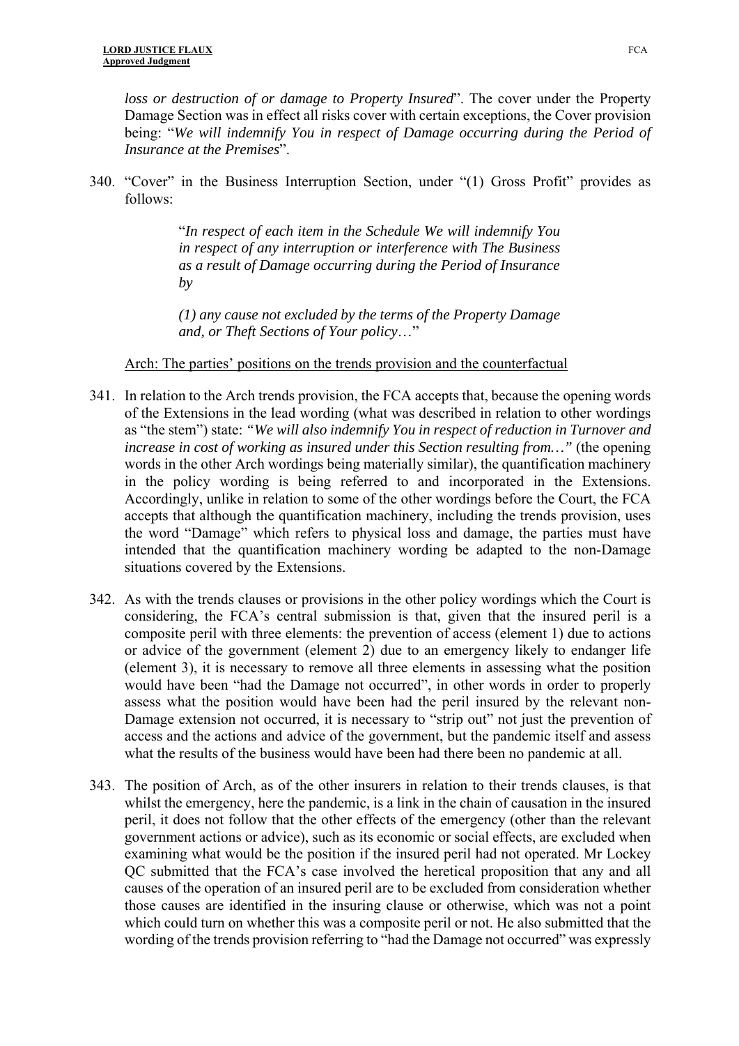*loss or destruction of or damage to Property Insured*". The cover under the Property Damage Section was in effect all risks cover with certain exceptions, the Cover provision being: "*We will indemnify You in respect of Damage occurring during the Period of Insurance at the Premises*".

340. "Cover" in the Business Interruption Section, under "(1) Gross Profit" provides as follows:

> "*In respect of each item in the Schedule We will indemnify You in respect of any interruption or interference with The Business as a result of Damage occurring during the Period of Insurance by*
>
> *(1) any cause not excluded by the terms of the Property Damage and, or Theft Sections of Your policy*…"

Arch: The parties' positions on the trends provision and the counterfactual

341. In relation to the Arch trends provision, the FCA accepts that, because the opening words of the Extensions in the lead wording (what was described in relation to other wordings as "the stem") state: *"We will also indemnify You in respect of reduction in Turnover and increase in cost of working as insured under this Section resulting from…"* (the opening words in the other Arch wordings being materially similar), the quantification machinery in the policy wording is being referred to and incorporated in the Extensions. Accordingly, unlike in relation to some of the other wordings before the Court, the FCA accepts that although the quantification machinery, including the trends provision, uses the word "Damage" which refers to physical loss and damage, the parties must have intended that the quantification machinery wording be adapted to the non-Damage situations covered by the Extensions.

342. As with the trends clauses or provisions in the other policy wordings which the Court is considering, the FCA's central submission is that, given that the insured peril is a composite peril with three elements: the prevention of access (element 1) due to actions or advice of the government (element 2) due to an emergency likely to endanger life (element 3), it is necessary to remove all three elements in assessing what the position would have been "had the Damage not occurred", in other words in order to properly assess what the position would have been had the peril insured by the relevant non-Damage extension not occurred, it is necessary to "strip out" not just the prevention of access and the actions and advice of the government, but the pandemic itself and assess what the results of the business would have been had there been no pandemic at all.

343. The position of Arch, as of the other insurers in relation to their trends clauses, is that whilst the emergency, here the pandemic, is a link in the chain of causation in the insured peril, it does not follow that the other effects of the emergency (other than the relevant government actions or advice), such as its economic or social effects, are excluded when examining what would be the position if the insured peril had not operated. Mr Lockey QC submitted that the FCA's case involved the heretical proposition that any and all causes of the operation of an insured peril are to be excluded from consideration whether those causes are identified in the insuring clause or otherwise, which was not a point which could turn on whether this was a composite peril or not. He also submitted that the wording of the trends provision referring to "had the Damage not occurred" was expressly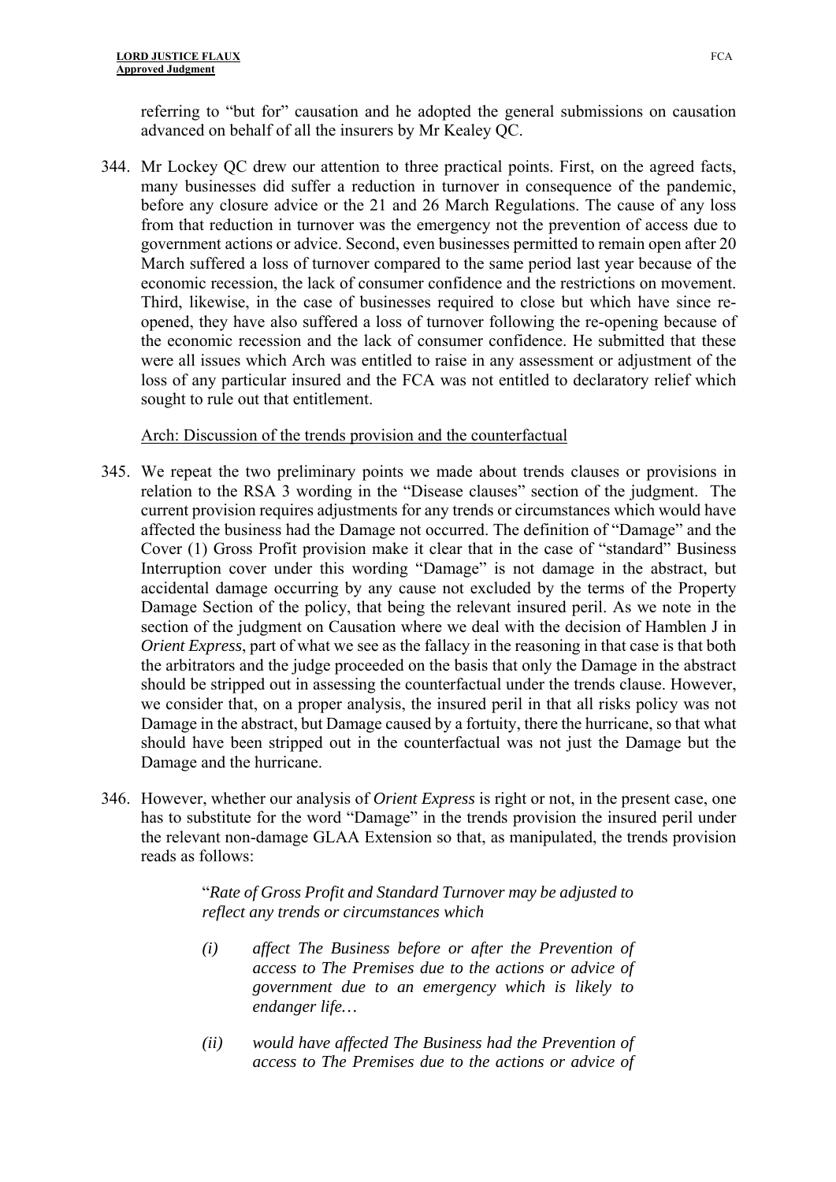referring to "but for" causation and he adopted the general submissions on causation advanced on behalf of all the insurers by Mr Kealey QC.

344. Mr Lockey QC drew our attention to three practical points. First, on the agreed facts, many businesses did suffer a reduction in turnover in consequence of the pandemic, before any closure advice or the 21 and 26 March Regulations. The cause of any loss from that reduction in turnover was the emergency not the prevention of access due to government actions or advice. Second, even businesses permitted to remain open after 20 March suffered a loss of turnover compared to the same period last year because of the economic recession, the lack of consumer confidence and the restrictions on movement. Third, likewise, in the case of businesses required to close but which have since re-opened, they have also suffered a loss of turnover following the re-opening because of the economic recession and the lack of consumer confidence. He submitted that these were all issues which Arch was entitled to raise in any assessment or adjustment of the loss of any particular insured and the FCA was not entitled to declaratory relief which sought to rule out that entitlement.

Arch: Discussion of the trends provision and the counterfactual

345. We repeat the two preliminary points we made about trends clauses or provisions in relation to the RSA 3 wording in the "Disease clauses" section of the judgment. The current provision requires adjustments for any trends or circumstances which would have affected the business had the Damage not occurred. The definition of "Damage" and the Cover (1) Gross Profit provision make it clear that in the case of "standard" Business Interruption cover under this wording "Damage" is not damage in the abstract, but accidental damage occurring by any cause not excluded by the terms of the Property Damage Section of the policy, that being the relevant insured peril. As we note in the section of the judgment on Causation where we deal with the decision of Hamblen J in *Orient Express*, part of what we see as the fallacy in the reasoning in that case is that both the arbitrators and the judge proceeded on the basis that only the Damage in the abstract should be stripped out in assessing the counterfactual under the trends clause. However, we consider that, on a proper analysis, the insured peril in that all risks policy was not Damage in the abstract, but Damage caused by a fortuity, there the hurricane, so that what should have been stripped out in the counterfactual was not just the Damage but the Damage and the hurricane.

346. However, whether our analysis of *Orient Express* is right or not, in the present case, one has to substitute for the word "Damage" in the trends provision the insured peril under the relevant non-damage GLAA Extension so that, as manipulated, the trends provision reads as follows:

> "*Rate of Gross Profit and Standard Turnover may be adjusted to reflect any trends or circumstances which*
>
> *(i) affect The Business before or after the Prevention of access to The Premises due to the actions or advice of government due to an emergency which is likely to endanger life…*
>
> *(ii) would have affected The Business had the Prevention of access to The Premises due to the actions or advice of*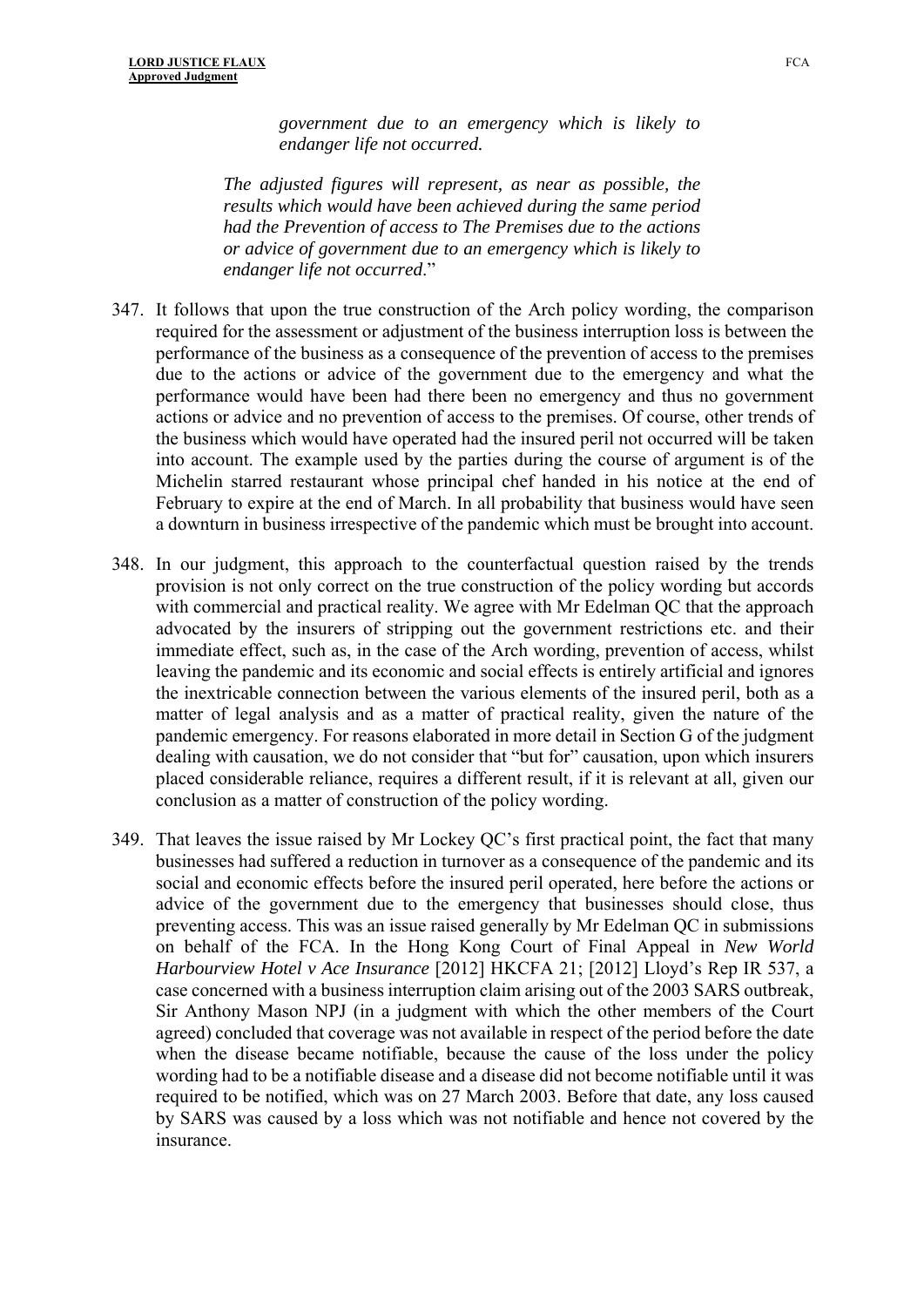> *government due to an emergency which is likely to endanger life not occurred.*
>
> *The adjusted figures will represent, as near as possible, the results which would have been achieved during the same period had the Prevention of access to The Premises due to the actions or advice of government due to an emergency which is likely to endanger life not occurred*."

347. It follows that upon the true construction of the Arch policy wording, the comparison required for the assessment or adjustment of the business interruption loss is between the performance of the business as a consequence of the prevention of access to the premises due to the actions or advice of the government due to the emergency and what the performance would have been had there been no emergency and thus no government actions or advice and no prevention of access to the premises. Of course, other trends of the business which would have operated had the insured peril not occurred will be taken into account. The example used by the parties during the course of argument is of the Michelin starred restaurant whose principal chef handed in his notice at the end of February to expire at the end of March. In all probability that business would have seen a downturn in business irrespective of the pandemic which must be brought into account.

348. In our judgment, this approach to the counterfactual question raised by the trends provision is not only correct on the true construction of the policy wording but accords with commercial and practical reality. We agree with Mr Edelman QC that the approach advocated by the insurers of stripping out the government restrictions etc. and their immediate effect, such as, in the case of the Arch wording, prevention of access, whilst leaving the pandemic and its economic and social effects is entirely artificial and ignores the inextricable connection between the various elements of the insured peril, both as a matter of legal analysis and as a matter of practical reality, given the nature of the pandemic emergency. For reasons elaborated in more detail in Section G of the judgment dealing with causation, we do not consider that "but for" causation, upon which insurers placed considerable reliance, requires a different result, if it is relevant at all, given our conclusion as a matter of construction of the policy wording.

349. That leaves the issue raised by Mr Lockey QC's first practical point, the fact that many businesses had suffered a reduction in turnover as a consequence of the pandemic and its social and economic effects before the insured peril operated, here before the actions or advice of the government due to the emergency that businesses should close, thus preventing access. This was an issue raised generally by Mr Edelman QC in submissions on behalf of the FCA. In the Hong Kong Court of Final Appeal in *New World Harbourview Hotel v Ace Insurance* [2012] HKCFA 21; [2012] Lloyd's Rep IR 537, a case concerned with a business interruption claim arising out of the 2003 SARS outbreak, Sir Anthony Mason NPJ (in a judgment with which the other members of the Court agreed) concluded that coverage was not available in respect of the period before the date when the disease became notifiable, because the cause of the loss under the policy wording had to be a notifiable disease and a disease did not become notifiable until it was required to be notified, which was on 27 March 2003. Before that date, any loss caused by SARS was caused by a loss which was not notifiable and hence not covered by the insurance.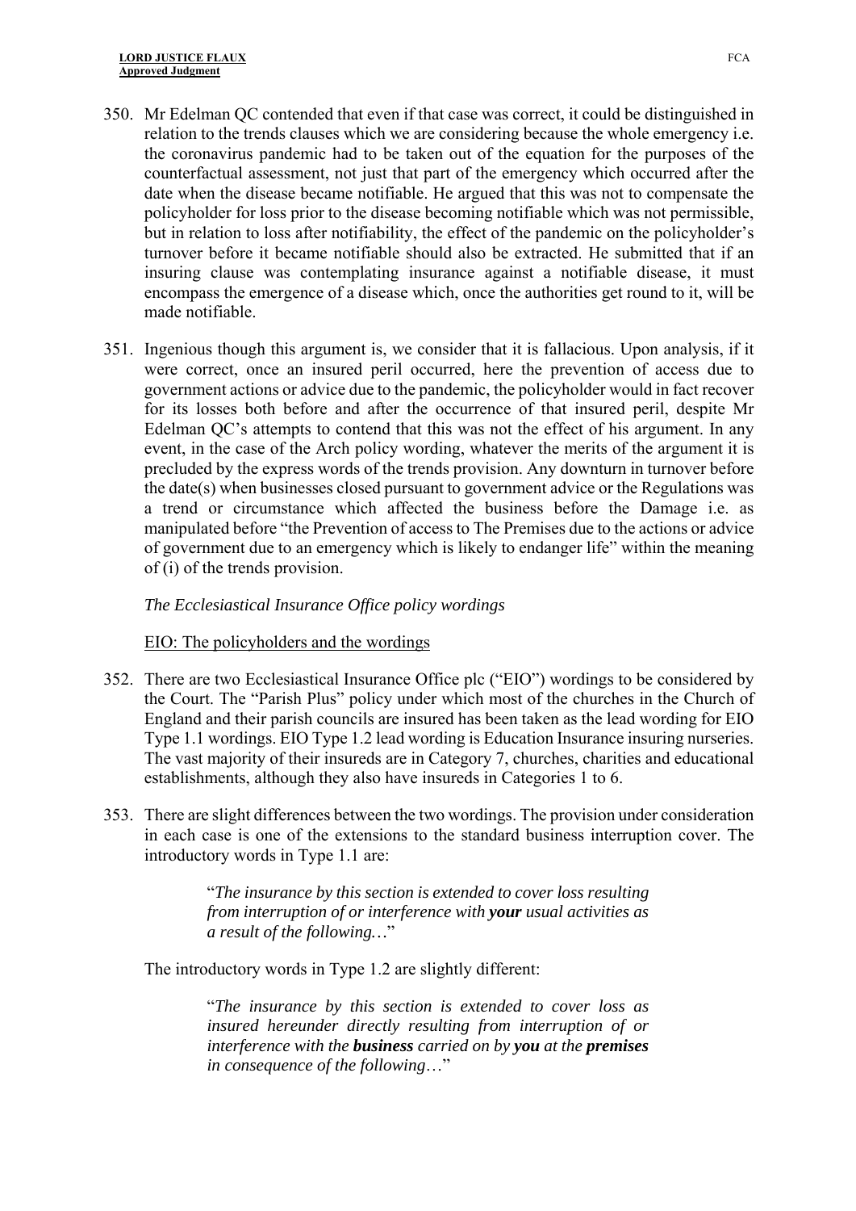350. Mr Edelman QC contended that even if that case was correct, it could be distinguished in relation to the trends clauses which we are considering because the whole emergency i.e. the coronavirus pandemic had to be taken out of the equation for the purposes of the counterfactual assessment, not just that part of the emergency which occurred after the date when the disease became notifiable. He argued that this was not to compensate the policyholder for loss prior to the disease becoming notifiable which was not permissible, but in relation to loss after notifiability, the effect of the pandemic on the policyholder's turnover before it became notifiable should also be extracted. He submitted that if an insuring clause was contemplating insurance against a notifiable disease, it must encompass the emergence of a disease which, once the authorities get round to it, will be made notifiable.

351. Ingenious though this argument is, we consider that it is fallacious. Upon analysis, if it were correct, once an insured peril occurred, here the prevention of access due to government actions or advice due to the pandemic, the policyholder would in fact recover for its losses both before and after the occurrence of that insured peril, despite Mr Edelman QC's attempts to contend that this was not the effect of his argument. In any event, in the case of the Arch policy wording, whatever the merits of the argument it is precluded by the express words of the trends provision. Any downturn in turnover before the date(s) when businesses closed pursuant to government advice or the Regulations was a trend or circumstance which affected the business before the Damage i.e. as manipulated before "the Prevention of access to The Premises due to the actions or advice of government due to an emergency which is likely to endanger life" within the meaning of (i) of the trends provision.

*The Ecclesiastical Insurance Office policy wordings*

EIO: The policyholders and the wordings

352. There are two Ecclesiastical Insurance Office plc ("EIO") wordings to be considered by the Court. The "Parish Plus" policy under which most of the churches in the Church of England and their parish councils are insured has been taken as the lead wording for EIO Type 1.1 wordings. EIO Type 1.2 lead wording is Education Insurance insuring nurseries. The vast majority of their insureds are in Category 7, churches, charities and educational establishments, although they also have insureds in Categories 1 to 6.

353. There are slight differences between the two wordings. The provision under consideration in each case is one of the extensions to the standard business interruption cover. The introductory words in Type 1.1 are:

> "*The insurance by this section is extended to cover loss resulting from interruption of or interference with **your** usual activities as a result of the following…*"

The introductory words in Type 1.2 are slightly different:

> "*The insurance by this section is extended to cover loss as insured hereunder directly resulting from interruption of or interference with the **business** carried on by **you** at the **premises** in consequence of the following…*"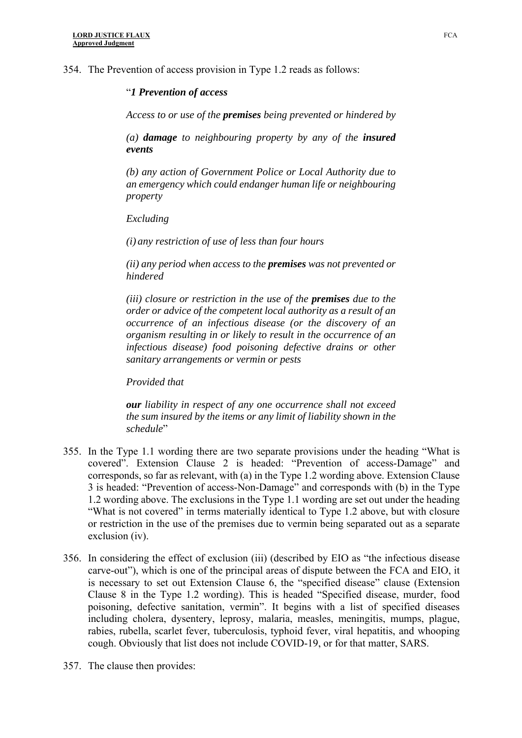354. The Prevention of access provision in Type 1.2 reads as follows:

> "***1 Prevention of access***
>
> *Access to or use of the **premises** being prevented or hindered by*
>
> *(a) **damage** to neighbouring property by any of the **insured events***
>
> *(b) any action of Government Police or Local Authority due to an emergency which could endanger human life or neighbouring property*
>
> *Excluding*
>
> *(i) any restriction of use of less than four hours*
>
> *(ii) any period when access to the **premises** was not prevented or hindered*
>
> *(iii) closure or restriction in the use of the **premises** due to the order or advice of the competent local authority as a result of an occurrence of an infectious disease (or the discovery of an organism resulting in or likely to result in the occurrence of an infectious disease) food poisoning defective drains or other sanitary arrangements or vermin or pests*
>
> *Provided that*
>
> ***our** liability in respect of any one occurrence shall not exceed the sum insured by the items or any limit of liability shown in the schedule*"

355. In the Type 1.1 wording there are two separate provisions under the heading "What is covered". Extension Clause 2 is headed: "Prevention of access-Damage" and corresponds, so far as relevant, with (a) in the Type 1.2 wording above. Extension Clause 3 is headed: "Prevention of access-Non-Damage" and corresponds with (b) in the Type 1.2 wording above. The exclusions in the Type 1.1 wording are set out under the heading "What is not covered" in terms materially identical to Type 1.2 above, but with closure or restriction in the use of the premises due to vermin being separated out as a separate exclusion (iv).

356. In considering the effect of exclusion (iii) (described by EIO as "the infectious disease carve-out"), which is one of the principal areas of dispute between the FCA and EIO, it is necessary to set out Extension Clause 6, the "specified disease" clause (Extension Clause 8 in the Type 1.2 wording). This is headed "Specified disease, murder, food poisoning, defective sanitation, vermin". It begins with a list of specified diseases including cholera, dysentery, leprosy, malaria, measles, meningitis, mumps, plague, rabies, rubella, scarlet fever, tuberculosis, typhoid fever, viral hepatitis, and whooping cough. Obviously that list does not include COVID-19, or for that matter, SARS.

357. The clause then provides: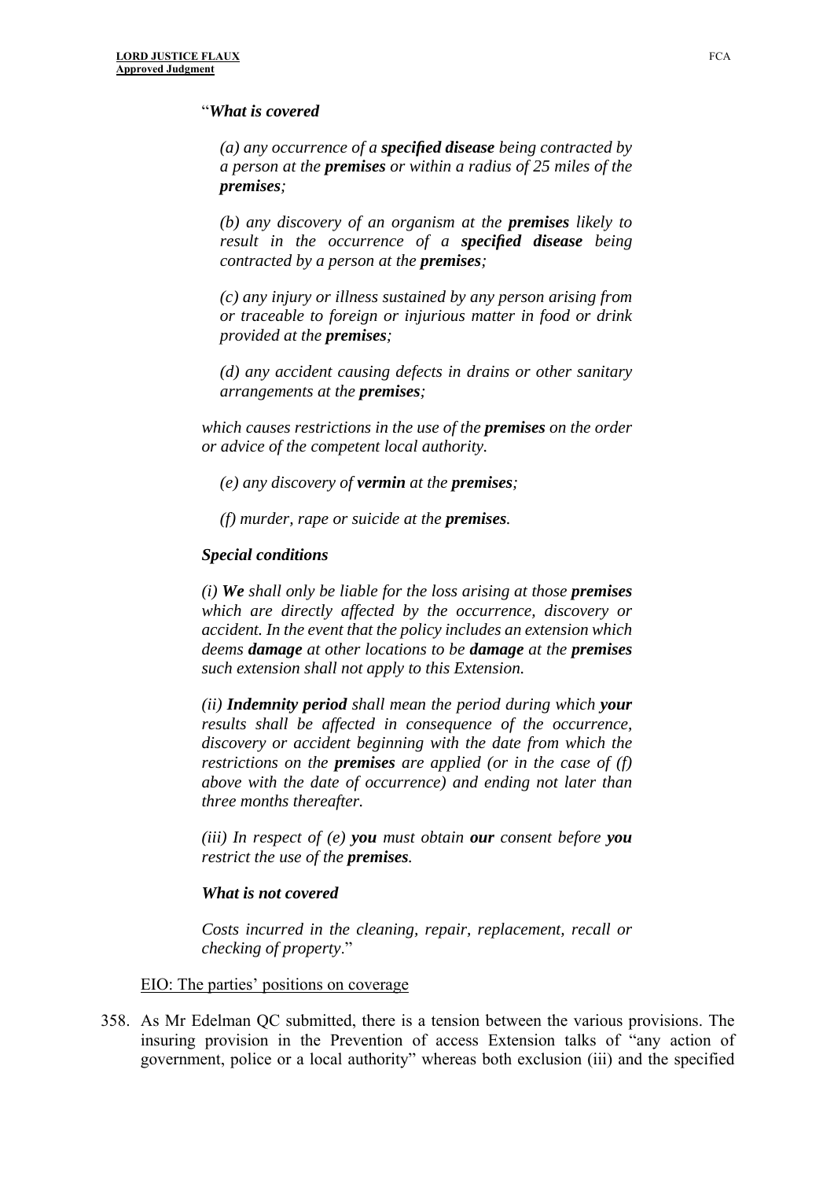"***What is covered***

*(a) any occurrence of a **specified disease** being contracted by a person at the **premises** or within a radius of 25 miles of the **premises**;*

*(b) any discovery of an organism at the **premises** likely to result in the occurrence of a **specified disease** being contracted by a person at the **premises**;*

*(c) any injury or illness sustained by any person arising from or traceable to foreign or injurious matter in food or drink provided at the **premises**;*

*(d) any accident causing defects in drains or other sanitary arrangements at the **premises**;*

*which causes restrictions in the use of the **premises** on the order or advice of the competent local authority.*

*(e) any discovery of **vermin** at the **premises**;*

*(f) murder, rape or suicide at the **premises**.*

***Special conditions***

*(i) **We** shall only be liable for the loss arising at those **premises** which are directly affected by the occurrence, discovery or accident. In the event that the policy includes an extension which deems **damage** at other locations to be **damage** at the **premises** such extension shall not apply to this Extension.*

*(ii) **Indemnity period** shall mean the period during which **your** results shall be affected in consequence of the occurrence, discovery or accident beginning with the date from which the restrictions on the **premises** are applied (or in the case of (f) above with the date of occurrence) and ending not later than three months thereafter.*

*(iii) In respect of (e) **you** must obtain **our** consent before **you** restrict the use of the **premises**.*

***What is not covered***

*Costs incurred in the cleaning, repair, replacement, recall or checking of property*."

EIO: The parties' positions on coverage

358. As Mr Edelman QC submitted, there is a tension between the various provisions. The insuring provision in the Prevention of access Extension talks of "any action of government, police or a local authority" whereas both exclusion (iii) and the specified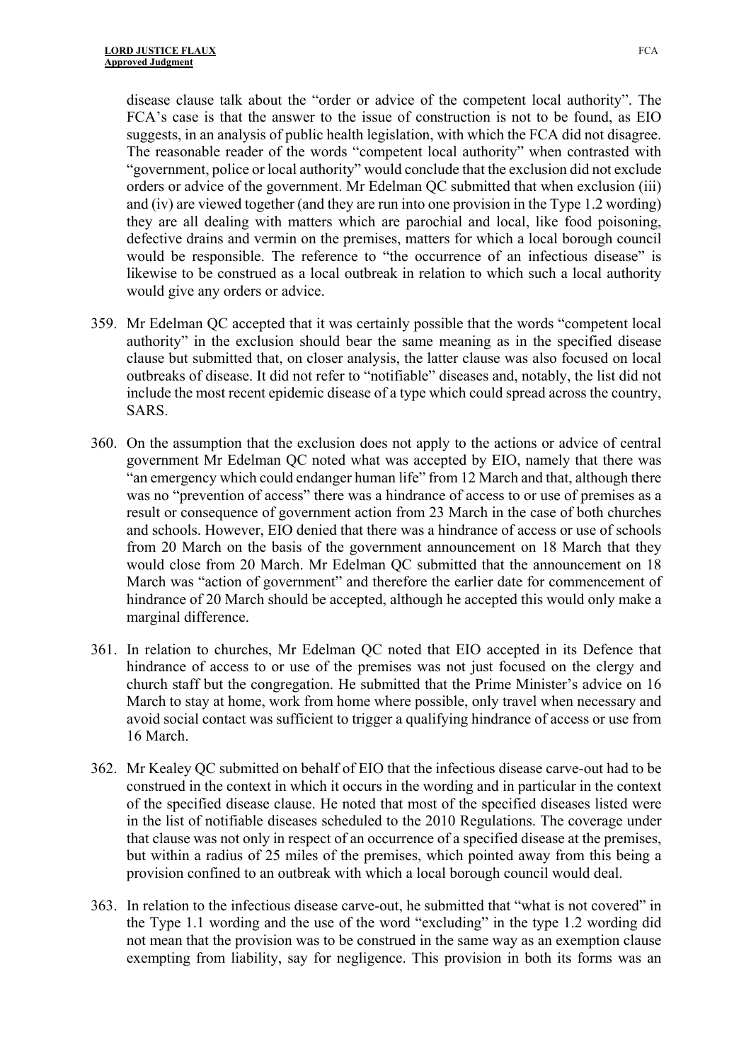disease clause talk about the "order or advice of the competent local authority". The FCA's case is that the answer to the issue of construction is not to be found, as EIO suggests, in an analysis of public health legislation, with which the FCA did not disagree. The reasonable reader of the words "competent local authority" when contrasted with "government, police or local authority" would conclude that the exclusion did not exclude orders or advice of the government. Mr Edelman QC submitted that when exclusion (iii) and (iv) are viewed together (and they are run into one provision in the Type 1.2 wording) they are all dealing with matters which are parochial and local, like food poisoning, defective drains and vermin on the premises, matters for which a local borough council would be responsible. The reference to "the occurrence of an infectious disease" is likewise to be construed as a local outbreak in relation to which such a local authority would give any orders or advice.

359. Mr Edelman QC accepted that it was certainly possible that the words "competent local authority" in the exclusion should bear the same meaning as in the specified disease clause but submitted that, on closer analysis, the latter clause was also focused on local outbreaks of disease. It did not refer to "notifiable" diseases and, notably, the list did not include the most recent epidemic disease of a type which could spread across the country, SARS.

360. On the assumption that the exclusion does not apply to the actions or advice of central government Mr Edelman QC noted what was accepted by EIO, namely that there was "an emergency which could endanger human life" from 12 March and that, although there was no "prevention of access" there was a hindrance of access to or use of premises as a result or consequence of government action from 23 March in the case of both churches and schools. However, EIO denied that there was a hindrance of access or use of schools from 20 March on the basis of the government announcement on 18 March that they would close from 20 March. Mr Edelman QC submitted that the announcement on 18 March was "action of government" and therefore the earlier date for commencement of hindrance of 20 March should be accepted, although he accepted this would only make a marginal difference.

361. In relation to churches, Mr Edelman QC noted that EIO accepted in its Defence that hindrance of access to or use of the premises was not just focused on the clergy and church staff but the congregation. He submitted that the Prime Minister's advice on 16 March to stay at home, work from home where possible, only travel when necessary and avoid social contact was sufficient to trigger a qualifying hindrance of access or use from 16 March.

362. Mr Kealey QC submitted on behalf of EIO that the infectious disease carve-out had to be construed in the context in which it occurs in the wording and in particular in the context of the specified disease clause. He noted that most of the specified diseases listed were in the list of notifiable diseases scheduled to the 2010 Regulations. The coverage under that clause was not only in respect of an occurrence of a specified disease at the premises, but within a radius of 25 miles of the premises, which pointed away from this being a provision confined to an outbreak with which a local borough council would deal.

363. In relation to the infectious disease carve-out, he submitted that "what is not covered" in the Type 1.1 wording and the use of the word "excluding" in the type 1.2 wording did not mean that the provision was to be construed in the same way as an exemption clause exempting from liability, say for negligence. This provision in both its forms was an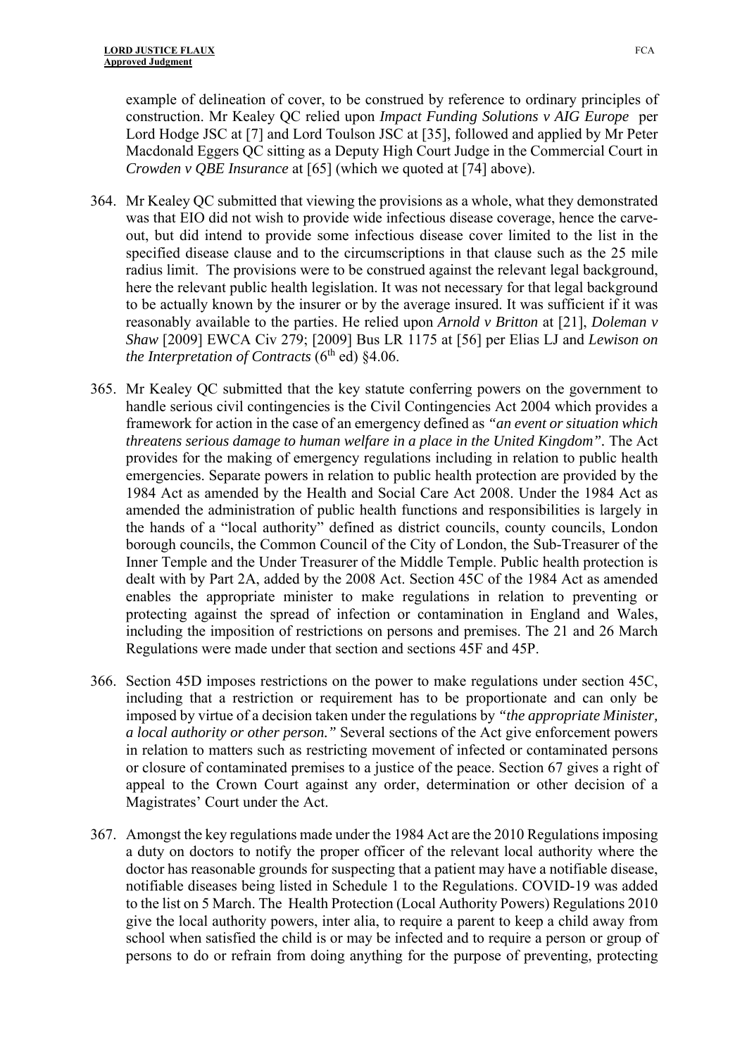example of delineation of cover, to be construed by reference to ordinary principles of construction. Mr Kealey QC relied upon *Impact Funding Solutions v AIG Europe* per Lord Hodge JSC at [7] and Lord Toulson JSC at [35], followed and applied by Mr Peter Macdonald Eggers QC sitting as a Deputy High Court Judge in the Commercial Court in *Crowden v QBE Insurance* at [65] (which we quoted at [74] above).

364. Mr Kealey QC submitted that viewing the provisions as a whole, what they demonstrated was that EIO did not wish to provide wide infectious disease coverage, hence the carve-out, but did intend to provide some infectious disease cover limited to the list in the specified disease clause and to the circumscriptions in that clause such as the 25 mile radius limit. The provisions were to be construed against the relevant legal background, here the relevant public health legislation. It was not necessary for that legal background to be actually known by the insurer or by the average insured. It was sufficient if it was reasonably available to the parties. He relied upon *Arnold v Britton* at [21], *Doleman v Shaw* [2009] EWCA Civ 279; [2009] Bus LR 1175 at [56] per Elias LJ and *Lewison on the Interpretation of Contracts* (6th ed) §4.06.

365. Mr Kealey QC submitted that the key statute conferring powers on the government to handle serious civil contingencies is the Civil Contingencies Act 2004 which provides a framework for action in the case of an emergency defined as *"an event or situation which threatens serious damage to human welfare in a place in the United Kingdom".* The Act provides for the making of emergency regulations including in relation to public health emergencies. Separate powers in relation to public health protection are provided by the 1984 Act as amended by the Health and Social Care Act 2008. Under the 1984 Act as amended the administration of public health functions and responsibilities is largely in the hands of a "local authority" defined as district councils, county councils, London borough councils, the Common Council of the City of London, the Sub-Treasurer of the Inner Temple and the Under Treasurer of the Middle Temple. Public health protection is dealt with by Part 2A, added by the 2008 Act. Section 45C of the 1984 Act as amended enables the appropriate minister to make regulations in relation to preventing or protecting against the spread of infection or contamination in England and Wales, including the imposition of restrictions on persons and premises. The 21 and 26 March Regulations were made under that section and sections 45F and 45P.

366. Section 45D imposes restrictions on the power to make regulations under section 45C, including that a restriction or requirement has to be proportionate and can only be imposed by virtue of a decision taken under the regulations by *"the appropriate Minister, a local authority or other person."* Several sections of the Act give enforcement powers in relation to matters such as restricting movement of infected or contaminated persons or closure of contaminated premises to a justice of the peace. Section 67 gives a right of appeal to the Crown Court against any order, determination or other decision of a Magistrates' Court under the Act.

367. Amongst the key regulations made under the 1984 Act are the 2010 Regulations imposing a duty on doctors to notify the proper officer of the relevant local authority where the doctor has reasonable grounds for suspecting that a patient may have a notifiable disease, notifiable diseases being listed in Schedule 1 to the Regulations. COVID-19 was added to the list on 5 March. The Health Protection (Local Authority Powers) Regulations 2010 give the local authority powers, inter alia, to require a parent to keep a child away from school when satisfied the child is or may be infected and to require a person or group of persons to do or refrain from doing anything for the purpose of preventing, protecting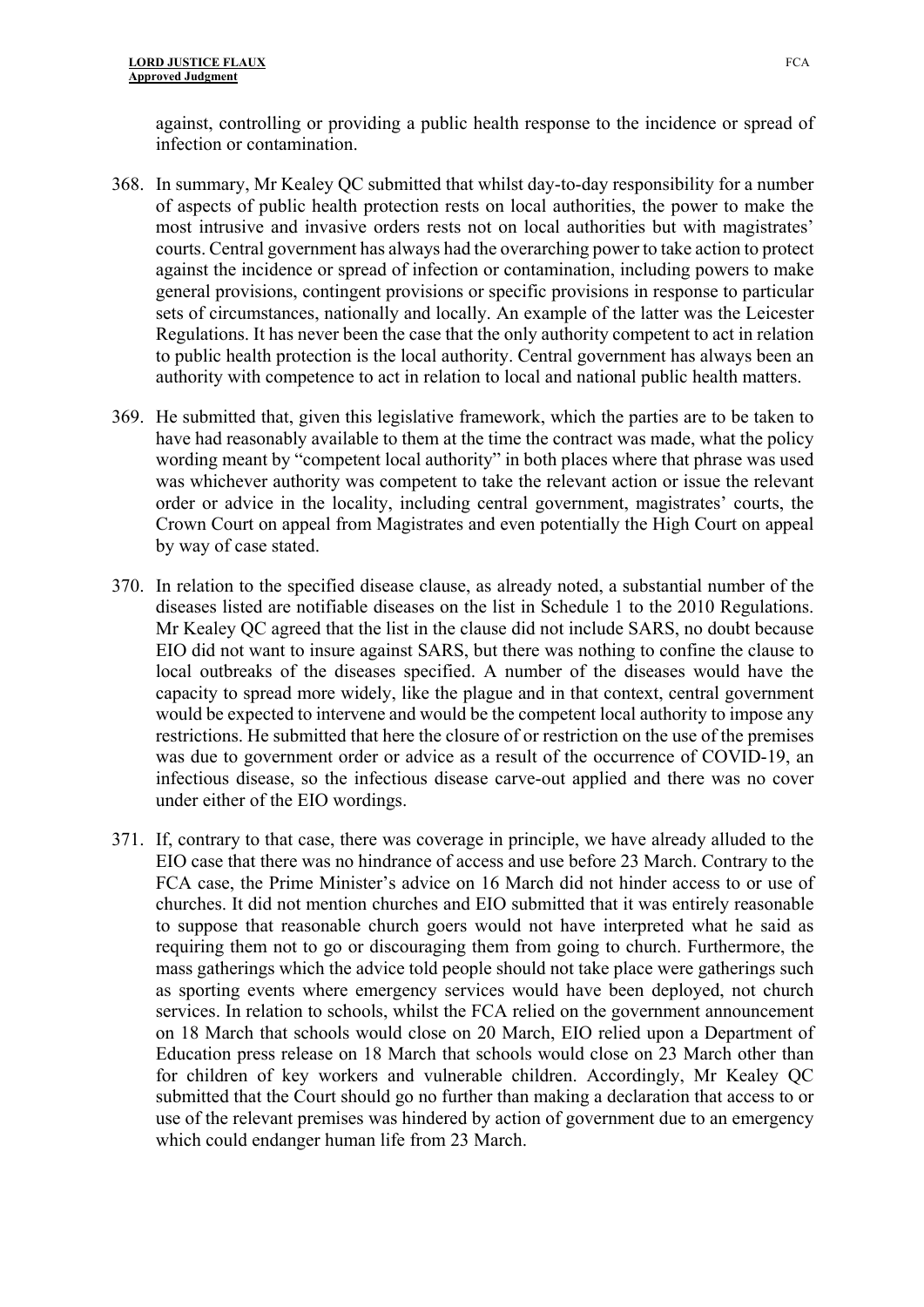against, controlling or providing a public health response to the incidence or spread of infection or contamination.

368. In summary, Mr Kealey QC submitted that whilst day-to-day responsibility for a number of aspects of public health protection rests on local authorities, the power to make the most intrusive and invasive orders rests not on local authorities but with magistrates' courts. Central government has always had the overarching power to take action to protect against the incidence or spread of infection or contamination, including powers to make general provisions, contingent provisions or specific provisions in response to particular sets of circumstances, nationally and locally. An example of the latter was the Leicester Regulations. It has never been the case that the only authority competent to act in relation to public health protection is the local authority. Central government has always been an authority with competence to act in relation to local and national public health matters.

369. He submitted that, given this legislative framework, which the parties are to be taken to have had reasonably available to them at the time the contract was made, what the policy wording meant by "competent local authority" in both places where that phrase was used was whichever authority was competent to take the relevant action or issue the relevant order or advice in the locality, including central government, magistrates' courts, the Crown Court on appeal from Magistrates and even potentially the High Court on appeal by way of case stated.

370. In relation to the specified disease clause, as already noted, a substantial number of the diseases listed are notifiable diseases on the list in Schedule 1 to the 2010 Regulations. Mr Kealey QC agreed that the list in the clause did not include SARS, no doubt because EIO did not want to insure against SARS, but there was nothing to confine the clause to local outbreaks of the diseases specified. A number of the diseases would have the capacity to spread more widely, like the plague and in that context, central government would be expected to intervene and would be the competent local authority to impose any restrictions. He submitted that here the closure of or restriction on the use of the premises was due to government order or advice as a result of the occurrence of COVID-19, an infectious disease, so the infectious disease carve-out applied and there was no cover under either of the EIO wordings.

371. If, contrary to that case, there was coverage in principle, we have already alluded to the EIO case that there was no hindrance of access and use before 23 March. Contrary to the FCA case, the Prime Minister's advice on 16 March did not hinder access to or use of churches. It did not mention churches and EIO submitted that it was entirely reasonable to suppose that reasonable church goers would not have interpreted what he said as requiring them not to go or discouraging them from going to church. Furthermore, the mass gatherings which the advice told people should not take place were gatherings such as sporting events where emergency services would have been deployed, not church services. In relation to schools, whilst the FCA relied on the government announcement on 18 March that schools would close on 20 March, EIO relied upon a Department of Education press release on 18 March that schools would close on 23 March other than for children of key workers and vulnerable children. Accordingly, Mr Kealey QC submitted that the Court should go no further than making a declaration that access to or use of the relevant premises was hindered by action of government due to an emergency which could endanger human life from 23 March.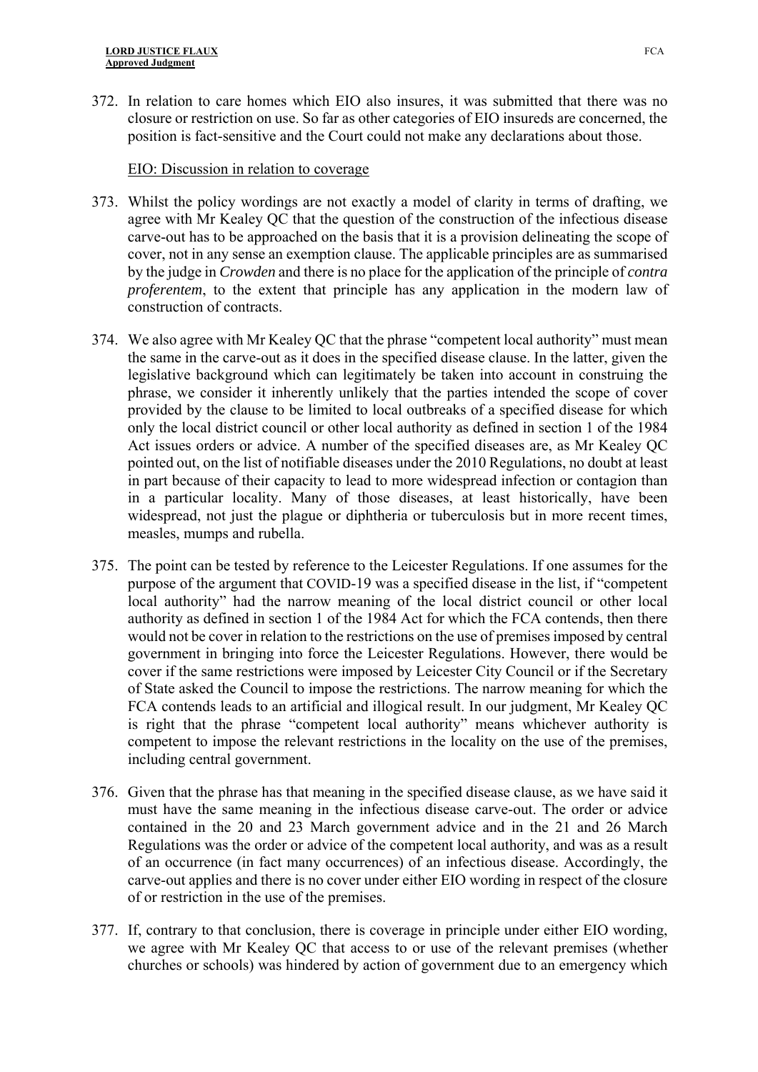372. In relation to care homes which EIO also insures, it was submitted that there was no closure or restriction on use. So far as other categories of EIO insureds are concerned, the position is fact-sensitive and the Court could not make any declarations about those.

EIO: Discussion in relation to coverage

373. Whilst the policy wordings are not exactly a model of clarity in terms of drafting, we agree with Mr Kealey QC that the question of the construction of the infectious disease carve-out has to be approached on the basis that it is a provision delineating the scope of cover, not in any sense an exemption clause. The applicable principles are as summarised by the judge in *Crowden* and there is no place for the application of the principle of *contra proferentem*, to the extent that principle has any application in the modern law of construction of contracts.

374. We also agree with Mr Kealey QC that the phrase "competent local authority" must mean the same in the carve-out as it does in the specified disease clause. In the latter, given the legislative background which can legitimately be taken into account in construing the phrase, we consider it inherently unlikely that the parties intended the scope of cover provided by the clause to be limited to local outbreaks of a specified disease for which only the local district council or other local authority as defined in section 1 of the 1984 Act issues orders or advice. A number of the specified diseases are, as Mr Kealey QC pointed out, on the list of notifiable diseases under the 2010 Regulations, no doubt at least in part because of their capacity to lead to more widespread infection or contagion than in a particular locality. Many of those diseases, at least historically, have been widespread, not just the plague or diphtheria or tuberculosis but in more recent times, measles, mumps and rubella.

375. The point can be tested by reference to the Leicester Regulations. If one assumes for the purpose of the argument that COVID-19 was a specified disease in the list, if "competent local authority" had the narrow meaning of the local district council or other local authority as defined in section 1 of the 1984 Act for which the FCA contends, then there would not be cover in relation to the restrictions on the use of premises imposed by central government in bringing into force the Leicester Regulations. However, there would be cover if the same restrictions were imposed by Leicester City Council or if the Secretary of State asked the Council to impose the restrictions. The narrow meaning for which the FCA contends leads to an artificial and illogical result. In our judgment, Mr Kealey QC is right that the phrase "competent local authority" means whichever authority is competent to impose the relevant restrictions in the locality on the use of the premises, including central government.

376. Given that the phrase has that meaning in the specified disease clause, as we have said it must have the same meaning in the infectious disease carve-out. The order or advice contained in the 20 and 23 March government advice and in the 21 and 26 March Regulations was the order or advice of the competent local authority, and was as a result of an occurrence (in fact many occurrences) of an infectious disease. Accordingly, the carve-out applies and there is no cover under either EIO wording in respect of the closure of or restriction in the use of the premises.

377. If, contrary to that conclusion, there is coverage in principle under either EIO wording, we agree with Mr Kealey QC that access to or use of the relevant premises (whether churches or schools) was hindered by action of government due to an emergency which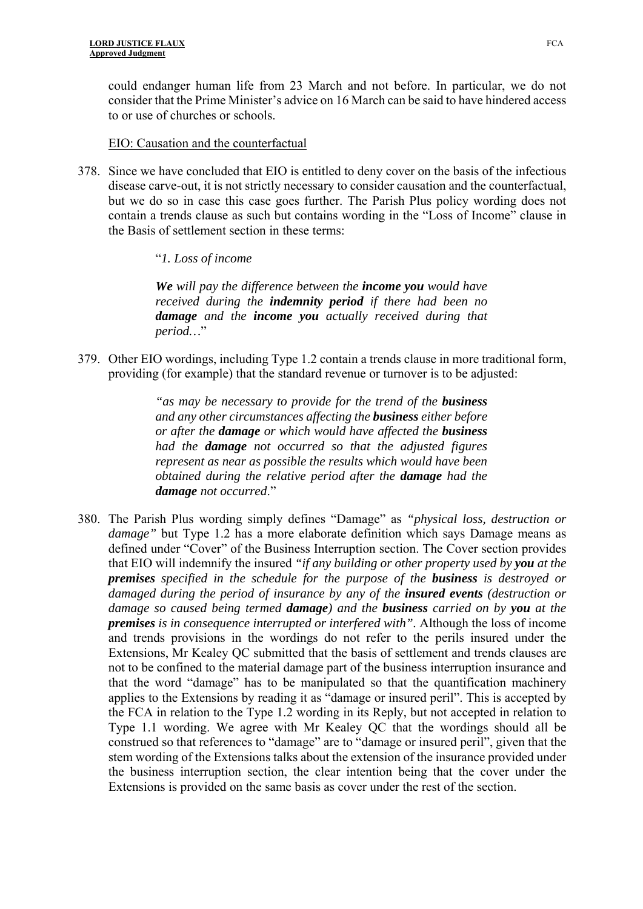could endanger human life from 23 March and not before. In particular, we do not consider that the Prime Minister's advice on 16 March can be said to have hindered access to or use of churches or schools.

EIO: Causation and the counterfactual

378. Since we have concluded that EIO is entitled to deny cover on the basis of the infectious disease carve-out, it is not strictly necessary to consider causation and the counterfactual, but we do so in case this case goes further. The Parish Plus policy wording does not contain a trends clause as such but contains wording in the "Loss of Income" clause in the Basis of settlement section in these terms:

> "*1. Loss of income*
>
> ***We*** *will pay the difference between the* ***income you*** *would have received during the* ***indemnity period*** *if there had been no* ***damage*** *and the* ***income you*** *actually received during that period…*"

379. Other EIO wordings, including Type 1.2 contain a trends clause in more traditional form, providing (for example) that the standard revenue or turnover is to be adjusted:

> *"as may be necessary to provide for the trend of the* ***business*** *and any other circumstances affecting the* ***business*** *either before or after the* ***damage*** *or which would have affected the* ***business*** *had the* ***damage*** *not occurred so that the adjusted figures represent as near as possible the results which would have been obtained during the relative period after the* ***damage*** *had the* ***damage*** *not occurred*."

380. The Parish Plus wording simply defines "Damage" as *"physical loss, destruction or damage"* but Type 1.2 has a more elaborate definition which says Damage means as defined under "Cover" of the Business Interruption section. The Cover section provides that EIO will indemnify the insured *"if any building or other property used by* ***you*** *at the* ***premises*** *specified in the schedule for the purpose of the* ***business*** *is destroyed or damaged during the period of insurance by any of the* ***insured events*** *(destruction or damage so caused being termed* ***damage****) and the* ***business*** *carried on by* ***you*** *at the* ***premises*** *is in consequence interrupted or interfered with"*. Although the loss of income and trends provisions in the wordings do not refer to the perils insured under the Extensions, Mr Kealey QC submitted that the basis of settlement and trends clauses are not to be confined to the material damage part of the business interruption insurance and that the word "damage" has to be manipulated so that the quantification machinery applies to the Extensions by reading it as "damage or insured peril". This is accepted by the FCA in relation to the Type 1.2 wording in its Reply, but not accepted in relation to Type 1.1 wording. We agree with Mr Kealey QC that the wordings should all be construed so that references to "damage" are to "damage or insured peril", given that the stem wording of the Extensions talks about the extension of the insurance provided under the business interruption section, the clear intention being that the cover under the Extensions is provided on the same basis as cover under the rest of the section.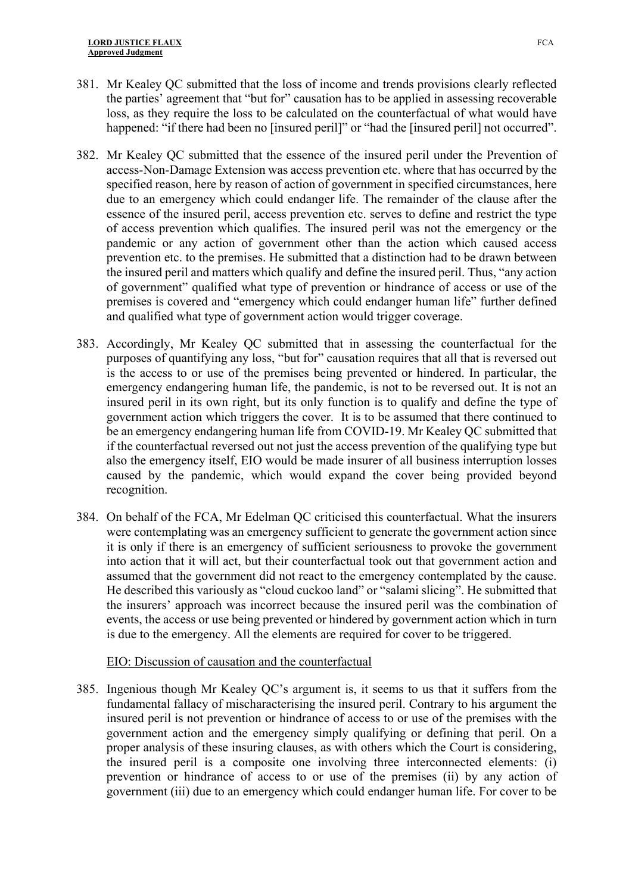381. Mr Kealey QC submitted that the loss of income and trends provisions clearly reflected the parties' agreement that "but for" causation has to be applied in assessing recoverable loss, as they require the loss to be calculated on the counterfactual of what would have happened: "if there had been no [insured peril]" or "had the [insured peril] not occurred".

382. Mr Kealey QC submitted that the essence of the insured peril under the Prevention of access-Non-Damage Extension was access prevention etc. where that has occurred by the specified reason, here by reason of action of government in specified circumstances, here due to an emergency which could endanger life. The remainder of the clause after the essence of the insured peril, access prevention etc. serves to define and restrict the type of access prevention which qualifies. The insured peril was not the emergency or the pandemic or any action of government other than the action which caused access prevention etc. to the premises. He submitted that a distinction had to be drawn between the insured peril and matters which qualify and define the insured peril. Thus, "any action of government" qualified what type of prevention or hindrance of access or use of the premises is covered and "emergency which could endanger human life" further defined and qualified what type of government action would trigger coverage.

383. Accordingly, Mr Kealey QC submitted that in assessing the counterfactual for the purposes of quantifying any loss, "but for" causation requires that all that is reversed out is the access to or use of the premises being prevented or hindered. In particular, the emergency endangering human life, the pandemic, is not to be reversed out. It is not an insured peril in its own right, but its only function is to qualify and define the type of government action which triggers the cover. It is to be assumed that there continued to be an emergency endangering human life from COVID-19. Mr Kealey QC submitted that if the counterfactual reversed out not just the access prevention of the qualifying type but also the emergency itself, EIO would be made insurer of all business interruption losses caused by the pandemic, which would expand the cover being provided beyond recognition.

384. On behalf of the FCA, Mr Edelman QC criticised this counterfactual. What the insurers were contemplating was an emergency sufficient to generate the government action since it is only if there is an emergency of sufficient seriousness to provoke the government into action that it will act, but their counterfactual took out that government action and assumed that the government did not react to the emergency contemplated by the cause. He described this variously as "cloud cuckoo land" or "salami slicing". He submitted that the insurers' approach was incorrect because the insured peril was the combination of events, the access or use being prevented or hindered by government action which in turn is due to the emergency. All the elements are required for cover to be triggered.

EIO: Discussion of causation and the counterfactual

385. Ingenious though Mr Kealey QC's argument is, it seems to us that it suffers from the fundamental fallacy of mischaracterising the insured peril. Contrary to his argument the insured peril is not prevention or hindrance of access to or use of the premises with the government action and the emergency simply qualifying or defining that peril. On a proper analysis of these insuring clauses, as with others which the Court is considering, the insured peril is a composite one involving three interconnected elements: (i) prevention or hindrance of access to or use of the premises (ii) by any action of government (iii) due to an emergency which could endanger human life. For cover to be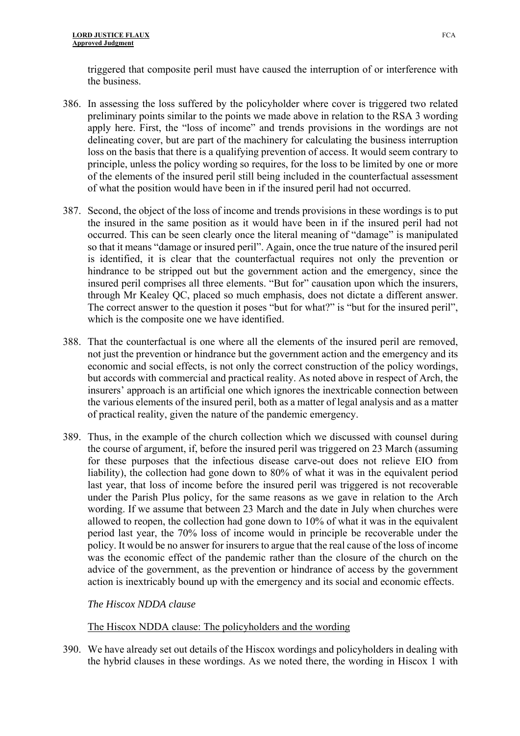triggered that composite peril must have caused the interruption of or interference with the business.

386. In assessing the loss suffered by the policyholder where cover is triggered two related preliminary points similar to the points we made above in relation to the RSA 3 wording apply here. First, the "loss of income" and trends provisions in the wordings are not delineating cover, but are part of the machinery for calculating the business interruption loss on the basis that there is a qualifying prevention of access. It would seem contrary to principle, unless the policy wording so requires, for the loss to be limited by one or more of the elements of the insured peril still being included in the counterfactual assessment of what the position would have been in if the insured peril had not occurred.

387. Second, the object of the loss of income and trends provisions in these wordings is to put the insured in the same position as it would have been in if the insured peril had not occurred. This can be seen clearly once the literal meaning of "damage" is manipulated so that it means "damage or insured peril". Again, once the true nature of the insured peril is identified, it is clear that the counterfactual requires not only the prevention or hindrance to be stripped out but the government action and the emergency, since the insured peril comprises all three elements. "But for" causation upon which the insurers, through Mr Kealey QC, placed so much emphasis, does not dictate a different answer. The correct answer to the question it poses "but for what?" is "but for the insured peril", which is the composite one we have identified.

388. That the counterfactual is one where all the elements of the insured peril are removed, not just the prevention or hindrance but the government action and the emergency and its economic and social effects, is not only the correct construction of the policy wordings, but accords with commercial and practical reality. As noted above in respect of Arch, the insurers' approach is an artificial one which ignores the inextricable connection between the various elements of the insured peril, both as a matter of legal analysis and as a matter of practical reality, given the nature of the pandemic emergency.

389. Thus, in the example of the church collection which we discussed with counsel during the course of argument, if, before the insured peril was triggered on 23 March (assuming for these purposes that the infectious disease carve-out does not relieve EIO from liability), the collection had gone down to 80% of what it was in the equivalent period last year, that loss of income before the insured peril was triggered is not recoverable under the Parish Plus policy, for the same reasons as we gave in relation to the Arch wording. If we assume that between 23 March and the date in July when churches were allowed to reopen, the collection had gone down to 10% of what it was in the equivalent period last year, the 70% loss of income would in principle be recoverable under the policy. It would be no answer for insurers to argue that the real cause of the loss of income was the economic effect of the pandemic rather than the closure of the church on the advice of the government, as the prevention or hindrance of access by the government action is inextricably bound up with the emergency and its social and economic effects.

*The Hiscox NDDA clause*

The Hiscox NDDA clause: The policyholders and the wording

390. We have already set out details of the Hiscox wordings and policyholders in dealing with the hybrid clauses in these wordings. As we noted there, the wording in Hiscox 1 with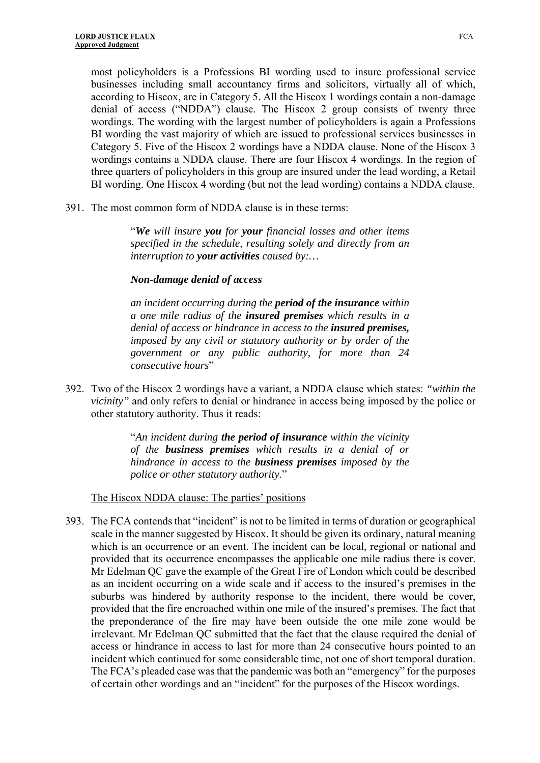most policyholders is a Professions BI wording used to insure professional service businesses including small accountancy firms and solicitors, virtually all of which, according to Hiscox, are in Category 5. All the Hiscox 1 wordings contain a non-damage denial of access ("NDDA") clause. The Hiscox 2 group consists of twenty three wordings. The wording with the largest number of policyholders is again a Professions BI wording the vast majority of which are issued to professional services businesses in Category 5. Five of the Hiscox 2 wordings have a NDDA clause. None of the Hiscox 3 wordings contains a NDDA clause. There are four Hiscox 4 wordings. In the region of three quarters of policyholders in this group are insured under the lead wording, a Retail BI wording. One Hiscox 4 wording (but not the lead wording) contains a NDDA clause.

391. The most common form of NDDA clause is in these terms:

> "***We*** *will insure* ***you*** *for* ***your*** *financial losses and other items specified in the schedule, resulting solely and directly from an interruption to* ***your activities*** *caused by:…*
>
> ***Non-damage denial of access***
>
> *an incident occurring during the* ***period of the insurance*** *within a one mile radius of the* ***insured premises*** *which results in a denial of access or hindrance in access to the* ***insured premises,*** *imposed by any civil or statutory authority or by order of the government or any public authority, for more than 24 consecutive hours*"

392. Two of the Hiscox 2 wordings have a variant, a NDDA clause which states: *"within the vicinity"* and only refers to denial or hindrance in access being imposed by the police or other statutory authority. Thus it reads:

> "*An incident during* ***the period of insurance*** *within the vicinity of the* ***business premises*** *which results in a denial of or hindrance in access to the* ***business premises*** *imposed by the police or other statutory authority*."

The Hiscox NDDA clause: The parties' positions

393. The FCA contends that "incident" is not to be limited in terms of duration or geographical scale in the manner suggested by Hiscox. It should be given its ordinary, natural meaning which is an occurrence or an event. The incident can be local, regional or national and provided that its occurrence encompasses the applicable one mile radius there is cover. Mr Edelman QC gave the example of the Great Fire of London which could be described as an incident occurring on a wide scale and if access to the insured's premises in the suburbs was hindered by authority response to the incident, there would be cover, provided that the fire encroached within one mile of the insured's premises. The fact that the preponderance of the fire may have been outside the one mile zone would be irrelevant. Mr Edelman QC submitted that the fact that the clause required the denial of access or hindrance in access to last for more than 24 consecutive hours pointed to an incident which continued for some considerable time, not one of short temporal duration. The FCA's pleaded case was that the pandemic was both an "emergency" for the purposes of certain other wordings and an "incident" for the purposes of the Hiscox wordings.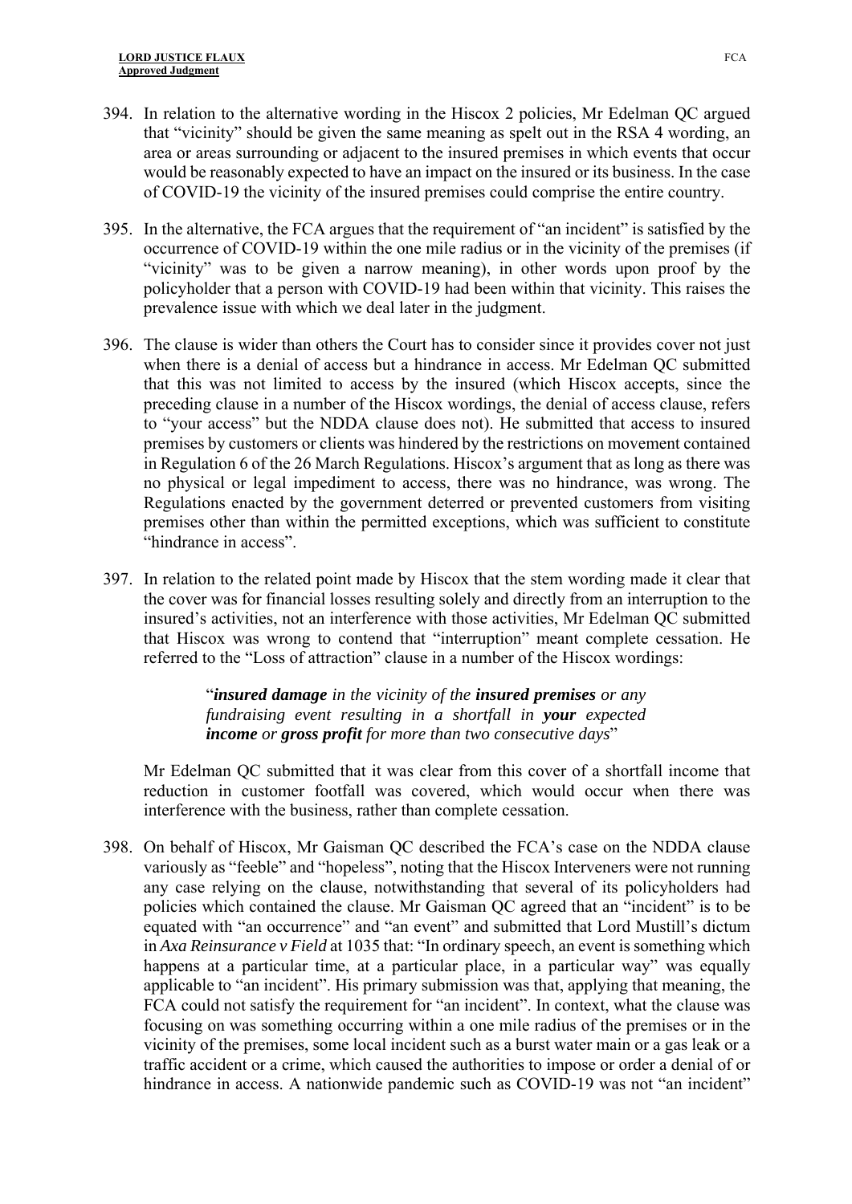394. In relation to the alternative wording in the Hiscox 2 policies, Mr Edelman QC argued that "vicinity" should be given the same meaning as spelt out in the RSA 4 wording, an area or areas surrounding or adjacent to the insured premises in which events that occur would be reasonably expected to have an impact on the insured or its business. In the case of COVID-19 the vicinity of the insured premises could comprise the entire country.

395. In the alternative, the FCA argues that the requirement of "an incident" is satisfied by the occurrence of COVID-19 within the one mile radius or in the vicinity of the premises (if "vicinity" was to be given a narrow meaning), in other words upon proof by the policyholder that a person with COVID-19 had been within that vicinity. This raises the prevalence issue with which we deal later in the judgment.

396. The clause is wider than others the Court has to consider since it provides cover not just when there is a denial of access but a hindrance in access. Mr Edelman QC submitted that this was not limited to access by the insured (which Hiscox accepts, since the preceding clause in a number of the Hiscox wordings, the denial of access clause, refers to "your access" but the NDDA clause does not). He submitted that access to insured premises by customers or clients was hindered by the restrictions on movement contained in Regulation 6 of the 26 March Regulations. Hiscox's argument that as long as there was no physical or legal impediment to access, there was no hindrance, was wrong. The Regulations enacted by the government deterred or prevented customers from visiting premises other than within the permitted exceptions, which was sufficient to constitute "hindrance in access".

397. In relation to the related point made by Hiscox that the stem wording made it clear that the cover was for financial losses resulting solely and directly from an interruption to the insured's activities, not an interference with those activities, Mr Edelman QC submitted that Hiscox was wrong to contend that "interruption" meant complete cessation. He referred to the "Loss of attraction" clause in a number of the Hiscox wordings:

> "***insured damage*** *in the vicinity of the* ***insured premises*** *or any fundraising event resulting in a shortfall in* ***your*** *expected* ***income*** *or* ***gross profit*** *for more than two consecutive days*"

Mr Edelman QC submitted that it was clear from this cover of a shortfall income that reduction in customer footfall was covered, which would occur when there was interference with the business, rather than complete cessation.

398. On behalf of Hiscox, Mr Gaisman QC described the FCA's case on the NDDA clause variously as "feeble" and "hopeless", noting that the Hiscox Interveners were not running any case relying on the clause, notwithstanding that several of its policyholders had policies which contained the clause. Mr Gaisman QC agreed that an "incident" is to be equated with "an occurrence" and "an event" and submitted that Lord Mustill's dictum in *Axa Reinsurance v Field* at 1035 that: "In ordinary speech, an event is something which happens at a particular time, at a particular place, in a particular way" was equally applicable to "an incident". His primary submission was that, applying that meaning, the FCA could not satisfy the requirement for "an incident". In context, what the clause was focusing on was something occurring within a one mile radius of the premises or in the vicinity of the premises, some local incident such as a burst water main or a gas leak or a traffic accident or a crime, which caused the authorities to impose or order a denial of or hindrance in access. A nationwide pandemic such as COVID-19 was not "an incident"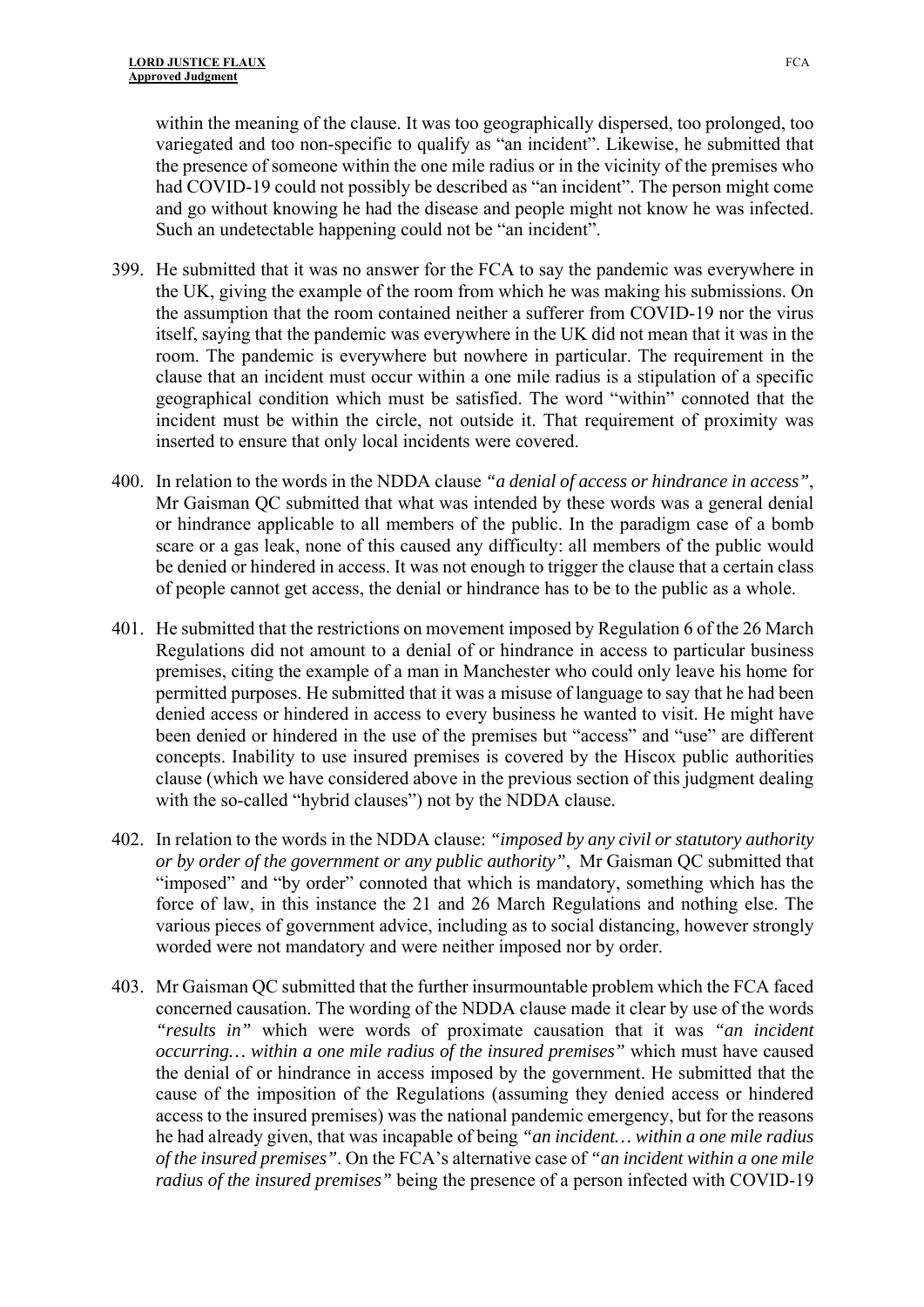within the meaning of the clause. It was too geographically dispersed, too prolonged, too variegated and too non-specific to qualify as "an incident". Likewise, he submitted that the presence of someone within the one mile radius or in the vicinity of the premises who had COVID-19 could not possibly be described as "an incident". The person might come and go without knowing he had the disease and people might not know he was infected. Such an undetectable happening could not be "an incident".

399. He submitted that it was no answer for the FCA to say the pandemic was everywhere in the UK, giving the example of the room from which he was making his submissions. On the assumption that the room contained neither a sufferer from COVID-19 nor the virus itself, saying that the pandemic was everywhere in the UK did not mean that it was in the room. The pandemic is everywhere but nowhere in particular. The requirement in the clause that an incident must occur within a one mile radius is a stipulation of a specific geographical condition which must be satisfied. The word "within" connoted that the incident must be within the circle, not outside it. That requirement of proximity was inserted to ensure that only local incidents were covered.

400. In relation to the words in the NDDA clause *"a denial of access or hindrance in access"*, Mr Gaisman QC submitted that what was intended by these words was a general denial or hindrance applicable to all members of the public. In the paradigm case of a bomb scare or a gas leak, none of this caused any difficulty: all members of the public would be denied or hindered in access. It was not enough to trigger the clause that a certain class of people cannot get access, the denial or hindrance has to be to the public as a whole.

401. He submitted that the restrictions on movement imposed by Regulation 6 of the 26 March Regulations did not amount to a denial of or hindrance in access to particular business premises, citing the example of a man in Manchester who could only leave his home for permitted purposes. He submitted that it was a misuse of language to say that he had been denied access or hindered in access to every business he wanted to visit. He might have been denied or hindered in the use of the premises but "access" and "use" are different concepts. Inability to use insured premises is covered by the Hiscox public authorities clause (which we have considered above in the previous section of this judgment dealing with the so-called "hybrid clauses") not by the NDDA clause.

402. In relation to the words in the NDDA clause: *"imposed by any civil or statutory authority or by order of the government or any public authority"*, Mr Gaisman QC submitted that "imposed" and "by order" connoted that which is mandatory, something which has the force of law, in this instance the 21 and 26 March Regulations and nothing else. The various pieces of government advice, including as to social distancing, however strongly worded were not mandatory and were neither imposed nor by order.

403. Mr Gaisman QC submitted that the further insurmountable problem which the FCA faced concerned causation. The wording of the NDDA clause made it clear by use of the words *"results in"* which were words of proximate causation that it was *"an incident occurring… within a one mile radius of the insured premises"* which must have caused the denial of or hindrance in access imposed by the government. He submitted that the cause of the imposition of the Regulations (assuming they denied access or hindered access to the insured premises) was the national pandemic emergency, but for the reasons he had already given, that was incapable of being *"an incident… within a one mile radius of the insured premises"*. On the FCA's alternative case of *"an incident within a one mile radius of the insured premises"* being the presence of a person infected with COVID-19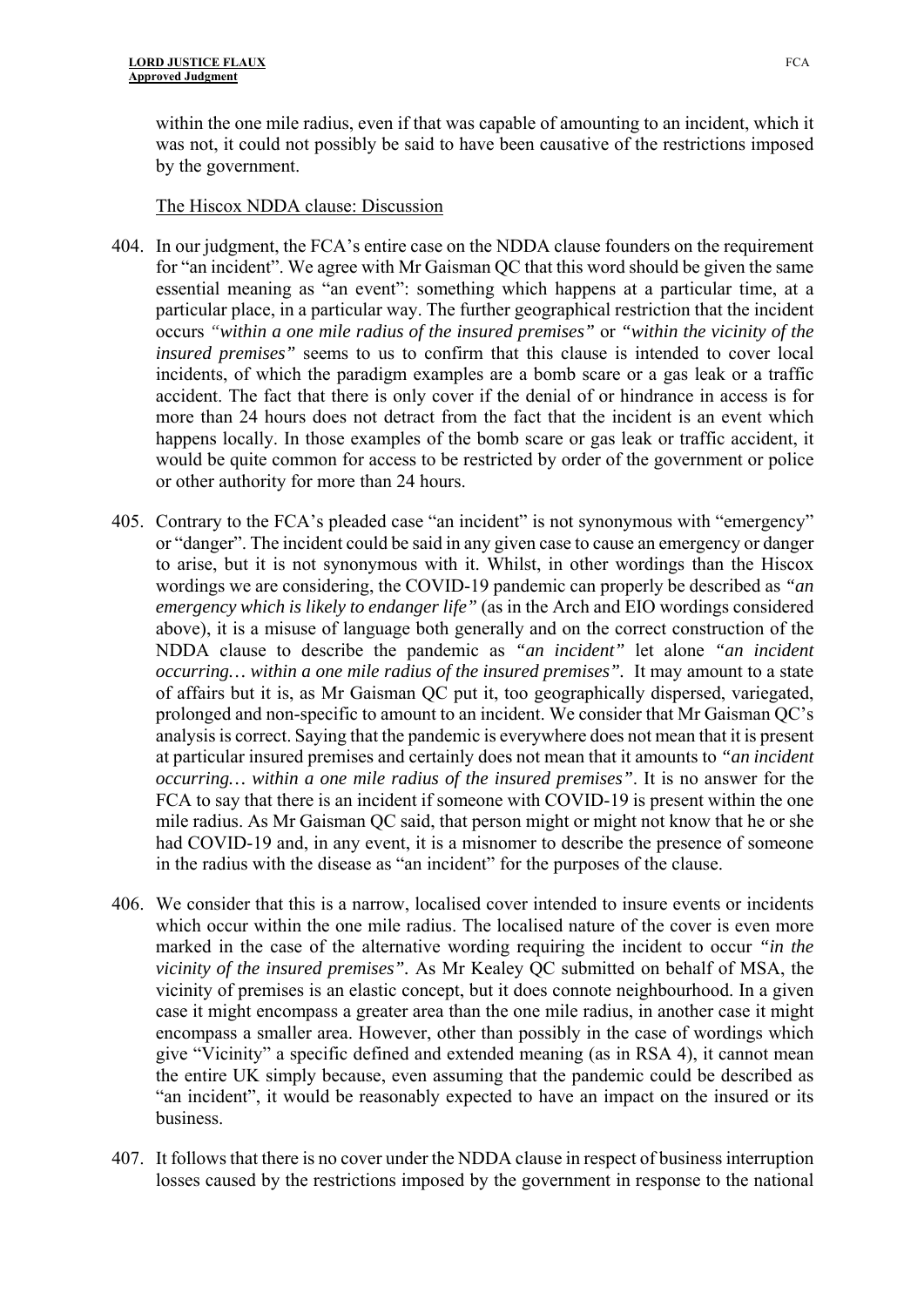within the one mile radius, even if that was capable of amounting to an incident, which it was not, it could not possibly be said to have been causative of the restrictions imposed by the government.

The Hiscox NDDA clause: Discussion

404. In our judgment, the FCA's entire case on the NDDA clause founders on the requirement for "an incident". We agree with Mr Gaisman QC that this word should be given the same essential meaning as "an event": something which happens at a particular time, at a particular place, in a particular way. The further geographical restriction that the incident occurs *"within a one mile radius of the insured premises"* or *"within the vicinity of the insured premises"* seems to us to confirm that this clause is intended to cover local incidents, of which the paradigm examples are a bomb scare or a gas leak or a traffic accident. The fact that there is only cover if the denial of or hindrance in access is for more than 24 hours does not detract from the fact that the incident is an event which happens locally. In those examples of the bomb scare or gas leak or traffic accident, it would be quite common for access to be restricted by order of the government or police or other authority for more than 24 hours.

405. Contrary to the FCA's pleaded case "an incident" is not synonymous with "emergency" or "danger". The incident could be said in any given case to cause an emergency or danger to arise, but it is not synonymous with it. Whilst, in other wordings than the Hiscox wordings we are considering, the COVID-19 pandemic can properly be described as *"an emergency which is likely to endanger life"* (as in the Arch and EIO wordings considered above), it is a misuse of language both generally and on the correct construction of the NDDA clause to describe the pandemic as *"an incident"* let alone *"an incident occurring… within a one mile radius of the insured premises"*. It may amount to a state of affairs but it is, as Mr Gaisman QC put it, too geographically dispersed, variegated, prolonged and non-specific to amount to an incident. We consider that Mr Gaisman QC's analysis is correct. Saying that the pandemic is everywhere does not mean that it is present at particular insured premises and certainly does not mean that it amounts to *"an incident occurring… within a one mile radius of the insured premises"*. It is no answer for the FCA to say that there is an incident if someone with COVID-19 is present within the one mile radius. As Mr Gaisman QC said, that person might or might not know that he or she had COVID-19 and, in any event, it is a misnomer to describe the presence of someone in the radius with the disease as "an incident" for the purposes of the clause.

406. We consider that this is a narrow, localised cover intended to insure events or incidents which occur within the one mile radius. The localised nature of the cover is even more marked in the case of the alternative wording requiring the incident to occur *"in the vicinity of the insured premises"*. As Mr Kealey QC submitted on behalf of MSA, the vicinity of premises is an elastic concept, but it does connote neighbourhood. In a given case it might encompass a greater area than the one mile radius, in another case it might encompass a smaller area. However, other than possibly in the case of wordings which give "Vicinity" a specific defined and extended meaning (as in RSA 4), it cannot mean the entire UK simply because, even assuming that the pandemic could be described as "an incident", it would be reasonably expected to have an impact on the insured or its business.

407. It follows that there is no cover under the NDDA clause in respect of business interruption losses caused by the restrictions imposed by the government in response to the national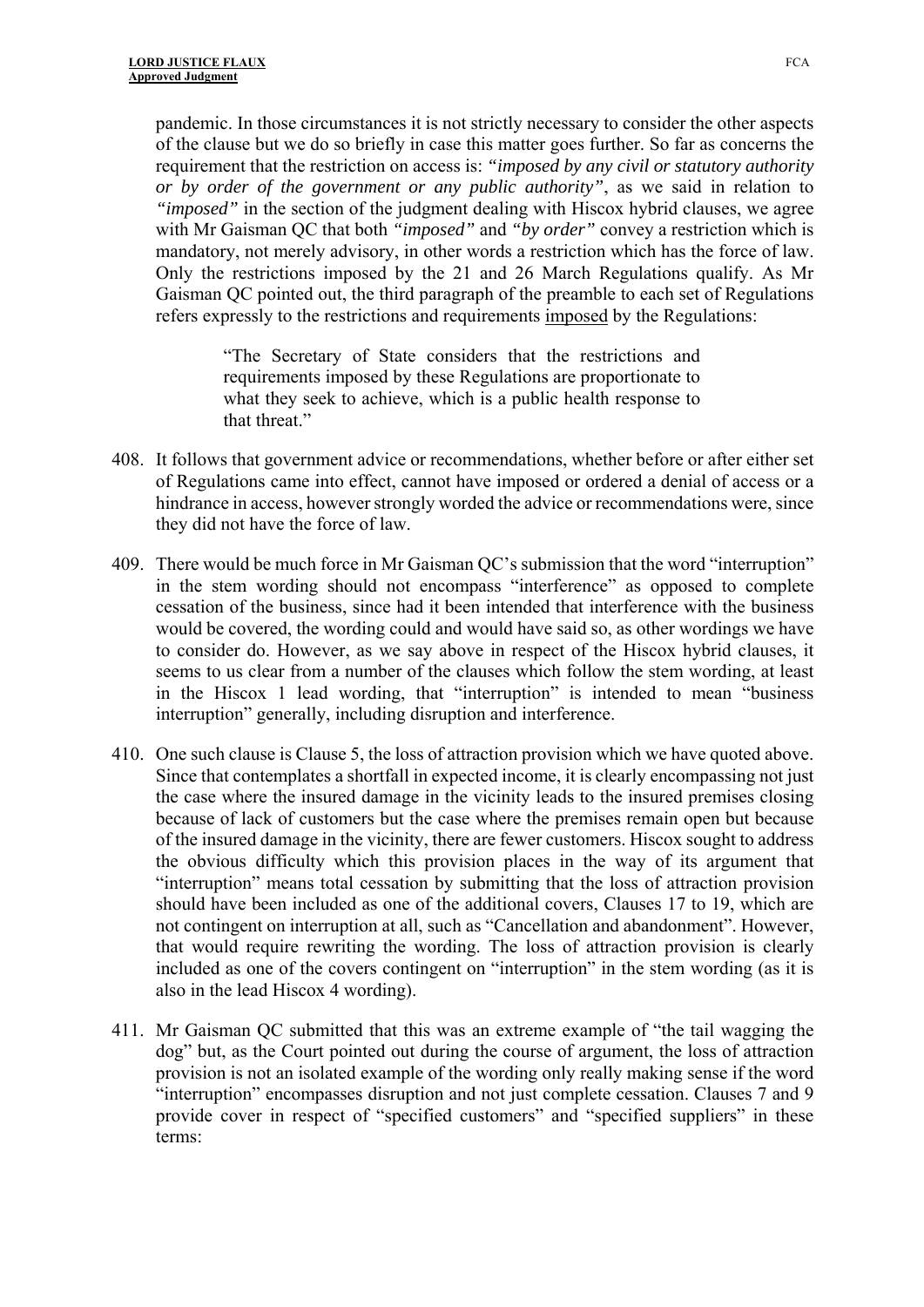pandemic. In those circumstances it is not strictly necessary to consider the other aspects of the clause but we do so briefly in case this matter goes further. So far as concerns the requirement that the restriction on access is: *"imposed by any civil or statutory authority or by order of the government or any public authority"*, as we said in relation to *"imposed"* in the section of the judgment dealing with Hiscox hybrid clauses, we agree with Mr Gaisman QC that both *"imposed"* and *"by order"* convey a restriction which is mandatory, not merely advisory, in other words a restriction which has the force of law. Only the restrictions imposed by the 21 and 26 March Regulations qualify. As Mr Gaisman QC pointed out, the third paragraph of the preamble to each set of Regulations refers expressly to the restrictions and requirements imposed by the Regulations:

> "The Secretary of State considers that the restrictions and requirements imposed by these Regulations are proportionate to what they seek to achieve, which is a public health response to that threat."

408. It follows that government advice or recommendations, whether before or after either set of Regulations came into effect, cannot have imposed or ordered a denial of access or a hindrance in access, however strongly worded the advice or recommendations were, since they did not have the force of law.

409. There would be much force in Mr Gaisman QC's submission that the word "interruption" in the stem wording should not encompass "interference" as opposed to complete cessation of the business, since had it been intended that interference with the business would be covered, the wording could and would have said so, as other wordings we have to consider do. However, as we say above in respect of the Hiscox hybrid clauses, it seems to us clear from a number of the clauses which follow the stem wording, at least in the Hiscox 1 lead wording, that "interruption" is intended to mean "business interruption" generally, including disruption and interference.

410. One such clause is Clause 5, the loss of attraction provision which we have quoted above. Since that contemplates a shortfall in expected income, it is clearly encompassing not just the case where the insured damage in the vicinity leads to the insured premises closing because of lack of customers but the case where the premises remain open but because of the insured damage in the vicinity, there are fewer customers. Hiscox sought to address the obvious difficulty which this provision places in the way of its argument that "interruption" means total cessation by submitting that the loss of attraction provision should have been included as one of the additional covers, Clauses 17 to 19, which are not contingent on interruption at all, such as "Cancellation and abandonment". However, that would require rewriting the wording. The loss of attraction provision is clearly included as one of the covers contingent on "interruption" in the stem wording (as it is also in the lead Hiscox 4 wording).

411. Mr Gaisman QC submitted that this was an extreme example of "the tail wagging the dog" but, as the Court pointed out during the course of argument, the loss of attraction provision is not an isolated example of the wording only really making sense if the word "interruption" encompasses disruption and not just complete cessation. Clauses 7 and 9 provide cover in respect of "specified customers" and "specified suppliers" in these terms: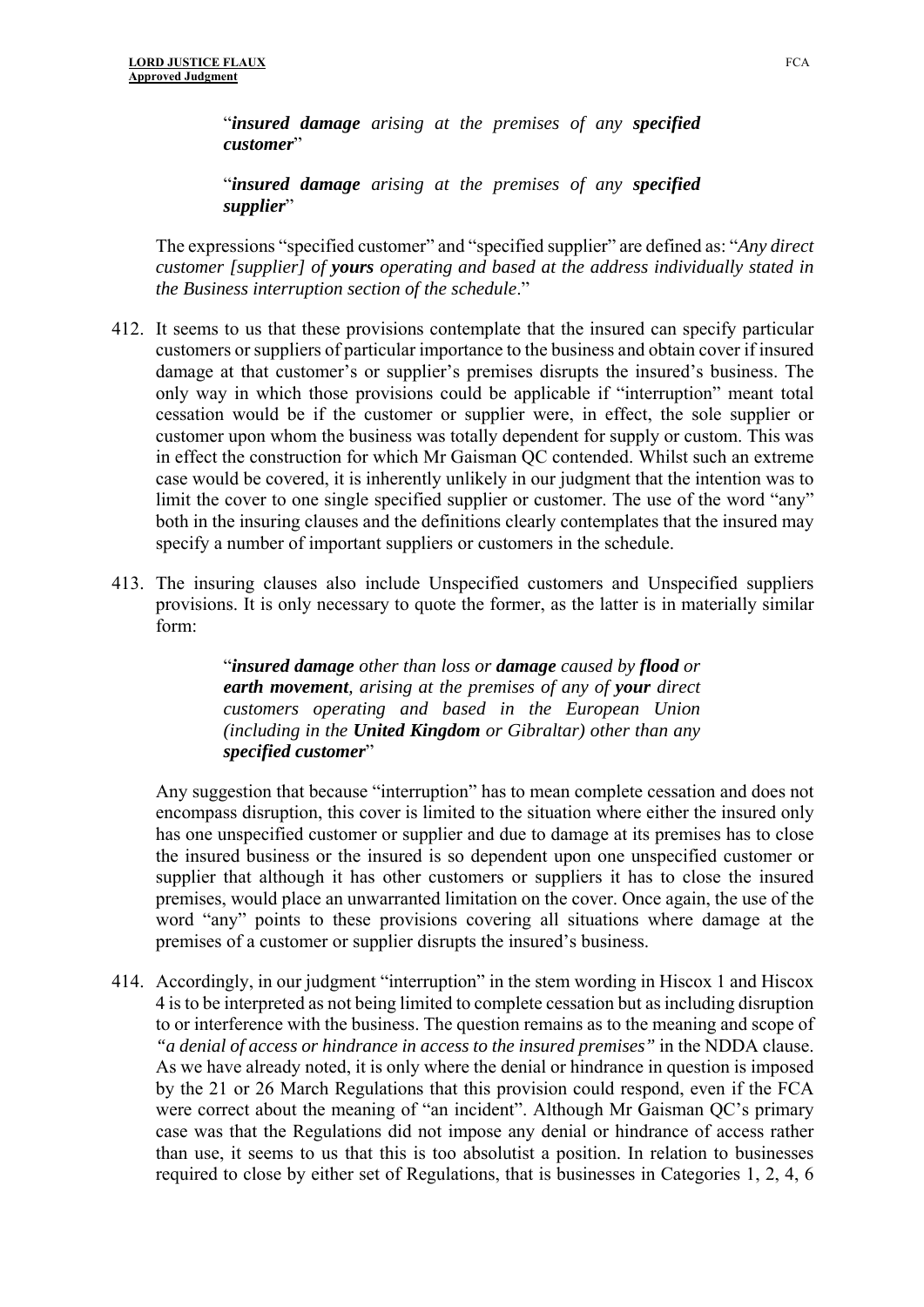> "***insured damage*** *arising at the premises of any* ***specified customer***"
>
> "***insured damage*** *arising at the premises of any* ***specified supplier***"

The expressions "specified customer" and "specified supplier" are defined as: "*Any direct customer [supplier] of* ***yours*** *operating and based at the address individually stated in the Business interruption section of the schedule*."

412. It seems to us that these provisions contemplate that the insured can specify particular customers or suppliers of particular importance to the business and obtain cover if insured damage at that customer's or supplier's premises disrupts the insured's business. The only way in which those provisions could be applicable if "interruption" meant total cessation would be if the customer or supplier were, in effect, the sole supplier or customer upon whom the business was totally dependent for supply or custom. This was in effect the construction for which Mr Gaisman QC contended. Whilst such an extreme case would be covered, it is inherently unlikely in our judgment that the intention was to limit the cover to one single specified supplier or customer. The use of the word "any" both in the insuring clauses and the definitions clearly contemplates that the insured may specify a number of important suppliers or customers in the schedule.

413. The insuring clauses also include Unspecified customers and Unspecified suppliers provisions. It is only necessary to quote the former, as the latter is in materially similar form:

> "***insured damage*** *other than loss or* ***damage*** *caused by* ***flood*** *or* ***earth movement****, arising at the premises of any of* ***your*** *direct customers operating and based in the European Union (including in the* ***United Kingdom*** *or Gibraltar) other than any* ***specified customer***"

Any suggestion that because "interruption" has to mean complete cessation and does not encompass disruption, this cover is limited to the situation where either the insured only has one unspecified customer or supplier and due to damage at its premises has to close the insured business or the insured is so dependent upon one unspecified customer or supplier that although it has other customers or suppliers it has to close the insured premises, would place an unwarranted limitation on the cover. Once again, the use of the word "any" points to these provisions covering all situations where damage at the premises of a customer or supplier disrupts the insured's business.

414. Accordingly, in our judgment "interruption" in the stem wording in Hiscox 1 and Hiscox 4 is to be interpreted as not being limited to complete cessation but as including disruption to or interference with the business. The question remains as to the meaning and scope of *"a denial of access or hindrance in access to the insured premises"* in the NDDA clause. As we have already noted, it is only where the denial or hindrance in question is imposed by the 21 or 26 March Regulations that this provision could respond, even if the FCA were correct about the meaning of "an incident". Although Mr Gaisman QC's primary case was that the Regulations did not impose any denial or hindrance of access rather than use, it seems to us that this is too absolutist a position. In relation to businesses required to close by either set of Regulations, that is businesses in Categories 1, 2, 4, 6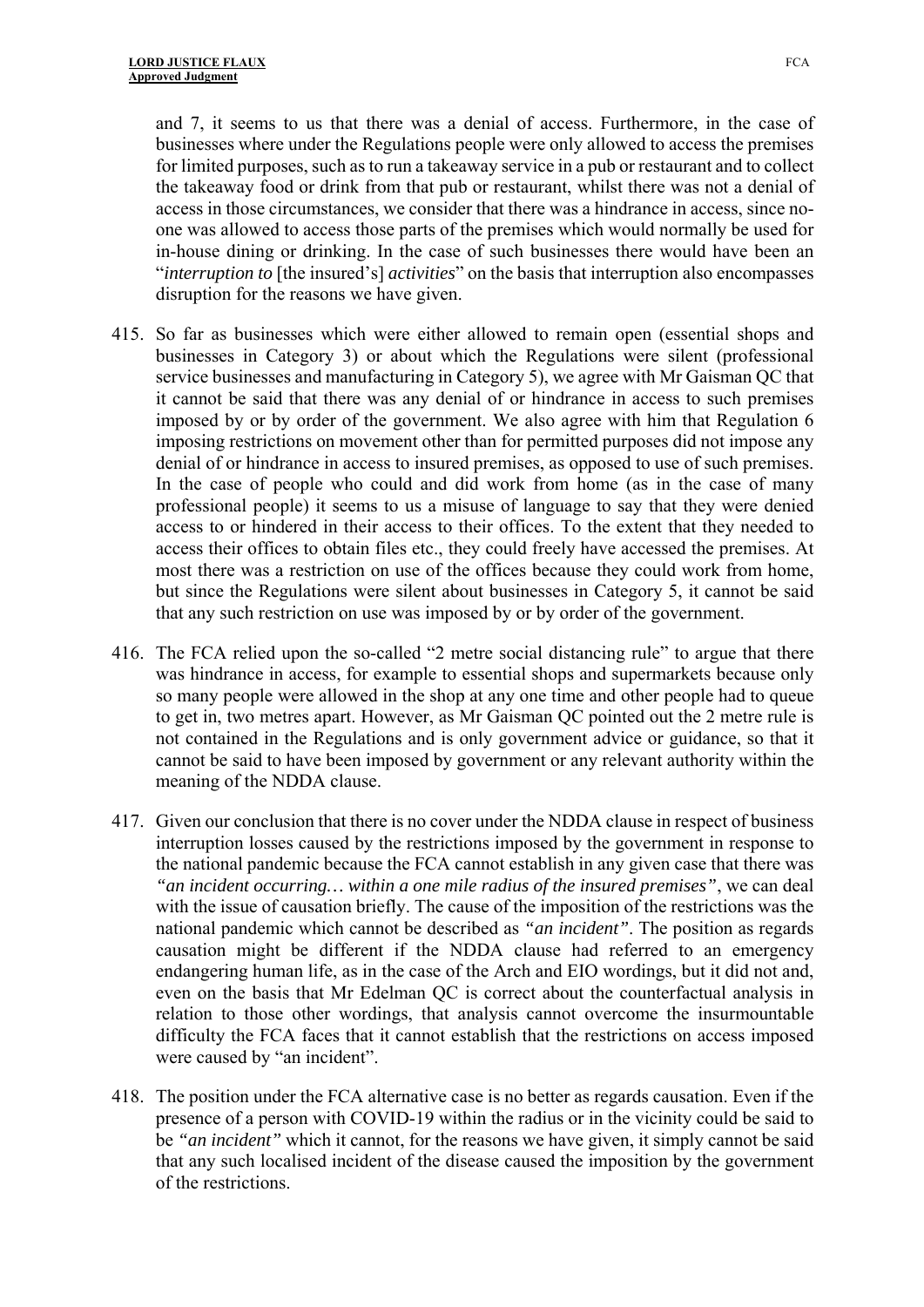and 7, it seems to us that there was a denial of access. Furthermore, in the case of businesses where under the Regulations people were only allowed to access the premises for limited purposes, such as to run a takeaway service in a pub or restaurant and to collect the takeaway food or drink from that pub or restaurant, whilst there was not a denial of access in those circumstances, we consider that there was a hindrance in access, since no-one was allowed to access those parts of the premises which would normally be used for in-house dining or drinking. In the case of such businesses there would have been an "*interruption to* [the insured's] *activities*" on the basis that interruption also encompasses disruption for the reasons we have given.

415. So far as businesses which were either allowed to remain open (essential shops and businesses in Category 3) or about which the Regulations were silent (professional service businesses and manufacturing in Category 5), we agree with Mr Gaisman QC that it cannot be said that there was any denial of or hindrance in access to such premises imposed by or by order of the government. We also agree with him that Regulation 6 imposing restrictions on movement other than for permitted purposes did not impose any denial of or hindrance in access to insured premises, as opposed to use of such premises. In the case of people who could and did work from home (as in the case of many professional people) it seems to us a misuse of language to say that they were denied access to or hindered in their access to their offices. To the extent that they needed to access their offices to obtain files etc., they could freely have accessed the premises. At most there was a restriction on use of the offices because they could work from home, but since the Regulations were silent about businesses in Category 5, it cannot be said that any such restriction on use was imposed by or by order of the government.

416. The FCA relied upon the so-called "2 metre social distancing rule" to argue that there was hindrance in access, for example to essential shops and supermarkets because only so many people were allowed in the shop at any one time and other people had to queue to get in, two metres apart. However, as Mr Gaisman QC pointed out the 2 metre rule is not contained in the Regulations and is only government advice or guidance, so that it cannot be said to have been imposed by government or any relevant authority within the meaning of the NDDA clause.

417. Given our conclusion that there is no cover under the NDDA clause in respect of business interruption losses caused by the restrictions imposed by the government in response to the national pandemic because the FCA cannot establish in any given case that there was *"an incident occurring… within a one mile radius of the insured premises"*, we can deal with the issue of causation briefly. The cause of the imposition of the restrictions was the national pandemic which cannot be described as *"an incident"*. The position as regards causation might be different if the NDDA clause had referred to an emergency endangering human life, as in the case of the Arch and EIO wordings, but it did not and, even on the basis that Mr Edelman QC is correct about the counterfactual analysis in relation to those other wordings, that analysis cannot overcome the insurmountable difficulty the FCA faces that it cannot establish that the restrictions on access imposed were caused by "an incident".

418. The position under the FCA alternative case is no better as regards causation. Even if the presence of a person with COVID-19 within the radius or in the vicinity could be said to be *"an incident"* which it cannot, for the reasons we have given, it simply cannot be said that any such localised incident of the disease caused the imposition by the government of the restrictions.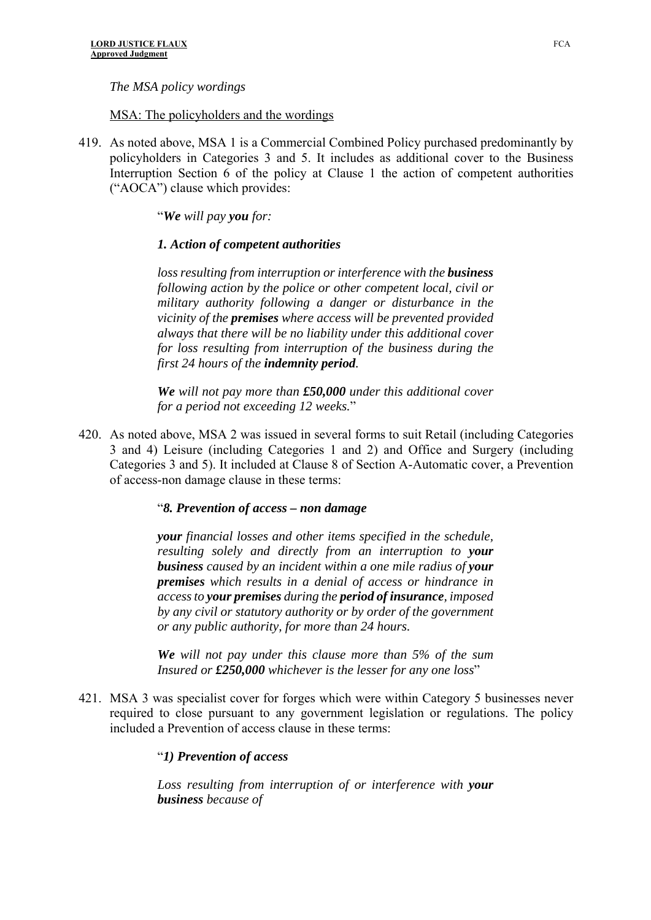*The MSA policy wordings*

MSA: The policyholders and the wordings

419. As noted above, MSA 1 is a Commercial Combined Policy purchased predominantly by policyholders in Categories 3 and 5. It includes as additional cover to the Business Interruption Section 6 of the policy at Clause 1 the action of competent authorities ("AOCA") clause which provides:

> "***We*** *will pay* ***you*** *for:*
>
> ***1. Action of competent authorities***
>
> *loss resulting from interruption or interference with the* ***business*** *following action by the police or other competent local, civil or military authority following a danger or disturbance in the vicinity of the* ***premises*** *where access will be prevented provided always that there will be no liability under this additional cover for loss resulting from interruption of the business during the first 24 hours of the* ***indemnity period****.*
>
> ***We*** *will not pay more than* ***£50,000*** *under this additional cover for a period not exceeding 12 weeks.*"

420. As noted above, MSA 2 was issued in several forms to suit Retail (including Categories 3 and 4) Leisure (including Categories 1 and 2) and Office and Surgery (including Categories 3 and 5). It included at Clause 8 of Section A-Automatic cover, a Prevention of access-non damage clause in these terms:

> "***8. Prevention of access – non damage***
>
> ***your*** *financial losses and other items specified in the schedule, resulting solely and directly from an interruption to* ***your business*** *caused by an incident within a one mile radius of* ***your premises*** *which results in a denial of access or hindrance in access to* ***your premises*** *during the* ***period of insurance****, imposed by any civil or statutory authority or by order of the government or any public authority, for more than 24 hours.*
>
> ***We*** *will not pay under this clause more than 5% of the sum Insured or* ***£250,000*** *whichever is the lesser for any one loss*"

421. MSA 3 was specialist cover for forges which were within Category 5 businesses never required to close pursuant to any government legislation or regulations. The policy included a Prevention of access clause in these terms:

> "***1) Prevention of access***
>
> *Loss resulting from interruption of or interference with* ***your business*** *because of*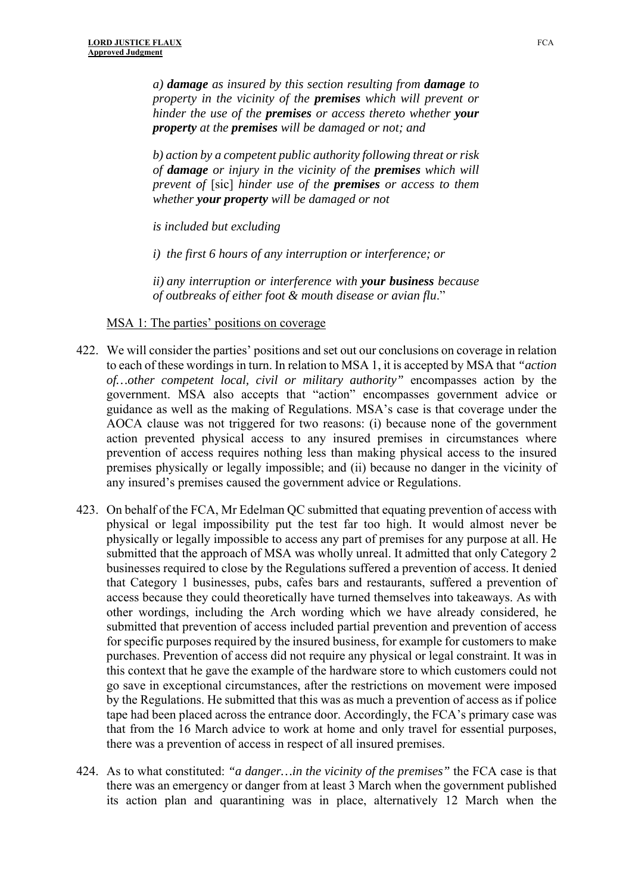*a)* ***damage*** *as insured by this section resulting from* ***damage*** *to property in the vicinity of the* ***premises*** *which will prevent or hinder the use of the* ***premises*** *or access thereto whether* ***your property*** *at the* ***premises*** *will be damaged or not; and*

*b) action by a competent public authority following threat or risk of* ***damage*** *or injury in the vicinity of the* ***premises*** *which will prevent of* [sic] *hinder use of the* ***premises*** *or access to them whether* ***your property*** *will be damaged or not*

*is included but excluding*

*i) the first 6 hours of any interruption or interference; or*

*ii) any interruption or interference with* ***your business*** *because of outbreaks of either foot & mouth disease or avian flu*."

MSA 1: The parties' positions on coverage

422. We will consider the parties' positions and set out our conclusions on coverage in relation to each of these wordings in turn. In relation to MSA 1, it is accepted by MSA that *"action of…other competent local, civil or military authority"* encompasses action by the government. MSA also accepts that "action" encompasses government advice or guidance as well as the making of Regulations. MSA's case is that coverage under the AOCA clause was not triggered for two reasons: (i) because none of the government action prevented physical access to any insured premises in circumstances where prevention of access requires nothing less than making physical access to the insured premises physically or legally impossible; and (ii) because no danger in the vicinity of any insured's premises caused the government advice or Regulations.

423. On behalf of the FCA, Mr Edelman QC submitted that equating prevention of access with physical or legal impossibility put the test far too high. It would almost never be physically or legally impossible to access any part of premises for any purpose at all. He submitted that the approach of MSA was wholly unreal. It admitted that only Category 2 businesses required to close by the Regulations suffered a prevention of access. It denied that Category 1 businesses, pubs, cafes bars and restaurants, suffered a prevention of access because they could theoretically have turned themselves into takeaways. As with other wordings, including the Arch wording which we have already considered, he submitted that prevention of access included partial prevention and prevention of access for specific purposes required by the insured business, for example for customers to make purchases. Prevention of access did not require any physical or legal constraint. It was in this context that he gave the example of the hardware store to which customers could not go save in exceptional circumstances, after the restrictions on movement were imposed by the Regulations. He submitted that this was as much a prevention of access as if police tape had been placed across the entrance door. Accordingly, the FCA's primary case was that from the 16 March advice to work at home and only travel for essential purposes, there was a prevention of access in respect of all insured premises.

424. As to what constituted: *"a danger…in the vicinity of the premises"* the FCA case is that there was an emergency or danger from at least 3 March when the government published its action plan and quarantining was in place, alternatively 12 March when the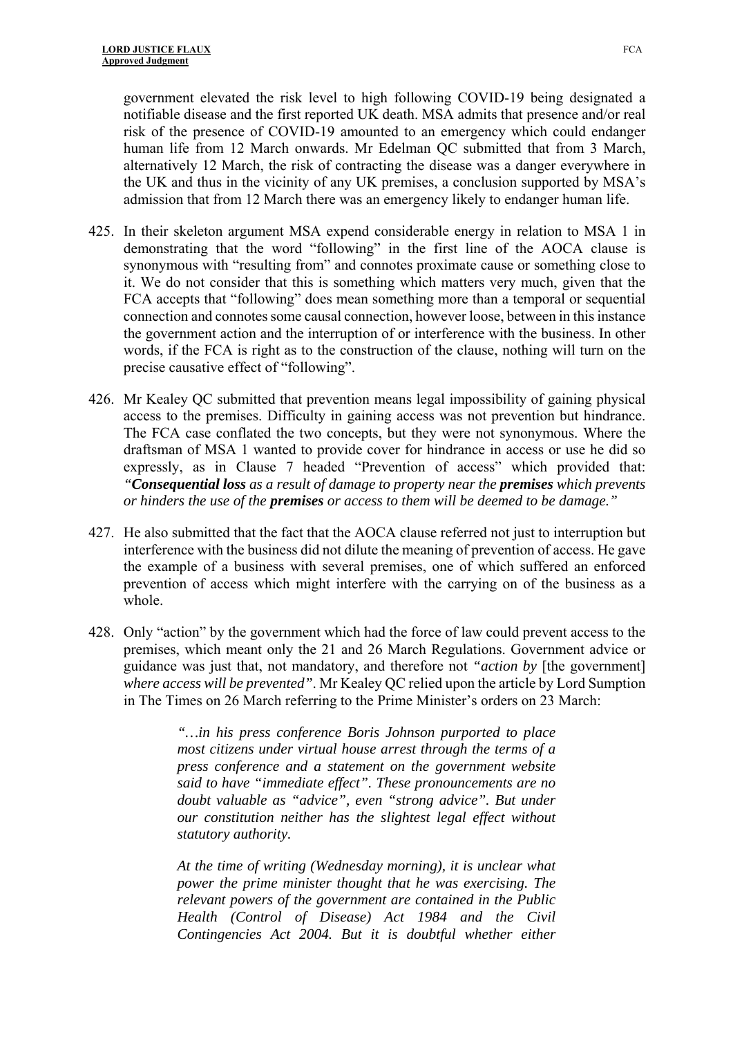government elevated the risk level to high following COVID-19 being designated a notifiable disease and the first reported UK death. MSA admits that presence and/or real risk of the presence of COVID-19 amounted to an emergency which could endanger human life from 12 March onwards. Mr Edelman QC submitted that from 3 March, alternatively 12 March, the risk of contracting the disease was a danger everywhere in the UK and thus in the vicinity of any UK premises, a conclusion supported by MSA's admission that from 12 March there was an emergency likely to endanger human life.

425. In their skeleton argument MSA expend considerable energy in relation to MSA 1 in demonstrating that the word "following" in the first line of the AOCA clause is synonymous with "resulting from" and connotes proximate cause or something close to it. We do not consider that this is something which matters very much, given that the FCA accepts that "following" does mean something more than a temporal or sequential connection and connotes some causal connection, however loose, between in this instance the government action and the interruption of or interference with the business. In other words, if the FCA is right as to the construction of the clause, nothing will turn on the precise causative effect of "following".

426. Mr Kealey QC submitted that prevention means legal impossibility of gaining physical access to the premises. Difficulty in gaining access was not prevention but hindrance. The FCA case conflated the two concepts, but they were not synonymous. Where the draftsman of MSA 1 wanted to provide cover for hindrance in access or use he did so expressly, as in Clause 7 headed "Prevention of access" which provided that: *"**Consequential loss** as a result of damage to property near the **premises** which prevents or hinders the use of the **premises** or access to them will be deemed to be damage."*

427. He also submitted that the fact that the AOCA clause referred not just to interruption but interference with the business did not dilute the meaning of prevention of access. He gave the example of a business with several premises, one of which suffered an enforced prevention of access which might interfere with the carrying on of the business as a whole.

428. Only "action" by the government which had the force of law could prevent access to the premises, which meant only the 21 and 26 March Regulations. Government advice or guidance was just that, not mandatory, and therefore not *"action by* [the government] *where access will be prevented"*. Mr Kealey QC relied upon the article by Lord Sumption in The Times on 26 March referring to the Prime Minister's orders on 23 March:

> *"…in his press conference Boris Johnson purported to place most citizens under virtual house arrest through the terms of a press conference and a statement on the government website said to have "immediate effect". These pronouncements are no doubt valuable as "advice", even "strong advice". But under our constitution neither has the slightest legal effect without statutory authority.*
>
> *At the time of writing (Wednesday morning), it is unclear what power the prime minister thought that he was exercising. The relevant powers of the government are contained in the Public Health (Control of Disease) Act 1984 and the Civil Contingencies Act 2004. But it is doubtful whether either*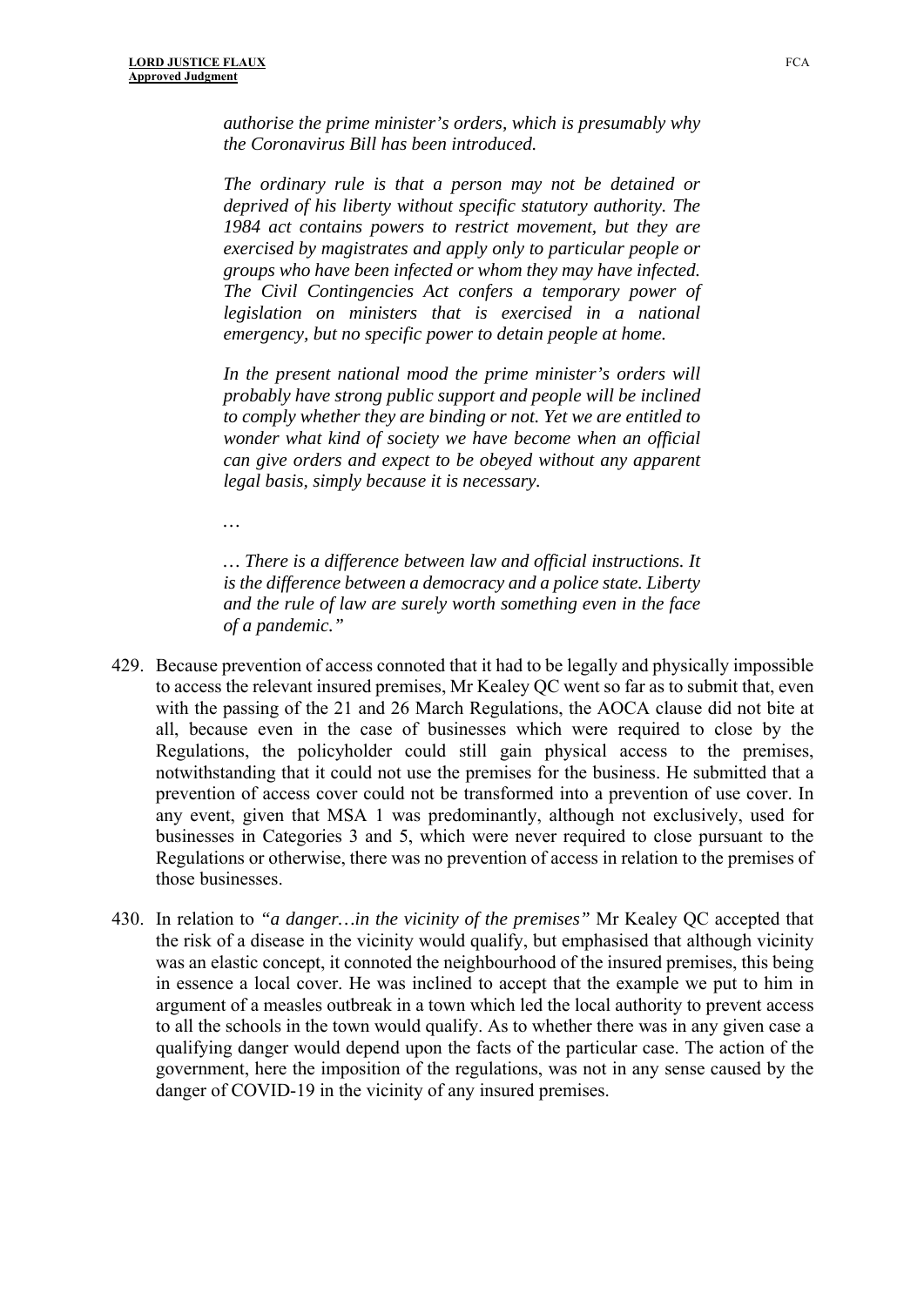*authorise the prime minister's orders, which is presumably why the Coronavirus Bill has been introduced.*

*The ordinary rule is that a person may not be detained or deprived of his liberty without specific statutory authority. The 1984 act contains powers to restrict movement, but they are exercised by magistrates and apply only to particular people or groups who have been infected or whom they may have infected. The Civil Contingencies Act confers a temporary power of legislation on ministers that is exercised in a national emergency, but no specific power to detain people at home.*

*In the present national mood the prime minister's orders will probably have strong public support and people will be inclined to comply whether they are binding or not. Yet we are entitled to wonder what kind of society we have become when an official can give orders and expect to be obeyed without any apparent legal basis, simply because it is necessary.*

*…*

*… There is a difference between law and official instructions. It is the difference between a democracy and a police state. Liberty and the rule of law are surely worth something even in the face of a pandemic."*

429. Because prevention of access connoted that it had to be legally and physically impossible to access the relevant insured premises, Mr Kealey QC went so far as to submit that, even with the passing of the 21 and 26 March Regulations, the AOCA clause did not bite at all, because even in the case of businesses which were required to close by the Regulations, the policyholder could still gain physical access to the premises, notwithstanding that it could not use the premises for the business. He submitted that a prevention of access cover could not be transformed into a prevention of use cover. In any event, given that MSA 1 was predominantly, although not exclusively, used for businesses in Categories 3 and 5, which were never required to close pursuant to the Regulations or otherwise, there was no prevention of access in relation to the premises of those businesses.

430. In relation to *"a danger…in the vicinity of the premises"* Mr Kealey QC accepted that the risk of a disease in the vicinity would qualify, but emphasised that although vicinity was an elastic concept, it connoted the neighbourhood of the insured premises, this being in essence a local cover. He was inclined to accept that the example we put to him in argument of a measles outbreak in a town which led the local authority to prevent access to all the schools in the town would qualify. As to whether there was in any given case a qualifying danger would depend upon the facts of the particular case. The action of the government, here the imposition of the regulations, was not in any sense caused by the danger of COVID-19 in the vicinity of any insured premises.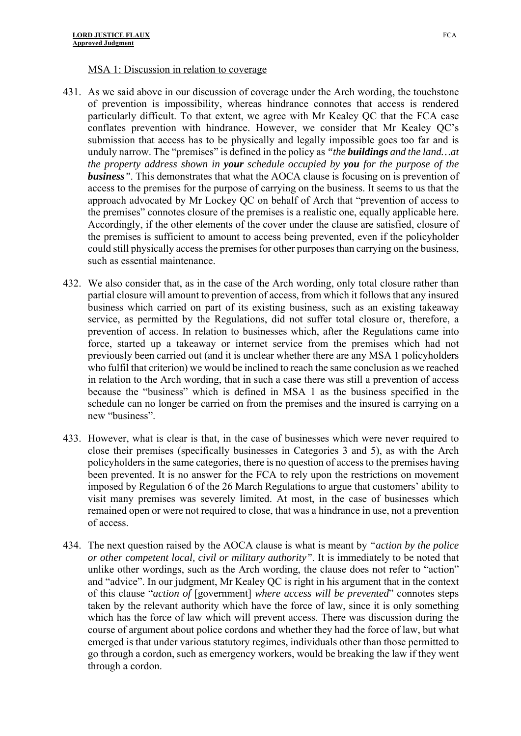MSA 1: Discussion in relation to coverage

431. As we said above in our discussion of coverage under the Arch wording, the touchstone of prevention is impossibility, whereas hindrance connotes that access is rendered particularly difficult. To that extent, we agree with Mr Kealey QC that the FCA case conflates prevention with hindrance. However, we consider that Mr Kealey QC's submission that access has to be physically and legally impossible goes too far and is unduly narrow. The "premises" is defined in the policy as *"the **buildings** and the land…at the property address shown in **your** schedule occupied by **you** for the purpose of the **business**"*. This demonstrates that what the AOCA clause is focusing on is prevention of access to the premises for the purpose of carrying on the business. It seems to us that the approach advocated by Mr Lockey QC on behalf of Arch that "prevention of access to the premises" connotes closure of the premises is a realistic one, equally applicable here. Accordingly, if the other elements of the cover under the clause are satisfied, closure of the premises is sufficient to amount to access being prevented, even if the policyholder could still physically access the premises for other purposes than carrying on the business, such as essential maintenance.

432. We also consider that, as in the case of the Arch wording, only total closure rather than partial closure will amount to prevention of access, from which it follows that any insured business which carried on part of its existing business, such as an existing takeaway service, as permitted by the Regulations, did not suffer total closure or, therefore, a prevention of access. In relation to businesses which, after the Regulations came into force, started up a takeaway or internet service from the premises which had not previously been carried out (and it is unclear whether there are any MSA 1 policyholders who fulfil that criterion) we would be inclined to reach the same conclusion as we reached in relation to the Arch wording, that in such a case there was still a prevention of access because the "business" which is defined in MSA 1 as the business specified in the schedule can no longer be carried on from the premises and the insured is carrying on a new "business".

433. However, what is clear is that, in the case of businesses which were never required to close their premises (specifically businesses in Categories 3 and 5), as with the Arch policyholders in the same categories, there is no question of access to the premises having been prevented. It is no answer for the FCA to rely upon the restrictions on movement imposed by Regulation 6 of the 26 March Regulations to argue that customers' ability to visit many premises was severely limited. At most, in the case of businesses which remained open or were not required to close, that was a hindrance in use, not a prevention of access.

434. The next question raised by the AOCA clause is what is meant by *"action by the police or other competent local, civil or military authority"*. It is immediately to be noted that unlike other wordings, such as the Arch wording, the clause does not refer to "action" and "advice". In our judgment, Mr Kealey QC is right in his argument that in the context of this clause "*action of* [government] *where access will be prevented*" connotes steps taken by the relevant authority which have the force of law, since it is only something which has the force of law which will prevent access. There was discussion during the course of argument about police cordons and whether they had the force of law, but what emerged is that under various statutory regimes, individuals other than those permitted to go through a cordon, such as emergency workers, would be breaking the law if they went through a cordon.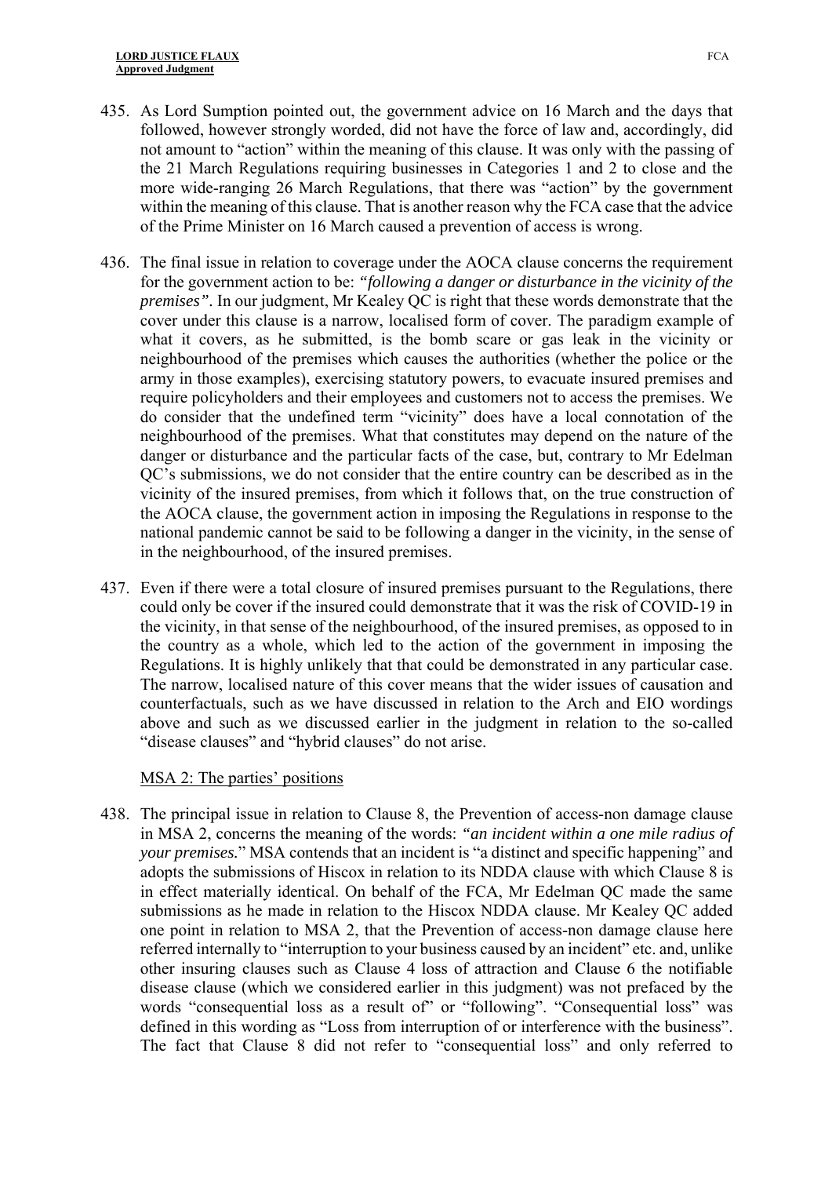435. As Lord Sumption pointed out, the government advice on 16 March and the days that followed, however strongly worded, did not have the force of law and, accordingly, did not amount to "action" within the meaning of this clause. It was only with the passing of the 21 March Regulations requiring businesses in Categories 1 and 2 to close and the more wide-ranging 26 March Regulations, that there was "action" by the government within the meaning of this clause. That is another reason why the FCA case that the advice of the Prime Minister on 16 March caused a prevention of access is wrong.

436. The final issue in relation to coverage under the AOCA clause concerns the requirement for the government action to be: *"following a danger or disturbance in the vicinity of the premises"*. In our judgment, Mr Kealey QC is right that these words demonstrate that the cover under this clause is a narrow, localised form of cover. The paradigm example of what it covers, as he submitted, is the bomb scare or gas leak in the vicinity or neighbourhood of the premises which causes the authorities (whether the police or the army in those examples), exercising statutory powers, to evacuate insured premises and require policyholders and their employees and customers not to access the premises. We do consider that the undefined term "vicinity" does have a local connotation of the neighbourhood of the premises. What that constitutes may depend on the nature of the danger or disturbance and the particular facts of the case, but, contrary to Mr Edelman QC's submissions, we do not consider that the entire country can be described as in the vicinity of the insured premises, from which it follows that, on the true construction of the AOCA clause, the government action in imposing the Regulations in response to the national pandemic cannot be said to be following a danger in the vicinity, in the sense of in the neighbourhood, of the insured premises.

437. Even if there were a total closure of insured premises pursuant to the Regulations, there could only be cover if the insured could demonstrate that it was the risk of COVID-19 in the vicinity, in that sense of the neighbourhood, of the insured premises, as opposed to in the country as a whole, which led to the action of the government in imposing the Regulations. It is highly unlikely that that could be demonstrated in any particular case. The narrow, localised nature of this cover means that the wider issues of causation and counterfactuals, such as we have discussed in relation to the Arch and EIO wordings above and such as we discussed earlier in the judgment in relation to the so-called "disease clauses" and "hybrid clauses" do not arise.

<u>MSA 2: The parties' positions</u>

438. The principal issue in relation to Clause 8, the Prevention of access-non damage clause in MSA 2, concerns the meaning of the words: *"an incident within a one mile radius of your premises.*" MSA contends that an incident is "a distinct and specific happening" and adopts the submissions of Hiscox in relation to its NDDA clause with which Clause 8 is in effect materially identical. On behalf of the FCA, Mr Edelman QC made the same submissions as he made in relation to the Hiscox NDDA clause. Mr Kealey QC added one point in relation to MSA 2, that the Prevention of access-non damage clause here referred internally to "interruption to your business caused by an incident" etc. and, unlike other insuring clauses such as Clause 4 loss of attraction and Clause 6 the notifiable disease clause (which we considered earlier in this judgment) was not prefaced by the words "consequential loss as a result of" or "following". "Consequential loss" was defined in this wording as "Loss from interruption of or interference with the business". The fact that Clause 8 did not refer to "consequential loss" and only referred to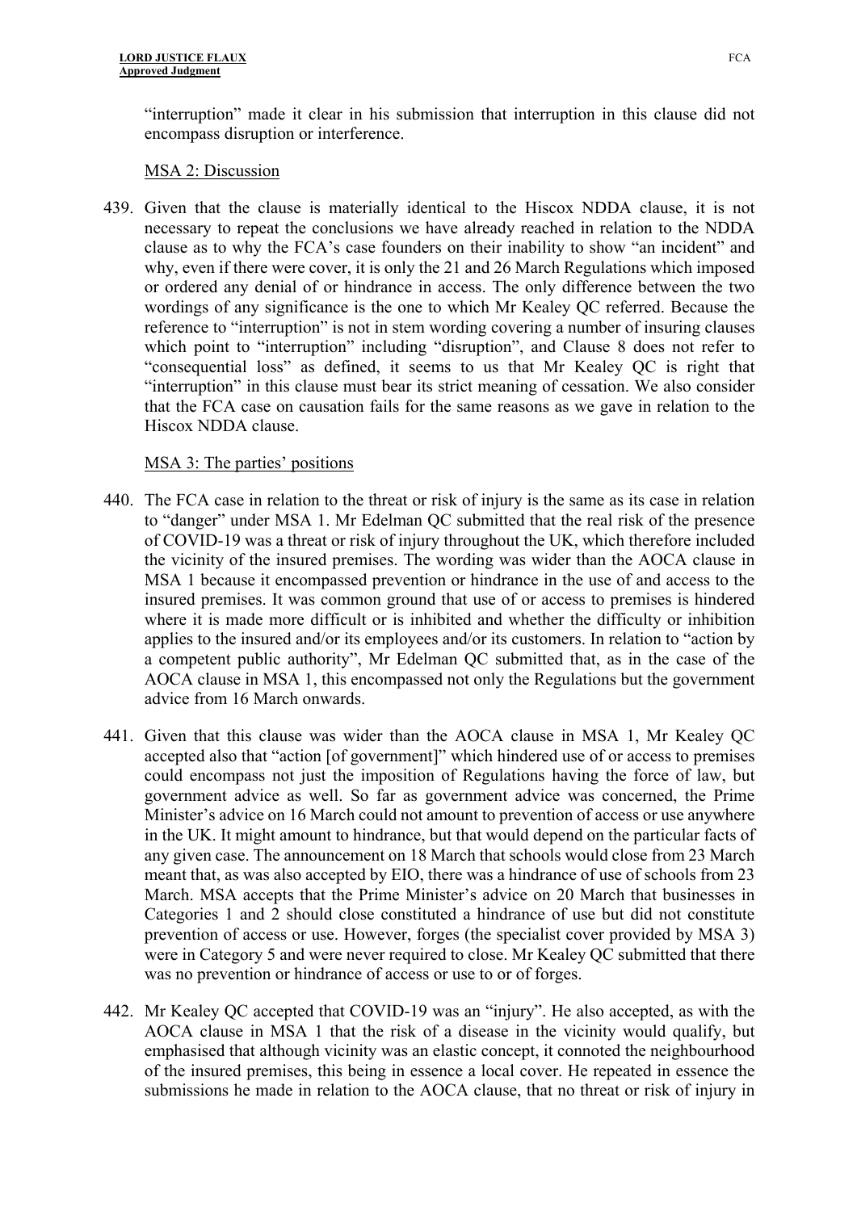"interruption" made it clear in his submission that interruption in this clause did not encompass disruption or interference.

MSA 2: Discussion

439. Given that the clause is materially identical to the Hiscox NDDA clause, it is not necessary to repeat the conclusions we have already reached in relation to the NDDA clause as to why the FCA's case founders on their inability to show "an incident" and why, even if there were cover, it is only the 21 and 26 March Regulations which imposed or ordered any denial of or hindrance in access. The only difference between the two wordings of any significance is the one to which Mr Kealey QC referred. Because the reference to "interruption" is not in stem wording covering a number of insuring clauses which point to "interruption" including "disruption", and Clause 8 does not refer to "consequential loss" as defined, it seems to us that Mr Kealey QC is right that "interruption" in this clause must bear its strict meaning of cessation. We also consider that the FCA case on causation fails for the same reasons as we gave in relation to the Hiscox NDDA clause.

MSA 3: The parties' positions

440. The FCA case in relation to the threat or risk of injury is the same as its case in relation to "danger" under MSA 1. Mr Edelman QC submitted that the real risk of the presence of COVID-19 was a threat or risk of injury throughout the UK, which therefore included the vicinity of the insured premises. The wording was wider than the AOCA clause in MSA 1 because it encompassed prevention or hindrance in the use of and access to the insured premises. It was common ground that use of or access to premises is hindered where it is made more difficult or is inhibited and whether the difficulty or inhibition applies to the insured and/or its employees and/or its customers. In relation to "action by a competent public authority", Mr Edelman QC submitted that, as in the case of the AOCA clause in MSA 1, this encompassed not only the Regulations but the government advice from 16 March onwards.

441. Given that this clause was wider than the AOCA clause in MSA 1, Mr Kealey QC accepted also that "action [of government]" which hindered use of or access to premises could encompass not just the imposition of Regulations having the force of law, but government advice as well. So far as government advice was concerned, the Prime Minister's advice on 16 March could not amount to prevention of access or use anywhere in the UK. It might amount to hindrance, but that would depend on the particular facts of any given case. The announcement on 18 March that schools would close from 23 March meant that, as was also accepted by EIO, there was a hindrance of use of schools from 23 March. MSA accepts that the Prime Minister's advice on 20 March that businesses in Categories 1 and 2 should close constituted a hindrance of use but did not constitute prevention of access or use. However, forges (the specialist cover provided by MSA 3) were in Category 5 and were never required to close. Mr Kealey QC submitted that there was no prevention or hindrance of access or use to or of forges.

442. Mr Kealey QC accepted that COVID-19 was an "injury". He also accepted, as with the AOCA clause in MSA 1 that the risk of a disease in the vicinity would qualify, but emphasised that although vicinity was an elastic concept, it connoted the neighbourhood of the insured premises, this being in essence a local cover. He repeated in essence the submissions he made in relation to the AOCA clause, that no threat or risk of injury in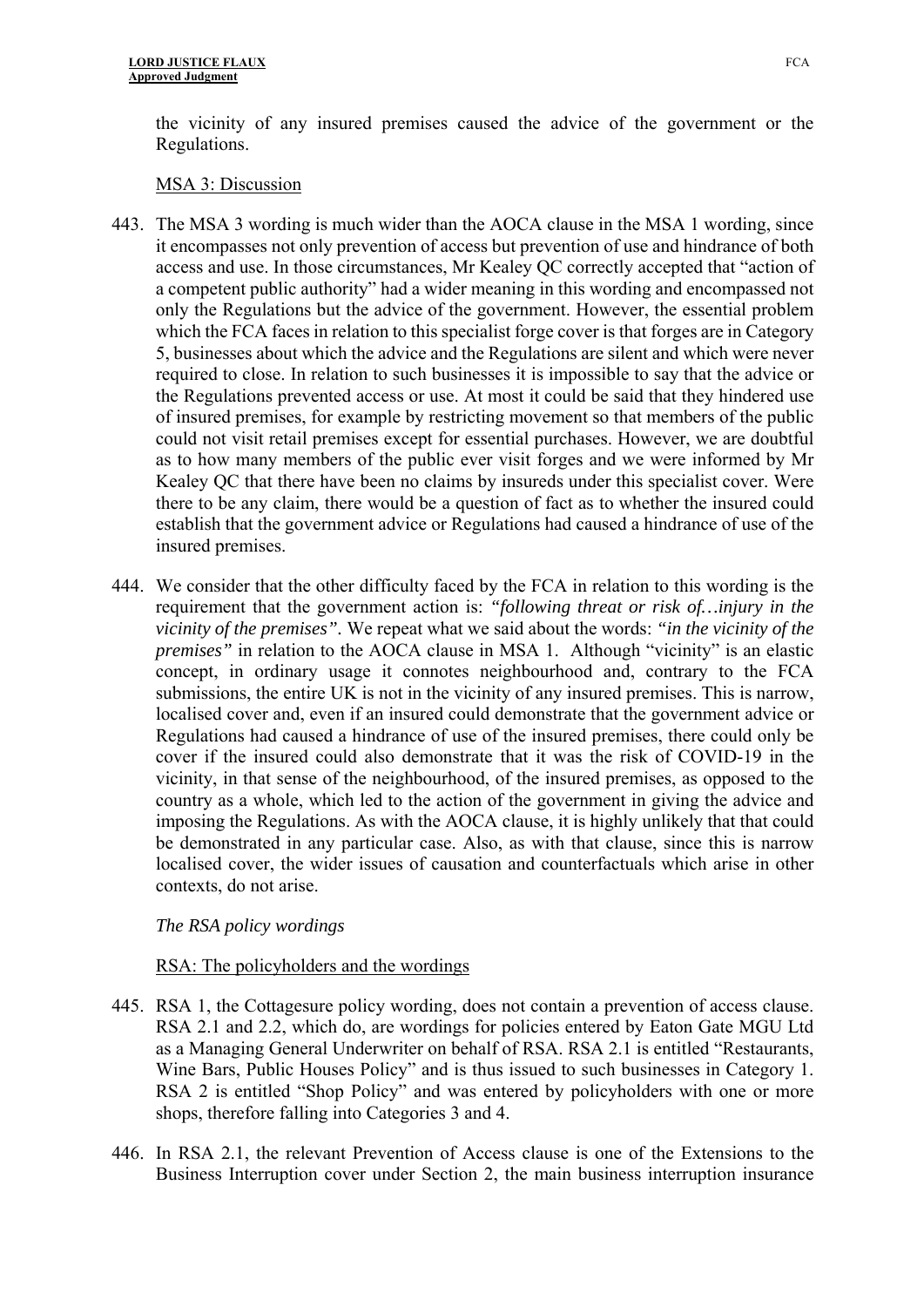the vicinity of any insured premises caused the advice of the government or the Regulations.

MSA 3: Discussion

443. The MSA 3 wording is much wider than the AOCA clause in the MSA 1 wording, since it encompasses not only prevention of access but prevention of use and hindrance of both access and use. In those circumstances, Mr Kealey QC correctly accepted that "action of a competent public authority" had a wider meaning in this wording and encompassed not only the Regulations but the advice of the government. However, the essential problem which the FCA faces in relation to this specialist forge cover is that forges are in Category 5, businesses about which the advice and the Regulations are silent and which were never required to close. In relation to such businesses it is impossible to say that the advice or the Regulations prevented access or use. At most it could be said that they hindered use of insured premises, for example by restricting movement so that members of the public could not visit retail premises except for essential purchases. However, we are doubtful as to how many members of the public ever visit forges and we were informed by Mr Kealey QC that there have been no claims by insureds under this specialist cover. Were there to be any claim, there would be a question of fact as to whether the insured could establish that the government advice or Regulations had caused a hindrance of use of the insured premises.

444. We consider that the other difficulty faced by the FCA in relation to this wording is the requirement that the government action is: *"following threat or risk of…injury in the vicinity of the premises"*. We repeat what we said about the words: *"in the vicinity of the premises"* in relation to the AOCA clause in MSA 1. Although "vicinity" is an elastic concept, in ordinary usage it connotes neighbourhood and, contrary to the FCA submissions, the entire UK is not in the vicinity of any insured premises. This is narrow, localised cover and, even if an insured could demonstrate that the government advice or Regulations had caused a hindrance of use of the insured premises, there could only be cover if the insured could also demonstrate that it was the risk of COVID-19 in the vicinity, in that sense of the neighbourhood, of the insured premises, as opposed to the country as a whole, which led to the action of the government in giving the advice and imposing the Regulations. As with the AOCA clause, it is highly unlikely that that could be demonstrated in any particular case. Also, as with that clause, since this is narrow localised cover, the wider issues of causation and counterfactuals which arise in other contexts, do not arise.

*The RSA policy wordings*

RSA: The policyholders and the wordings

445. RSA 1, the Cottagesure policy wording, does not contain a prevention of access clause. RSA 2.1 and 2.2, which do, are wordings for policies entered by Eaton Gate MGU Ltd as a Managing General Underwriter on behalf of RSA. RSA 2.1 is entitled "Restaurants, Wine Bars, Public Houses Policy" and is thus issued to such businesses in Category 1. RSA 2 is entitled "Shop Policy" and was entered by policyholders with one or more shops, therefore falling into Categories 3 and 4.

446. In RSA 2.1, the relevant Prevention of Access clause is one of the Extensions to the Business Interruption cover under Section 2, the main business interruption insurance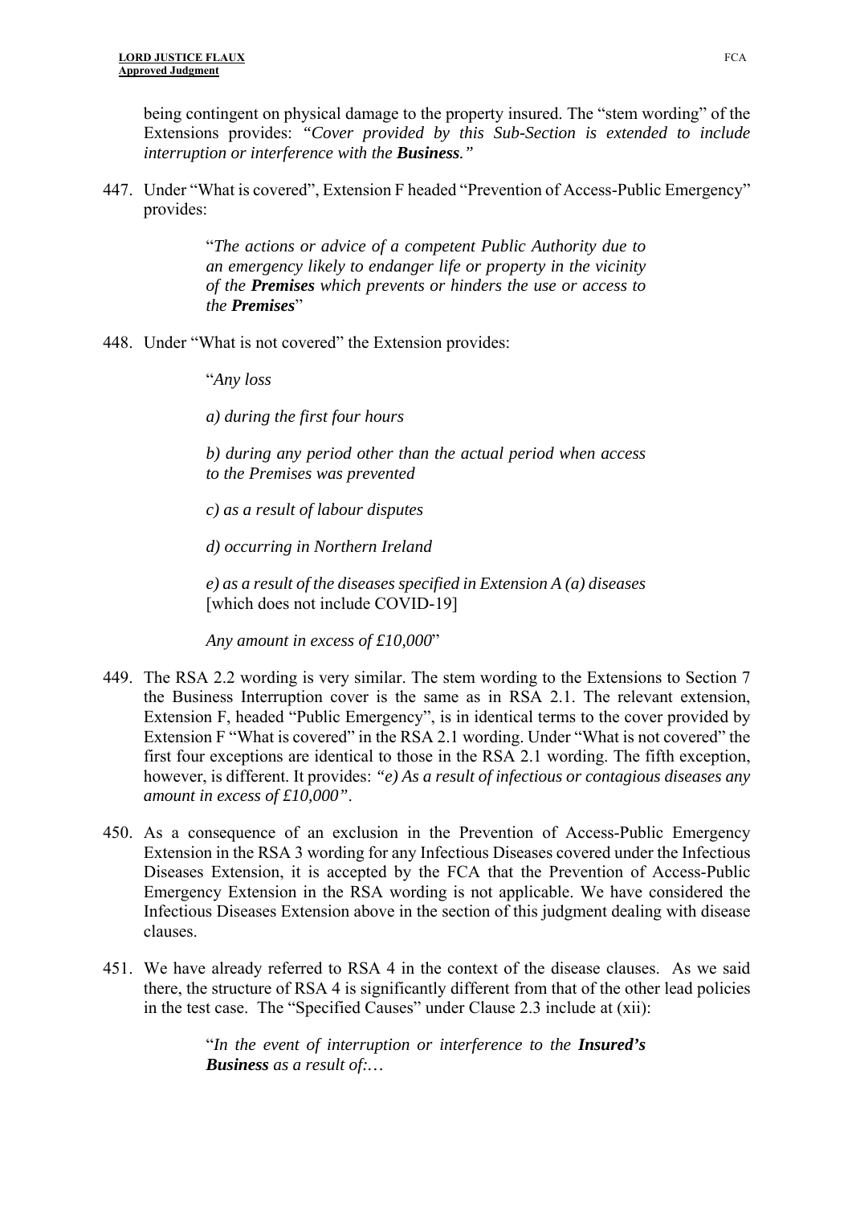being contingent on physical damage to the property insured. The "stem wording" of the Extensions provides: *"Cover provided by this Sub-Section is extended to include interruption or interference with the **Business**."*

447. Under "What is covered", Extension F headed "Prevention of Access-Public Emergency" provides:

> "*The actions or advice of a competent Public Authority due to an emergency likely to endanger life or property in the vicinity of the **Premises** which prevents or hinders the use or access to the **Premises***"

448. Under "What is not covered" the Extension provides:

> "*Any loss*
>
> *a) during the first four hours*
>
> *b) during any period other than the actual period when access to the Premises was prevented*
>
> *c) as a result of labour disputes*
>
> *d) occurring in Northern Ireland*
>
> *e) as a result of the diseases specified in Extension A (a) diseases* [which does not include COVID-19]
>
> *Any amount in excess of £10,000*"

449. The RSA 2.2 wording is very similar. The stem wording to the Extensions to Section 7 the Business Interruption cover is the same as in RSA 2.1. The relevant extension, Extension F, headed "Public Emergency", is in identical terms to the cover provided by Extension F "What is covered" in the RSA 2.1 wording. Under "What is not covered" the first four exceptions are identical to those in the RSA 2.1 wording. The fifth exception, however, is different. It provides: *"e) As a result of infectious or contagious diseases any amount in excess of £10,000"*.

450. As a consequence of an exclusion in the Prevention of Access-Public Emergency Extension in the RSA 3 wording for any Infectious Diseases covered under the Infectious Diseases Extension, it is accepted by the FCA that the Prevention of Access-Public Emergency Extension in the RSA wording is not applicable. We have considered the Infectious Diseases Extension above in the section of this judgment dealing with disease clauses.

451. We have already referred to RSA 4 in the context of the disease clauses. As we said there, the structure of RSA 4 is significantly different from that of the other lead policies in the test case. The "Specified Causes" under Clause 2.3 include at (xii):

> "*In the event of interruption or interference to the **Insured's Business** as a result of:…*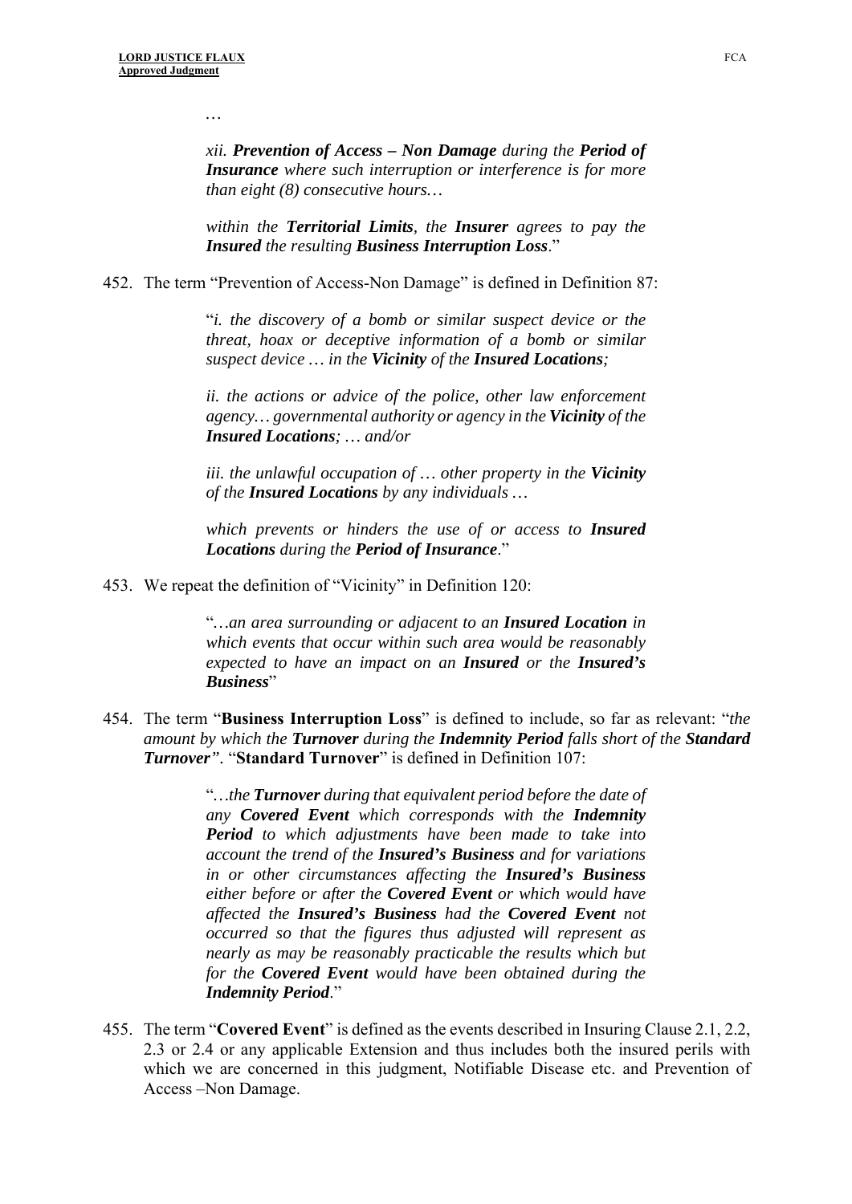…

> *xii.* ***Prevention of Access – Non Damage*** *during the* ***Period of Insurance*** *where such interruption or interference is for more than eight (8) consecutive hours…*
>
> *within the* ***Territorial Limits****, the* ***Insurer*** *agrees to pay the* ***Insured*** *the resulting* ***Business Interruption Loss***."

452. The term "Prevention of Access-Non Damage" is defined in Definition 87:

> "*i. the discovery of a bomb or similar suspect device or the threat, hoax or deceptive information of a bomb or similar suspect device … in the* ***Vicinity*** *of the* ***Insured Locations****;*
>
> *ii. the actions or advice of the police, other law enforcement agency… governmental authority or agency in the* ***Vicinity*** *of the* ***Insured Locations****; … and/or*
>
> *iii. the unlawful occupation of … other property in the* ***Vicinity*** *of the* ***Insured Locations*** *by any individuals …*
>
> *which prevents or hinders the use of or access to* ***Insured Locations*** *during the* ***Period of Insurance***."

453. We repeat the definition of "Vicinity" in Definition 120:

> "*…an area surrounding or adjacent to an* ***Insured Location*** *in which events that occur within such area would be reasonably expected to have an impact on an* ***Insured*** *or the* ***Insured's Business***"

454. The term "**Business Interruption Loss**" is defined to include, so far as relevant: "*the amount by which the* ***Turnover*** *during the* ***Indemnity Period*** *falls short of the* ***Standard Turnover****"*. "**Standard Turnover**" is defined in Definition 107:

> "*…the* ***Turnover*** *during that equivalent period before the date of any* ***Covered Event*** *which corresponds with the* ***Indemnity Period*** *to which adjustments have been made to take into account the trend of the* ***Insured's Business*** *and for variations in or other circumstances affecting the* ***Insured's Business*** *either before or after the* ***Covered Event*** *or which would have affected the* ***Insured's Business*** *had the* ***Covered Event*** *not occurred so that the figures thus adjusted will represent as nearly as may be reasonably practicable the results which but for the* ***Covered Event*** *would have been obtained during the* ***Indemnity Period***."

455. The term "**Covered Event**" is defined as the events described in Insuring Clause 2.1, 2.2, 2.3 or 2.4 or any applicable Extension and thus includes both the insured perils with which we are concerned in this judgment, Notifiable Disease etc. and Prevention of Access –Non Damage.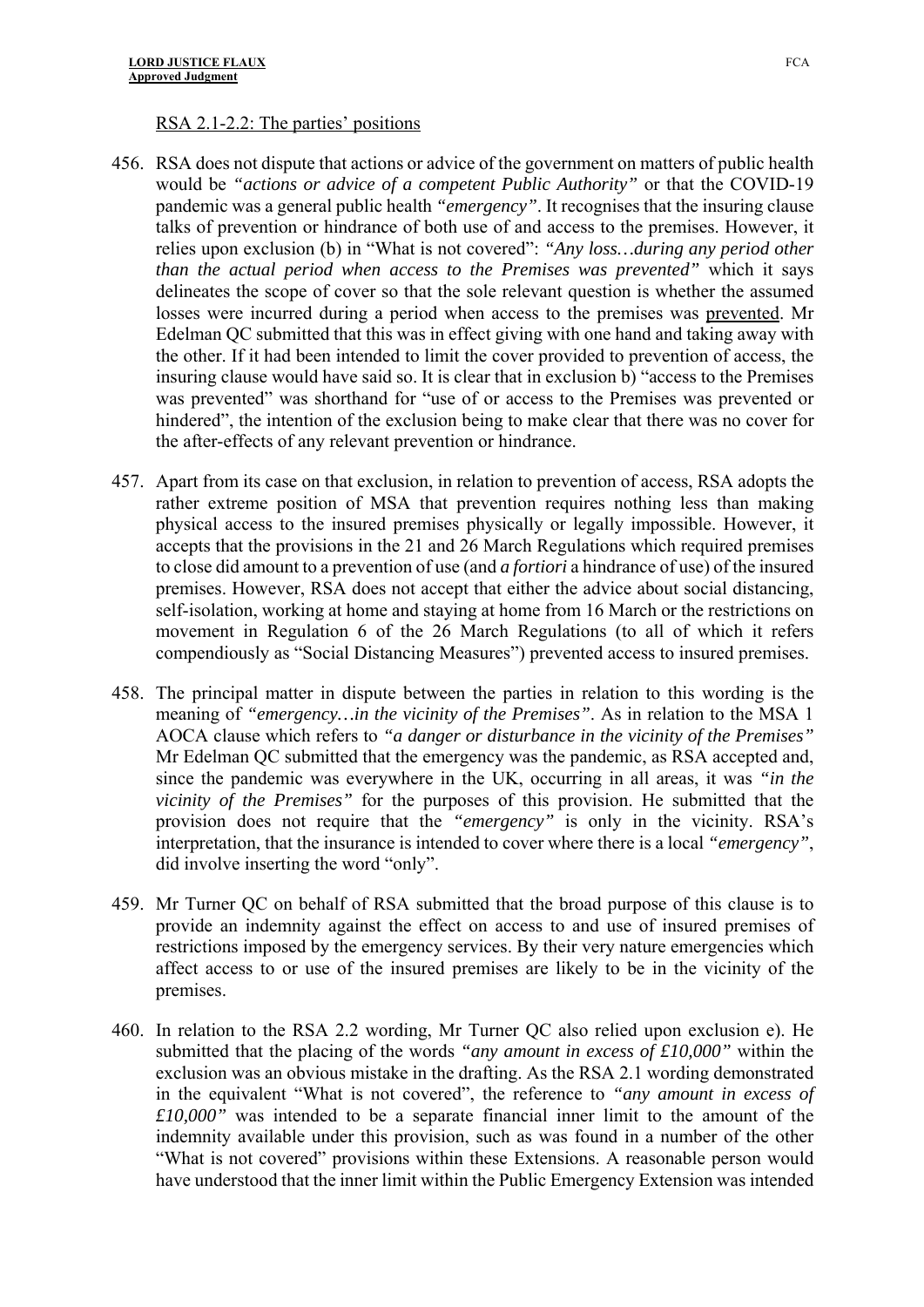RSA 2.1-2.2: The parties' positions

456. RSA does not dispute that actions or advice of the government on matters of public health would be *"actions or advice of a competent Public Authority"* or that the COVID-19 pandemic was a general public health *"emergency"*. It recognises that the insuring clause talks of prevention or hindrance of both use of and access to the premises. However, it relies upon exclusion (b) in "What is not covered": *"Any loss…during any period other than the actual period when access to the Premises was prevented"* which it says delineates the scope of cover so that the sole relevant question is whether the assumed losses were incurred during a period when access to the premises was prevented. Mr Edelman QC submitted that this was in effect giving with one hand and taking away with the other. If it had been intended to limit the cover provided to prevention of access, the insuring clause would have said so. It is clear that in exclusion b) "access to the Premises was prevented" was shorthand for "use of or access to the Premises was prevented or hindered", the intention of the exclusion being to make clear that there was no cover for the after-effects of any relevant prevention or hindrance.

457. Apart from its case on that exclusion, in relation to prevention of access, RSA adopts the rather extreme position of MSA that prevention requires nothing less than making physical access to the insured premises physically or legally impossible. However, it accepts that the provisions in the 21 and 26 March Regulations which required premises to close did amount to a prevention of use (and *a fortiori* a hindrance of use) of the insured premises. However, RSA does not accept that either the advice about social distancing, self-isolation, working at home and staying at home from 16 March or the restrictions on movement in Regulation 6 of the 26 March Regulations (to all of which it refers compendiously as "Social Distancing Measures") prevented access to insured premises.

458. The principal matter in dispute between the parties in relation to this wording is the meaning of *"emergency…in the vicinity of the Premises"*. As in relation to the MSA 1 AOCA clause which refers to *"a danger or disturbance in the vicinity of the Premises"* Mr Edelman QC submitted that the emergency was the pandemic, as RSA accepted and, since the pandemic was everywhere in the UK, occurring in all areas, it was *"in the vicinity of the Premises"* for the purposes of this provision. He submitted that the provision does not require that the *"emergency"* is only in the vicinity. RSA's interpretation, that the insurance is intended to cover where there is a local *"emergency"*, did involve inserting the word "only".

459. Mr Turner QC on behalf of RSA submitted that the broad purpose of this clause is to provide an indemnity against the effect on access to and use of insured premises of restrictions imposed by the emergency services. By their very nature emergencies which affect access to or use of the insured premises are likely to be in the vicinity of the premises.

460. In relation to the RSA 2.2 wording, Mr Turner QC also relied upon exclusion e). He submitted that the placing of the words *"any amount in excess of £10,000"* within the exclusion was an obvious mistake in the drafting. As the RSA 2.1 wording demonstrated in the equivalent "What is not covered", the reference to *"any amount in excess of £10,000"* was intended to be a separate financial inner limit to the amount of the indemnity available under this provision, such as was found in a number of the other "What is not covered" provisions within these Extensions. A reasonable person would have understood that the inner limit within the Public Emergency Extension was intended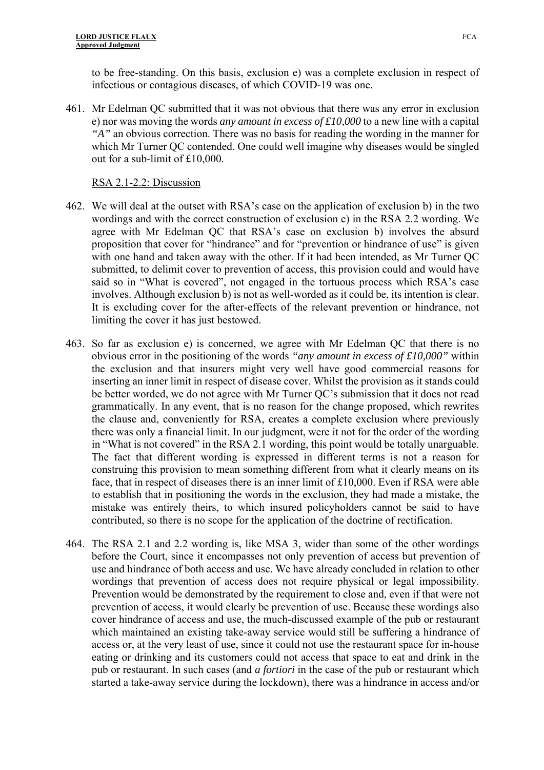to be free-standing. On this basis, exclusion e) was a complete exclusion in respect of infectious or contagious diseases, of which COVID-19 was one.

461. Mr Edelman QC submitted that it was not obvious that there was any error in exclusion e) nor was moving the words *any amount in excess of £10,000* to a new line with a capital *"A"* an obvious correction. There was no basis for reading the wording in the manner for which Mr Turner QC contended. One could well imagine why diseases would be singled out for a sub-limit of £10,000.

RSA 2.1-2.2: Discussion

462. We will deal at the outset with RSA's case on the application of exclusion b) in the two wordings and with the correct construction of exclusion e) in the RSA 2.2 wording. We agree with Mr Edelman QC that RSA's case on exclusion b) involves the absurd proposition that cover for "hindrance" and for "prevention or hindrance of use" is given with one hand and taken away with the other. If it had been intended, as Mr Turner QC submitted, to delimit cover to prevention of access, this provision could and would have said so in "What is covered", not engaged in the tortuous process which RSA's case involves. Although exclusion b) is not as well-worded as it could be, its intention is clear. It is excluding cover for the after-effects of the relevant prevention or hindrance, not limiting the cover it has just bestowed.

463. So far as exclusion e) is concerned, we agree with Mr Edelman QC that there is no obvious error in the positioning of the words *"any amount in excess of £10,000"* within the exclusion and that insurers might very well have good commercial reasons for inserting an inner limit in respect of disease cover. Whilst the provision as it stands could be better worded, we do not agree with Mr Turner QC's submission that it does not read grammatically. In any event, that is no reason for the change proposed, which rewrites the clause and, conveniently for RSA, creates a complete exclusion where previously there was only a financial limit. In our judgment, were it not for the order of the wording in "What is not covered" in the RSA 2.1 wording, this point would be totally unarguable. The fact that different wording is expressed in different terms is not a reason for construing this provision to mean something different from what it clearly means on its face, that in respect of diseases there is an inner limit of £10,000. Even if RSA were able to establish that in positioning the words in the exclusion, they had made a mistake, the mistake was entirely theirs, to which insured policyholders cannot be said to have contributed, so there is no scope for the application of the doctrine of rectification.

464. The RSA 2.1 and 2.2 wording is, like MSA 3, wider than some of the other wordings before the Court, since it encompasses not only prevention of access but prevention of use and hindrance of both access and use. We have already concluded in relation to other wordings that prevention of access does not require physical or legal impossibility. Prevention would be demonstrated by the requirement to close and, even if that were not prevention of access, it would clearly be prevention of use. Because these wordings also cover hindrance of access and use, the much-discussed example of the pub or restaurant which maintained an existing take-away service would still be suffering a hindrance of access or, at the very least of use, since it could not use the restaurant space for in-house eating or drinking and its customers could not access that space to eat and drink in the pub or restaurant. In such cases (and *a fortiori* in the case of the pub or restaurant which started a take-away service during the lockdown), there was a hindrance in access and/or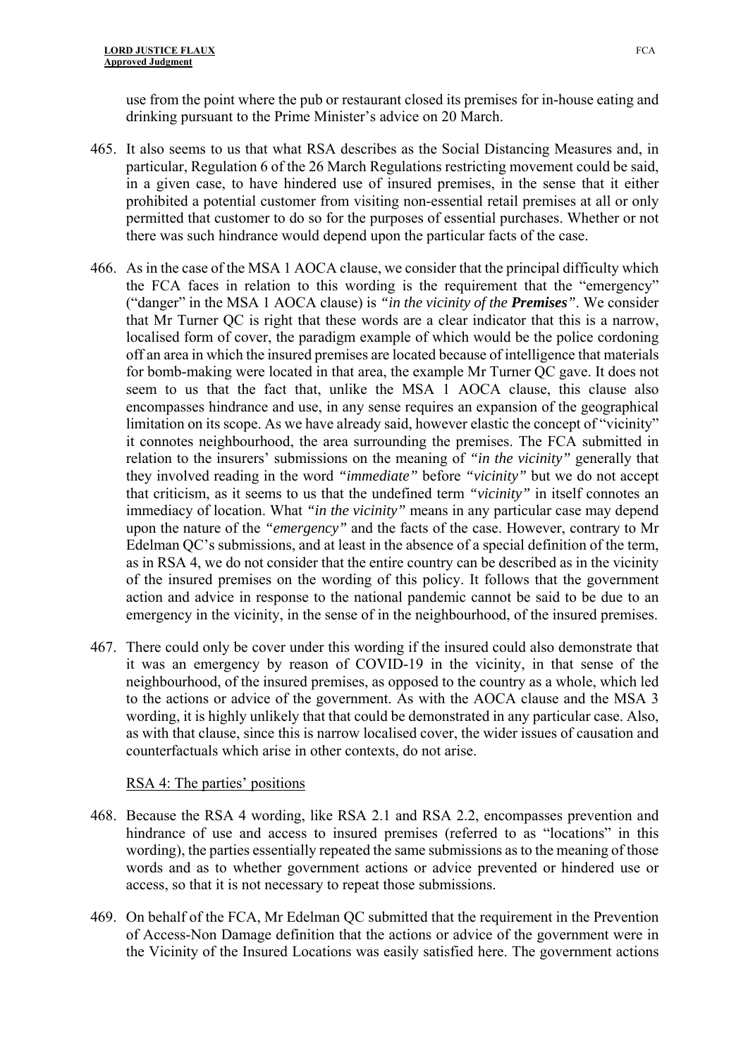use from the point where the pub or restaurant closed its premises for in-house eating and drinking pursuant to the Prime Minister's advice on 20 March.

465. It also seems to us that what RSA describes as the Social Distancing Measures and, in particular, Regulation 6 of the 26 March Regulations restricting movement could be said, in a given case, to have hindered use of insured premises, in the sense that it either prohibited a potential customer from visiting non-essential retail premises at all or only permitted that customer to do so for the purposes of essential purchases. Whether or not there was such hindrance would depend upon the particular facts of the case.

466. As in the case of the MSA 1 AOCA clause, we consider that the principal difficulty which the FCA faces in relation to this wording is the requirement that the "emergency" ("danger" in the MSA 1 AOCA clause) is *"in the vicinity of the **Premises**"*. We consider that Mr Turner QC is right that these words are a clear indicator that this is a narrow, localised form of cover, the paradigm example of which would be the police cordoning off an area in which the insured premises are located because of intelligence that materials for bomb-making were located in that area, the example Mr Turner QC gave. It does not seem to us that the fact that, unlike the MSA 1 AOCA clause, this clause also encompasses hindrance and use, in any sense requires an expansion of the geographical limitation on its scope. As we have already said, however elastic the concept of "vicinity" it connotes neighbourhood, the area surrounding the premises. The FCA submitted in relation to the insurers' submissions on the meaning of *"in the vicinity"* generally that they involved reading in the word *"immediate"* before *"vicinity"* but we do not accept that criticism, as it seems to us that the undefined term *"vicinity"* in itself connotes an immediacy of location. What *"in the vicinity"* means in any particular case may depend upon the nature of the *"emergency"* and the facts of the case. However, contrary to Mr Edelman QC's submissions, and at least in the absence of a special definition of the term, as in RSA 4, we do not consider that the entire country can be described as in the vicinity of the insured premises on the wording of this policy. It follows that the government action and advice in response to the national pandemic cannot be said to be due to an emergency in the vicinity, in the sense of in the neighbourhood, of the insured premises.

467. There could only be cover under this wording if the insured could also demonstrate that it was an emergency by reason of COVID-19 in the vicinity, in that sense of the neighbourhood, of the insured premises, as opposed to the country as a whole, which led to the actions or advice of the government. As with the AOCA clause and the MSA 3 wording, it is highly unlikely that that could be demonstrated in any particular case. Also, as with that clause, since this is narrow localised cover, the wider issues of causation and counterfactuals which arise in other contexts, do not arise.

<u>RSA 4: The parties' positions</u>

468. Because the RSA 4 wording, like RSA 2.1 and RSA 2.2, encompasses prevention and hindrance of use and access to insured premises (referred to as "locations" in this wording), the parties essentially repeated the same submissions as to the meaning of those words and as to whether government actions or advice prevented or hindered use or access, so that it is not necessary to repeat those submissions.

469. On behalf of the FCA, Mr Edelman QC submitted that the requirement in the Prevention of Access-Non Damage definition that the actions or advice of the government were in the Vicinity of the Insured Locations was easily satisfied here. The government actions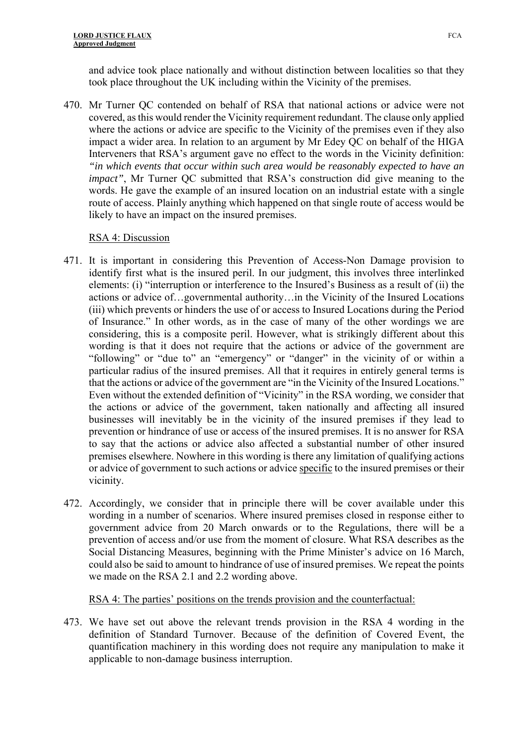and advice took place nationally and without distinction between localities so that they took place throughout the UK including within the Vicinity of the premises.

470. Mr Turner QC contended on behalf of RSA that national actions or advice were not covered, as this would render the Vicinity requirement redundant. The clause only applied where the actions or advice are specific to the Vicinity of the premises even if they also impact a wider area. In relation to an argument by Mr Edey QC on behalf of the HIGA Interveners that RSA's argument gave no effect to the words in the Vicinity definition: *"in which events that occur within such area would be reasonably expected to have an impact"*, Mr Turner QC submitted that RSA's construction did give meaning to the words. He gave the example of an insured location on an industrial estate with a single route of access. Plainly anything which happened on that single route of access would be likely to have an impact on the insured premises.

RSA 4: Discussion

471. It is important in considering this Prevention of Access-Non Damage provision to identify first what is the insured peril. In our judgment, this involves three interlinked elements: (i) "interruption or interference to the Insured's Business as a result of (ii) the actions or advice of…governmental authority…in the Vicinity of the Insured Locations (iii) which prevents or hinders the use of or access to Insured Locations during the Period of Insurance." In other words, as in the case of many of the other wordings we are considering, this is a composite peril. However, what is strikingly different about this wording is that it does not require that the actions or advice of the government are "following" or "due to" an "emergency" or "danger" in the vicinity of or within a particular radius of the insured premises. All that it requires in entirely general terms is that the actions or advice of the government are "in the Vicinity of the Insured Locations." Even without the extended definition of "Vicinity" in the RSA wording, we consider that the actions or advice of the government, taken nationally and affecting all insured businesses will inevitably be in the vicinity of the insured premises if they lead to prevention or hindrance of use or access of the insured premises. It is no answer for RSA to say that the actions or advice also affected a substantial number of other insured premises elsewhere. Nowhere in this wording is there any limitation of qualifying actions or advice of government to such actions or advice specific to the insured premises or their vicinity.

472. Accordingly, we consider that in principle there will be cover available under this wording in a number of scenarios. Where insured premises closed in response either to government advice from 20 March onwards or to the Regulations, there will be a prevention of access and/or use from the moment of closure. What RSA describes as the Social Distancing Measures, beginning with the Prime Minister's advice on 16 March, could also be said to amount to hindrance of use of insured premises. We repeat the points we made on the RSA 2.1 and 2.2 wording above.

RSA 4: The parties' positions on the trends provision and the counterfactual:

473. We have set out above the relevant trends provision in the RSA 4 wording in the definition of Standard Turnover. Because of the definition of Covered Event, the quantification machinery in this wording does not require any manipulation to make it applicable to non-damage business interruption.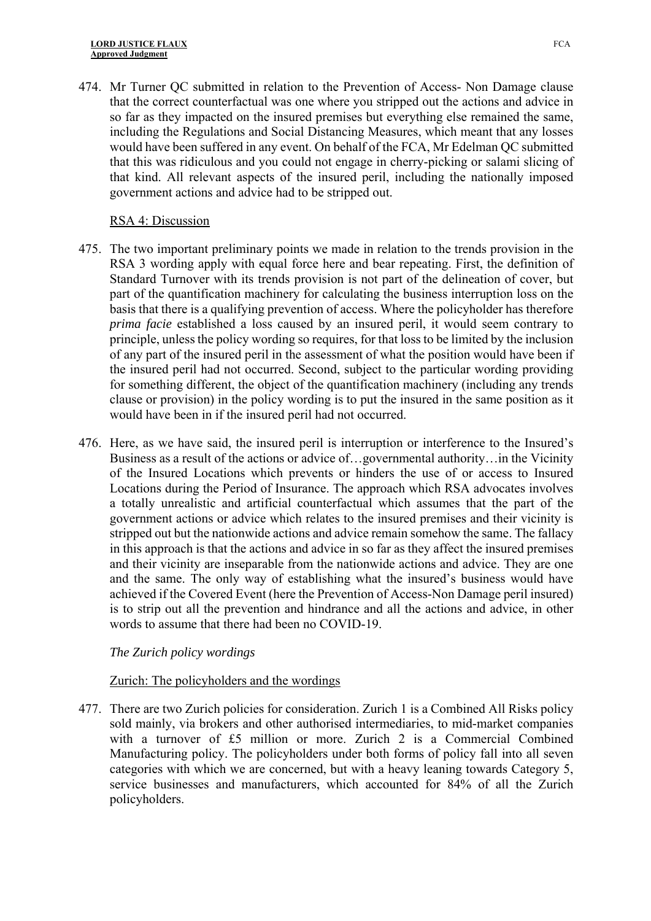474. Mr Turner QC submitted in relation to the Prevention of Access- Non Damage clause that the correct counterfactual was one where you stripped out the actions and advice in so far as they impacted on the insured premises but everything else remained the same, including the Regulations and Social Distancing Measures, which meant that any losses would have been suffered in any event. On behalf of the FCA, Mr Edelman QC submitted that this was ridiculous and you could not engage in cherry-picking or salami slicing of that kind. All relevant aspects of the insured peril, including the nationally imposed government actions and advice had to be stripped out.

RSA 4: Discussion

475. The two important preliminary points we made in relation to the trends provision in the RSA 3 wording apply with equal force here and bear repeating. First, the definition of Standard Turnover with its trends provision is not part of the delineation of cover, but part of the quantification machinery for calculating the business interruption loss on the basis that there is a qualifying prevention of access. Where the policyholder has therefore *prima facie* established a loss caused by an insured peril, it would seem contrary to principle, unless the policy wording so requires, for that loss to be limited by the inclusion of any part of the insured peril in the assessment of what the position would have been if the insured peril had not occurred. Second, subject to the particular wording providing for something different, the object of the quantification machinery (including any trends clause or provision) in the policy wording is to put the insured in the same position as it would have been in if the insured peril had not occurred.

476. Here, as we have said, the insured peril is interruption or interference to the Insured's Business as a result of the actions or advice of…governmental authority…in the Vicinity of the Insured Locations which prevents or hinders the use of or access to Insured Locations during the Period of Insurance. The approach which RSA advocates involves a totally unrealistic and artificial counterfactual which assumes that the part of the government actions or advice which relates to the insured premises and their vicinity is stripped out but the nationwide actions and advice remain somehow the same. The fallacy in this approach is that the actions and advice in so far as they affect the insured premises and their vicinity are inseparable from the nationwide actions and advice. They are one and the same. The only way of establishing what the insured's business would have achieved if the Covered Event (here the Prevention of Access-Non Damage peril insured) is to strip out all the prevention and hindrance and all the actions and advice, in other words to assume that there had been no COVID-19.

*The Zurich policy wordings*

Zurich: The policyholders and the wordings

477. There are two Zurich policies for consideration. Zurich 1 is a Combined All Risks policy sold mainly, via brokers and other authorised intermediaries, to mid-market companies with a turnover of £5 million or more. Zurich 2 is a Commercial Combined Manufacturing policy. The policyholders under both forms of policy fall into all seven categories with which we are concerned, but with a heavy leaning towards Category 5, service businesses and manufacturers, which accounted for 84% of all the Zurich policyholders.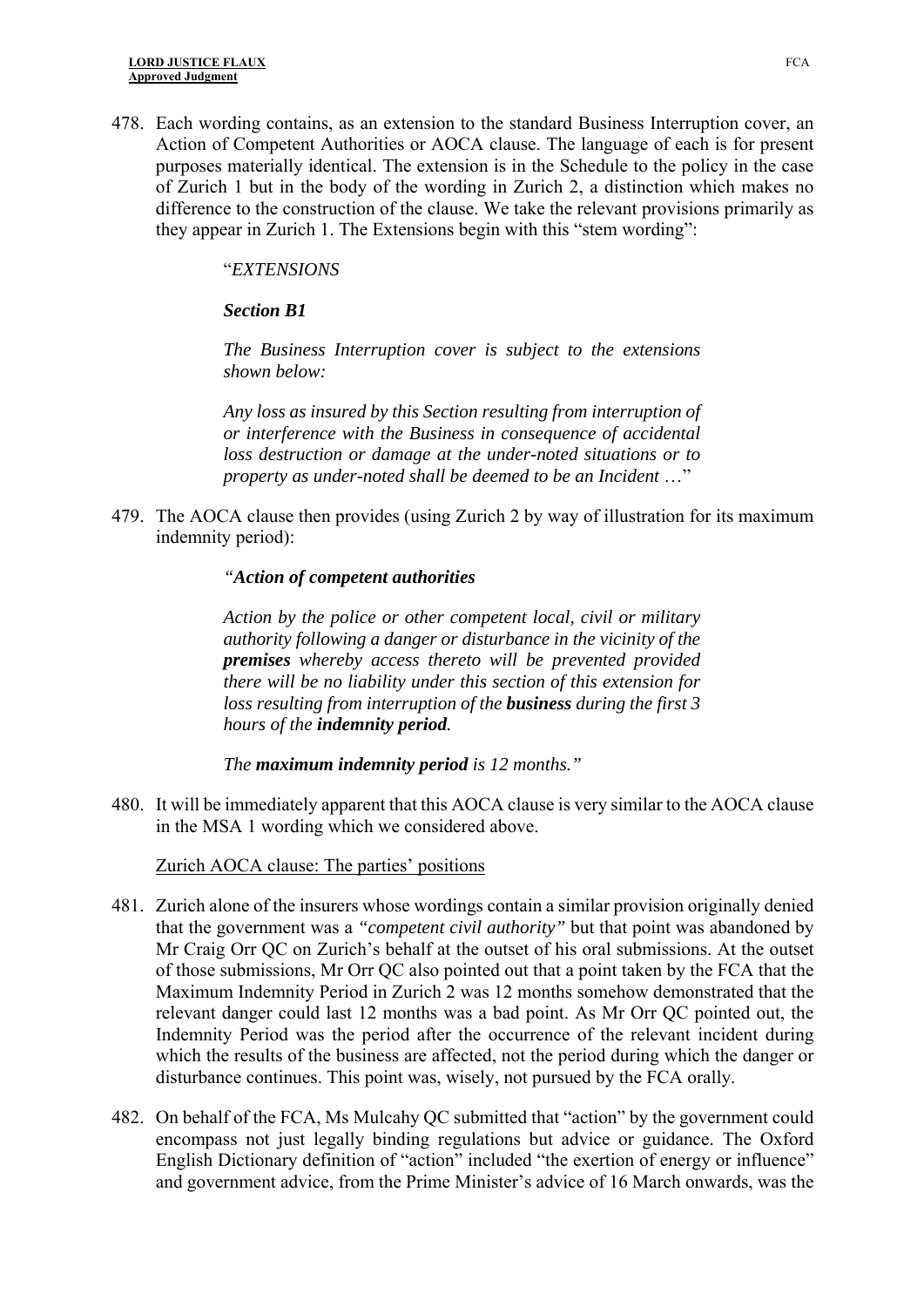478. Each wording contains, as an extension to the standard Business Interruption cover, an Action of Competent Authorities or AOCA clause. The language of each is for present purposes materially identical. The extension is in the Schedule to the policy in the case of Zurich 1 but in the body of the wording in Zurich 2, a distinction which makes no difference to the construction of the clause. We take the relevant provisions primarily as they appear in Zurich 1. The Extensions begin with this "stem wording":

> "*EXTENSIONS*
>
> ***Section B1***
>
> *The Business Interruption cover is subject to the extensions shown below:*
>
> *Any loss as insured by this Section resulting from interruption of or interference with the Business in consequence of accidental loss destruction or damage at the under-noted situations or to property as under-noted shall be deemed to be an Incident …*"

479. The AOCA clause then provides (using Zurich 2 by way of illustration for its maximum indemnity period):

> *"**Action of competent authorities***
>
> *Action by the police or other competent local, civil or military authority following a danger or disturbance in the vicinity of the **premises** whereby access thereto will be prevented provided there will be no liability under this section of this extension for loss resulting from interruption of the **business** during the first 3 hours of the **indemnity period**.*
>
> *The **maximum indemnity period** is 12 months."*

480. It will be immediately apparent that this AOCA clause is very similar to the AOCA clause in the MSA 1 wording which we considered above.

Zurich AOCA clause: The parties' positions

481. Zurich alone of the insurers whose wordings contain a similar provision originally denied that the government was a *"competent civil authority"* but that point was abandoned by Mr Craig Orr QC on Zurich's behalf at the outset of his oral submissions. At the outset of those submissions, Mr Orr QC also pointed out that a point taken by the FCA that the Maximum Indemnity Period in Zurich 2 was 12 months somehow demonstrated that the relevant danger could last 12 months was a bad point. As Mr Orr QC pointed out, the Indemnity Period was the period after the occurrence of the relevant incident during which the results of the business are affected, not the period during which the danger or disturbance continues. This point was, wisely, not pursued by the FCA orally.

482. On behalf of the FCA, Ms Mulcahy QC submitted that "action" by the government could encompass not just legally binding regulations but advice or guidance. The Oxford English Dictionary definition of "action" included "the exertion of energy or influence" and government advice, from the Prime Minister's advice of 16 March onwards, was the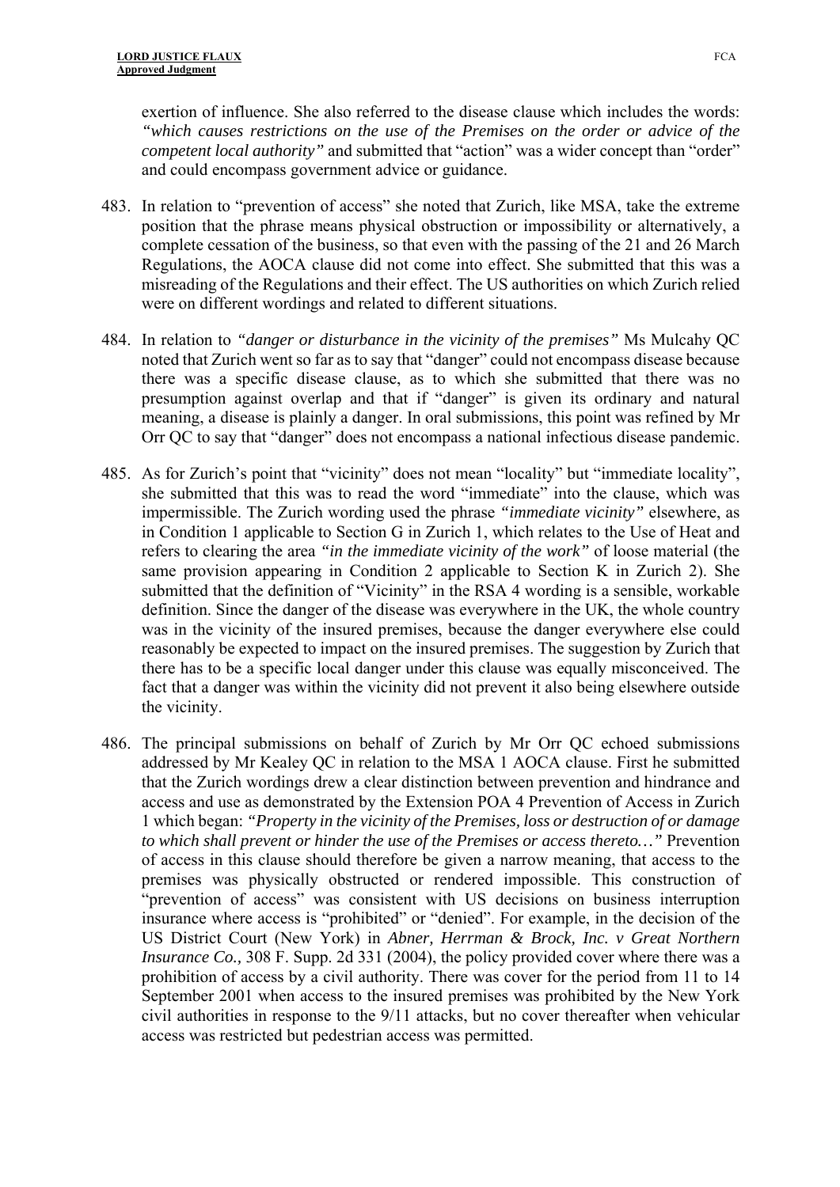exertion of influence. She also referred to the disease clause which includes the words: *"which causes restrictions on the use of the Premises on the order or advice of the competent local authority"* and submitted that "action" was a wider concept than "order" and could encompass government advice or guidance.

483. In relation to "prevention of access" she noted that Zurich, like MSA, take the extreme position that the phrase means physical obstruction or impossibility or alternatively, a complete cessation of the business, so that even with the passing of the 21 and 26 March Regulations, the AOCA clause did not come into effect. She submitted that this was a misreading of the Regulations and their effect. The US authorities on which Zurich relied were on different wordings and related to different situations.

484. In relation to *"danger or disturbance in the vicinity of the premises"* Ms Mulcahy QC noted that Zurich went so far as to say that "danger" could not encompass disease because there was a specific disease clause, as to which she submitted that there was no presumption against overlap and that if "danger" is given its ordinary and natural meaning, a disease is plainly a danger. In oral submissions, this point was refined by Mr Orr QC to say that "danger" does not encompass a national infectious disease pandemic.

485. As for Zurich's point that "vicinity" does not mean "locality" but "immediate locality", she submitted that this was to read the word "immediate" into the clause, which was impermissible. The Zurich wording used the phrase *"immediate vicinity"* elsewhere, as in Condition 1 applicable to Section G in Zurich 1, which relates to the Use of Heat and refers to clearing the area *"in the immediate vicinity of the work"* of loose material (the same provision appearing in Condition 2 applicable to Section K in Zurich 2). She submitted that the definition of "Vicinity" in the RSA 4 wording is a sensible, workable definition. Since the danger of the disease was everywhere in the UK, the whole country was in the vicinity of the insured premises, because the danger everywhere else could reasonably be expected to impact on the insured premises. The suggestion by Zurich that there has to be a specific local danger under this clause was equally misconceived. The fact that a danger was within the vicinity did not prevent it also being elsewhere outside the vicinity.

486. The principal submissions on behalf of Zurich by Mr Orr QC echoed submissions addressed by Mr Kealey QC in relation to the MSA 1 AOCA clause. First he submitted that the Zurich wordings drew a clear distinction between prevention and hindrance and access and use as demonstrated by the Extension POA 4 Prevention of Access in Zurich 1 which began: *"Property in the vicinity of the Premises, loss or destruction of or damage to which shall prevent or hinder the use of the Premises or access thereto…"* Prevention of access in this clause should therefore be given a narrow meaning, that access to the premises was physically obstructed or rendered impossible. This construction of "prevention of access" was consistent with US decisions on business interruption insurance where access is "prohibited" or "denied". For example, in the decision of the US District Court (New York) in *Abner, Herrman & Brock, Inc. v Great Northern Insurance Co.,* 308 F. Supp. 2d 331 (2004), the policy provided cover where there was a prohibition of access by a civil authority. There was cover for the period from 11 to 14 September 2001 when access to the insured premises was prohibited by the New York civil authorities in response to the 9/11 attacks, but no cover thereafter when vehicular access was restricted but pedestrian access was permitted.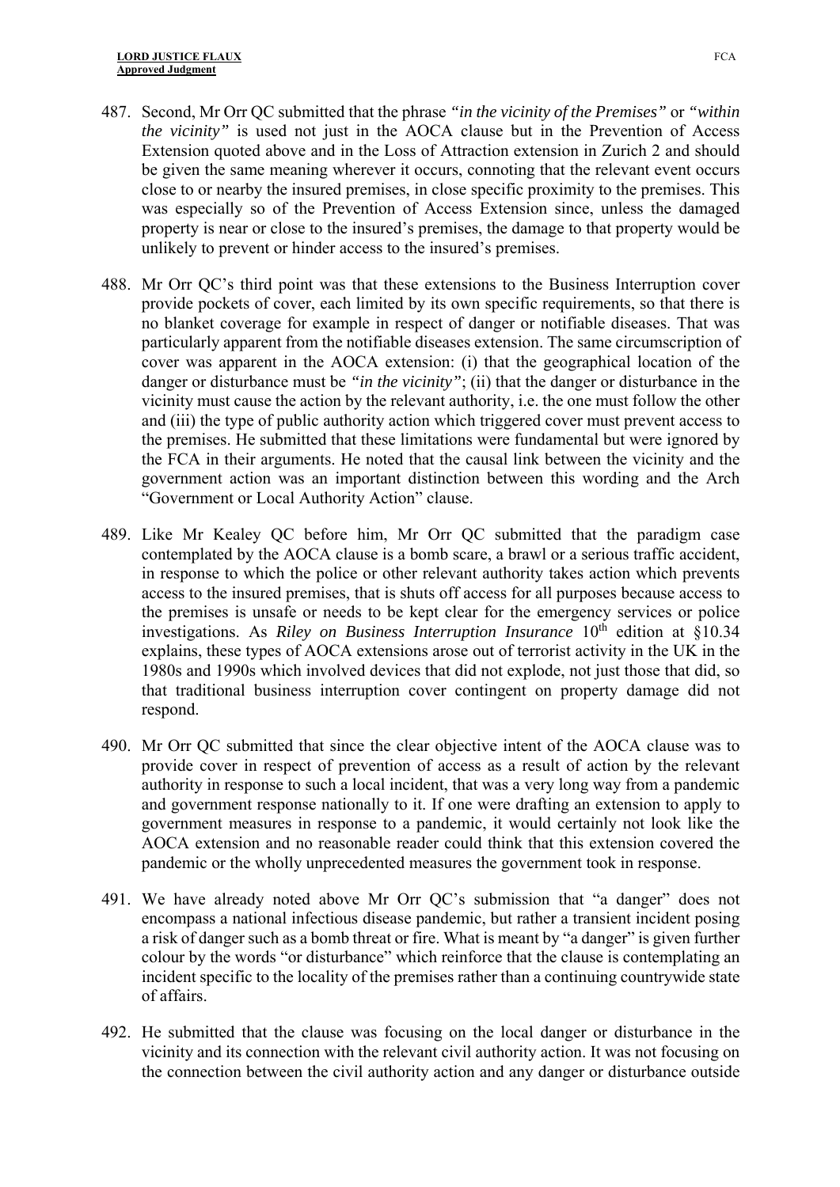487. Second, Mr Orr QC submitted that the phrase *"in the vicinity of the Premises"* or *"within the vicinity"* is used not just in the AOCA clause but in the Prevention of Access Extension quoted above and in the Loss of Attraction extension in Zurich 2 and should be given the same meaning wherever it occurs, connoting that the relevant event occurs close to or nearby the insured premises, in close specific proximity to the premises. This was especially so of the Prevention of Access Extension since, unless the damaged property is near or close to the insured's premises, the damage to that property would be unlikely to prevent or hinder access to the insured's premises.

488. Mr Orr QC's third point was that these extensions to the Business Interruption cover provide pockets of cover, each limited by its own specific requirements, so that there is no blanket coverage for example in respect of danger or notifiable diseases. That was particularly apparent from the notifiable diseases extension. The same circumscription of cover was apparent in the AOCA extension: (i) that the geographical location of the danger or disturbance must be *"in the vicinity"*; (ii) that the danger or disturbance in the vicinity must cause the action by the relevant authority, i.e. the one must follow the other and (iii) the type of public authority action which triggered cover must prevent access to the premises. He submitted that these limitations were fundamental but were ignored by the FCA in their arguments. He noted that the causal link between the vicinity and the government action was an important distinction between this wording and the Arch "Government or Local Authority Action" clause.

489. Like Mr Kealey QC before him, Mr Orr QC submitted that the paradigm case contemplated by the AOCA clause is a bomb scare, a brawl or a serious traffic accident, in response to which the police or other relevant authority takes action which prevents access to the insured premises, that is shuts off access for all purposes because access to the premises is unsafe or needs to be kept clear for the emergency services or police investigations. As *Riley on Business Interruption Insurance* 10th edition at §10.34 explains, these types of AOCA extensions arose out of terrorist activity in the UK in the 1980s and 1990s which involved devices that did not explode, not just those that did, so that traditional business interruption cover contingent on property damage did not respond.

490. Mr Orr QC submitted that since the clear objective intent of the AOCA clause was to provide cover in respect of prevention of access as a result of action by the relevant authority in response to such a local incident, that was a very long way from a pandemic and government response nationally to it. If one were drafting an extension to apply to government measures in response to a pandemic, it would certainly not look like the AOCA extension and no reasonable reader could think that this extension covered the pandemic or the wholly unprecedented measures the government took in response.

491. We have already noted above Mr Orr QC's submission that "a danger" does not encompass a national infectious disease pandemic, but rather a transient incident posing a risk of danger such as a bomb threat or fire. What is meant by "a danger" is given further colour by the words "or disturbance" which reinforce that the clause is contemplating an incident specific to the locality of the premises rather than a continuing countrywide state of affairs.

492. He submitted that the clause was focusing on the local danger or disturbance in the vicinity and its connection with the relevant civil authority action. It was not focusing on the connection between the civil authority action and any danger or disturbance outside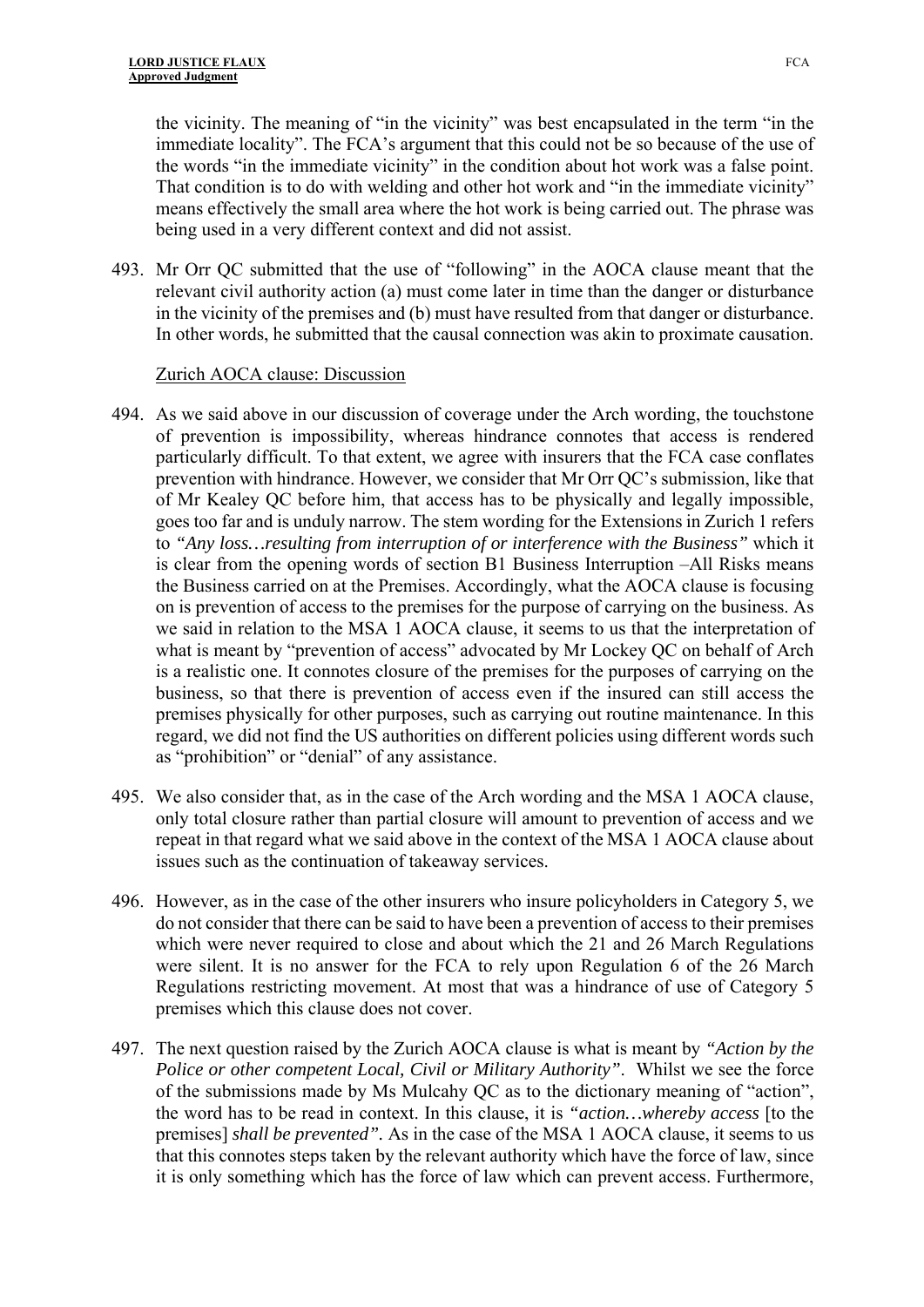the vicinity. The meaning of "in the vicinity" was best encapsulated in the term "in the immediate locality". The FCA's argument that this could not be so because of the use of the words "in the immediate vicinity" in the condition about hot work was a false point. That condition is to do with welding and other hot work and "in the immediate vicinity" means effectively the small area where the hot work is being carried out. The phrase was being used in a very different context and did not assist.

493. Mr Orr QC submitted that the use of "following" in the AOCA clause meant that the relevant civil authority action (a) must come later in time than the danger or disturbance in the vicinity of the premises and (b) must have resulted from that danger or disturbance. In other words, he submitted that the causal connection was akin to proximate causation.

Zurich AOCA clause: Discussion

494. As we said above in our discussion of coverage under the Arch wording, the touchstone of prevention is impossibility, whereas hindrance connotes that access is rendered particularly difficult. To that extent, we agree with insurers that the FCA case conflates prevention with hindrance. However, we consider that Mr Orr QC's submission, like that of Mr Kealey QC before him, that access has to be physically and legally impossible, goes too far and is unduly narrow. The stem wording for the Extensions in Zurich 1 refers to *"Any loss…resulting from interruption of or interference with the Business"* which it is clear from the opening words of section B1 Business Interruption –All Risks means the Business carried on at the Premises. Accordingly, what the AOCA clause is focusing on is prevention of access to the premises for the purpose of carrying on the business. As we said in relation to the MSA 1 AOCA clause, it seems to us that the interpretation of what is meant by "prevention of access" advocated by Mr Lockey QC on behalf of Arch is a realistic one. It connotes closure of the premises for the purposes of carrying on the business, so that there is prevention of access even if the insured can still access the premises physically for other purposes, such as carrying out routine maintenance. In this regard, we did not find the US authorities on different policies using different words such as "prohibition" or "denial" of any assistance.

495. We also consider that, as in the case of the Arch wording and the MSA 1 AOCA clause, only total closure rather than partial closure will amount to prevention of access and we repeat in that regard what we said above in the context of the MSA 1 AOCA clause about issues such as the continuation of takeaway services.

496. However, as in the case of the other insurers who insure policyholders in Category 5, we do not consider that there can be said to have been a prevention of access to their premises which were never required to close and about which the 21 and 26 March Regulations were silent. It is no answer for the FCA to rely upon Regulation 6 of the 26 March Regulations restricting movement. At most that was a hindrance of use of Category 5 premises which this clause does not cover.

497. The next question raised by the Zurich AOCA clause is what is meant by *"Action by the Police or other competent Local, Civil or Military Authority"*. Whilst we see the force of the submissions made by Ms Mulcahy QC as to the dictionary meaning of "action", the word has to be read in context. In this clause, it is *"action…whereby access* [to the premises] *shall be prevented"*. As in the case of the MSA 1 AOCA clause, it seems to us that this connotes steps taken by the relevant authority which have the force of law, since it is only something which has the force of law which can prevent access. Furthermore,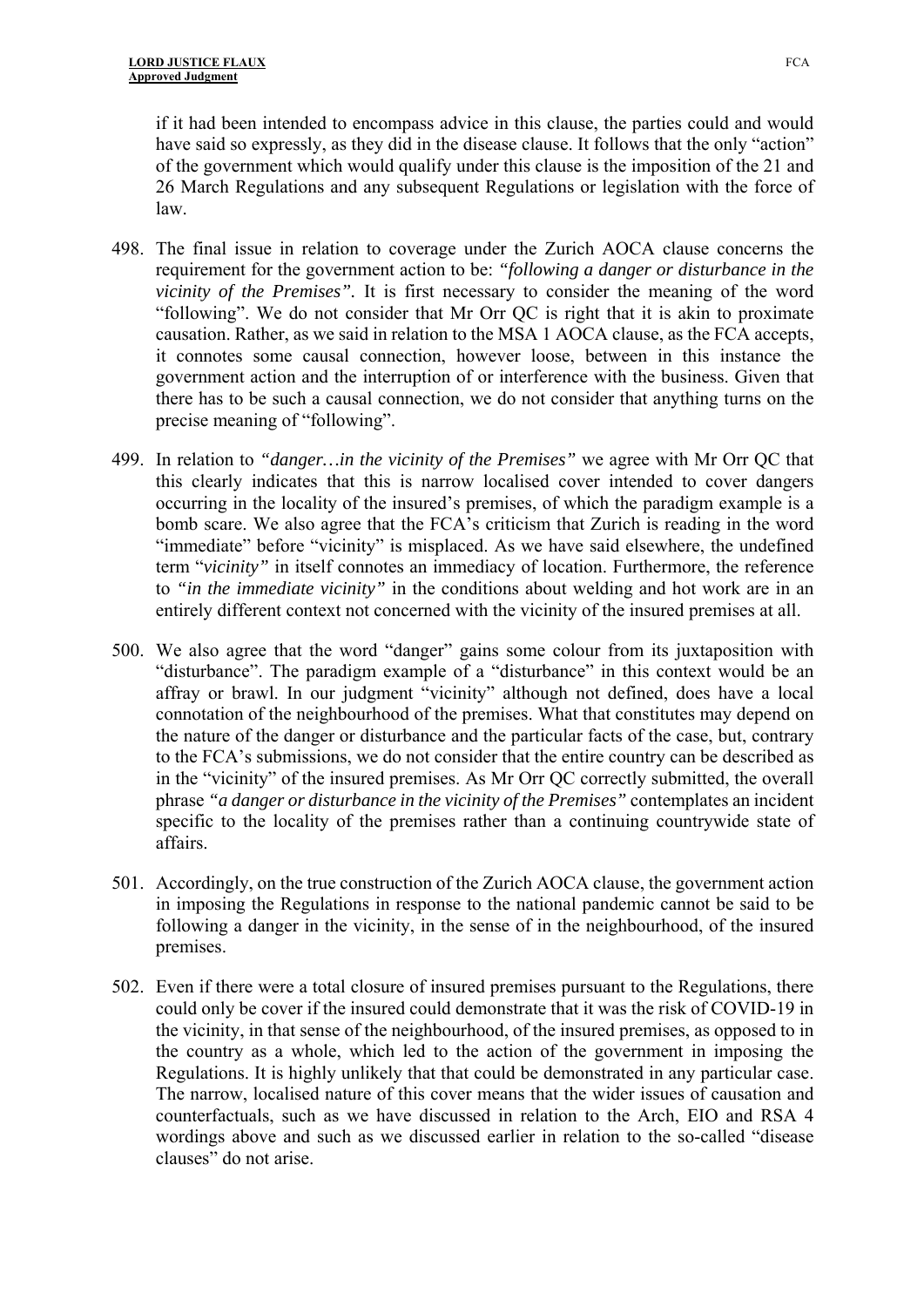if it had been intended to encompass advice in this clause, the parties could and would have said so expressly, as they did in the disease clause. It follows that the only "action" of the government which would qualify under this clause is the imposition of the 21 and 26 March Regulations and any subsequent Regulations or legislation with the force of law.

498. The final issue in relation to coverage under the Zurich AOCA clause concerns the requirement for the government action to be: *"following a danger or disturbance in the vicinity of the Premises"*. It is first necessary to consider the meaning of the word "following". We do not consider that Mr Orr QC is right that it is akin to proximate causation. Rather, as we said in relation to the MSA 1 AOCA clause, as the FCA accepts, it connotes some causal connection, however loose, between in this instance the government action and the interruption of or interference with the business. Given that there has to be such a causal connection, we do not consider that anything turns on the precise meaning of "following".

499. In relation to *"danger…in the vicinity of the Premises"* we agree with Mr Orr QC that this clearly indicates that this is narrow localised cover intended to cover dangers occurring in the locality of the insured's premises, of which the paradigm example is a bomb scare. We also agree that the FCA's criticism that Zurich is reading in the word "immediate" before "vicinity" is misplaced. As we have said elsewhere, the undefined term "*vicinity"* in itself connotes an immediacy of location. Furthermore, the reference to *"in the immediate vicinity"* in the conditions about welding and hot work are in an entirely different context not concerned with the vicinity of the insured premises at all.

500. We also agree that the word "danger" gains some colour from its juxtaposition with "disturbance". The paradigm example of a "disturbance" in this context would be an affray or brawl. In our judgment "vicinity" although not defined, does have a local connotation of the neighbourhood of the premises. What that constitutes may depend on the nature of the danger or disturbance and the particular facts of the case, but, contrary to the FCA's submissions, we do not consider that the entire country can be described as in the "vicinity" of the insured premises. As Mr Orr QC correctly submitted, the overall phrase *"a danger or disturbance in the vicinity of the Premises"* contemplates an incident specific to the locality of the premises rather than a continuing countrywide state of affairs.

501. Accordingly, on the true construction of the Zurich AOCA clause, the government action in imposing the Regulations in response to the national pandemic cannot be said to be following a danger in the vicinity, in the sense of in the neighbourhood, of the insured premises.

502. Even if there were a total closure of insured premises pursuant to the Regulations, there could only be cover if the insured could demonstrate that it was the risk of COVID-19 in the vicinity, in that sense of the neighbourhood, of the insured premises, as opposed to in the country as a whole, which led to the action of the government in imposing the Regulations. It is highly unlikely that that could be demonstrated in any particular case. The narrow, localised nature of this cover means that the wider issues of causation and counterfactuals, such as we have discussed in relation to the Arch, EIO and RSA 4 wordings above and such as we discussed earlier in relation to the so-called "disease clauses" do not arise.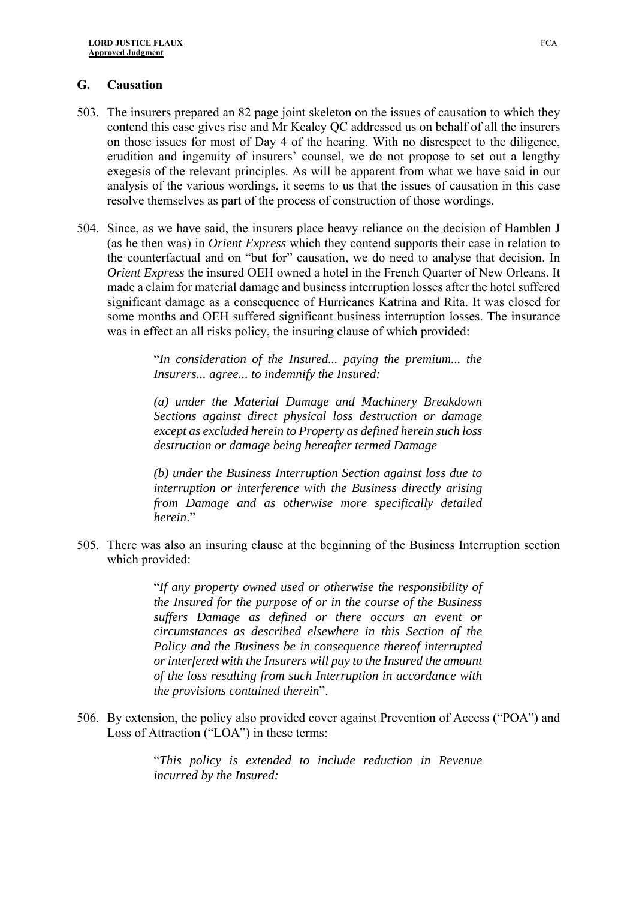## G. Causation

503. The insurers prepared an 82 page joint skeleton on the issues of causation to which they contend this case gives rise and Mr Kealey QC addressed us on behalf of all the insurers on those issues for most of Day 4 of the hearing. With no disrespect to the diligence, erudition and ingenuity of insurers' counsel, we do not propose to set out a lengthy exegesis of the relevant principles. As will be apparent from what we have said in our analysis of the various wordings, it seems to us that the issues of causation in this case resolve themselves as part of the process of construction of those wordings.

504. Since, as we have said, the insurers place heavy reliance on the decision of Hamblen J (as he then was) in *Orient Express* which they contend supports their case in relation to the counterfactual and on "but for" causation, we do need to analyse that decision. In *Orient Express* the insured OEH owned a hotel in the French Quarter of New Orleans. It made a claim for material damage and business interruption losses after the hotel suffered significant damage as a consequence of Hurricanes Katrina and Rita. It was closed for some months and OEH suffered significant business interruption losses. The insurance was in effect an all risks policy, the insuring clause of which provided:

> "*In consideration of the Insured... paying the premium... the Insurers... agree... to indemnify the Insured:*
>
> *(a) under the Material Damage and Machinery Breakdown Sections against direct physical loss destruction or damage except as excluded herein to Property as defined herein such loss destruction or damage being hereafter termed Damage*
>
> *(b) under the Business Interruption Section against loss due to interruption or interference with the Business directly arising from Damage and as otherwise more specifically detailed herein*."

505. There was also an insuring clause at the beginning of the Business Interruption section which provided:

> "*If any property owned used or otherwise the responsibility of the Insured for the purpose of or in the course of the Business suffers Damage as defined or there occurs an event or circumstances as described elsewhere in this Section of the Policy and the Business be in consequence thereof interrupted or interfered with the Insurers will pay to the Insured the amount of the loss resulting from such Interruption in accordance with the provisions contained therein*".

506. By extension, the policy also provided cover against Prevention of Access ("POA") and Loss of Attraction ("LOA") in these terms:

> "*This policy is extended to include reduction in Revenue incurred by the Insured:*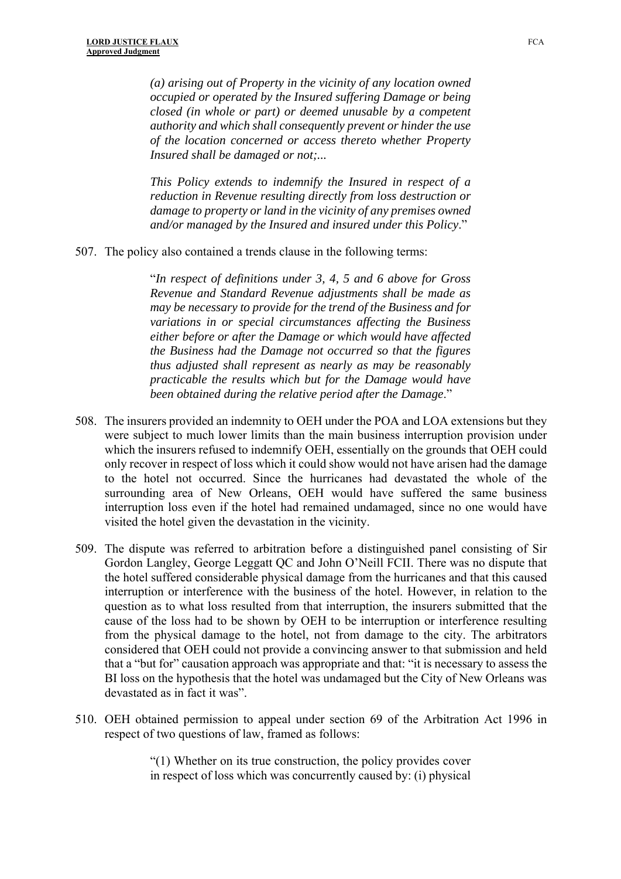> *(a) arising out of Property in the vicinity of any location owned occupied or operated by the Insured suffering Damage or being closed (in whole or part) or deemed unusable by a competent authority and which shall consequently prevent or hinder the use of the location concerned or access thereto whether Property Insured shall be damaged or not;...*
>
> *This Policy extends to indemnify the Insured in respect of a reduction in Revenue resulting directly from loss destruction or damage to property or land in the vicinity of any premises owned and/or managed by the Insured and insured under this Policy*."

507. The policy also contained a trends clause in the following terms:

> "*In respect of definitions under 3, 4, 5 and 6 above for Gross Revenue and Standard Revenue adjustments shall be made as may be necessary to provide for the trend of the Business and for variations in or special circumstances affecting the Business either before or after the Damage or which would have affected the Business had the Damage not occurred so that the figures thus adjusted shall represent as nearly as may be reasonably practicable the results which but for the Damage would have been obtained during the relative period after the Damage*."

508. The insurers provided an indemnity to OEH under the POA and LOA extensions but they were subject to much lower limits than the main business interruption provision under which the insurers refused to indemnify OEH, essentially on the grounds that OEH could only recover in respect of loss which it could show would not have arisen had the damage to the hotel not occurred. Since the hurricanes had devastated the whole of the surrounding area of New Orleans, OEH would have suffered the same business interruption loss even if the hotel had remained undamaged, since no one would have visited the hotel given the devastation in the vicinity.

509. The dispute was referred to arbitration before a distinguished panel consisting of Sir Gordon Langley, George Leggatt QC and John O'Neill FCII. There was no dispute that the hotel suffered considerable physical damage from the hurricanes and that this caused interruption or interference with the business of the hotel. However, in relation to the question as to what loss resulted from that interruption, the insurers submitted that the cause of the loss had to be shown by OEH to be interruption or interference resulting from the physical damage to the hotel, not from damage to the city. The arbitrators considered that OEH could not provide a convincing answer to that submission and held that a "but for" causation approach was appropriate and that: "it is necessary to assess the BI loss on the hypothesis that the hotel was undamaged but the City of New Orleans was devastated as in fact it was".

510. OEH obtained permission to appeal under section 69 of the Arbitration Act 1996 in respect of two questions of law, framed as follows:

> "(1) Whether on its true construction, the policy provides cover in respect of loss which was concurrently caused by: (i) physical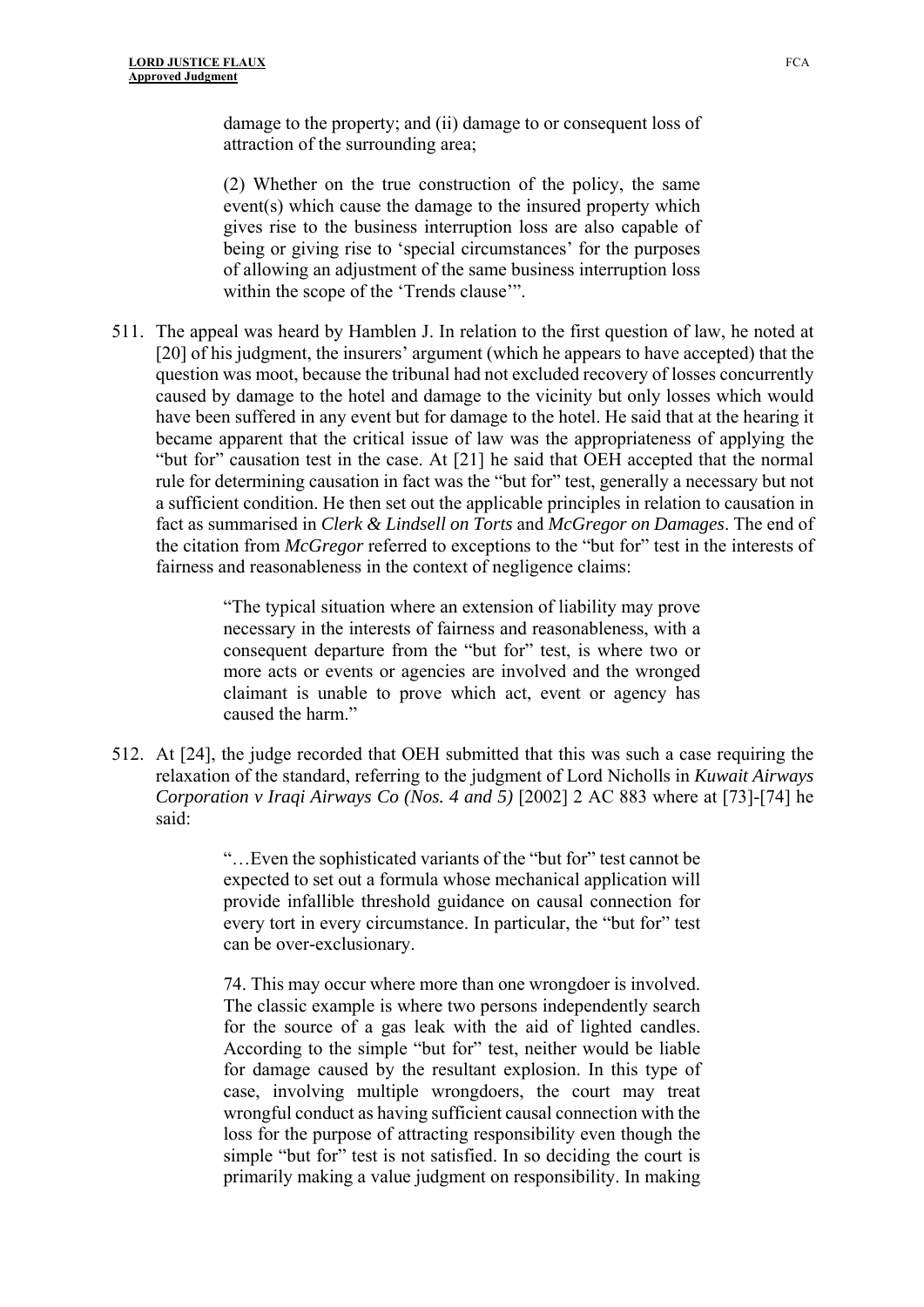> damage to the property; and (ii) damage to or consequent loss of attraction of the surrounding area;
>
> (2) Whether on the true construction of the policy, the same event(s) which cause the damage to the insured property which gives rise to the business interruption loss are also capable of being or giving rise to 'special circumstances' for the purposes of allowing an adjustment of the same business interruption loss within the scope of the 'Trends clause'".

511. The appeal was heard by Hamblen J. In relation to the first question of law, he noted at [20] of his judgment, the insurers' argument (which he appears to have accepted) that the question was moot, because the tribunal had not excluded recovery of losses concurrently caused by damage to the hotel and damage to the vicinity but only losses which would have been suffered in any event but for damage to the hotel. He said that at the hearing it became apparent that the critical issue of law was the appropriateness of applying the "but for" causation test in the case. At [21] he said that OEH accepted that the normal rule for determining causation in fact was the "but for" test, generally a necessary but not a sufficient condition. He then set out the applicable principles in relation to causation in fact as summarised in *Clerk & Lindsell on Torts* and *McGregor on Damages*. The end of the citation from *McGregor* referred to exceptions to the "but for" test in the interests of fairness and reasonableness in the context of negligence claims:

> "The typical situation where an extension of liability may prove necessary in the interests of fairness and reasonableness, with a consequent departure from the "but for" test, is where two or more acts or events or agencies are involved and the wronged claimant is unable to prove which act, event or agency has caused the harm."

512. At [24], the judge recorded that OEH submitted that this was such a case requiring the relaxation of the standard, referring to the judgment of Lord Nicholls in *Kuwait Airways Corporation v Iraqi Airways Co (Nos. 4 and 5)* [2002] 2 AC 883 where at [73]-[74] he said:

> "…Even the sophisticated variants of the "but for" test cannot be expected to set out a formula whose mechanical application will provide infallible threshold guidance on causal connection for every tort in every circumstance. In particular, the "but for" test can be over-exclusionary.
>
> 74. This may occur where more than one wrongdoer is involved. The classic example is where two persons independently search for the source of a gas leak with the aid of lighted candles. According to the simple "but for" test, neither would be liable for damage caused by the resultant explosion. In this type of case, involving multiple wrongdoers, the court may treat wrongful conduct as having sufficient causal connection with the loss for the purpose of attracting responsibility even though the simple "but for" test is not satisfied. In so deciding the court is primarily making a value judgment on responsibility. In making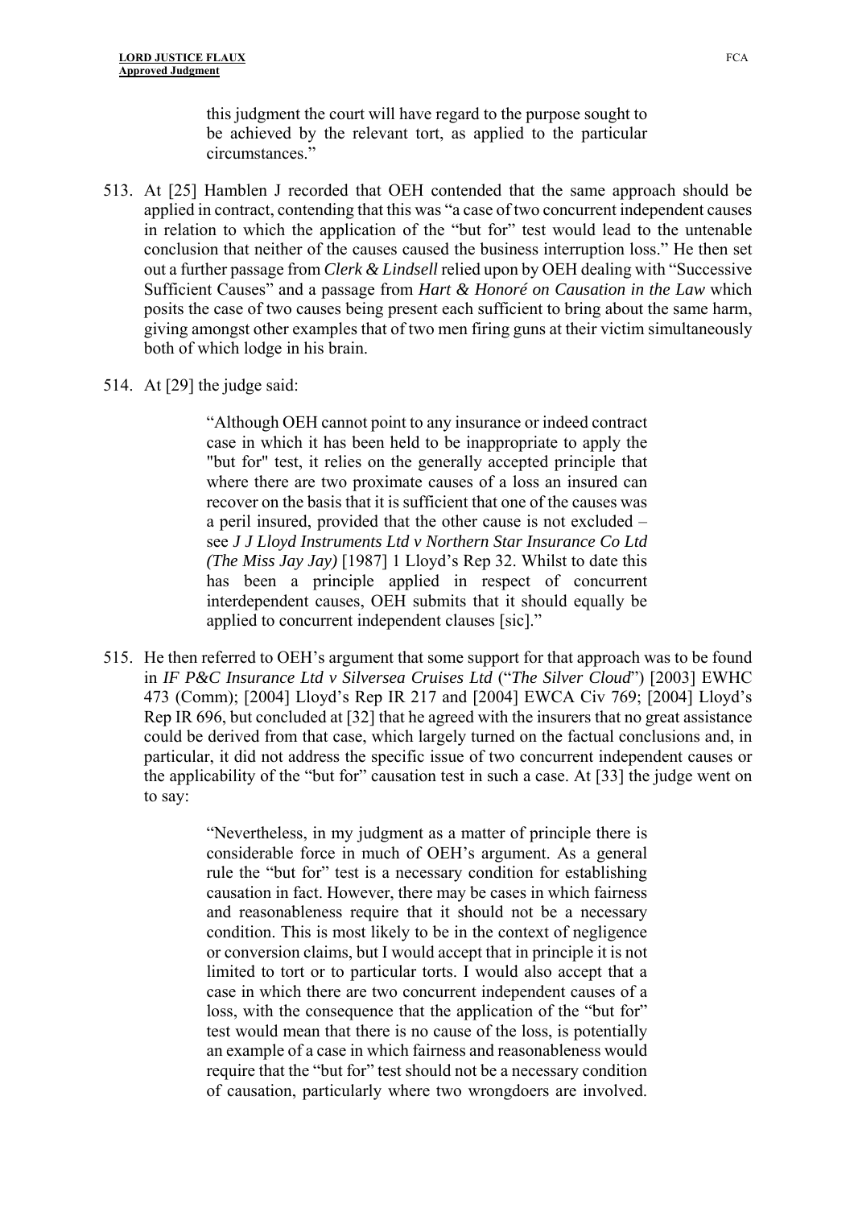> this judgment the court will have regard to the purpose sought to be achieved by the relevant tort, as applied to the particular circumstances."

513. At [25] Hamblen J recorded that OEH contended that the same approach should be applied in contract, contending that this was "a case of two concurrent independent causes in relation to which the application of the "but for" test would lead to the untenable conclusion that neither of the causes caused the business interruption loss." He then set out a further passage from *Clerk & Lindsell* relied upon by OEH dealing with "Successive Sufficient Causes" and a passage from *Hart & Honoré on Causation in the Law* which posits the case of two causes being present each sufficient to bring about the same harm, giving amongst other examples that of two men firing guns at their victim simultaneously both of which lodge in his brain.

514. At [29] the judge said:

> "Although OEH cannot point to any insurance or indeed contract case in which it has been held to be inappropriate to apply the "but for" test, it relies on the generally accepted principle that where there are two proximate causes of a loss an insured can recover on the basis that it is sufficient that one of the causes was a peril insured, provided that the other cause is not excluded – see *J J Lloyd Instruments Ltd v Northern Star Insurance Co Ltd (The Miss Jay Jay)* [1987] 1 Lloyd's Rep 32. Whilst to date this has been a principle applied in respect of concurrent interdependent causes, OEH submits that it should equally be applied to concurrent independent clauses [sic]."

515. He then referred to OEH's argument that some support for that approach was to be found in *IF P&C Insurance Ltd v Silversea Cruises Ltd* ("*The Silver Cloud*") [2003] EWHC 473 (Comm); [2004] Lloyd's Rep IR 217 and [2004] EWCA Civ 769; [2004] Lloyd's Rep IR 696, but concluded at [32] that he agreed with the insurers that no great assistance could be derived from that case, which largely turned on the factual conclusions and, in particular, it did not address the specific issue of two concurrent independent causes or the applicability of the "but for" causation test in such a case. At [33] the judge went on to say:

> "Nevertheless, in my judgment as a matter of principle there is considerable force in much of OEH's argument. As a general rule the "but for" test is a necessary condition for establishing causation in fact. However, there may be cases in which fairness and reasonableness require that it should not be a necessary condition. This is most likely to be in the context of negligence or conversion claims, but I would accept that in principle it is not limited to tort or to particular torts. I would also accept that a case in which there are two concurrent independent causes of a loss, with the consequence that the application of the "but for" test would mean that there is no cause of the loss, is potentially an example of a case in which fairness and reasonableness would require that the "but for" test should not be a necessary condition of causation, particularly where two wrongdoers are involved.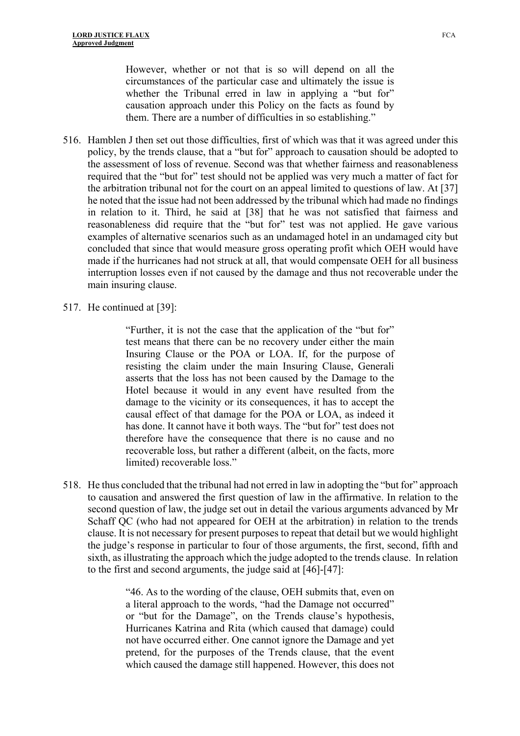> However, whether or not that is so will depend on all the circumstances of the particular case and ultimately the issue is whether the Tribunal erred in law in applying a "but for" causation approach under this Policy on the facts as found by them. There are a number of difficulties in so establishing."

516. Hamblen J then set out those difficulties, first of which was that it was agreed under this policy, by the trends clause, that a "but for" approach to causation should be adopted to the assessment of loss of revenue. Second was that whether fairness and reasonableness required that the "but for" test should not be applied was very much a matter of fact for the arbitration tribunal not for the court on an appeal limited to questions of law. At [37] he noted that the issue had not been addressed by the tribunal which had made no findings in relation to it. Third, he said at [38] that he was not satisfied that fairness and reasonableness did require that the "but for" test was not applied. He gave various examples of alternative scenarios such as an undamaged hotel in an undamaged city but concluded that since that would measure gross operating profit which OEH would have made if the hurricanes had not struck at all, that would compensate OEH for all business interruption losses even if not caused by the damage and thus not recoverable under the main insuring clause.

517. He continued at [39]:

> "Further, it is not the case that the application of the "but for" test means that there can be no recovery under either the main Insuring Clause or the POA or LOA. If, for the purpose of resisting the claim under the main Insuring Clause, Generali asserts that the loss has not been caused by the Damage to the Hotel because it would in any event have resulted from the damage to the vicinity or its consequences, it has to accept the causal effect of that damage for the POA or LOA, as indeed it has done. It cannot have it both ways. The "but for" test does not therefore have the consequence that there is no cause and no recoverable loss, but rather a different (albeit, on the facts, more limited) recoverable loss."

518. He thus concluded that the tribunal had not erred in law in adopting the "but for" approach to causation and answered the first question of law in the affirmative. In relation to the second question of law, the judge set out in detail the various arguments advanced by Mr Schaff QC (who had not appeared for OEH at the arbitration) in relation to the trends clause. It is not necessary for present purposes to repeat that detail but we would highlight the judge's response in particular to four of those arguments, the first, second, fifth and sixth, as illustrating the approach which the judge adopted to the trends clause. In relation to the first and second arguments, the judge said at [46]-[47]:

> "46. As to the wording of the clause, OEH submits that, even on a literal approach to the words, "had the Damage not occurred" or "but for the Damage", on the Trends clause's hypothesis, Hurricanes Katrina and Rita (which caused that damage) could not have occurred either. One cannot ignore the Damage and yet pretend, for the purposes of the Trends clause, that the event which caused the damage still happened. However, this does not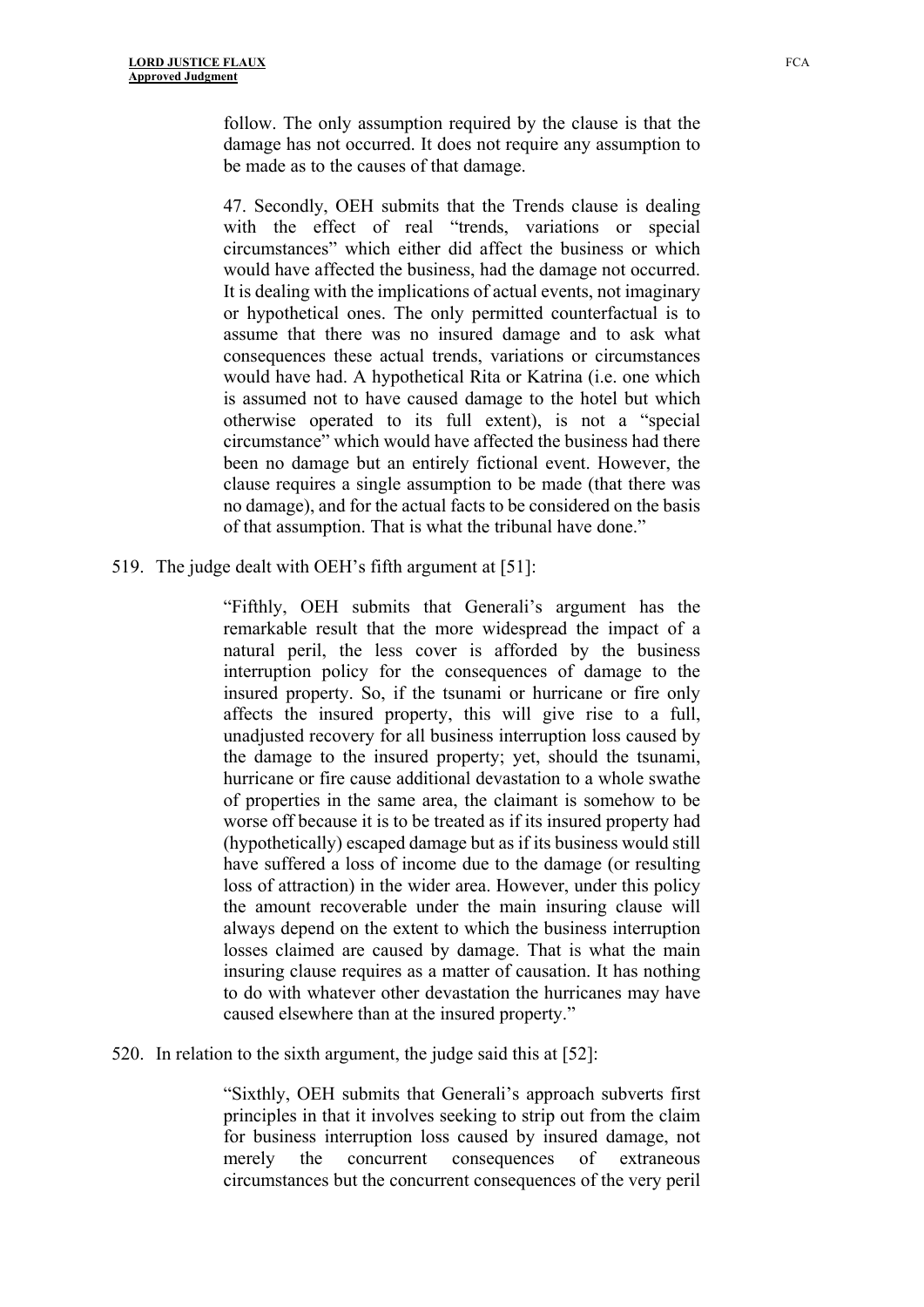> follow. The only assumption required by the clause is that the damage has not occurred. It does not require any assumption to be made as to the causes of that damage.
>
> 47. Secondly, OEH submits that the Trends clause is dealing with the effect of real "trends, variations or special circumstances" which either did affect the business or which would have affected the business, had the damage not occurred. It is dealing with the implications of actual events, not imaginary or hypothetical ones. The only permitted counterfactual is to assume that there was no insured damage and to ask what consequences these actual trends, variations or circumstances would have had. A hypothetical Rita or Katrina (i.e. one which is assumed not to have caused damage to the hotel but which otherwise operated to its full extent), is not a "special circumstance" which would have affected the business had there been no damage but an entirely fictional event. However, the clause requires a single assumption to be made (that there was no damage), and for the actual facts to be considered on the basis of that assumption. That is what the tribunal have done."

519. The judge dealt with OEH's fifth argument at [51]:

> "Fifthly, OEH submits that Generali's argument has the remarkable result that the more widespread the impact of a natural peril, the less cover is afforded by the business interruption policy for the consequences of damage to the insured property. So, if the tsunami or hurricane or fire only affects the insured property, this will give rise to a full, unadjusted recovery for all business interruption loss caused by the damage to the insured property; yet, should the tsunami, hurricane or fire cause additional devastation to a whole swathe of properties in the same area, the claimant is somehow to be worse off because it is to be treated as if its insured property had (hypothetically) escaped damage but as if its business would still have suffered a loss of income due to the damage (or resulting loss of attraction) in the wider area. However, under this policy the amount recoverable under the main insuring clause will always depend on the extent to which the business interruption losses claimed are caused by damage. That is what the main insuring clause requires as a matter of causation. It has nothing to do with whatever other devastation the hurricanes may have caused elsewhere than at the insured property."

520. In relation to the sixth argument, the judge said this at [52]:

> "Sixthly, OEH submits that Generali's approach subverts first principles in that it involves seeking to strip out from the claim for business interruption loss caused by insured damage, not merely the concurrent consequences of extraneous circumstances but the concurrent consequences of the very peril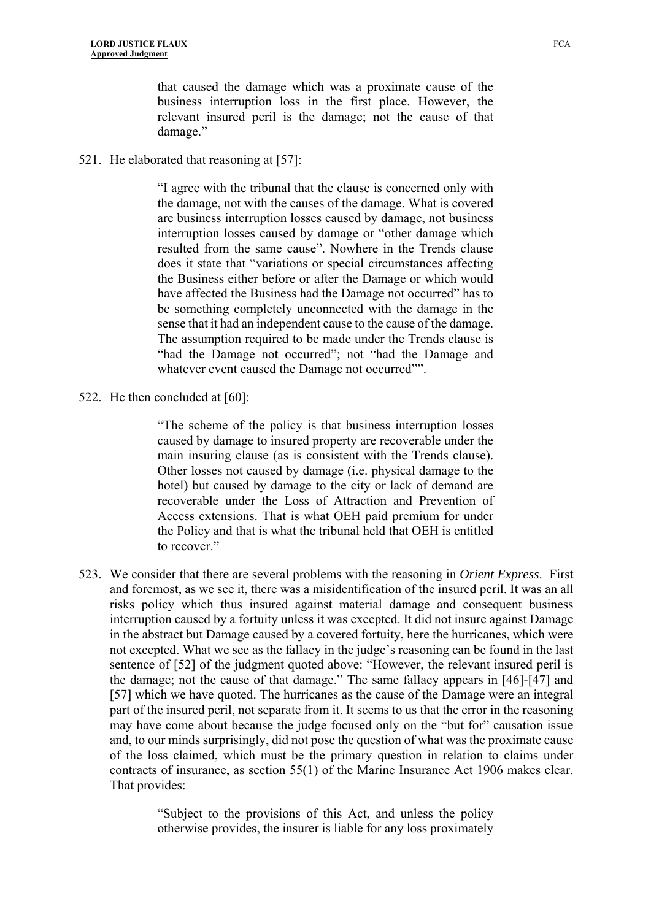> that caused the damage which was a proximate cause of the business interruption loss in the first place. However, the relevant insured peril is the damage; not the cause of that damage."

521. He elaborated that reasoning at [57]:

> "I agree with the tribunal that the clause is concerned only with the damage, not with the causes of the damage. What is covered are business interruption losses caused by damage, not business interruption losses caused by damage or "other damage which resulted from the same cause". Nowhere in the Trends clause does it state that "variations or special circumstances affecting the Business either before or after the Damage or which would have affected the Business had the Damage not occurred" has to be something completely unconnected with the damage in the sense that it had an independent cause to the cause of the damage. The assumption required to be made under the Trends clause is "had the Damage not occurred"; not "had the Damage and whatever event caused the Damage not occurred"".

522. He then concluded at [60]:

> "The scheme of the policy is that business interruption losses caused by damage to insured property are recoverable under the main insuring clause (as is consistent with the Trends clause). Other losses not caused by damage (i.e. physical damage to the hotel) but caused by damage to the city or lack of demand are recoverable under the Loss of Attraction and Prevention of Access extensions. That is what OEH paid premium for under the Policy and that is what the tribunal held that OEH is entitled to recover."

523. We consider that there are several problems with the reasoning in *Orient Express*. First and foremost, as we see it, there was a misidentification of the insured peril. It was an all risks policy which thus insured against material damage and consequent business interruption caused by a fortuity unless it was excepted. It did not insure against Damage in the abstract but Damage caused by a covered fortuity, here the hurricanes, which were not excepted. What we see as the fallacy in the judge's reasoning can be found in the last sentence of [52] of the judgment quoted above: "However, the relevant insured peril is the damage; not the cause of that damage." The same fallacy appears in [46]-[47] and [57] which we have quoted. The hurricanes as the cause of the Damage were an integral part of the insured peril, not separate from it. It seems to us that the error in the reasoning may have come about because the judge focused only on the "but for" causation issue and, to our minds surprisingly, did not pose the question of what was the proximate cause of the loss claimed, which must be the primary question in relation to claims under contracts of insurance, as section 55(1) of the Marine Insurance Act 1906 makes clear. That provides:

> "Subject to the provisions of this Act, and unless the policy otherwise provides, the insurer is liable for any loss proximately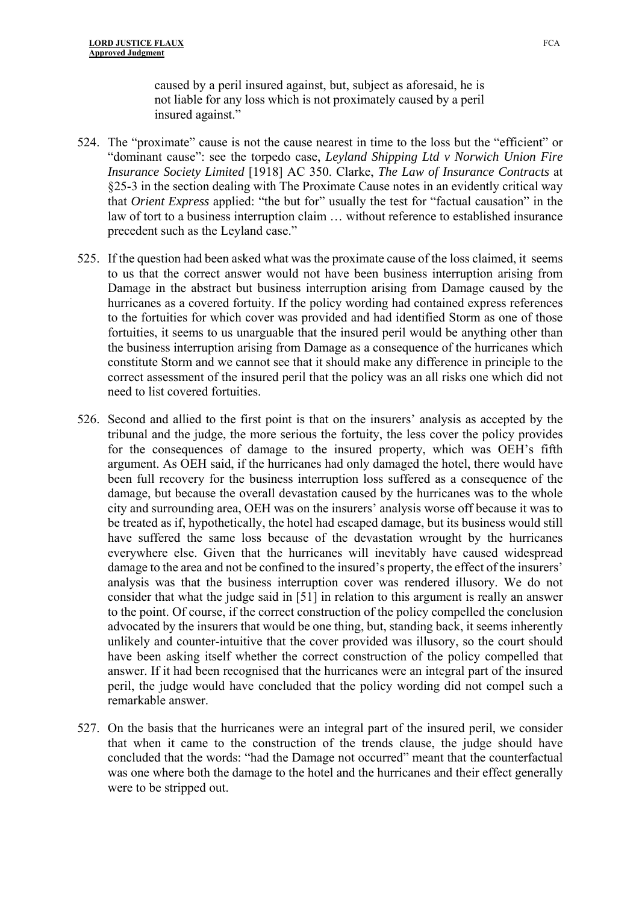> caused by a peril insured against, but, subject as aforesaid, he is not liable for any loss which is not proximately caused by a peril insured against."

524. The "proximate" cause is not the cause nearest in time to the loss but the "efficient" or "dominant cause": see the torpedo case, *Leyland Shipping Ltd v Norwich Union Fire Insurance Society Limited* [1918] AC 350. Clarke, *The Law of Insurance Contracts* at §25-3 in the section dealing with The Proximate Cause notes in an evidently critical way that *Orient Express* applied: "the but for" usually the test for "factual causation" in the law of tort to a business interruption claim … without reference to established insurance precedent such as the Leyland case."

525. If the question had been asked what was the proximate cause of the loss claimed, it seems to us that the correct answer would not have been business interruption arising from Damage in the abstract but business interruption arising from Damage caused by the hurricanes as a covered fortuity. If the policy wording had contained express references to the fortuities for which cover was provided and had identified Storm as one of those fortuities, it seems to us unarguable that the insured peril would be anything other than the business interruption arising from Damage as a consequence of the hurricanes which constitute Storm and we cannot see that it should make any difference in principle to the correct assessment of the insured peril that the policy was an all risks one which did not need to list covered fortuities.

526. Second and allied to the first point is that on the insurers' analysis as accepted by the tribunal and the judge, the more serious the fortuity, the less cover the policy provides for the consequences of damage to the insured property, which was OEH's fifth argument. As OEH said, if the hurricanes had only damaged the hotel, there would have been full recovery for the business interruption loss suffered as a consequence of the damage, but because the overall devastation caused by the hurricanes was to the whole city and surrounding area, OEH was on the insurers' analysis worse off because it was to be treated as if, hypothetically, the hotel had escaped damage, but its business would still have suffered the same loss because of the devastation wrought by the hurricanes everywhere else. Given that the hurricanes will inevitably have caused widespread damage to the area and not be confined to the insured's property, the effect of the insurers' analysis was that the business interruption cover was rendered illusory. We do not consider that what the judge said in [51] in relation to this argument is really an answer to the point. Of course, if the correct construction of the policy compelled the conclusion advocated by the insurers that would be one thing, but, standing back, it seems inherently unlikely and counter-intuitive that the cover provided was illusory, so the court should have been asking itself whether the correct construction of the policy compelled that answer. If it had been recognised that the hurricanes were an integral part of the insured peril, the judge would have concluded that the policy wording did not compel such a remarkable answer.

527. On the basis that the hurricanes were an integral part of the insured peril, we consider that when it came to the construction of the trends clause, the judge should have concluded that the words: "had the Damage not occurred" meant that the counterfactual was one where both the damage to the hotel and the hurricanes and their effect generally were to be stripped out.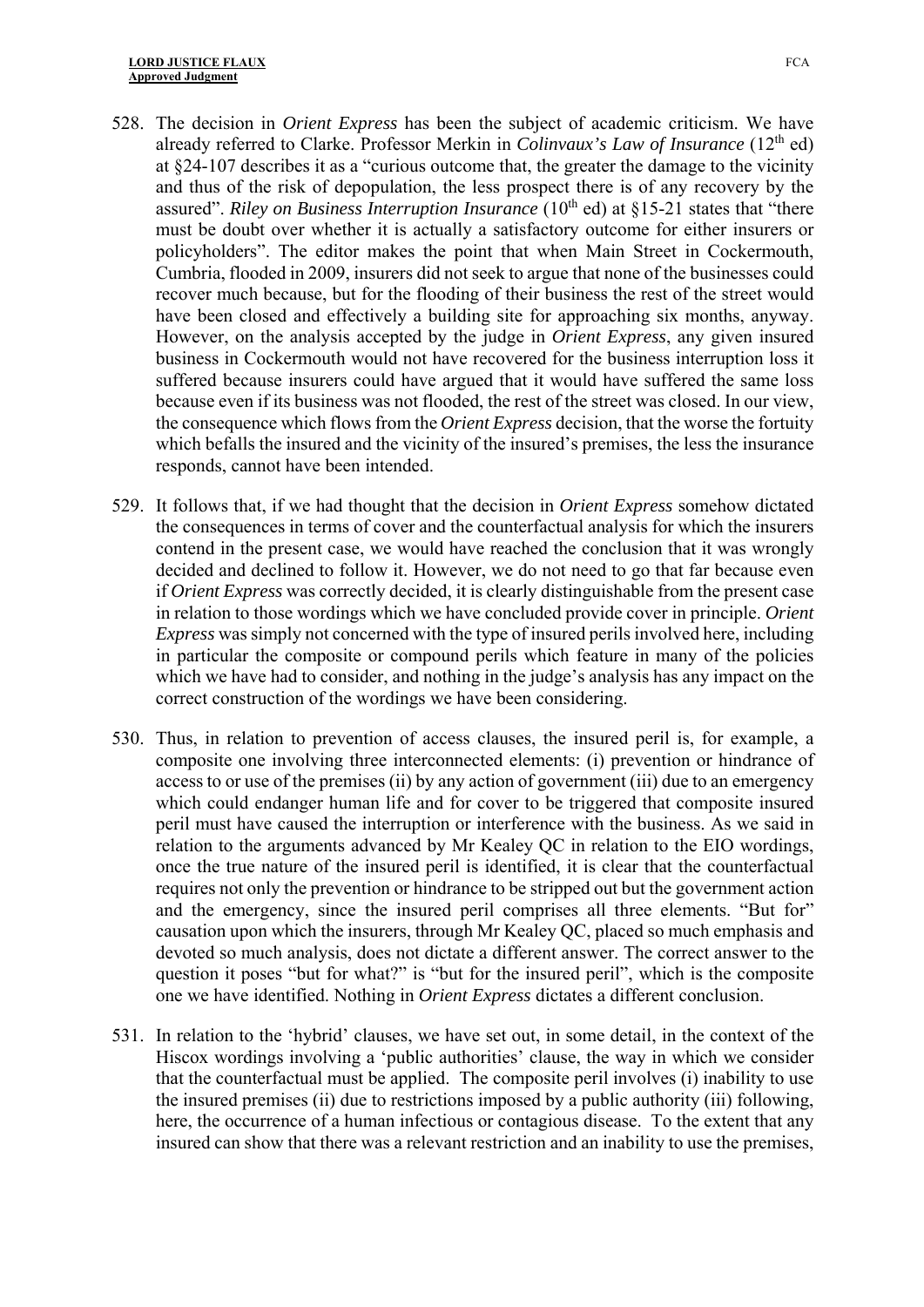528. The decision in *Orient Express* has been the subject of academic criticism. We have already referred to Clarke. Professor Merkin in *Colinvaux's Law of Insurance* (12th ed) at §24-107 describes it as a "curious outcome that, the greater the damage to the vicinity and thus of the risk of depopulation, the less prospect there is of any recovery by the assured". *Riley on Business Interruption Insurance* (10th ed) at §15-21 states that "there must be doubt over whether it is actually a satisfactory outcome for either insurers or policyholders". The editor makes the point that when Main Street in Cockermouth, Cumbria, flooded in 2009, insurers did not seek to argue that none of the businesses could recover much because, but for the flooding of their business the rest of the street would have been closed and effectively a building site for approaching six months, anyway. However, on the analysis accepted by the judge in *Orient Express*, any given insured business in Cockermouth would not have recovered for the business interruption loss it suffered because insurers could have argued that it would have suffered the same loss because even if its business was not flooded, the rest of the street was closed. In our view, the consequence which flows from the *Orient Express* decision, that the worse the fortuity which befalls the insured and the vicinity of the insured's premises, the less the insurance responds, cannot have been intended.

529. It follows that, if we had thought that the decision in *Orient Express* somehow dictated the consequences in terms of cover and the counterfactual analysis for which the insurers contend in the present case, we would have reached the conclusion that it was wrongly decided and declined to follow it. However, we do not need to go that far because even if *Orient Express* was correctly decided, it is clearly distinguishable from the present case in relation to those wordings which we have concluded provide cover in principle. *Orient Express* was simply not concerned with the type of insured perils involved here, including in particular the composite or compound perils which feature in many of the policies which we have had to consider, and nothing in the judge's analysis has any impact on the correct construction of the wordings we have been considering.

530. Thus, in relation to prevention of access clauses, the insured peril is, for example, a composite one involving three interconnected elements: (i) prevention or hindrance of access to or use of the premises (ii) by any action of government (iii) due to an emergency which could endanger human life and for cover to be triggered that composite insured peril must have caused the interruption or interference with the business. As we said in relation to the arguments advanced by Mr Kealey QC in relation to the EIO wordings, once the true nature of the insured peril is identified, it is clear that the counterfactual requires not only the prevention or hindrance to be stripped out but the government action and the emergency, since the insured peril comprises all three elements. "But for" causation upon which the insurers, through Mr Kealey QC, placed so much emphasis and devoted so much analysis, does not dictate a different answer. The correct answer to the question it poses "but for what?" is "but for the insured peril", which is the composite one we have identified. Nothing in *Orient Express* dictates a different conclusion.

531. In relation to the 'hybrid' clauses, we have set out, in some detail, in the context of the Hiscox wordings involving a 'public authorities' clause, the way in which we consider that the counterfactual must be applied. The composite peril involves (i) inability to use the insured premises (ii) due to restrictions imposed by a public authority (iii) following, here, the occurrence of a human infectious or contagious disease. To the extent that any insured can show that there was a relevant restriction and an inability to use the premises,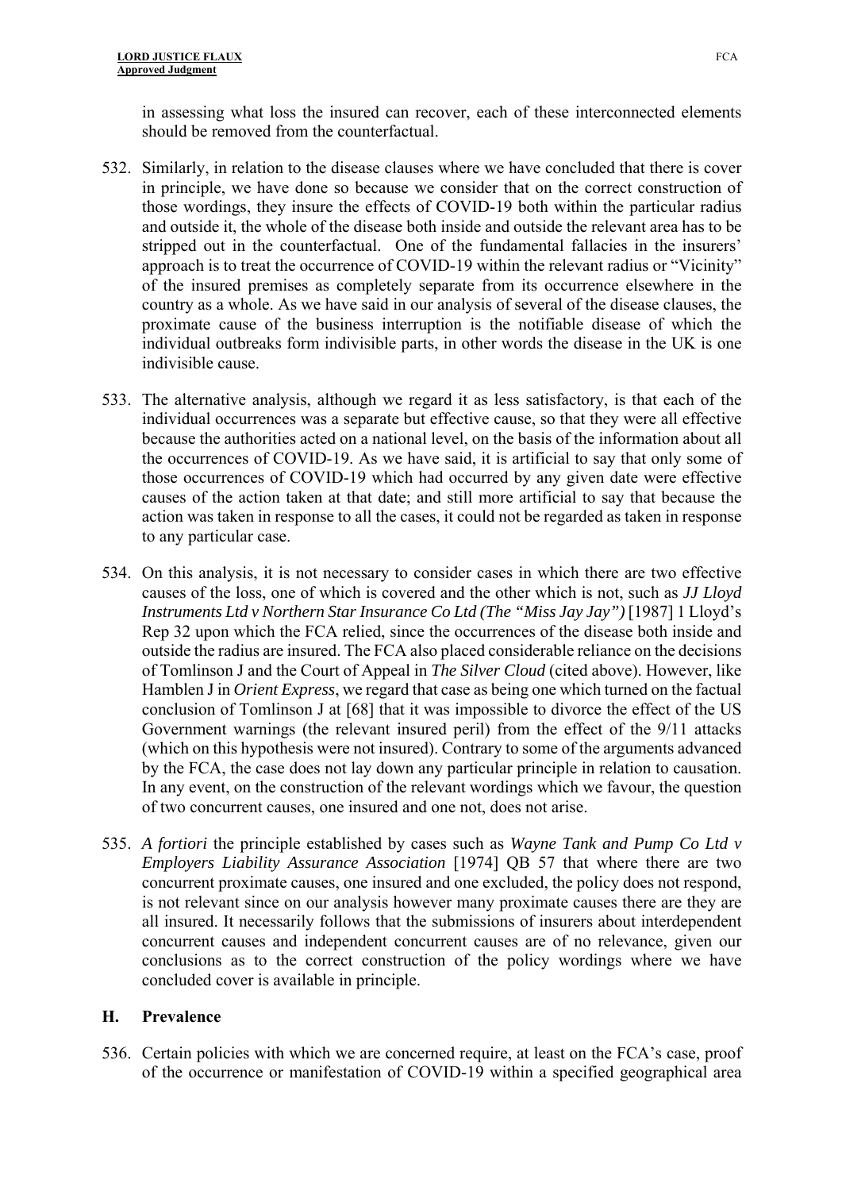in assessing what loss the insured can recover, each of these interconnected elements should be removed from the counterfactual.

532. Similarly, in relation to the disease clauses where we have concluded that there is cover in principle, we have done so because we consider that on the correct construction of those wordings, they insure the effects of COVID-19 both within the particular radius and outside it, the whole of the disease both inside and outside the relevant area has to be stripped out in the counterfactual. One of the fundamental fallacies in the insurers' approach is to treat the occurrence of COVID-19 within the relevant radius or "Vicinity" of the insured premises as completely separate from its occurrence elsewhere in the country as a whole. As we have said in our analysis of several of the disease clauses, the proximate cause of the business interruption is the notifiable disease of which the individual outbreaks form indivisible parts, in other words the disease in the UK is one indivisible cause.

533. The alternative analysis, although we regard it as less satisfactory, is that each of the individual occurrences was a separate but effective cause, so that they were all effective because the authorities acted on a national level, on the basis of the information about all the occurrences of COVID-19. As we have said, it is artificial to say that only some of those occurrences of COVID-19 which had occurred by any given date were effective causes of the action taken at that date; and still more artificial to say that because the action was taken in response to all the cases, it could not be regarded as taken in response to any particular case.

534. On this analysis, it is not necessary to consider cases in which there are two effective causes of the loss, one of which is covered and the other which is not, such as *JJ Lloyd Instruments Ltd v Northern Star Insurance Co Ltd (The "Miss Jay Jay")* [1987] 1 Lloyd's Rep 32 upon which the FCA relied, since the occurrences of the disease both inside and outside the radius are insured. The FCA also placed considerable reliance on the decisions of Tomlinson J and the Court of Appeal in *The Silver Cloud* (cited above). However, like Hamblen J in *Orient Express*, we regard that case as being one which turned on the factual conclusion of Tomlinson J at [68] that it was impossible to divorce the effect of the US Government warnings (the relevant insured peril) from the effect of the 9/11 attacks (which on this hypothesis were not insured). Contrary to some of the arguments advanced by the FCA, the case does not lay down any particular principle in relation to causation. In any event, on the construction of the relevant wordings which we favour, the question of two concurrent causes, one insured and one not, does not arise.

535. *A fortiori* the principle established by cases such as *Wayne Tank and Pump Co Ltd v Employers Liability Assurance Association* [1974] QB 57 that where there are two concurrent proximate causes, one insured and one excluded, the policy does not respond, is not relevant since on our analysis however many proximate causes there are they are all insured. It necessarily follows that the submissions of insurers about interdependent concurrent causes and independent concurrent causes are of no relevance, given our conclusions as to the correct construction of the policy wordings where we have concluded cover is available in principle.

## H. Prevalence

536. Certain policies with which we are concerned require, at least on the FCA's case, proof of the occurrence or manifestation of COVID-19 within a specified geographical area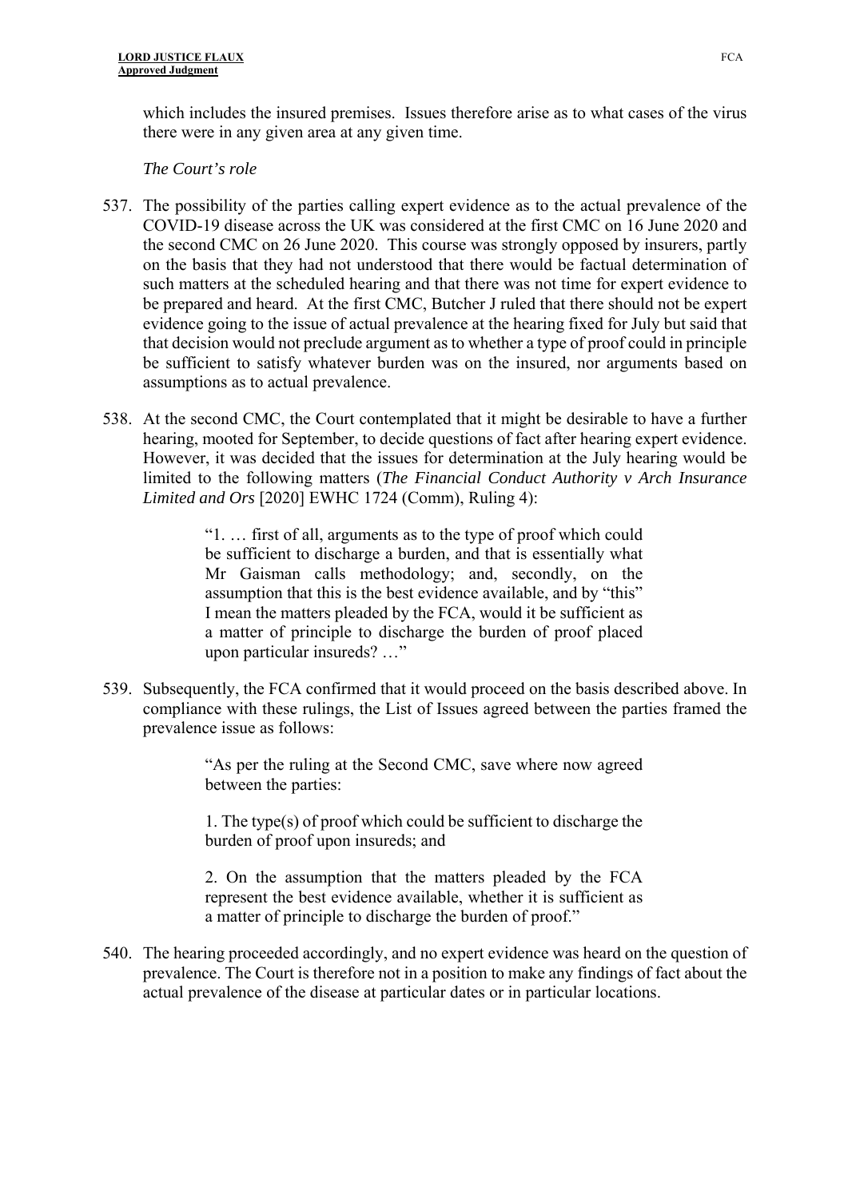which includes the insured premises. Issues therefore arise as to what cases of the virus there were in any given area at any given time.

*The Court's role*

537. The possibility of the parties calling expert evidence as to the actual prevalence of the COVID-19 disease across the UK was considered at the first CMC on 16 June 2020 and the second CMC on 26 June 2020. This course was strongly opposed by insurers, partly on the basis that they had not understood that there would be factual determination of such matters at the scheduled hearing and that there was not time for expert evidence to be prepared and heard. At the first CMC, Butcher J ruled that there should not be expert evidence going to the issue of actual prevalence at the hearing fixed for July but said that that decision would not preclude argument as to whether a type of proof could in principle be sufficient to satisfy whatever burden was on the insured, nor arguments based on assumptions as to actual prevalence.

538. At the second CMC, the Court contemplated that it might be desirable to have a further hearing, mooted for September, to decide questions of fact after hearing expert evidence. However, it was decided that the issues for determination at the July hearing would be limited to the following matters (***The Financial Conduct Authority v Arch Insurance Limited and Ors*** [2020] EWHC 1724 (Comm), Ruling 4):

> "1. … first of all, arguments as to the type of proof which could be sufficient to discharge a burden, and that is essentially what Mr Gaisman calls methodology; and, secondly, on the assumption that this is the best evidence available, and by "this" I mean the matters pleaded by the FCA, would it be sufficient as a matter of principle to discharge the burden of proof placed upon particular insureds? …"

539. Subsequently, the FCA confirmed that it would proceed on the basis described above. In compliance with these rulings, the List of Issues agreed between the parties framed the prevalence issue as follows:

> "As per the ruling at the Second CMC, save where now agreed between the parties:
>
> 1. The type(s) of proof which could be sufficient to discharge the burden of proof upon insureds; and
>
> 2. On the assumption that the matters pleaded by the FCA represent the best evidence available, whether it is sufficient as a matter of principle to discharge the burden of proof."

540. The hearing proceeded accordingly, and no expert evidence was heard on the question of prevalence. The Court is therefore not in a position to make any findings of fact about the actual prevalence of the disease at particular dates or in particular locations.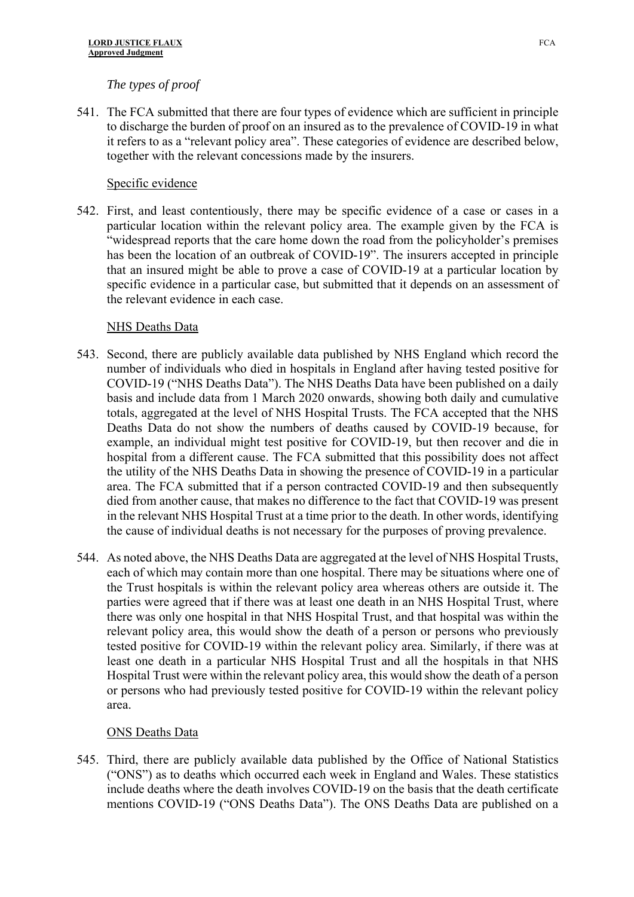*The types of proof*

541. The FCA submitted that there are four types of evidence which are sufficient in principle to discharge the burden of proof on an insured as to the prevalence of COVID-19 in what it refers to as a "relevant policy area". These categories of evidence are described below, together with the relevant concessions made by the insurers.

Specific evidence

542. First, and least contentiously, there may be specific evidence of a case or cases in a particular location within the relevant policy area. The example given by the FCA is "widespread reports that the care home down the road from the policyholder's premises has been the location of an outbreak of COVID-19". The insurers accepted in principle that an insured might be able to prove a case of COVID-19 at a particular location by specific evidence in a particular case, but submitted that it depends on an assessment of the relevant evidence in each case.

NHS Deaths Data

543. Second, there are publicly available data published by NHS England which record the number of individuals who died in hospitals in England after having tested positive for COVID-19 ("NHS Deaths Data"). The NHS Deaths Data have been published on a daily basis and include data from 1 March 2020 onwards, showing both daily and cumulative totals, aggregated at the level of NHS Hospital Trusts. The FCA accepted that the NHS Deaths Data do not show the numbers of deaths caused by COVID-19 because, for example, an individual might test positive for COVID-19, but then recover and die in hospital from a different cause. The FCA submitted that this possibility does not affect the utility of the NHS Deaths Data in showing the presence of COVID-19 in a particular area. The FCA submitted that if a person contracted COVID-19 and then subsequently died from another cause, that makes no difference to the fact that COVID-19 was present in the relevant NHS Hospital Trust at a time prior to the death. In other words, identifying the cause of individual deaths is not necessary for the purposes of proving prevalence.

544. As noted above, the NHS Deaths Data are aggregated at the level of NHS Hospital Trusts, each of which may contain more than one hospital. There may be situations where one of the Trust hospitals is within the relevant policy area whereas others are outside it. The parties were agreed that if there was at least one death in an NHS Hospital Trust, where there was only one hospital in that NHS Hospital Trust, and that hospital was within the relevant policy area, this would show the death of a person or persons who previously tested positive for COVID-19 within the relevant policy area. Similarly, if there was at least one death in a particular NHS Hospital Trust and all the hospitals in that NHS Hospital Trust were within the relevant policy area, this would show the death of a person or persons who had previously tested positive for COVID-19 within the relevant policy area.

ONS Deaths Data

545. Third, there are publicly available data published by the Office of National Statistics ("ONS") as to deaths which occurred each week in England and Wales. These statistics include deaths where the death involves COVID-19 on the basis that the death certificate mentions COVID-19 ("ONS Deaths Data"). The ONS Deaths Data are published on a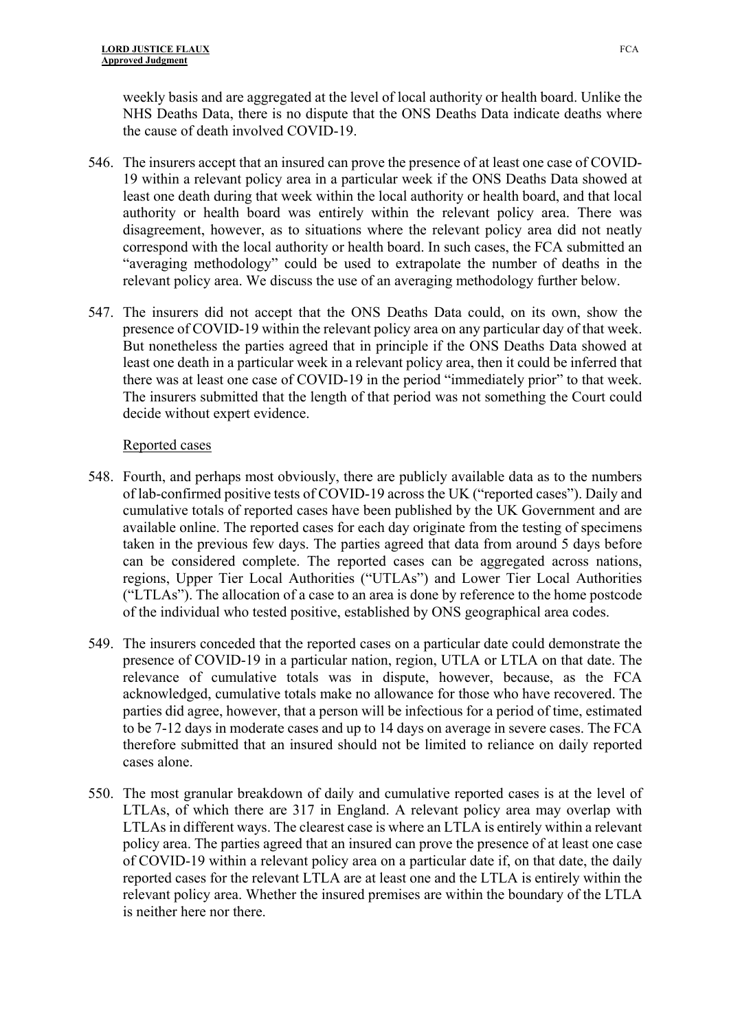weekly basis and are aggregated at the level of local authority or health board. Unlike the NHS Deaths Data, there is no dispute that the ONS Deaths Data indicate deaths where the cause of death involved COVID-19.

546. The insurers accept that an insured can prove the presence of at least one case of COVID-19 within a relevant policy area in a particular week if the ONS Deaths Data showed at least one death during that week within the local authority or health board, and that local authority or health board was entirely within the relevant policy area. There was disagreement, however, as to situations where the relevant policy area did not neatly correspond with the local authority or health board. In such cases, the FCA submitted an "averaging methodology" could be used to extrapolate the number of deaths in the relevant policy area. We discuss the use of an averaging methodology further below.

547. The insurers did not accept that the ONS Deaths Data could, on its own, show the presence of COVID-19 within the relevant policy area on any particular day of that week. But nonetheless the parties agreed that in principle if the ONS Deaths Data showed at least one death in a particular week in a relevant policy area, then it could be inferred that there was at least one case of COVID-19 in the period "immediately prior" to that week. The insurers submitted that the length of that period was not something the Court could decide without expert evidence.

Reported cases

548. Fourth, and perhaps most obviously, there are publicly available data as to the numbers of lab-confirmed positive tests of COVID-19 across the UK ("reported cases"). Daily and cumulative totals of reported cases have been published by the UK Government and are available online. The reported cases for each day originate from the testing of specimens taken in the previous few days. The parties agreed that data from around 5 days before can be considered complete. The reported cases can be aggregated across nations, regions, Upper Tier Local Authorities ("UTLAs") and Lower Tier Local Authorities ("LTLAs"). The allocation of a case to an area is done by reference to the home postcode of the individual who tested positive, established by ONS geographical area codes.

549. The insurers conceded that the reported cases on a particular date could demonstrate the presence of COVID-19 in a particular nation, region, UTLA or LTLA on that date. The relevance of cumulative totals was in dispute, however, because, as the FCA acknowledged, cumulative totals make no allowance for those who have recovered. The parties did agree, however, that a person will be infectious for a period of time, estimated to be 7-12 days in moderate cases and up to 14 days on average in severe cases. The FCA therefore submitted that an insured should not be limited to reliance on daily reported cases alone.

550. The most granular breakdown of daily and cumulative reported cases is at the level of LTLAs, of which there are 317 in England. A relevant policy area may overlap with LTLAs in different ways. The clearest case is where an LTLA is entirely within a relevant policy area. The parties agreed that an insured can prove the presence of at least one case of COVID-19 within a relevant policy area on a particular date if, on that date, the daily reported cases for the relevant LTLA are at least one and the LTLA is entirely within the relevant policy area. Whether the insured premises are within the boundary of the LTLA is neither here nor there.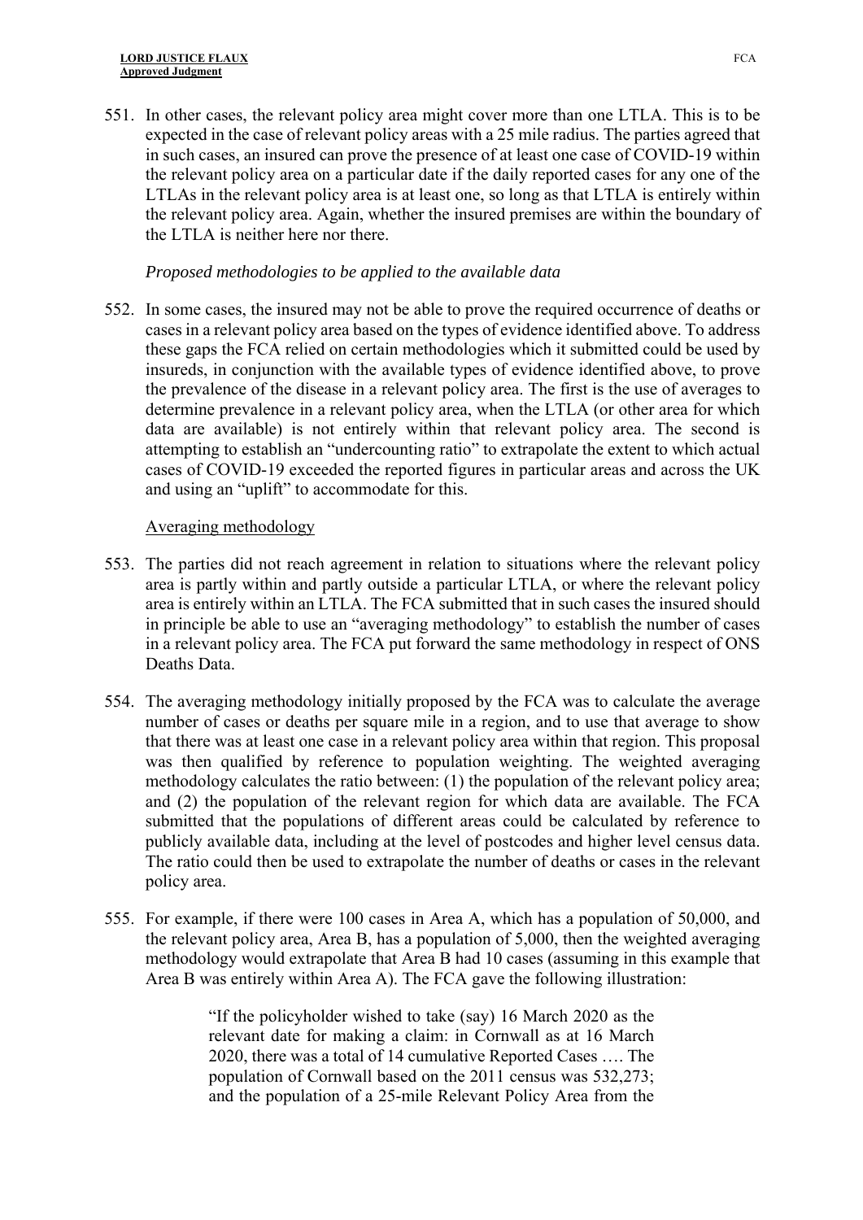551. In other cases, the relevant policy area might cover more than one LTLA. This is to be expected in the case of relevant policy areas with a 25 mile radius. The parties agreed that in such cases, an insured can prove the presence of at least one case of COVID-19 within the relevant policy area on a particular date if the daily reported cases for any one of the LTLAs in the relevant policy area is at least one, so long as that LTLA is entirely within the relevant policy area. Again, whether the insured premises are within the boundary of the LTLA is neither here nor there.

*Proposed methodologies to be applied to the available data*

552. In some cases, the insured may not be able to prove the required occurrence of deaths or cases in a relevant policy area based on the types of evidence identified above. To address these gaps the FCA relied on certain methodologies which it submitted could be used by insureds, in conjunction with the available types of evidence identified above, to prove the prevalence of the disease in a relevant policy area. The first is the use of averages to determine prevalence in a relevant policy area, when the LTLA (or other area for which data are available) is not entirely within that relevant policy area. The second is attempting to establish an "undercounting ratio" to extrapolate the extent to which actual cases of COVID-19 exceeded the reported figures in particular areas and across the UK and using an "uplift" to accommodate for this.

<u>Averaging methodology</u>

553. The parties did not reach agreement in relation to situations where the relevant policy area is partly within and partly outside a particular LTLA, or where the relevant policy area is entirely within an LTLA. The FCA submitted that in such cases the insured should in principle be able to use an "averaging methodology" to establish the number of cases in a relevant policy area. The FCA put forward the same methodology in respect of ONS Deaths Data.

554. The averaging methodology initially proposed by the FCA was to calculate the average number of cases or deaths per square mile in a region, and to use that average to show that there was at least one case in a relevant policy area within that region. This proposal was then qualified by reference to population weighting. The weighted averaging methodology calculates the ratio between: (1) the population of the relevant policy area; and (2) the population of the relevant region for which data are available. The FCA submitted that the populations of different areas could be calculated by reference to publicly available data, including at the level of postcodes and higher level census data. The ratio could then be used to extrapolate the number of deaths or cases in the relevant policy area.

555. For example, if there were 100 cases in Area A, which has a population of 50,000, and the relevant policy area, Area B, has a population of 5,000, then the weighted averaging methodology would extrapolate that Area B had 10 cases (assuming in this example that Area B was entirely within Area A). The FCA gave the following illustration:

> "If the policyholder wished to take (say) 16 March 2020 as the relevant date for making a claim: in Cornwall as at 16 March 2020, there was a total of 14 cumulative Reported Cases …. The population of Cornwall based on the 2011 census was 532,273; and the population of a 25-mile Relevant Policy Area from the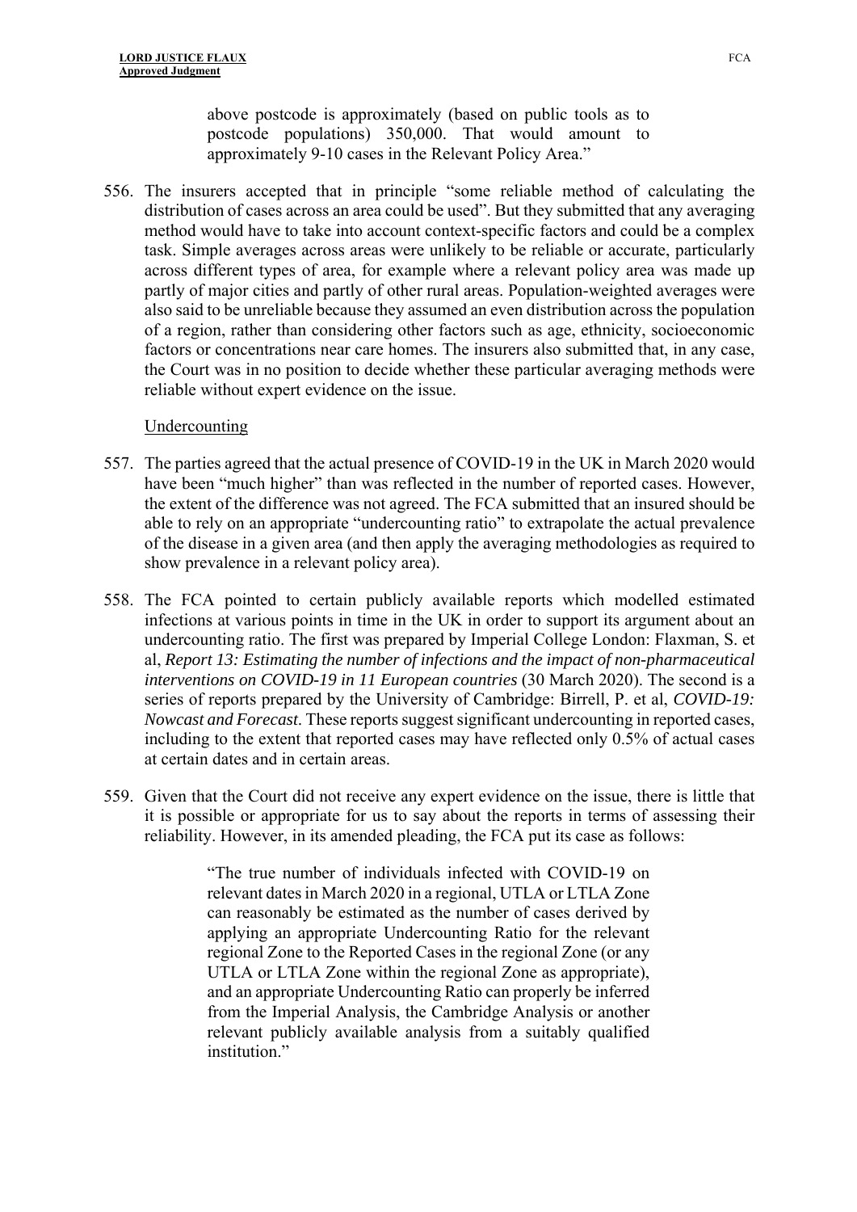> above postcode is approximately (based on public tools as to postcode populations) 350,000. That would amount to approximately 9-10 cases in the Relevant Policy Area."

556. The insurers accepted that in principle "some reliable method of calculating the distribution of cases across an area could be used". But they submitted that any averaging method would have to take into account context-specific factors and could be a complex task. Simple averages across areas were unlikely to be reliable or accurate, particularly across different types of area, for example where a relevant policy area was made up partly of major cities and partly of other rural areas. Population-weighted averages were also said to be unreliable because they assumed an even distribution across the population of a region, rather than considering other factors such as age, ethnicity, socioeconomic factors or concentrations near care homes. The insurers also submitted that, in any case, the Court was in no position to decide whether these particular averaging methods were reliable without expert evidence on the issue.

Undercounting

557. The parties agreed that the actual presence of COVID-19 in the UK in March 2020 would have been "much higher" than was reflected in the number of reported cases. However, the extent of the difference was not agreed. The FCA submitted that an insured should be able to rely on an appropriate "undercounting ratio" to extrapolate the actual prevalence of the disease in a given area (and then apply the averaging methodologies as required to show prevalence in a relevant policy area).

558. The FCA pointed to certain publicly available reports which modelled estimated infections at various points in time in the UK in order to support its argument about an undercounting ratio. The first was prepared by Imperial College London: Flaxman, S. et al, *Report 13: Estimating the number of infections and the impact of non-pharmaceutical interventions on COVID-19 in 11 European countries* (30 March 2020). The second is a series of reports prepared by the University of Cambridge: Birrell, P. et al, *COVID-19: Nowcast and Forecast*. These reports suggest significant undercounting in reported cases, including to the extent that reported cases may have reflected only 0.5% of actual cases at certain dates and in certain areas.

559. Given that the Court did not receive any expert evidence on the issue, there is little that it is possible or appropriate for us to say about the reports in terms of assessing their reliability. However, in its amended pleading, the FCA put its case as follows:

> "The true number of individuals infected with COVID-19 on relevant dates in March 2020 in a regional, UTLA or LTLA Zone can reasonably be estimated as the number of cases derived by applying an appropriate Undercounting Ratio for the relevant regional Zone to the Reported Cases in the regional Zone (or any UTLA or LTLA Zone within the regional Zone as appropriate), and an appropriate Undercounting Ratio can properly be inferred from the Imperial Analysis, the Cambridge Analysis or another relevant publicly available analysis from a suitably qualified institution."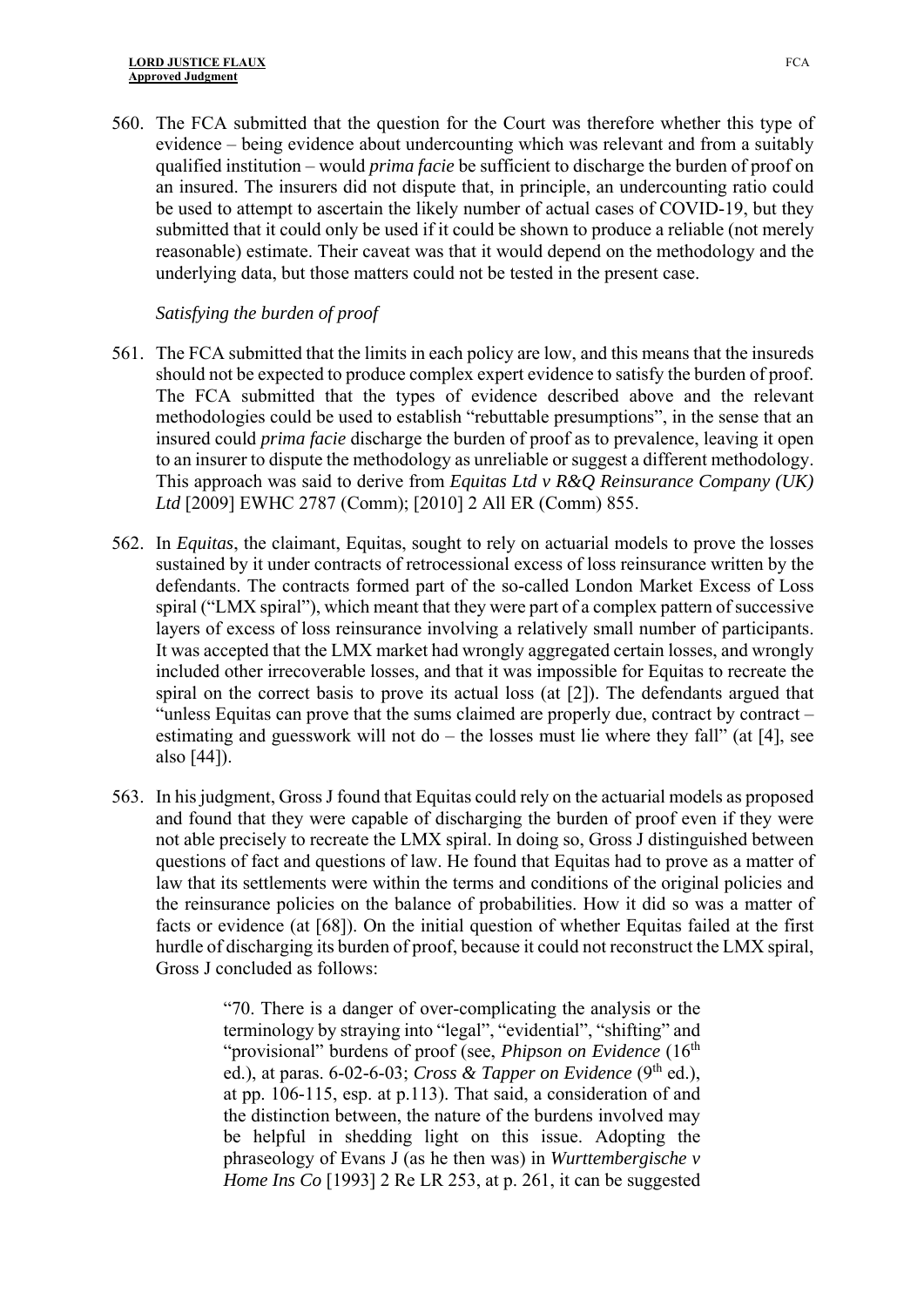560. The FCA submitted that the question for the Court was therefore whether this type of evidence – being evidence about undercounting which was relevant and from a suitably qualified institution – would *prima facie* be sufficient to discharge the burden of proof on an insured. The insurers did not dispute that, in principle, an undercounting ratio could be used to attempt to ascertain the likely number of actual cases of COVID-19, but they submitted that it could only be used if it could be shown to produce a reliable (not merely reasonable) estimate. Their caveat was that it would depend on the methodology and the underlying data, but those matters could not be tested in the present case.

*Satisfying the burden of proof*

561. The FCA submitted that the limits in each policy are low, and this means that the insureds should not be expected to produce complex expert evidence to satisfy the burden of proof. The FCA submitted that the types of evidence described above and the relevant methodologies could be used to establish "rebuttable presumptions", in the sense that an insured could *prima facie* discharge the burden of proof as to prevalence, leaving it open to an insurer to dispute the methodology as unreliable or suggest a different methodology. This approach was said to derive from *Equitas Ltd v R&Q Reinsurance Company (UK) Ltd* [2009] EWHC 2787 (Comm); [2010] 2 All ER (Comm) 855.

562. In *Equitas*, the claimant, Equitas, sought to rely on actuarial models to prove the losses sustained by it under contracts of retrocessional excess of loss reinsurance written by the defendants. The contracts formed part of the so-called London Market Excess of Loss spiral ("LMX spiral"), which meant that they were part of a complex pattern of successive layers of excess of loss reinsurance involving a relatively small number of participants. It was accepted that the LMX market had wrongly aggregated certain losses, and wrongly included other irrecoverable losses, and that it was impossible for Equitas to recreate the spiral on the correct basis to prove its actual loss (at [2]). The defendants argued that "unless Equitas can prove that the sums claimed are properly due, contract by contract – estimating and guesswork will not do – the losses must lie where they fall" (at [4], see also [44]).

563. In his judgment, Gross J found that Equitas could rely on the actuarial models as proposed and found that they were capable of discharging the burden of proof even if they were not able precisely to recreate the LMX spiral. In doing so, Gross J distinguished between questions of fact and questions of law. He found that Equitas had to prove as a matter of law that its settlements were within the terms and conditions of the original policies and the reinsurance policies on the balance of probabilities. How it did so was a matter of facts or evidence (at [68]). On the initial question of whether Equitas failed at the first hurdle of discharging its burden of proof, because it could not reconstruct the LMX spiral, Gross J concluded as follows:

> "70. There is a danger of over-complicating the analysis or the terminology by straying into "legal", "evidential", "shifting" and "provisional" burdens of proof (see, *Phipson on Evidence* (16th ed.), at paras. 6-02-6-03; *Cross & Tapper on Evidence* (9th ed.), at pp. 106-115, esp. at p.113). That said, a consideration of and the distinction between, the nature of the burdens involved may be helpful in shedding light on this issue. Adopting the phraseology of Evans J (as he then was) in *Wurttembergische v Home Ins Co* [1993] 2 Re LR 253, at p. 261, it can be suggested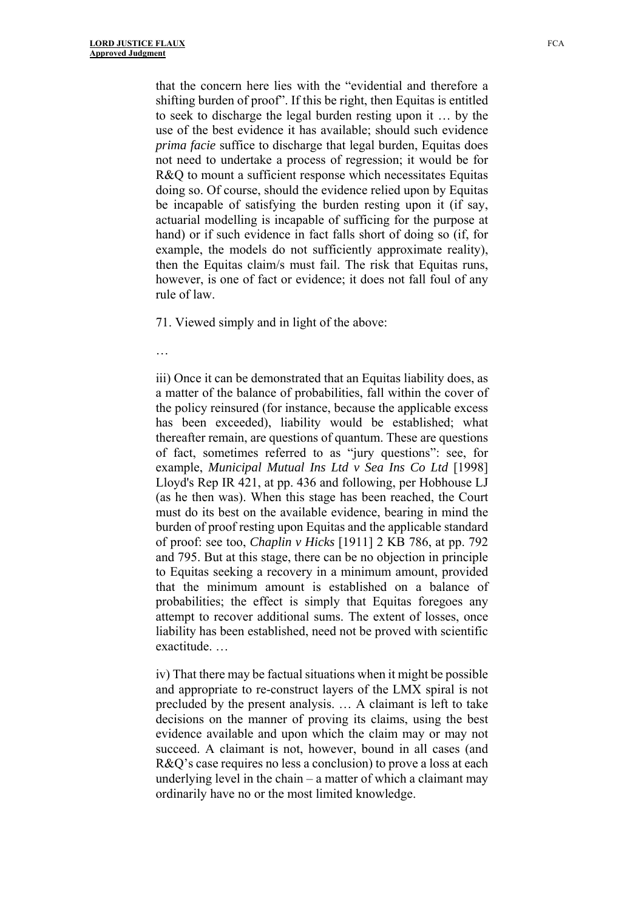that the concern here lies with the "evidential and therefore a shifting burden of proof". If this be right, then Equitas is entitled to seek to discharge the legal burden resting upon it … by the use of the best evidence it has available; should such evidence *prima facie* suffice to discharge that legal burden, Equitas does not need to undertake a process of regression; it would be for R&Q to mount a sufficient response which necessitates Equitas doing so. Of course, should the evidence relied upon by Equitas be incapable of satisfying the burden resting upon it (if say, actuarial modelling is incapable of sufficing for the purpose at hand) or if such evidence in fact falls short of doing so (if, for example, the models do not sufficiently approximate reality), then the Equitas claim/s must fail. The risk that Equitas runs, however, is one of fact or evidence; it does not fall foul of any rule of law.

71. Viewed simply and in light of the above:

…

iii) Once it can be demonstrated that an Equitas liability does, as a matter of the balance of probabilities, fall within the cover of the policy reinsured (for instance, because the applicable excess has been exceeded), liability would be established; what thereafter remain, are questions of quantum. These are questions of fact, sometimes referred to as "jury questions": see, for example, *Municipal Mutual Ins Ltd v Sea Ins Co Ltd* [1998] Lloyd's Rep IR 421, at pp. 436 and following, per Hobhouse LJ (as he then was). When this stage has been reached, the Court must do its best on the available evidence, bearing in mind the burden of proof resting upon Equitas and the applicable standard of proof: see too, *Chaplin v Hicks* [1911] 2 KB 786, at pp. 792 and 795. But at this stage, there can be no objection in principle to Equitas seeking a recovery in a minimum amount, provided that the minimum amount is established on a balance of probabilities; the effect is simply that Equitas foregoes any attempt to recover additional sums. The extent of losses, once liability has been established, need not be proved with scientific exactitude. …

iv) That there may be factual situations when it might be possible and appropriate to re-construct layers of the LMX spiral is not precluded by the present analysis. … A claimant is left to take decisions on the manner of proving its claims, using the best evidence available and upon which the claim may or may not succeed. A claimant is not, however, bound in all cases (and R&Q's case requires no less a conclusion) to prove a loss at each underlying level in the chain – a matter of which a claimant may ordinarily have no or the most limited knowledge.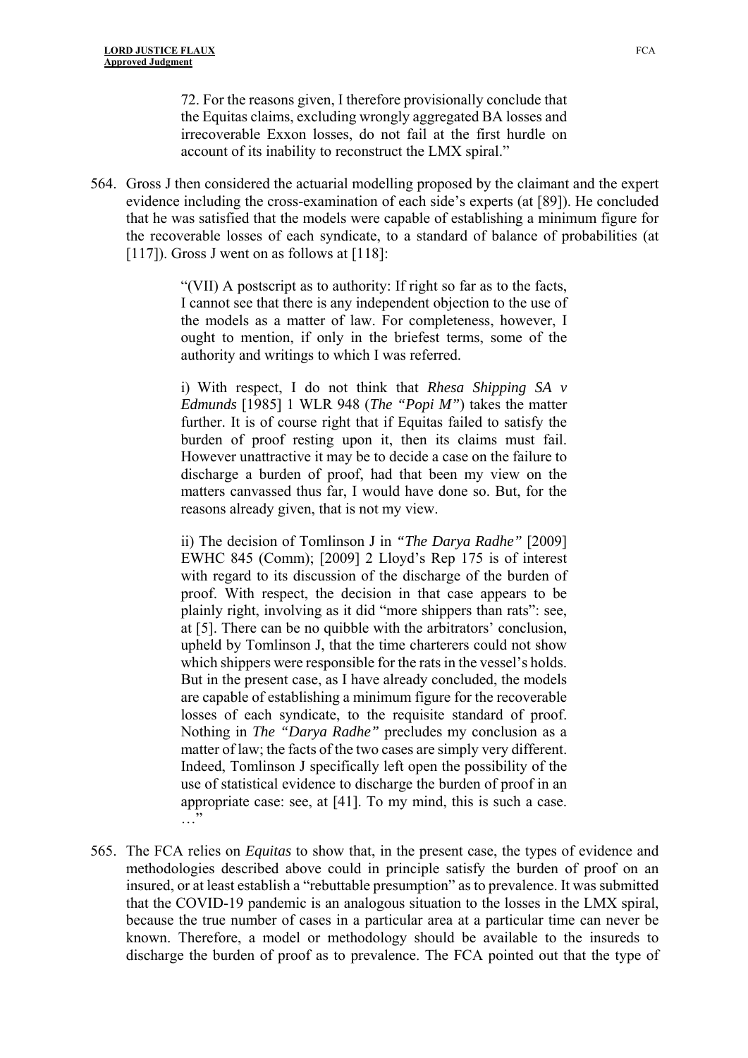> 72. For the reasons given, I therefore provisionally conclude that the Equitas claims, excluding wrongly aggregated BA losses and irrecoverable Exxon losses, do not fail at the first hurdle on account of its inability to reconstruct the LMX spiral."

564. Gross J then considered the actuarial modelling proposed by the claimant and the expert evidence including the cross-examination of each side's experts (at [89]). He concluded that he was satisfied that the models were capable of establishing a minimum figure for the recoverable losses of each syndicate, to a standard of balance of probabilities (at [117]). Gross J went on as follows at [118]:

> "(VII) A postscript as to authority: If right so far as to the facts, I cannot see that there is any independent objection to the use of the models as a matter of law. For completeness, however, I ought to mention, if only in the briefest terms, some of the authority and writings to which I was referred.
>
> i) With respect, I do not think that *Rhesa Shipping SA v Edmunds* [1985] 1 WLR 948 (*The "Popi M"*) takes the matter further. It is of course right that if Equitas failed to satisfy the burden of proof resting upon it, then its claims must fail. However unattractive it may be to decide a case on the failure to discharge a burden of proof, had that been my view on the matters canvassed thus far, I would have done so. But, for the reasons already given, that is not my view.
>
> ii) The decision of Tomlinson J in *"The Darya Radhe"* [2009] EWHC 845 (Comm); [2009] 2 Lloyd's Rep 175 is of interest with regard to its discussion of the discharge of the burden of proof. With respect, the decision in that case appears to be plainly right, involving as it did "more shippers than rats": see, at [5]. There can be no quibble with the arbitrators' conclusion, upheld by Tomlinson J, that the time charterers could not show which shippers were responsible for the rats in the vessel's holds. But in the present case, as I have already concluded, the models are capable of establishing a minimum figure for the recoverable losses of each syndicate, to the requisite standard of proof. Nothing in *The "Darya Radhe"* precludes my conclusion as a matter of law; the facts of the two cases are simply very different. Indeed, Tomlinson J specifically left open the possibility of the use of statistical evidence to discharge the burden of proof in an appropriate case: see, at [41]. To my mind, this is such a case. …"

565. The FCA relies on *Equitas* to show that, in the present case, the types of evidence and methodologies described above could in principle satisfy the burden of proof on an insured, or at least establish a "rebuttable presumption" as to prevalence. It was submitted that the COVID-19 pandemic is an analogous situation to the losses in the LMX spiral, because the true number of cases in a particular area at a particular time can never be known. Therefore, a model or methodology should be available to the insureds to discharge the burden of proof as to prevalence. The FCA pointed out that the type of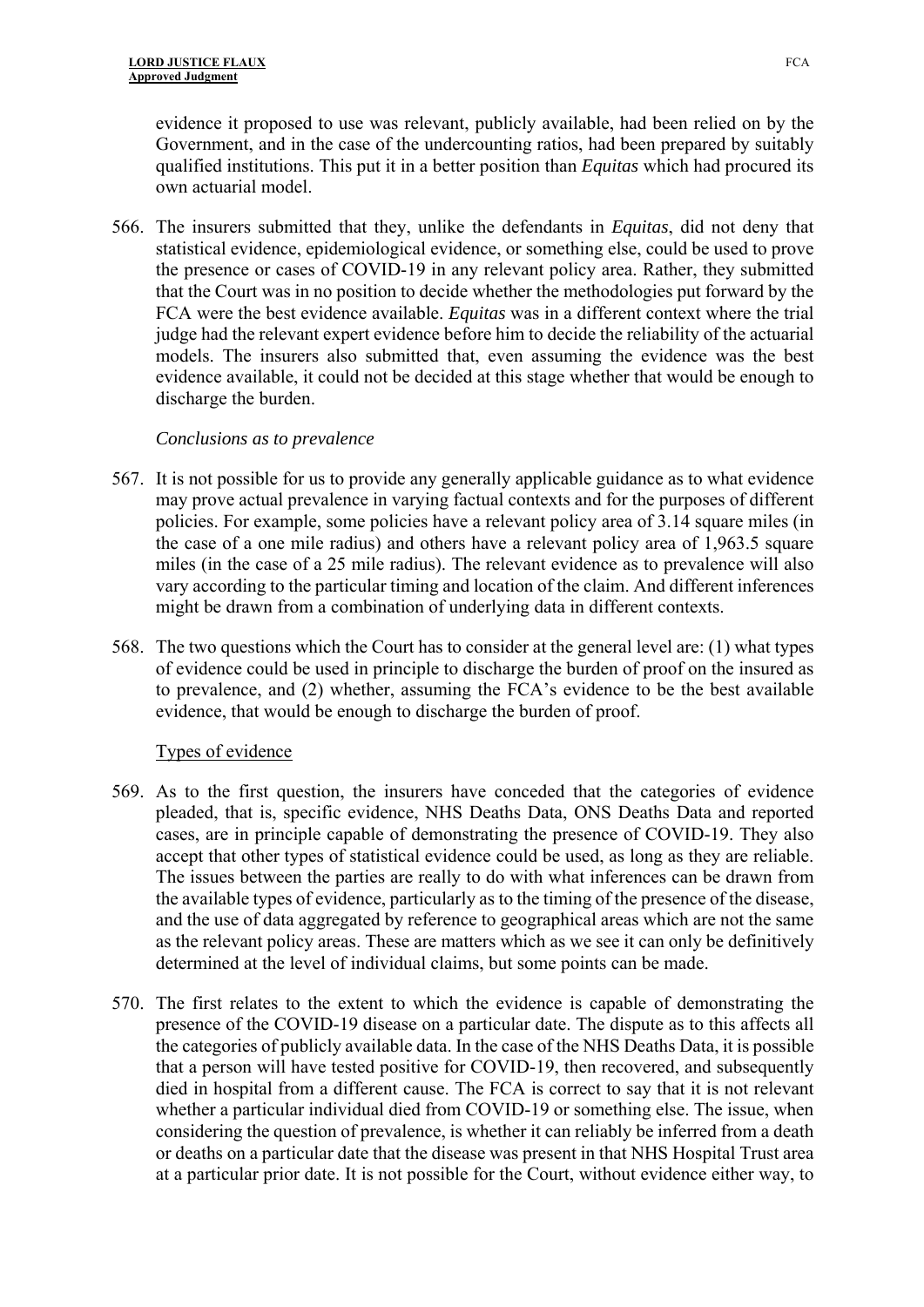evidence it proposed to use was relevant, publicly available, had been relied on by the Government, and in the case of the undercounting ratios, had been prepared by suitably qualified institutions. This put it in a better position than *Equitas* which had procured its own actuarial model.

566. The insurers submitted that they, unlike the defendants in *Equitas*, did not deny that statistical evidence, epidemiological evidence, or something else, could be used to prove the presence or cases of COVID-19 in any relevant policy area. Rather, they submitted that the Court was in no position to decide whether the methodologies put forward by the FCA were the best evidence available. *Equitas* was in a different context where the trial judge had the relevant expert evidence before him to decide the reliability of the actuarial models. The insurers also submitted that, even assuming the evidence was the best evidence available, it could not be decided at this stage whether that would be enough to discharge the burden.

*Conclusions as to prevalence*

567. It is not possible for us to provide any generally applicable guidance as to what evidence may prove actual prevalence in varying factual contexts and for the purposes of different policies. For example, some policies have a relevant policy area of 3.14 square miles (in the case of a one mile radius) and others have a relevant policy area of 1,963.5 square miles (in the case of a 25 mile radius). The relevant evidence as to prevalence will also vary according to the particular timing and location of the claim. And different inferences might be drawn from a combination of underlying data in different contexts.

568. The two questions which the Court has to consider at the general level are: (1) what types of evidence could be used in principle to discharge the burden of proof on the insured as to prevalence, and (2) whether, assuming the FCA's evidence to be the best available evidence, that would be enough to discharge the burden of proof.

Types of evidence

569. As to the first question, the insurers have conceded that the categories of evidence pleaded, that is, specific evidence, NHS Deaths Data, ONS Deaths Data and reported cases, are in principle capable of demonstrating the presence of COVID-19. They also accept that other types of statistical evidence could be used, as long as they are reliable. The issues between the parties are really to do with what inferences can be drawn from the available types of evidence, particularly as to the timing of the presence of the disease, and the use of data aggregated by reference to geographical areas which are not the same as the relevant policy areas. These are matters which as we see it can only be definitively determined at the level of individual claims, but some points can be made.

570. The first relates to the extent to which the evidence is capable of demonstrating the presence of the COVID-19 disease on a particular date. The dispute as to this affects all the categories of publicly available data. In the case of the NHS Deaths Data, it is possible that a person will have tested positive for COVID-19, then recovered, and subsequently died in hospital from a different cause. The FCA is correct to say that it is not relevant whether a particular individual died from COVID-19 or something else. The issue, when considering the question of prevalence, is whether it can reliably be inferred from a death or deaths on a particular date that the disease was present in that NHS Hospital Trust area at a particular prior date. It is not possible for the Court, without evidence either way, to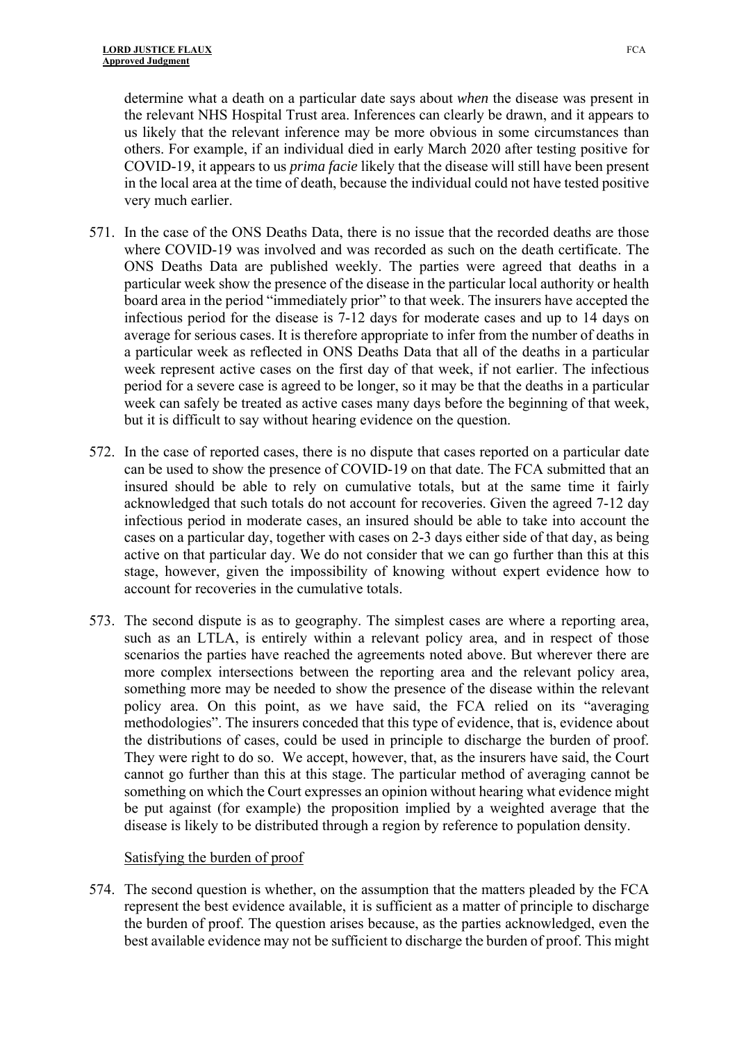determine what a death on a particular date says about *when* the disease was present in the relevant NHS Hospital Trust area. Inferences can clearly be drawn, and it appears to us likely that the relevant inference may be more obvious in some circumstances than others. For example, if an individual died in early March 2020 after testing positive for COVID-19, it appears to us *prima facie* likely that the disease will still have been present in the local area at the time of death, because the individual could not have tested positive very much earlier.

571. In the case of the ONS Deaths Data, there is no issue that the recorded deaths are those where COVID-19 was involved and was recorded as such on the death certificate. The ONS Deaths Data are published weekly. The parties were agreed that deaths in a particular week show the presence of the disease in the particular local authority or health board area in the period "immediately prior" to that week. The insurers have accepted the infectious period for the disease is 7-12 days for moderate cases and up to 14 days on average for serious cases. It is therefore appropriate to infer from the number of deaths in a particular week as reflected in ONS Deaths Data that all of the deaths in a particular week represent active cases on the first day of that week, if not earlier. The infectious period for a severe case is agreed to be longer, so it may be that the deaths in a particular week can safely be treated as active cases many days before the beginning of that week, but it is difficult to say without hearing evidence on the question.

572. In the case of reported cases, there is no dispute that cases reported on a particular date can be used to show the presence of COVID-19 on that date. The FCA submitted that an insured should be able to rely on cumulative totals, but at the same time it fairly acknowledged that such totals do not account for recoveries. Given the agreed 7-12 day infectious period in moderate cases, an insured should be able to take into account the cases on a particular day, together with cases on 2-3 days either side of that day, as being active on that particular day. We do not consider that we can go further than this at this stage, however, given the impossibility of knowing without expert evidence how to account for recoveries in the cumulative totals.

573. The second dispute is as to geography. The simplest cases are where a reporting area, such as an LTLA, is entirely within a relevant policy area, and in respect of those scenarios the parties have reached the agreements noted above. But wherever there are more complex intersections between the reporting area and the relevant policy area, something more may be needed to show the presence of the disease within the relevant policy area. On this point, as we have said, the FCA relied on its "averaging methodologies". The insurers conceded that this type of evidence, that is, evidence about the distributions of cases, could be used in principle to discharge the burden of proof. They were right to do so. We accept, however, that, as the insurers have said, the Court cannot go further than this at this stage. The particular method of averaging cannot be something on which the Court expresses an opinion without hearing what evidence might be put against (for example) the proposition implied by a weighted average that the disease is likely to be distributed through a region by reference to population density.

Satisfying the burden of proof

574. The second question is whether, on the assumption that the matters pleaded by the FCA represent the best evidence available, it is sufficient as a matter of principle to discharge the burden of proof. The question arises because, as the parties acknowledged, even the best available evidence may not be sufficient to discharge the burden of proof. This might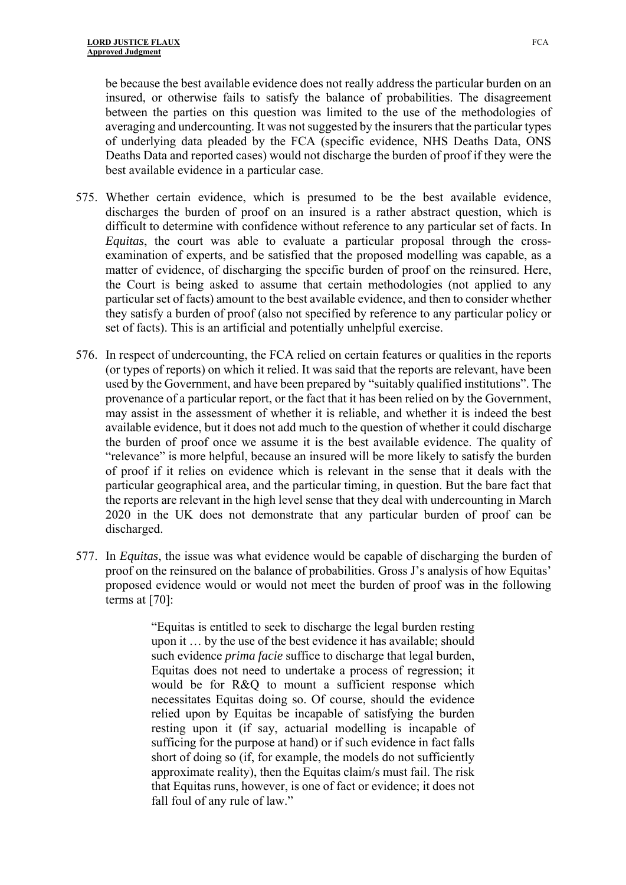be because the best available evidence does not really address the particular burden on an insured, or otherwise fails to satisfy the balance of probabilities. The disagreement between the parties on this question was limited to the use of the methodologies of averaging and undercounting. It was not suggested by the insurers that the particular types of underlying data pleaded by the FCA (specific evidence, NHS Deaths Data, ONS Deaths Data and reported cases) would not discharge the burden of proof if they were the best available evidence in a particular case.

575. Whether certain evidence, which is presumed to be the best available evidence, discharges the burden of proof on an insured is a rather abstract question, which is difficult to determine with confidence without reference to any particular set of facts. In *Equitas*, the court was able to evaluate a particular proposal through the cross-examination of experts, and be satisfied that the proposed modelling was capable, as a matter of evidence, of discharging the specific burden of proof on the reinsured. Here, the Court is being asked to assume that certain methodologies (not applied to any particular set of facts) amount to the best available evidence, and then to consider whether they satisfy a burden of proof (also not specified by reference to any particular policy or set of facts). This is an artificial and potentially unhelpful exercise.

576. In respect of undercounting, the FCA relied on certain features or qualities in the reports (or types of reports) on which it relied. It was said that the reports are relevant, have been used by the Government, and have been prepared by "suitably qualified institutions". The provenance of a particular report, or the fact that it has been relied on by the Government, may assist in the assessment of whether it is reliable, and whether it is indeed the best available evidence, but it does not add much to the question of whether it could discharge the burden of proof once we assume it is the best available evidence. The quality of "relevance" is more helpful, because an insured will be more likely to satisfy the burden of proof if it relies on evidence which is relevant in the sense that it deals with the particular geographical area, and the particular timing, in question. But the bare fact that the reports are relevant in the high level sense that they deal with undercounting in March 2020 in the UK does not demonstrate that any particular burden of proof can be discharged.

577. In *Equitas*, the issue was what evidence would be capable of discharging the burden of proof on the reinsured on the balance of probabilities. Gross J's analysis of how Equitas' proposed evidence would or would not meet the burden of proof was in the following terms at [70]:

> "Equitas is entitled to seek to discharge the legal burden resting upon it … by the use of the best evidence it has available; should such evidence *prima facie* suffice to discharge that legal burden, Equitas does not need to undertake a process of regression; it would be for R&Q to mount a sufficient response which necessitates Equitas doing so. Of course, should the evidence relied upon by Equitas be incapable of satisfying the burden resting upon it (if say, actuarial modelling is incapable of sufficing for the purpose at hand) or if such evidence in fact falls short of doing so (if, for example, the models do not sufficiently approximate reality), then the Equitas claim/s must fail. The risk that Equitas runs, however, is one of fact or evidence; it does not fall foul of any rule of law."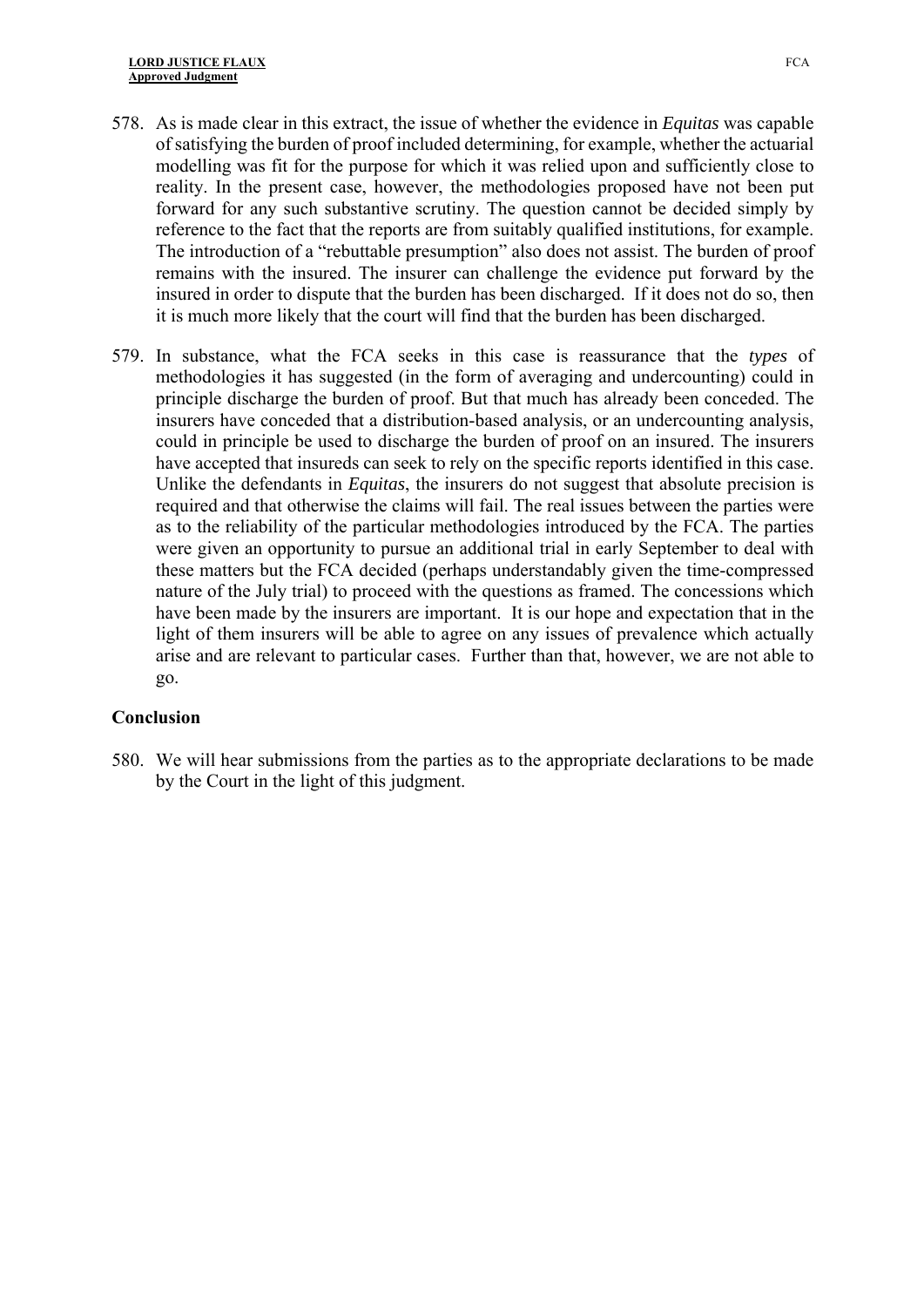578. As is made clear in this extract, the issue of whether the evidence in *Equitas* was capable of satisfying the burden of proof included determining, for example, whether the actuarial modelling was fit for the purpose for which it was relied upon and sufficiently close to reality. In the present case, however, the methodologies proposed have not been put forward for any such substantive scrutiny. The question cannot be decided simply by reference to the fact that the reports are from suitably qualified institutions, for example. The introduction of a "rebuttable presumption" also does not assist. The burden of proof remains with the insured. The insurer can challenge the evidence put forward by the insured in order to dispute that the burden has been discharged. If it does not do so, then it is much more likely that the court will find that the burden has been discharged.

579. In substance, what the FCA seeks in this case is reassurance that the *types* of methodologies it has suggested (in the form of averaging and undercounting) could in principle discharge the burden of proof. But that much has already been conceded. The insurers have conceded that a distribution-based analysis, or an undercounting analysis, could in principle be used to discharge the burden of proof on an insured. The insurers have accepted that insureds can seek to rely on the specific reports identified in this case. Unlike the defendants in *Equitas*, the insurers do not suggest that absolute precision is required and that otherwise the claims will fail. The real issues between the parties were as to the reliability of the particular methodologies introduced by the FCA. The parties were given an opportunity to pursue an additional trial in early September to deal with these matters but the FCA decided (perhaps understandably given the time-compressed nature of the July trial) to proceed with the questions as framed. The concessions which have been made by the insurers are important. It is our hope and expectation that in the light of them insurers will be able to agree on any issues of prevalence which actually arise and are relevant to particular cases. Further than that, however, we are not able to go.

## Conclusion

580. We will hear submissions from the parties as to the appropriate declarations to be made by the Court in the light of this judgment.